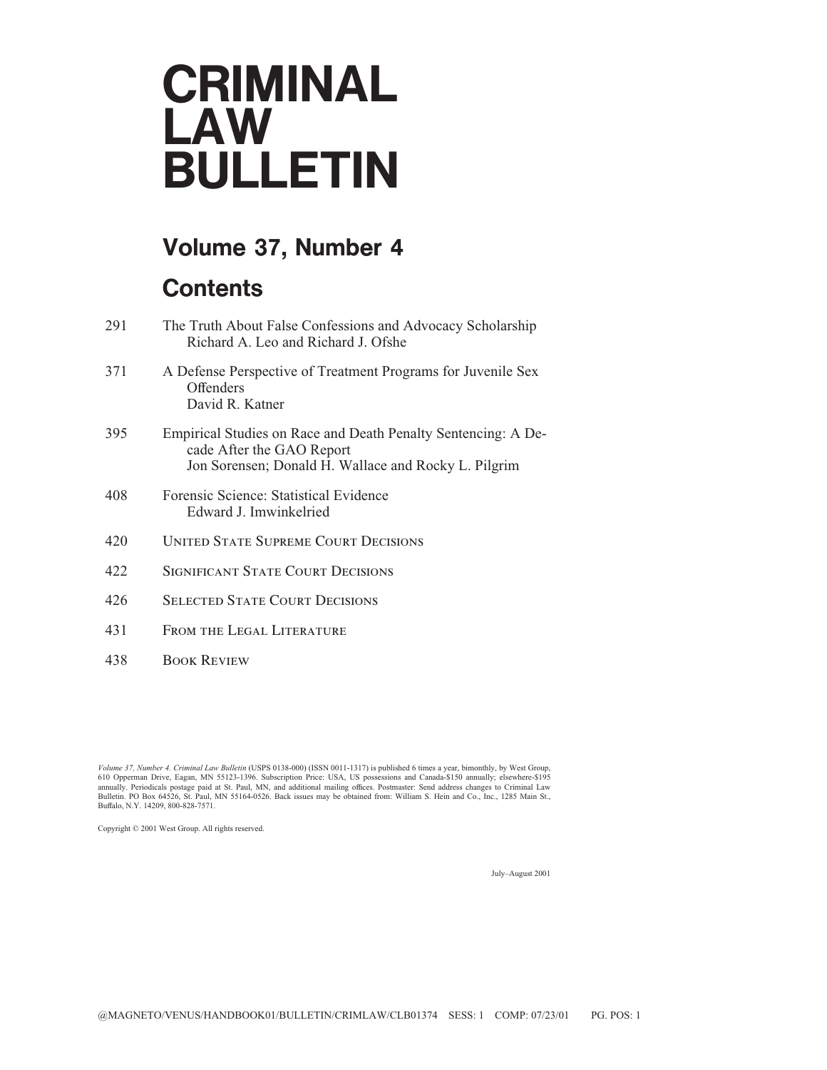# CRIMINAL LAW BULLETIN

## Volume 37, Number 4

## Contents

| | |
|---|---|
| 291 | The Truth About False Confessions and Advocacy Scholarship<br>Richard A. Leo and Richard J. Ofshe |
| 371 | A Defense Perspective of Treatment Programs for Juvenile Sex Offenders<br>David R. Katner |
| 395 | Empirical Studies on Race and Death Penalty Sentencing: A Decade After the GAO Report<br>Jon Sorensen; Donald H. Wallace and Rocky L. Pilgrim |
| 408 | Forensic Science: Statistical Evidence<br>Edward J. Imwinkelried |
| 420 | UNITED STATE SUPREME COURT DECISIONS |
| 422 | SIGNIFICANT STATE COURT DECISIONS |
| 426 | SELECTED STATE COURT DECISIONS |
| 431 | FROM THE LEGAL LITERATURE |
| 438 | BOOK REVIEW |

*Volume 37, Number 4. Criminal Law Bulletin* (USPS 0138-000) (ISSN 0011-1317) is published 6 times a year, bimonthly, by West Group, 610 Opperman Drive, Eagan, MN 55123-1396. Subscription Price: USA, US possessions and Canada-$150 annually; elsewhere-$195 annually. Periodicals postage paid at St. Paul, MN, and additional mailing offices. Postmaster: Send address changes to Criminal Law Bulletin. PO Box 64526, St. Paul, MN 55164-0526. Back issues may be obtained from: William S. Hein and Co., Inc., 1285 Main St., Buffalo, N.Y. 14209, 800-828-7571.

Copyright © 2001 West Group. All rights reserved.

July–August 2001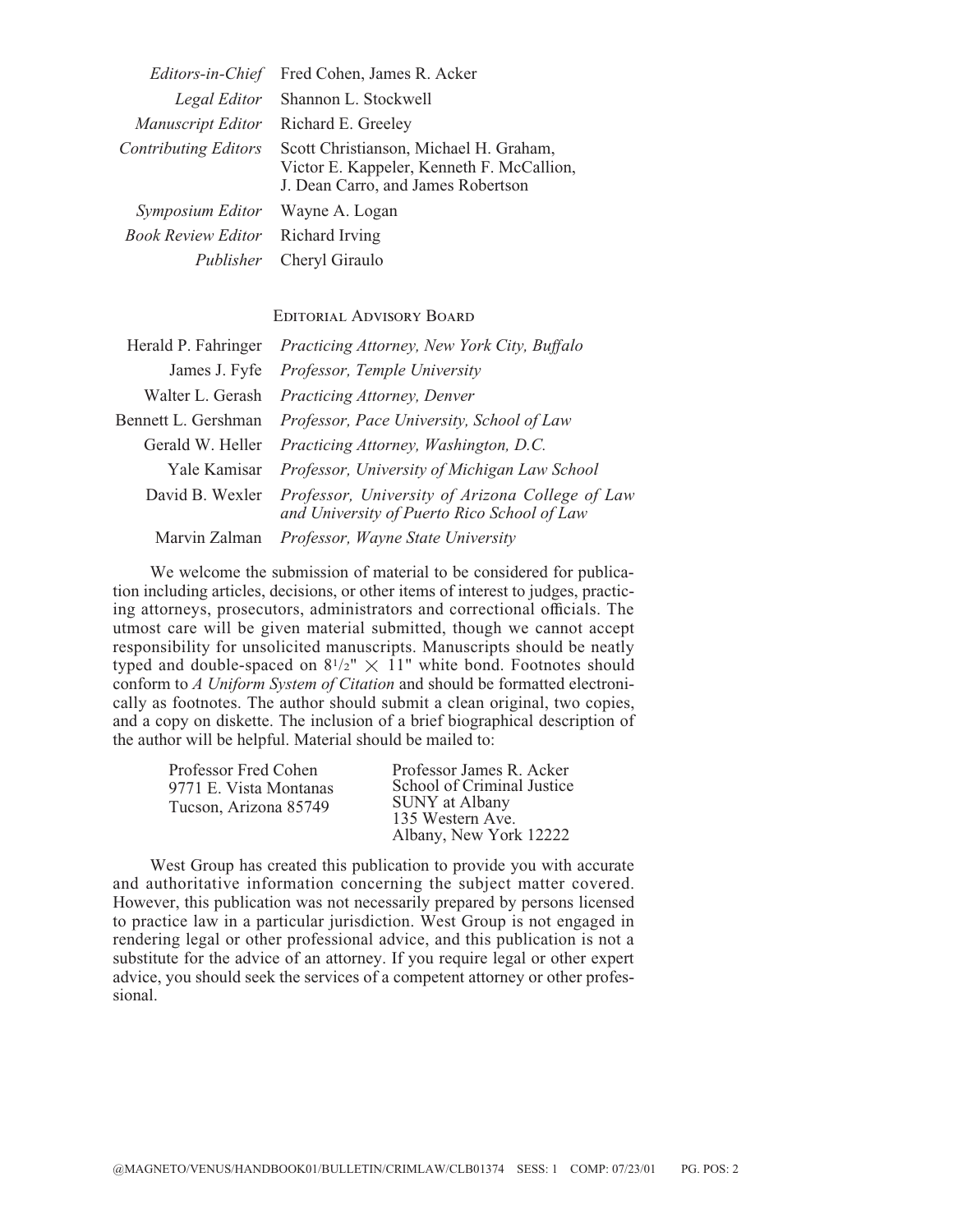| | |
|---|---|
| *Editors-in-Chief* | Fred Cohen, James R. Acker |
| *Legal Editor* | Shannon L. Stockwell |
| *Manuscript Editor* | Richard E. Greeley |
| *Contributing Editors* | Scott Christianson, Michael H. Graham, Victor E. Kappeler, Kenneth F. McCallion, J. Dean Carro, and James Robertson |
| *Symposium Editor* | Wayne A. Logan |
| *Book Review Editor* | Richard Irving |
| *Publisher* | Cheryl Giraulo |

## Editorial Advisory Board

| | |
|---|---|
| Herald P. Fahringer | *Practicing Attorney, New York City, Buffalo* |
| James J. Fyfe | *Professor, Temple University* |
| Walter L. Gerash | *Practicing Attorney, Denver* |
| Bennett L. Gershman | *Professor, Pace University, School of Law* |
| Gerald W. Heller | *Practicing Attorney, Washington, D.C.* |
| Yale Kamisar | *Professor, University of Michigan Law School* |
| David B. Wexler | *Professor, University of Arizona College of Law and University of Puerto Rico School of Law* |
| Marvin Zalman | *Professor, Wayne State University* |

We welcome the submission of material to be considered for publication including articles, decisions, or other items of interest to judges, practicing attorneys, prosecutors, administrators and correctional officials. The utmost care will be given material submitted, though we cannot accept responsibility for unsolicited manuscripts. Manuscripts should be neatly typed and double-spaced on 8½" × 11" white bond. Footnotes should conform to *A Uniform System of Citation* and should be formatted electronically as footnotes. The author should submit a clean original, two copies, and a copy on diskette. The inclusion of a brief biographical description of the author will be helpful. Material should be mailed to:

Professor Fred Cohen
9771 E. Vista Montanas
Tucson, Arizona 85749

Professor James R. Acker
School of Criminal Justice
SUNY at Albany
135 Western Ave.
Albany, New York 12222

West Group has created this publication to provide you with accurate and authoritative information concerning the subject matter covered. However, this publication was not necessarily prepared by persons licensed to practice law in a particular jurisdiction. West Group is not engaged in rendering legal or other professional advice, and this publication is not a substitute for the advice of an attorney. If you require legal or other expert advice, you should seek the services of a competent attorney or other professional.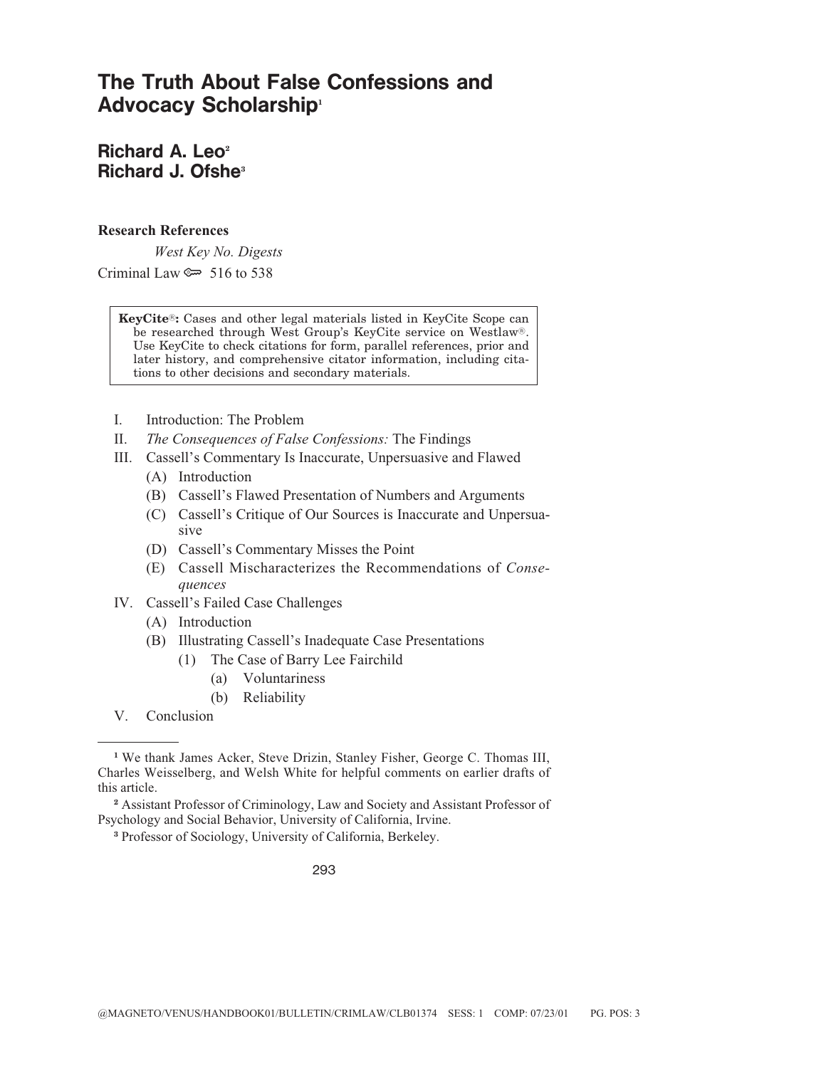# The Truth About False Confessions and Advocacy Scholarship[1]

## Richard A. Leo[2]
## Richard J. Ofshe[3]

**Research References**

*West Key No. Digests*

Criminal Law ⚷ 516 to 538

> **KeyCite**®**:** Cases and other legal materials listed in KeyCite Scope can be researched through West Group's KeyCite service on Westlaw®. Use KeyCite to check citations for form, parallel references, prior and later history, and comprehensive citator information, including citations to other decisions and secondary materials.

- I. Introduction: The Problem
- II. *The Consequences of False Confessions:* The Findings
- III. Cassell's Commentary Is Inaccurate, Unpersuasive and Flawed
  - (A) Introduction
  - (B) Cassell's Flawed Presentation of Numbers and Arguments
  - (C) Cassell's Critique of Our Sources is Inaccurate and Unpersuasive
  - (D) Cassell's Commentary Misses the Point
  - (E) Cassell Mischaracterizes the Recommendations of *Consequences*
- IV. Cassell's Failed Case Challenges
  - (A) Introduction
  - (B) Illustrating Cassell's Inadequate Case Presentations
    - (1) The Case of Barry Lee Fairchild
      - (a) Voluntariness
      - (b) Reliability
- V. Conclusion

---

[1] We thank James Acker, Steve Drizin, Stanley Fisher, George C. Thomas III, Charles Weisselberg, and Welsh White for helpful comments on earlier drafts of this article.

[2] Assistant Professor of Criminology, Law and Society and Assistant Professor of Psychology and Social Behavior, University of California, Irvine.

[3] Professor of Sociology, University of California, Berkeley.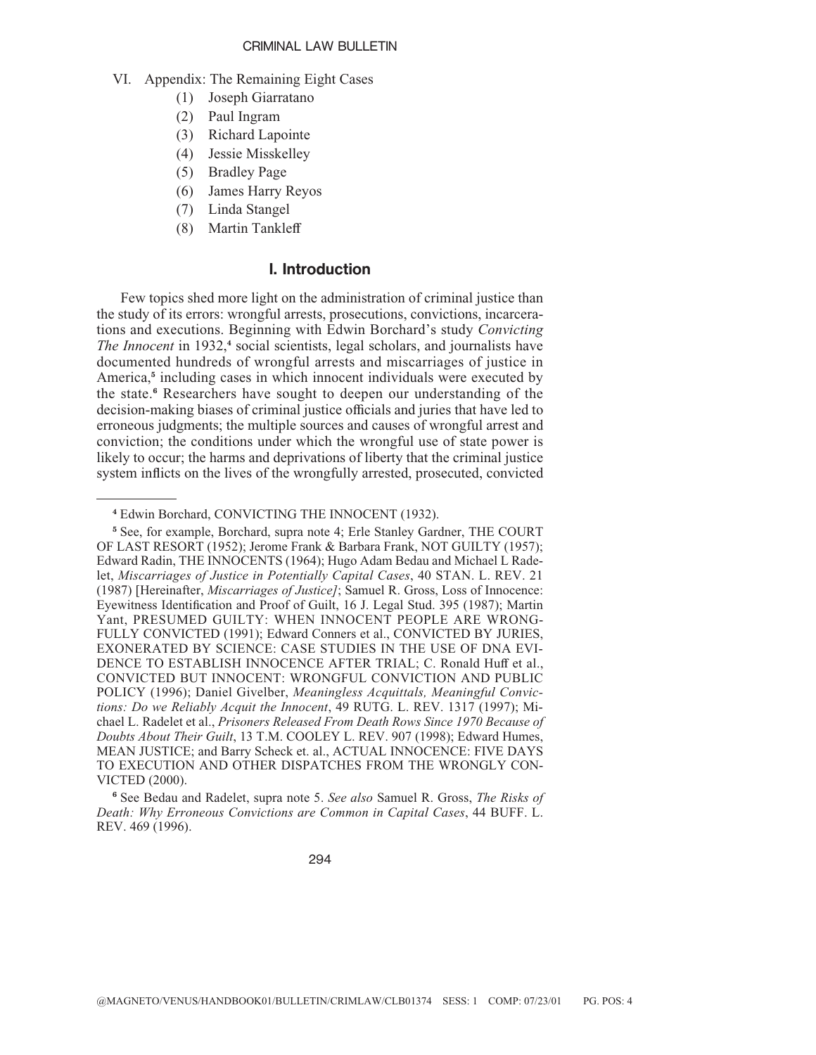VI. Appendix: The Remaining Eight Cases
   (1) Joseph Giarratano
   (2) Paul Ingram
   (3) Richard Lapointe
   (4) Jessie Misskelley
   (5) Bradley Page
   (6) James Harry Reyos
   (7) Linda Stangel
   (8) Martin Tankleff

## I. Introduction

Few topics shed more light on the administration of criminal justice than the study of its errors: wrongful arrests, prosecutions, convictions, incarcerations and executions. Beginning with Edwin Borchard's study *Convicting The Innocent* in 1932,[4] social scientists, legal scholars, and journalists have documented hundreds of wrongful arrests and miscarriages of justice in America,[5] including cases in which innocent individuals were executed by the state.[6] Researchers have sought to deepen our understanding of the decision-making biases of criminal justice officials and juries that have led to erroneous judgments; the multiple sources and causes of wrongful arrest and conviction; the conditions under which the wrongful use of state power is likely to occur; the harms and deprivations of liberty that the criminal justice system inflicts on the lives of the wrongfully arrested, prosecuted, convicted

---

[4] Edwin Borchard, CONVICTING THE INNOCENT (1932).

[5] See, for example, Borchard, supra note 4; Erle Stanley Gardner, THE COURT OF LAST RESORT (1952); Jerome Frank & Barbara Frank, NOT GUILTY (1957); Edward Radin, THE INNOCENTS (1964); Hugo Adam Bedau and Michael L Radelet, *Miscarriages of Justice in Potentially Capital Cases*, 40 STAN. L. REV. 21 (1987) [Hereinafter, *Miscarriages of Justice]*; Samuel R. Gross, Loss of Innocence: Eyewitness Identification and Proof of Guilt, 16 J. Legal Stud. 395 (1987); Martin Yant, PRESUMED GUILTY: WHEN INNOCENT PEOPLE ARE WRONGFULLY CONVICTED (1991); Edward Conners et al., CONVICTED BY JURIES, EXONERATED BY SCIENCE: CASE STUDIES IN THE USE OF DNA EVIDENCE TO ESTABLISH INNOCENCE AFTER TRIAL; C. Ronald Huff et al., CONVICTED BUT INNOCENT: WRONGFUL CONVICTION AND PUBLIC POLICY (1996); Daniel Givelber, *Meaningless Acquittals, Meaningful Convictions: Do we Reliably Acquit the Innocent*, 49 RUTG. L. REV. 1317 (1997); Michael L. Radelet et al., *Prisoners Released From Death Rows Since 1970 Because of Doubts About Their Guilt*, 13 T.M. COOLEY L. REV. 907 (1998); Edward Humes, MEAN JUSTICE; and Barry Scheck et. al., ACTUAL INNOCENCE: FIVE DAYS TO EXECUTION AND OTHER DISPATCHES FROM THE WRONGLY CONVICTED (2000).

[6] See Bedau and Radelet, supra note 5. *See also* Samuel R. Gross, *The Risks of Death: Why Erroneous Convictions are Common in Capital Cases*, 44 BUFF. L. REV. 469 (1996).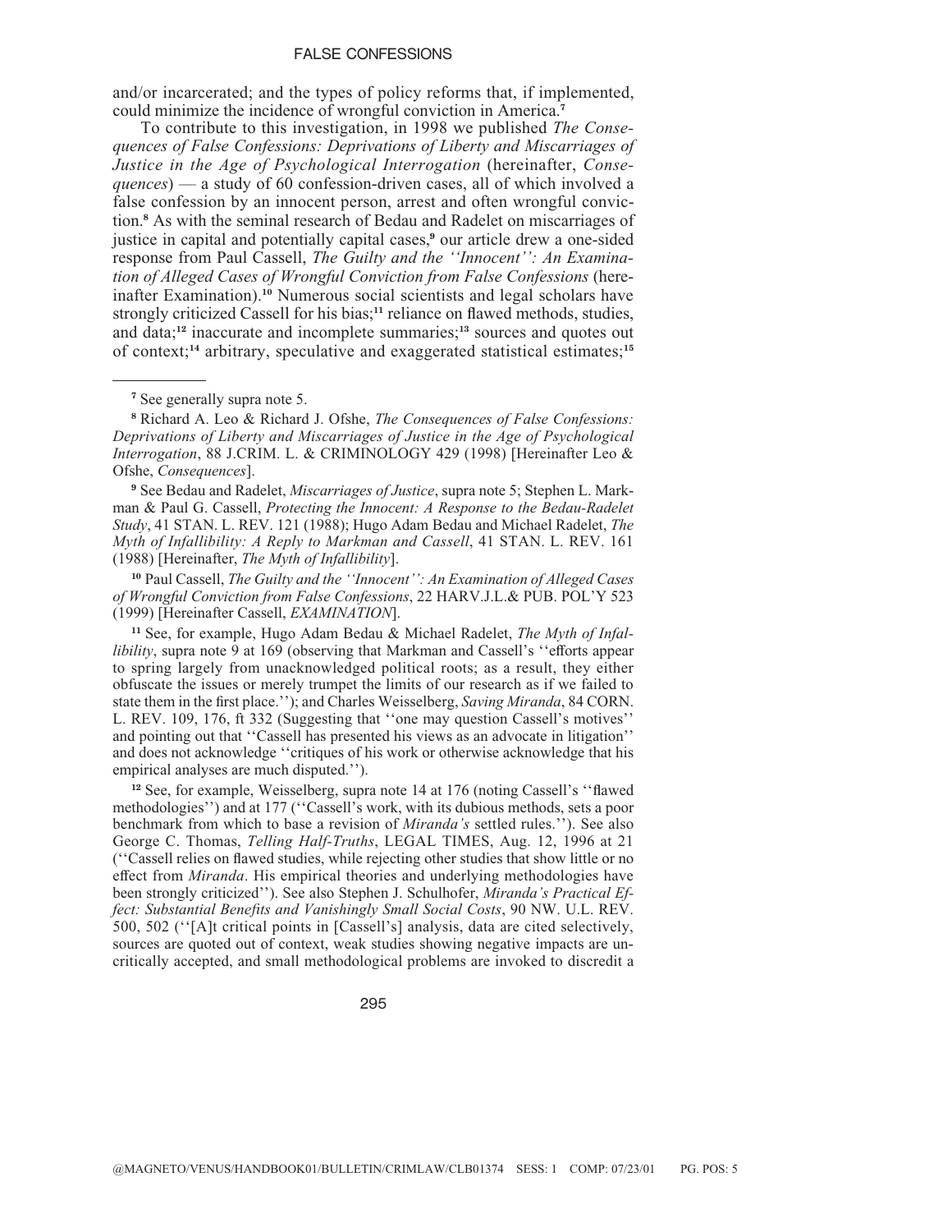and/or incarcerated; and the types of policy reforms that, if implemented, could minimize the incidence of wrongful conviction in America.[7]

To contribute to this investigation, in 1998 we published *The Consequences of False Confessions: Deprivations of Liberty and Miscarriages of Justice in the Age of Psychological Interrogation* (hereinafter, *Consequences*) — a study of 60 confession-driven cases, all of which involved a false confession by an innocent person, arrest and often wrongful conviction.[8] As with the seminal research of Bedau and Radelet on miscarriages of justice in capital and potentially capital cases,[9] our article drew a one-sided response from Paul Cassell, *The Guilty and the ''Innocent'': An Examination of Alleged Cases of Wrongful Conviction from False Confessions* (hereinafter Examination).[10] Numerous social scientists and legal scholars have strongly criticized Cassell for his bias;[11] reliance on flawed methods, studies, and data;[12] inaccurate and incomplete summaries;[13] sources and quotes out of context;[14] arbitrary, speculative and exaggerated statistical estimates;[15]

---

[7] See generally supra note 5.

[8] Richard A. Leo & Richard J. Ofshe, *The Consequences of False Confessions: Deprivations of Liberty and Miscarriages of Justice in the Age of Psychological Interrogation*, 88 J.CRIM. L. & CRIMINOLOGY 429 (1998) [Hereinafter Leo & Ofshe, *Consequences*].

[9] See Bedau and Radelet, *Miscarriages of Justice*, supra note 5; Stephen L. Markman & Paul G. Cassell, *Protecting the Innocent: A Response to the Bedau-Radelet Study*, 41 STAN. L. REV. 121 (1988); Hugo Adam Bedau and Michael Radelet, *The Myth of Infallibility: A Reply to Markman and Cassell*, 41 STAN. L. REV. 161 (1988) [Hereinafter, *The Myth of Infallibility*].

[10] Paul Cassell, *The Guilty and the ''Innocent'': An Examination of Alleged Cases of Wrongful Conviction from False Confessions*, 22 HARV.J.L.& PUB. POL'Y 523 (1999) [Hereinafter Cassell, *EXAMINATION*].

[11] See, for example, Hugo Adam Bedau & Michael Radelet, *The Myth of Infallibility*, supra note 9 at 169 (observing that Markman and Cassell's ''efforts appear to spring largely from unacknowledged political roots; as a result, they either obfuscate the issues or merely trumpet the limits of our research as if we failed to state them in the first place.''); and Charles Weisselberg, *Saving Miranda*, 84 CORN. L. REV. 109, 176, ft 332 (Suggesting that ''one may question Cassell's motives'' and pointing out that ''Cassell has presented his views as an advocate in litigation'' and does not acknowledge ''critiques of his work or otherwise acknowledge that his empirical analyses are much disputed.'').

[12] See, for example, Weisselberg, supra note 14 at 176 (noting Cassell's ''flawed methodologies'') and at 177 (''Cassell's work, with its dubious methods, sets a poor benchmark from which to base a revision of *Miranda's* settled rules.''). See also George C. Thomas, *Telling Half-Truths*, LEGAL TIMES, Aug. 12, 1996 at 21 (''Cassell relies on flawed studies, while rejecting other studies that show little or no effect from *Miranda*. His empirical theories and underlying methodologies have been strongly criticized''). See also Stephen J. Schulhofer, *Miranda's Practical Effect: Substantial Benefits and Vanishingly Small Social Costs*, 90 NW. U.L. REV. 500, 502 (''[A]t critical points in [Cassell's] analysis, data are cited selectively, sources are quoted out of context, weak studies showing negative impacts are uncritically accepted, and small methodological problems are invoked to discredit a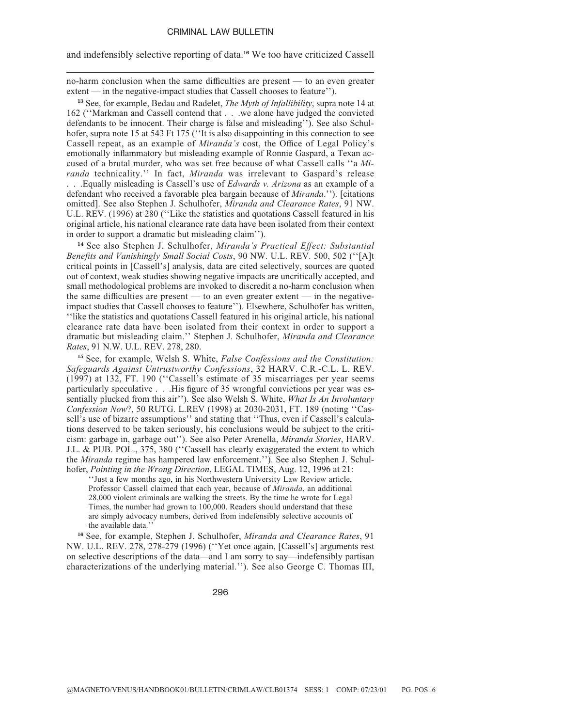and indefensibly selective reporting of data.[16] We too have criticized Cassell

---

no-harm conclusion when the same difficulties are present — to an even greater extent — in the negative-impact studies that Cassell chooses to feature'').

[13] See, for example, Bedau and Radelet, *The Myth of Infallibility*, supra note 14 at 162 (''Markman and Cassell contend that . . .we alone have judged the convicted defendants to be innocent. Their charge is false and misleading''). See also Schulhofer, supra note 15 at 543 Ft 175 (''It is also disappointing in this connection to see Cassell repeat, as an example of *Miranda's* cost, the Office of Legal Policy's emotionally inflammatory but misleading example of Ronnie Gaspard, a Texan accused of a brutal murder, who was set free because of what Cassell calls ''a *Miranda* technicality.'' In fact, *Miranda* was irrelevant to Gaspard's release . . .Equally misleading is Cassell's use of *Edwards v. Arizona* as an example of a defendant who received a favorable plea bargain because of *Miranda*.''). [citations omitted]. See also Stephen J. Schulhofer, *Miranda and Clearance Rates*, 91 NW. U.L. REV. (1996) at 280 (''Like the statistics and quotations Cassell featured in his original article, his national clearance rate data have been isolated from their context in order to support a dramatic but misleading claim'').

[14] See also Stephen J. Schulhofer, *Miranda's Practical Effect: Substantial Benefits and Vanishingly Small Social Costs*, 90 NW. U.L. REV. 500, 502 (''[A]t critical points in [Cassell's] analysis, data are cited selectively, sources are quoted out of context, weak studies showing negative impacts are uncritically accepted, and small methodological problems are invoked to discredit a no-harm conclusion when the same difficulties are present — to an even greater extent — in the negative-impact studies that Cassell chooses to feature''). Elsewhere, Schulhofer has written, ''like the statistics and quotations Cassell featured in his original article, his national clearance rate data have been isolated from their context in order to support a dramatic but misleading claim.'' Stephen J. Schulhofer, *Miranda and Clearance Rates*, 91 N.W. U.L. REV. 278, 280.

[15] See, for example, Welsh S. White, *False Confessions and the Constitution: Safeguards Against Untrustworthy Confessions*, 32 HARV. C.R.-C.L. L. REV. (1997) at 132, FT. 190 (''Cassell's estimate of 35 miscarriages per year seems particularly speculative . . .His figure of 35 wrongful convictions per year was essentially plucked from this air''). See also Welsh S. White, *What Is An Involuntary Confession Now*?, 50 RUTG. L.REV (1998) at 2030-2031, FT. 189 (noting ''Cassell's use of bizarre assumptions'' and stating that ''Thus, even if Cassell's calculations deserved to be taken seriously, his conclusions would be subject to the criticism: garbage in, garbage out''). See also Peter Arenella, *Miranda Stories*, HARV. J.L. & PUB. POL., 375, 380 (''Cassell has clearly exaggerated the extent to which the *Miranda* regime has hampered law enforcement.''). See also Stephen J. Schulhofer, *Pointing in the Wrong Direction*, LEGAL TIMES, Aug. 12, 1996 at 21:

> ''Just a few months ago, in his Northwestern University Law Review article, Professor Cassell claimed that each year, because of *Miranda*, an additional 28,000 violent criminals are walking the streets. By the time he wrote for Legal Times, the number had grown to 100,000. Readers should understand that these are simply advocacy numbers, derived from indefensibly selective accounts of the available data.''

[16] See, for example, Stephen J. Schulhofer, *Miranda and Clearance Rates*, 91 NW. U.L. REV. 278, 278-279 (1996) (''Yet once again, [Cassell's] arguments rest on selective descriptions of the data—and I am sorry to say—indefensibly partisan characterizations of the underlying material.''). See also George C. Thomas III,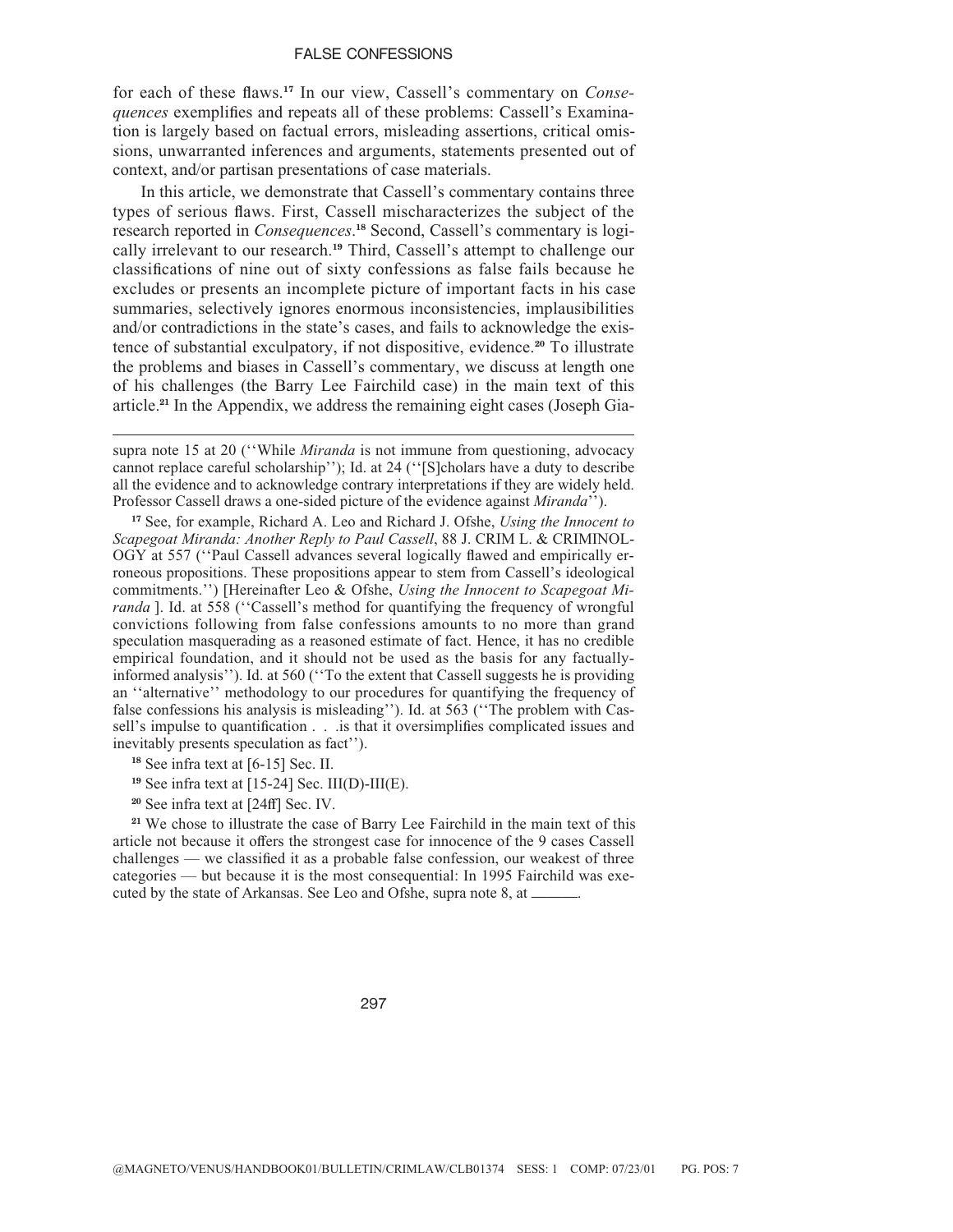for each of these flaws.[17] In our view, Cassell's commentary on *Consequences* exemplifies and repeats all of these problems: Cassell's Examination is largely based on factual errors, misleading assertions, critical omissions, unwarranted inferences and arguments, statements presented out of context, and/or partisan presentations of case materials.

In this article, we demonstrate that Cassell's commentary contains three types of serious flaws. First, Cassell mischaracterizes the subject of the research reported in *Consequences*.[18] Second, Cassell's commentary is logically irrelevant to our research.[19] Third, Cassell's attempt to challenge our classifications of nine out of sixty confessions as false fails because he excludes or presents an incomplete picture of important facts in his case summaries, selectively ignores enormous inconsistencies, implausibilities and/or contradictions in the state's cases, and fails to acknowledge the existence of substantial exculpatory, if not dispositive, evidence.[20] To illustrate the problems and biases in Cassell's commentary, we discuss at length one of his challenges (the Barry Lee Fairchild case) in the main text of this article.[21] In the Appendix, we address the remaining eight cases (Joseph Gia-

---

supra note 15 at 20 (''While *Miranda* is not immune from questioning, advocacy cannot replace careful scholarship''); Id. at 24 (''[S]cholars have a duty to describe all the evidence and to acknowledge contrary interpretations if they are widely held. Professor Cassell draws a one-sided picture of the evidence against *Miranda*'').

[17] See, for example, Richard A. Leo and Richard J. Ofshe, *Using the Innocent to Scapegoat Miranda: Another Reply to Paul Cassell*, 88 J. CRIM L. & CRIMINOLOGY at 557 (''Paul Cassell advances several logically flawed and empirically erroneous propositions. These propositions appear to stem from Cassell's ideological commitments.'') [Hereinafter Leo & Ofshe, *Using the Innocent to Scapegoat Miranda* ]. Id. at 558 (''Cassell's method for quantifying the frequency of wrongful convictions following from false confessions amounts to no more than grand speculation masquerading as a reasoned estimate of fact. Hence, it has no credible empirical foundation, and it should not be used as the basis for any factually-informed analysis''). Id. at 560 (''To the extent that Cassell suggests he is providing an ''alternative'' methodology to our procedures for quantifying the frequency of false confessions his analysis is misleading''). Id. at 563 (''The problem with Cassell's impulse to quantification . . .is that it oversimplifies complicated issues and inevitably presents speculation as fact'').

[18] See infra text at [6-15] Sec. II.

[19] See infra text at [15-24] Sec. III(D)-III(E).

[20] See infra text at [24ff] Sec. IV.

[21] We chose to illustrate the case of Barry Lee Fairchild in the main text of this article not because it offers the strongest case for innocence of the 9 cases Cassell challenges — we classified it as a probable false confession, our weakest of three categories — but because it is the most consequential: In 1995 Fairchild was executed by the state of Arkansas. See Leo and Ofshe, supra note 8, at ______.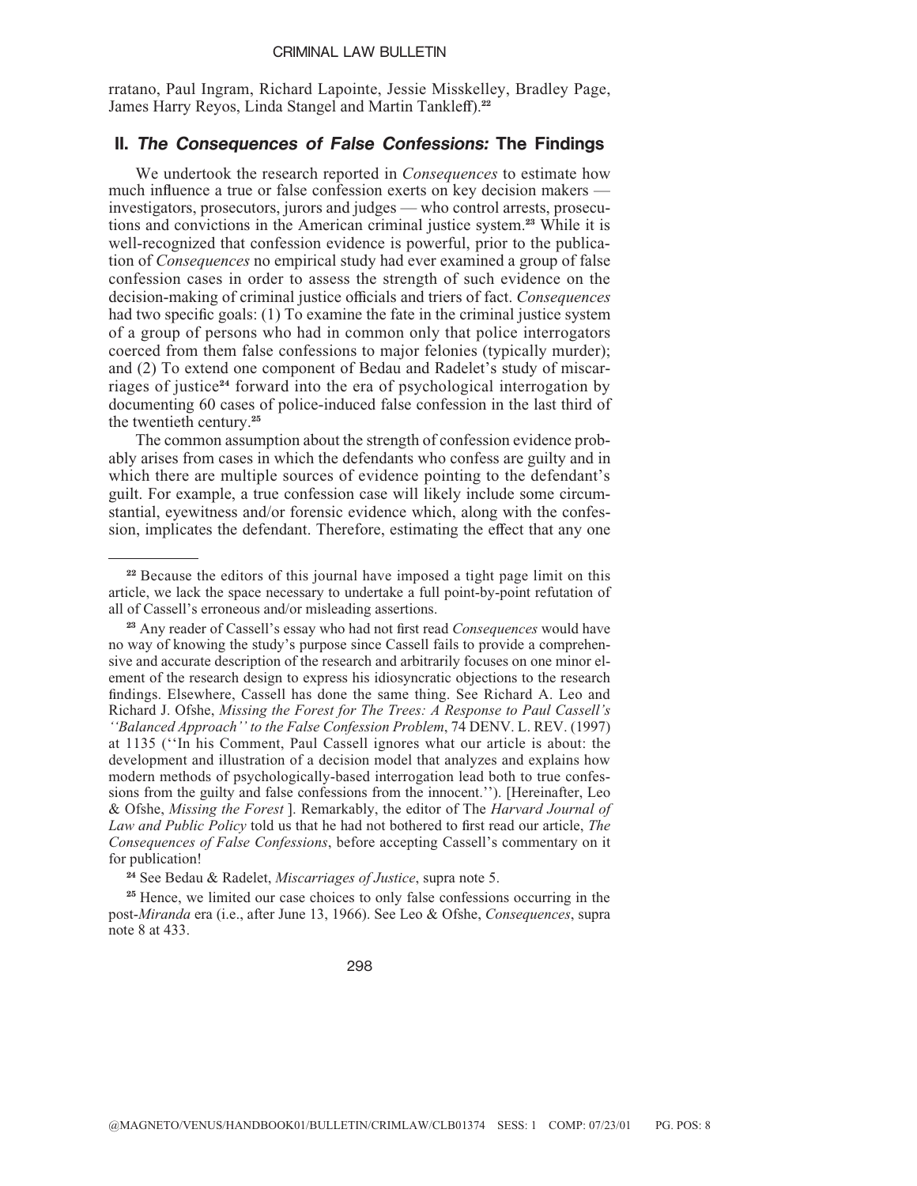rratano, Paul Ingram, Richard Lapointe, Jessie Misskelley, Bradley Page, James Harry Reyos, Linda Stangel and Martin Tankleff).[22]

## II. *The Consequences of False Confessions:* The Findings

We undertook the research reported in *Consequences* to estimate how much influence a true or false confession exerts on key decision makers — investigators, prosecutors, jurors and judges — who control arrests, prosecutions and convictions in the American criminal justice system.[23] While it is well-recognized that confession evidence is powerful, prior to the publication of *Consequences* no empirical study had ever examined a group of false confession cases in order to assess the strength of such evidence on the decision-making of criminal justice officials and triers of fact. *Consequences* had two specific goals: (1) To examine the fate in the criminal justice system of a group of persons who had in common only that police interrogators coerced from them false confessions to major felonies (typically murder); and (2) To extend one component of Bedau and Radelet's study of miscarriages of justice[24] forward into the era of psychological interrogation by documenting 60 cases of police-induced false confession in the last third of the twentieth century.[25]

The common assumption about the strength of confession evidence probably arises from cases in which the defendants who confess are guilty and in which there are multiple sources of evidence pointing to the defendant's guilt. For example, a true confession case will likely include some circumstantial, eyewitness and/or forensic evidence which, along with the confession, implicates the defendant. Therefore, estimating the effect that any one

---

[22] Because the editors of this journal have imposed a tight page limit on this article, we lack the space necessary to undertake a full point-by-point refutation of all of Cassell's erroneous and/or misleading assertions.

[23] Any reader of Cassell's essay who had not first read *Consequences* would have no way of knowing the study's purpose since Cassell fails to provide a comprehensive and accurate description of the research and arbitrarily focuses on one minor element of the research design to express his idiosyncratic objections to the research findings. Elsewhere, Cassell has done the same thing. See Richard A. Leo and Richard J. Ofshe, *Missing the Forest for The Trees: A Response to Paul Cassell's ''Balanced Approach'' to the False Confession Problem*, 74 DENV. L. REV. (1997) at 1135 (''In his Comment, Paul Cassell ignores what our article is about: the development and illustration of a decision model that analyzes and explains how modern methods of psychologically-based interrogation lead both to true confessions from the guilty and false confessions from the innocent.''). [Hereinafter, Leo & Ofshe, *Missing the Forest* ]. Remarkably, the editor of The *Harvard Journal of Law and Public Policy* told us that he had not bothered to first read our article, *The Consequences of False Confessions*, before accepting Cassell's commentary on it for publication!

[24] See Bedau & Radelet, *Miscarriages of Justice*, supra note 5.

[25] Hence, we limited our case choices to only false confessions occurring in the post-*Miranda* era (i.e., after June 13, 1966). See Leo & Ofshe, *Consequences*, supra note 8 at 433.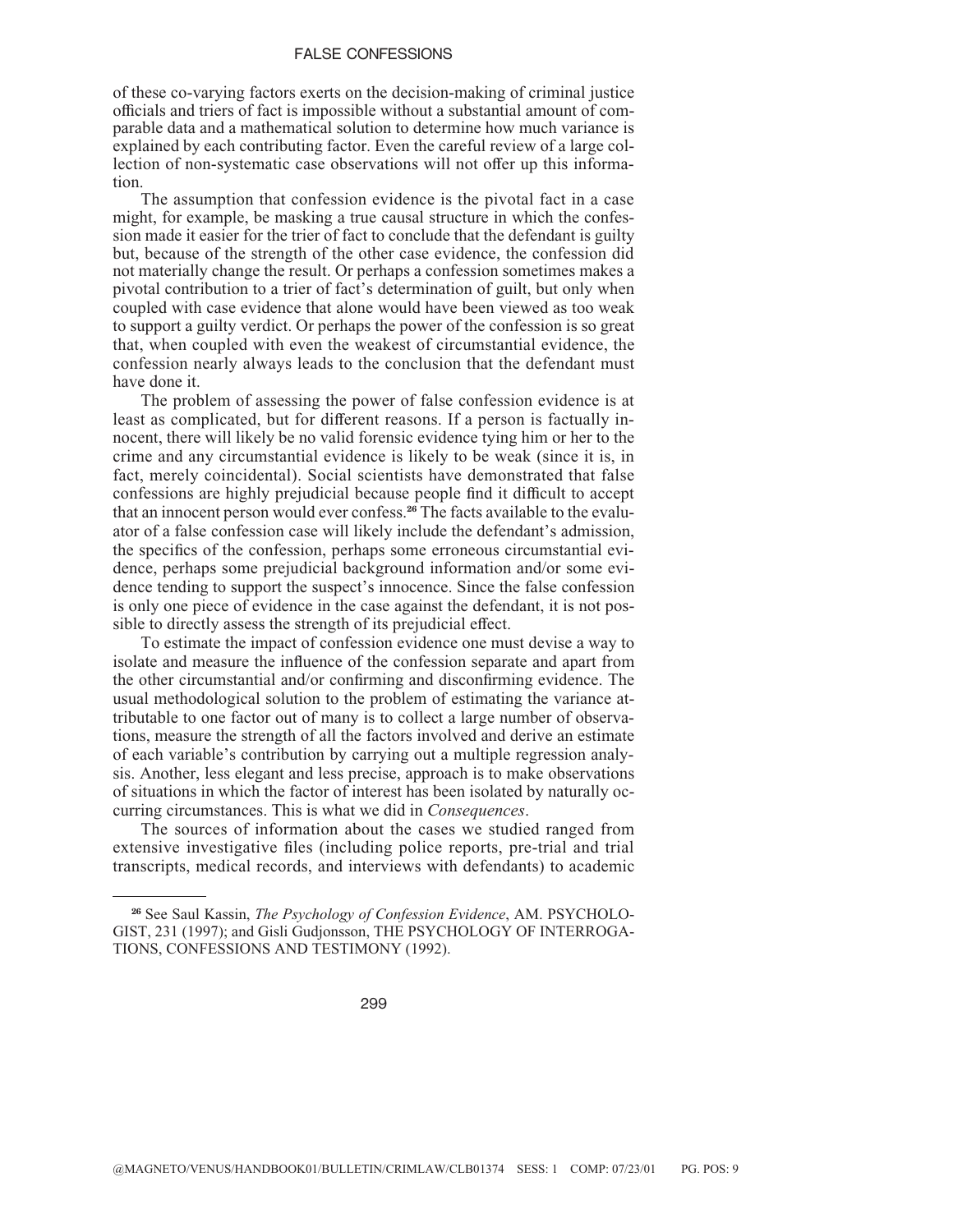of these co-varying factors exerts on the decision-making of criminal justice officials and triers of fact is impossible without a substantial amount of comparable data and a mathematical solution to determine how much variance is explained by each contributing factor. Even the careful review of a large collection of non-systematic case observations will not offer up this information.

The assumption that confession evidence is the pivotal fact in a case might, for example, be masking a true causal structure in which the confession made it easier for the trier of fact to conclude that the defendant is guilty but, because of the strength of the other case evidence, the confession did not materially change the result. Or perhaps a confession sometimes makes a pivotal contribution to a trier of fact's determination of guilt, but only when coupled with case evidence that alone would have been viewed as too weak to support a guilty verdict. Or perhaps the power of the confession is so great that, when coupled with even the weakest of circumstantial evidence, the confession nearly always leads to the conclusion that the defendant must have done it.

The problem of assessing the power of false confession evidence is at least as complicated, but for different reasons. If a person is factually innocent, there will likely be no valid forensic evidence tying him or her to the crime and any circumstantial evidence is likely to be weak (since it is, in fact, merely coincidental). Social scientists have demonstrated that false confessions are highly prejudicial because people find it difficult to accept that an innocent person would ever confess.[26] The facts available to the evaluator of a false confession case will likely include the defendant's admission, the specifics of the confession, perhaps some erroneous circumstantial evidence, perhaps some prejudicial background information and/or some evidence tending to support the suspect's innocence. Since the false confession is only one piece of evidence in the case against the defendant, it is not possible to directly assess the strength of its prejudicial effect.

To estimate the impact of confession evidence one must devise a way to isolate and measure the influence of the confession separate and apart from the other circumstantial and/or confirming and disconfirming evidence. The usual methodological solution to the problem of estimating the variance attributable to one factor out of many is to collect a large number of observations, measure the strength of all the factors involved and derive an estimate of each variable's contribution by carrying out a multiple regression analysis. Another, less elegant and less precise, approach is to make observations of situations in which the factor of interest has been isolated by naturally occurring circumstances. This is what we did in *Consequences*.

The sources of information about the cases we studied ranged from extensive investigative files (including police reports, pre-trial and trial transcripts, medical records, and interviews with defendants) to academic

---

[26] See Saul Kassin, *The Psychology of Confession Evidence*, AM. PSYCHOLOGIST, 231 (1997); and Gisli Gudjonsson, THE PSYCHOLOGY OF INTERROGATIONS, CONFESSIONS AND TESTIMONY (1992).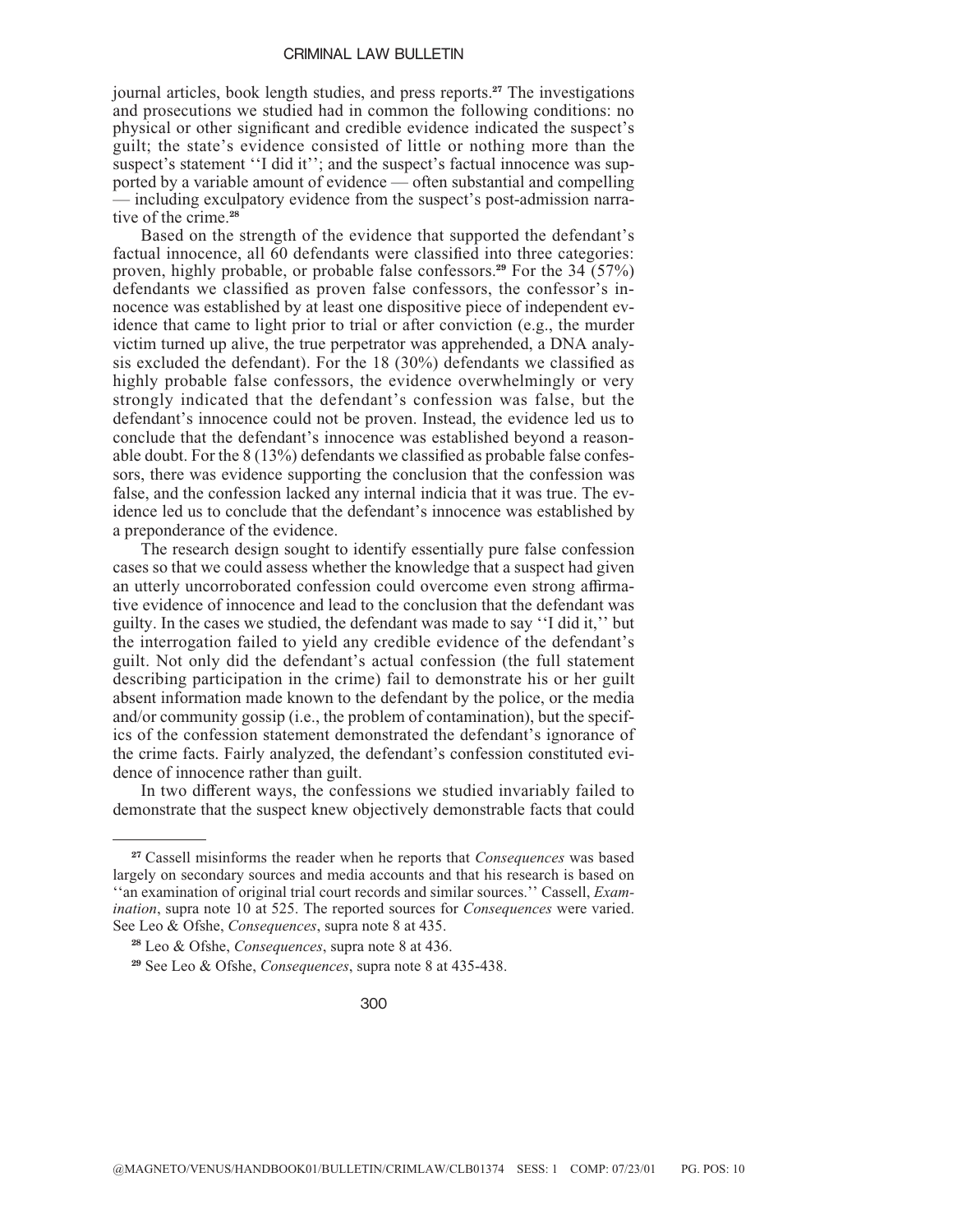journal articles, book length studies, and press reports.[27] The investigations and prosecutions we studied had in common the following conditions: no physical or other significant and credible evidence indicated the suspect's guilt; the state's evidence consisted of little or nothing more than the suspect's statement ''I did it''; and the suspect's factual innocence was supported by a variable amount of evidence — often substantial and compelling — including exculpatory evidence from the suspect's post-admission narrative of the crime.[28]

Based on the strength of the evidence that supported the defendant's factual innocence, all 60 defendants were classified into three categories: proven, highly probable, or probable false confessors.[29] For the 34 (57%) defendants we classified as proven false confessors, the confessor's innocence was established by at least one dispositive piece of independent evidence that came to light prior to trial or after conviction (e.g., the murder victim turned up alive, the true perpetrator was apprehended, a DNA analysis excluded the defendant). For the 18 (30%) defendants we classified as highly probable false confessors, the evidence overwhelmingly or very strongly indicated that the defendant's confession was false, but the defendant's innocence could not be proven. Instead, the evidence led us to conclude that the defendant's innocence was established beyond a reasonable doubt. For the 8 (13%) defendants we classified as probable false confessors, there was evidence supporting the conclusion that the confession was false, and the confession lacked any internal indicia that it was true. The evidence led us to conclude that the defendant's innocence was established by a preponderance of the evidence.

The research design sought to identify essentially pure false confession cases so that we could assess whether the knowledge that a suspect had given an utterly uncorroborated confession could overcome even strong affirmative evidence of innocence and lead to the conclusion that the defendant was guilty. In the cases we studied, the defendant was made to say ''I did it,'' but the interrogation failed to yield any credible evidence of the defendant's guilt. Not only did the defendant's actual confession (the full statement describing participation in the crime) fail to demonstrate his or her guilt absent information made known to the defendant by the police, or the media and/or community gossip (i.e., the problem of contamination), but the specifics of the confession statement demonstrated the defendant's ignorance of the crime facts. Fairly analyzed, the defendant's confession constituted evidence of innocence rather than guilt.

In two different ways, the confessions we studied invariably failed to demonstrate that the suspect knew objectively demonstrable facts that could

---

[27] Cassell misinforms the reader when he reports that *Consequences* was based largely on secondary sources and media accounts and that his research is based on ''an examination of original trial court records and similar sources.'' Cassell, *Examination*, supra note 10 at 525. The reported sources for *Consequences* were varied. See Leo & Ofshe, *Consequences*, supra note 8 at 435.

[28] Leo & Ofshe, *Consequences*, supra note 8 at 436.

[29] See Leo & Ofshe, *Consequences*, supra note 8 at 435-438.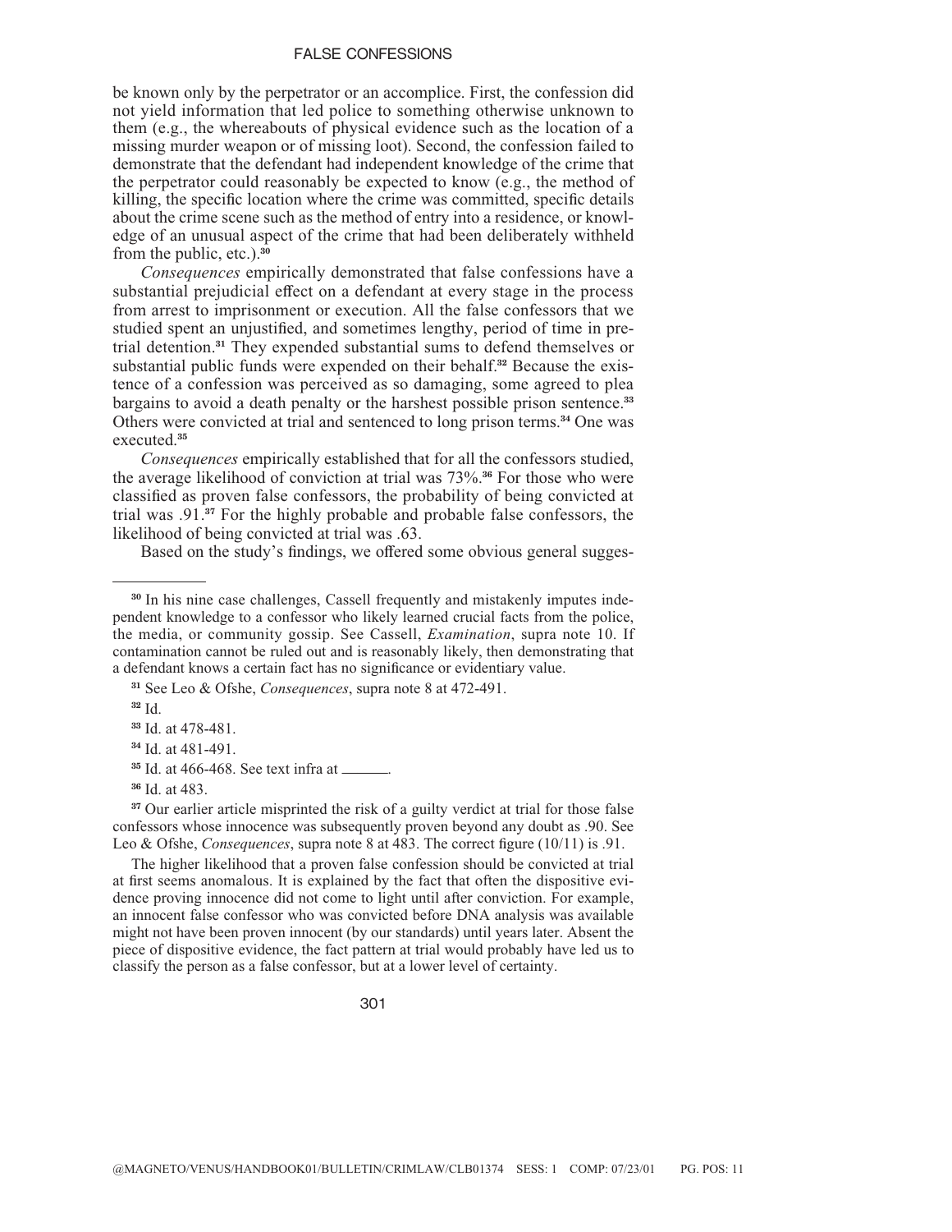be known only by the perpetrator or an accomplice. First, the confession did not yield information that led police to something otherwise unknown to them (e.g., the whereabouts of physical evidence such as the location of a missing murder weapon or of missing loot). Second, the confession failed to demonstrate that the defendant had independent knowledge of the crime that the perpetrator could reasonably be expected to know (e.g., the method of killing, the specific location where the crime was committed, specific details about the crime scene such as the method of entry into a residence, or knowledge of an unusual aspect of the crime that had been deliberately withheld from the public, etc.).[30]

*Consequences* empirically demonstrated that false confessions have a substantial prejudicial effect on a defendant at every stage in the process from arrest to imprisonment or execution. All the false confessors that we studied spent an unjustified, and sometimes lengthy, period of time in pretrial detention.[31] They expended substantial sums to defend themselves or substantial public funds were expended on their behalf.[32] Because the existence of a confession was perceived as so damaging, some agreed to plea bargains to avoid a death penalty or the harshest possible prison sentence.[33] Others were convicted at trial and sentenced to long prison terms.[34] One was executed.[35]

*Consequences* empirically established that for all the confessors studied, the average likelihood of conviction at trial was 73%.[36] For those who were classified as proven false confessors, the probability of being convicted at trial was .91.[37] For the highly probable and probable false confessors, the likelihood of being convicted at trial was .63.

Based on the study's findings, we offered some obvious general sugges-

---

[30] In his nine case challenges, Cassell frequently and mistakenly imputes independent knowledge to a confessor who likely learned crucial facts from the police, the media, or community gossip. See Cassell, *Examination*, supra note 10. If contamination cannot be ruled out and is reasonably likely, then demonstrating that a defendant knows a certain fact has no significance or evidentiary value.

[31] See Leo & Ofshe, *Consequences*, supra note 8 at 472-491.

[32] Id.

[33] Id. at 478-481.

[34] Id. at 481-491.

[35] Id. at 466-468. See text infra at ______.

[36] Id. at 483.

[37] Our earlier article misprinted the risk of a guilty verdict at trial for those false confessors whose innocence was subsequently proven beyond any doubt as .90. See Leo & Ofshe, *Consequences*, supra note 8 at 483. The correct figure (10/11) is .91.

The higher likelihood that a proven false confession should be convicted at trial at first seems anomalous. It is explained by the fact that often the dispositive evidence proving innocence did not come to light until after conviction. For example, an innocent false confessor who was convicted before DNA analysis was available might not have been proven innocent (by our standards) until years later. Absent the piece of dispositive evidence, the fact pattern at trial would probably have led us to classify the person as a false confessor, but at a lower level of certainty.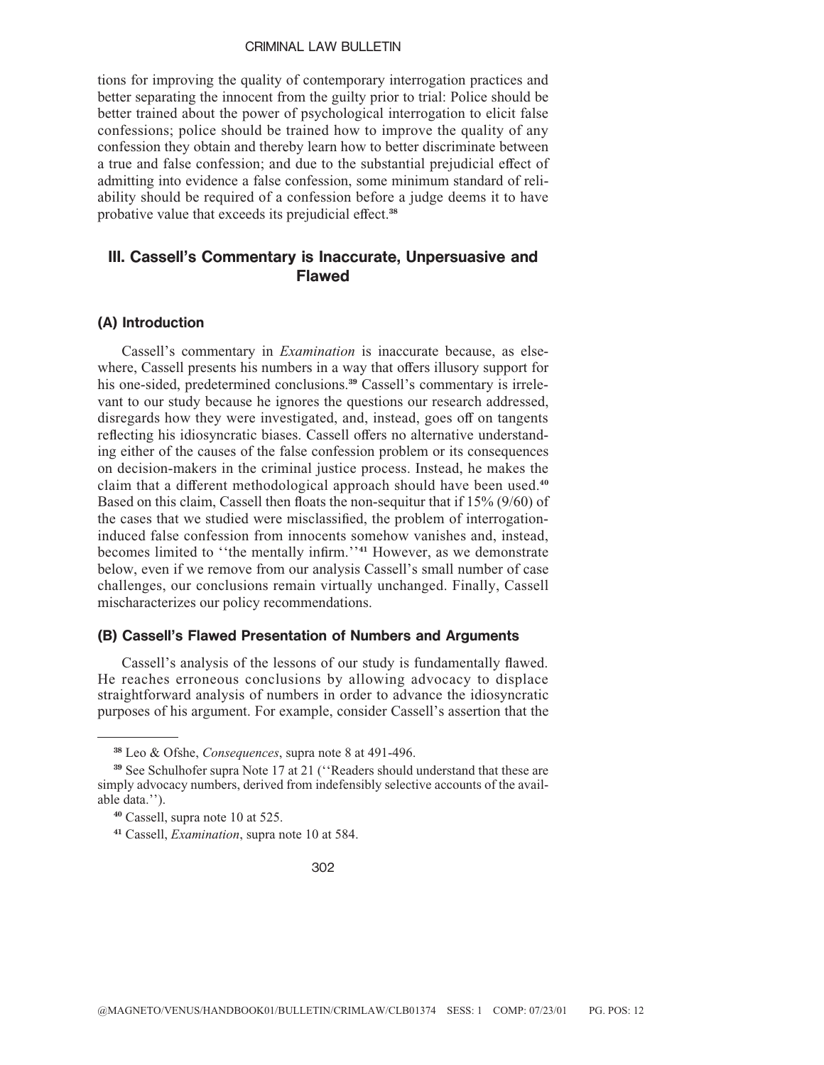tions for improving the quality of contemporary interrogation practices and better separating the innocent from the guilty prior to trial: Police should be better trained about the power of psychological interrogation to elicit false confessions; police should be trained how to improve the quality of any confession they obtain and thereby learn how to better discriminate between a true and false confession; and due to the substantial prejudicial effect of admitting into evidence a false confession, some minimum standard of reliability should be required of a confession before a judge deems it to have probative value that exceeds its prejudicial effect.[38]

## III. Cassell's Commentary is Inaccurate, Unpersuasive and Flawed

### (A) Introduction

Cassell's commentary in *Examination* is inaccurate because, as elsewhere, Cassell presents his numbers in a way that offers illusory support for his one-sided, predetermined conclusions.[39] Cassell's commentary is irrelevant to our study because he ignores the questions our research addressed, disregards how they were investigated, and, instead, goes off on tangents reflecting his idiosyncratic biases. Cassell offers no alternative understanding either of the causes of the false confession problem or its consequences on decision-makers in the criminal justice process. Instead, he makes the claim that a different methodological approach should have been used.[40] Based on this claim, Cassell then floats the non-sequitur that if 15% (9/60) of the cases that we studied were misclassified, the problem of interrogation-induced false confession from innocents somehow vanishes and, instead, becomes limited to ''the mentally infirm.''[41] However, as we demonstrate below, even if we remove from our analysis Cassell's small number of case challenges, our conclusions remain virtually unchanged. Finally, Cassell mischaracterizes our policy recommendations.

### (B) Cassell's Flawed Presentation of Numbers and Arguments

Cassell's analysis of the lessons of our study is fundamentally flawed. He reaches erroneous conclusions by allowing advocacy to displace straightforward analysis of numbers in order to advance the idiosyncratic purposes of his argument. For example, consider Cassell's assertion that the

---

[38] Leo & Ofshe, *Consequences*, supra note 8 at 491-496.

[39] See Schulhofer supra Note 17 at 21 (''Readers should understand that these are simply advocacy numbers, derived from indefensibly selective accounts of the available data.'').

[40] Cassell, supra note 10 at 525.

[41] Cassell, *Examination*, supra note 10 at 584.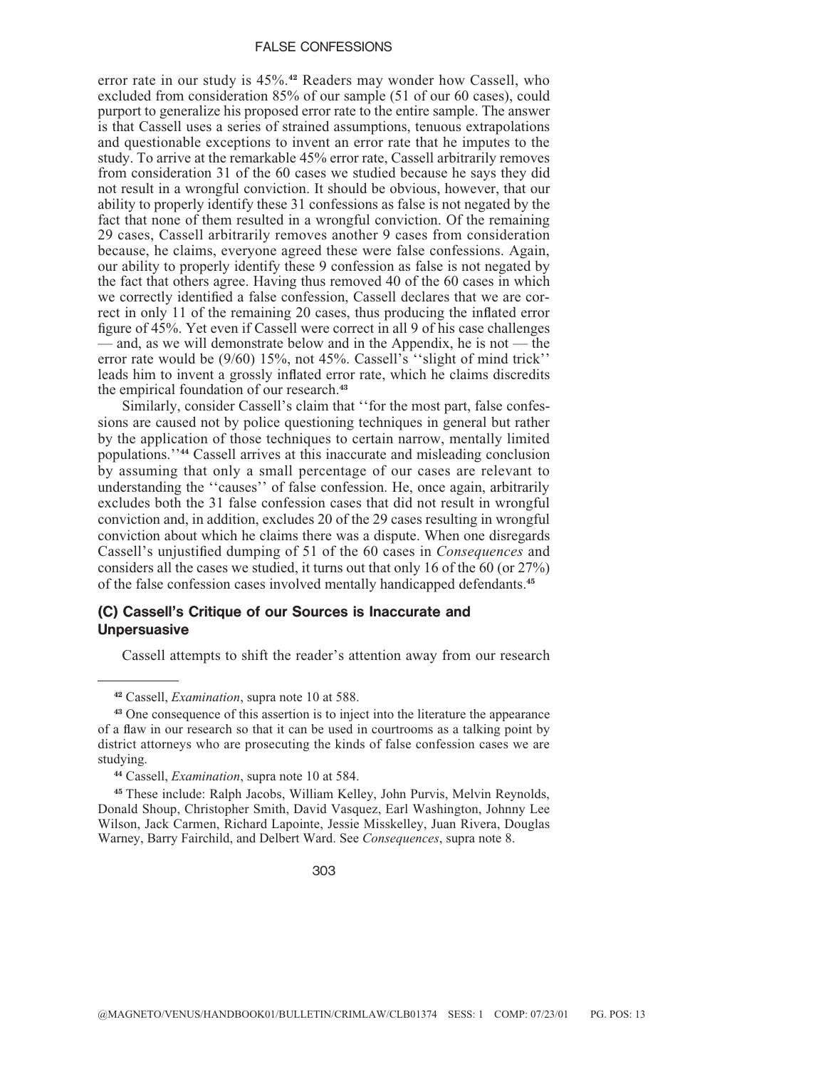error rate in our study is 45%.[42] Readers may wonder how Cassell, who excluded from consideration 85% of our sample (51 of our 60 cases), could purport to generalize his proposed error rate to the entire sample. The answer is that Cassell uses a series of strained assumptions, tenuous extrapolations and questionable exceptions to invent an error rate that he imputes to the study. To arrive at the remarkable 45% error rate, Cassell arbitrarily removes from consideration 31 of the 60 cases we studied because he says they did not result in a wrongful conviction. It should be obvious, however, that our ability to properly identify these 31 confessions as false is not negated by the fact that none of them resulted in a wrongful conviction. Of the remaining 29 cases, Cassell arbitrarily removes another 9 cases from consideration because, he claims, everyone agreed these were false confessions. Again, our ability to properly identify these 9 confession as false is not negated by the fact that others agree. Having thus removed 40 of the 60 cases in which we correctly identified a false confession, Cassell declares that we are correct in only 11 of the remaining 20 cases, thus producing the inflated error figure of 45%. Yet even if Cassell were correct in all 9 of his case challenges — and, as we will demonstrate below and in the Appendix, he is not — the error rate would be (9/60) 15%, not 45%. Cassell's ''slight of mind trick'' leads him to invent a grossly inflated error rate, which he claims discredits the empirical foundation of our research.[43]

Similarly, consider Cassell's claim that ''for the most part, false confessions are caused not by police questioning techniques in general but rather by the application of those techniques to certain narrow, mentally limited populations.''[44] Cassell arrives at this inaccurate and misleading conclusion by assuming that only a small percentage of our cases are relevant to understanding the ''causes'' of false confession. He, once again, arbitrarily excludes both the 31 false confession cases that did not result in wrongful conviction and, in addition, excludes 20 of the 29 cases resulting in wrongful conviction about which he claims there was a dispute. When one disregards Cassell's unjustified dumping of 51 of the 60 cases in *Consequences* and considers all the cases we studied, it turns out that only 16 of the 60 (or 27%) of the false confession cases involved mentally handicapped defendants.[45]

### (C) Cassell's Critique of our Sources is Inaccurate and Unpersuasive

Cassell attempts to shift the reader's attention away from our research

---

[42] Cassell, *Examination*, supra note 10 at 588.

[43] One consequence of this assertion is to inject into the literature the appearance of a flaw in our research so that it can be used in courtrooms as a talking point by district attorneys who are prosecuting the kinds of false confession cases we are studying.

[44] Cassell, *Examination*, supra note 10 at 584.

[45] These include: Ralph Jacobs, William Kelley, John Purvis, Melvin Reynolds, Donald Shoup, Christopher Smith, David Vasquez, Earl Washington, Johnny Lee Wilson, Jack Carmen, Richard Lapointe, Jessie Misskelley, Juan Rivera, Douglas Warney, Barry Fairchild, and Delbert Ward. See *Consequences*, supra note 8.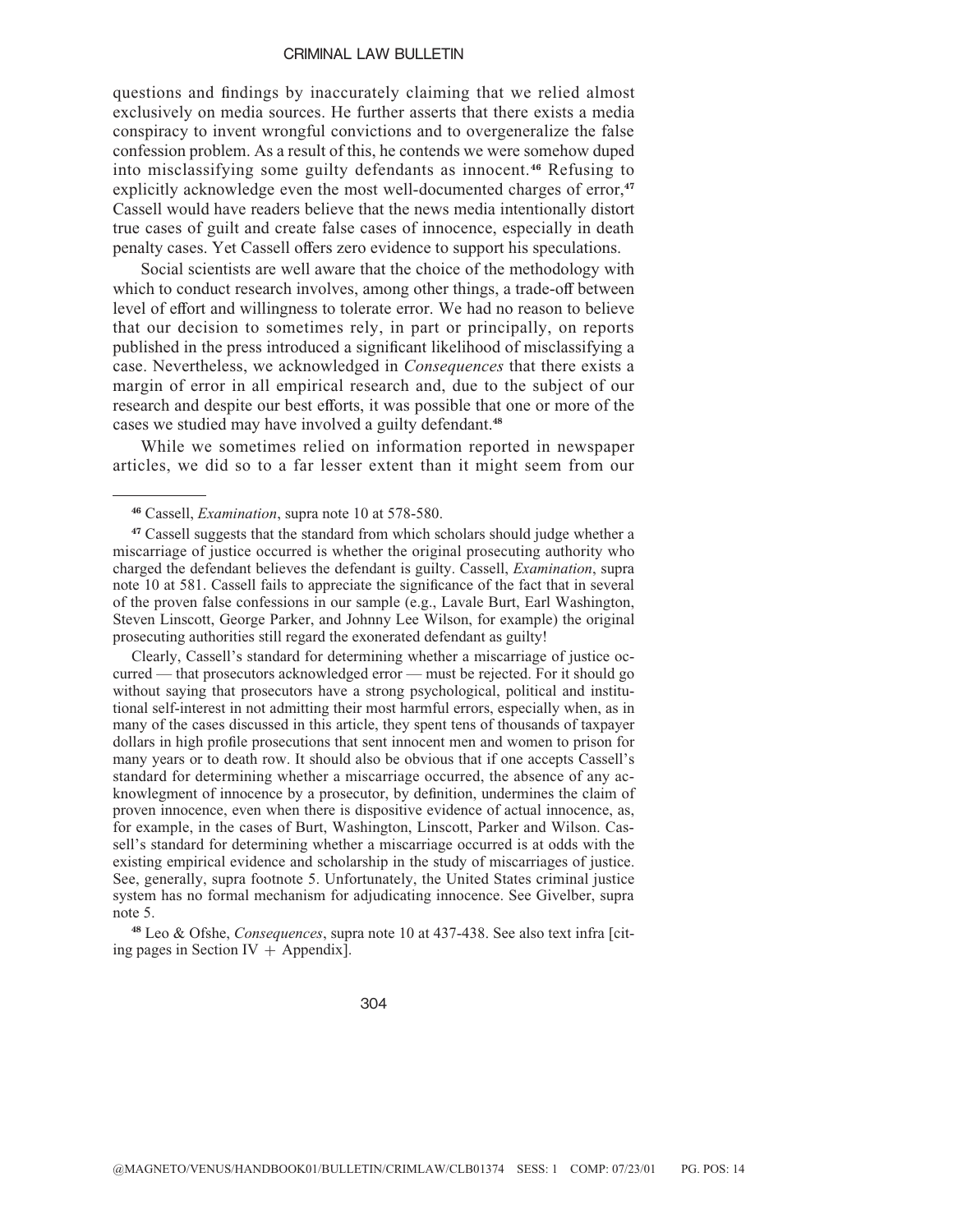questions and findings by inaccurately claiming that we relied almost exclusively on media sources. He further asserts that there exists a media conspiracy to invent wrongful convictions and to overgeneralize the false confession problem. As a result of this, he contends we were somehow duped into misclassifying some guilty defendants as innocent.[46] Refusing to explicitly acknowledge even the most well-documented charges of error,[47] Cassell would have readers believe that the news media intentionally distort true cases of guilt and create false cases of innocence, especially in death penalty cases. Yet Cassell offers zero evidence to support his speculations.

Social scientists are well aware that the choice of the methodology with which to conduct research involves, among other things, a trade-off between level of effort and willingness to tolerate error. We had no reason to believe that our decision to sometimes rely, in part or principally, on reports published in the press introduced a significant likelihood of misclassifying a case. Nevertheless, we acknowledged in *Consequences* that there exists a margin of error in all empirical research and, due to the subject of our research and despite our best efforts, it was possible that one or more of the cases we studied may have involved a guilty defendant.[48]

While we sometimes relied on information reported in newspaper articles, we did so to a far lesser extent than it might seem from our

---

[46] Cassell, *Examination*, supra note 10 at 578-580.

[47] Cassell suggests that the standard from which scholars should judge whether a miscarriage of justice occurred is whether the original prosecuting authority who charged the defendant believes the defendant is guilty. Cassell, *Examination*, supra note 10 at 581. Cassell fails to appreciate the significance of the fact that in several of the proven false confessions in our sample (e.g., Lavale Burt, Earl Washington, Steven Linscott, George Parker, and Johnny Lee Wilson, for example) the original prosecuting authorities still regard the exonerated defendant as guilty!

Clearly, Cassell's standard for determining whether a miscarriage of justice occurred — that prosecutors acknowledged error — must be rejected. For it should go without saying that prosecutors have a strong psychological, political and institutional self-interest in not admitting their most harmful errors, especially when, as in many of the cases discussed in this article, they spent tens of thousands of taxpayer dollars in high profile prosecutions that sent innocent men and women to prison for many years or to death row. It should also be obvious that if one accepts Cassell's standard for determining whether a miscarriage occurred, the absence of any acknowlegment of innocence by a prosecutor, by definition, undermines the claim of proven innocence, even when there is dispositive evidence of actual innocence, as, for example, in the cases of Burt, Washington, Linscott, Parker and Wilson. Cassell's standard for determining whether a miscarriage occurred is at odds with the existing empirical evidence and scholarship in the study of miscarriages of justice. See, generally, supra footnote 5. Unfortunately, the United States criminal justice system has no formal mechanism for adjudicating innocence. See Givelber, supra note 5.

[48] Leo & Ofshe, *Consequences*, supra note 10 at 437-438. See also text infra [citing pages in Section IV + Appendix].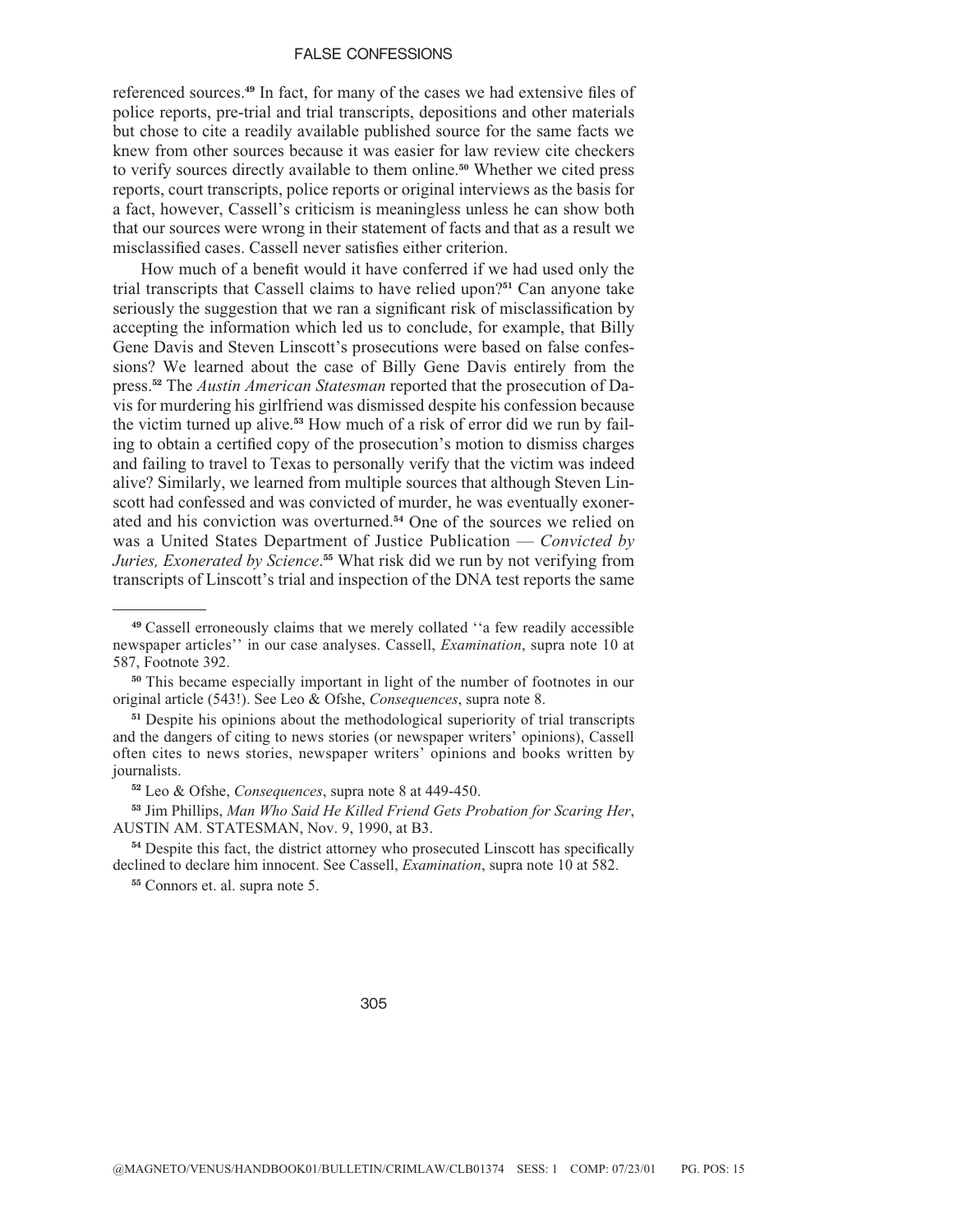referenced sources.[49] In fact, for many of the cases we had extensive files of police reports, pre-trial and trial transcripts, depositions and other materials but chose to cite a readily available published source for the same facts we knew from other sources because it was easier for law review cite checkers to verify sources directly available to them online.[50] Whether we cited press reports, court transcripts, police reports or original interviews as the basis for a fact, however, Cassell's criticism is meaningless unless he can show both that our sources were wrong in their statement of facts and that as a result we misclassified cases. Cassell never satisfies either criterion.

How much of a benefit would it have conferred if we had used only the trial transcripts that Cassell claims to have relied upon?[51] Can anyone take seriously the suggestion that we ran a significant risk of misclassification by accepting the information which led us to conclude, for example, that Billy Gene Davis and Steven Linscott's prosecutions were based on false confessions? We learned about the case of Billy Gene Davis entirely from the press.[52] The *Austin American Statesman* reported that the prosecution of Davis for murdering his girlfriend was dismissed despite his confession because the victim turned up alive.[53] How much of a risk of error did we run by failing to obtain a certified copy of the prosecution's motion to dismiss charges and failing to travel to Texas to personally verify that the victim was indeed alive? Similarly, we learned from multiple sources that although Steven Linscott had confessed and was convicted of murder, he was eventually exonerated and his conviction was overturned.[54] One of the sources we relied on was a United States Department of Justice Publication — *Convicted by Juries, Exonerated by Science*.[55] What risk did we run by not verifying from transcripts of Linscott's trial and inspection of the DNA test reports the same

---

[49] Cassell erroneously claims that we merely collated ''a few readily accessible newspaper articles'' in our case analyses. Cassell, *Examination*, supra note 10 at 587, Footnote 392.

[50] This became especially important in light of the number of footnotes in our original article (543!). See Leo & Ofshe, *Consequences*, supra note 8.

[51] Despite his opinions about the methodological superiority of trial transcripts and the dangers of citing to news stories (or newspaper writers' opinions), Cassell often cites to news stories, newspaper writers' opinions and books written by journalists.

[52] Leo & Ofshe, *Consequences*, supra note 8 at 449-450.

[53] Jim Phillips, *Man Who Said He Killed Friend Gets Probation for Scaring Her*, AUSTIN AM. STATESMAN, Nov. 9, 1990, at B3.

[54] Despite this fact, the district attorney who prosecuted Linscott has specifically declined to declare him innocent. See Cassell, *Examination*, supra note 10 at 582.

[55] Connors et. al. supra note 5.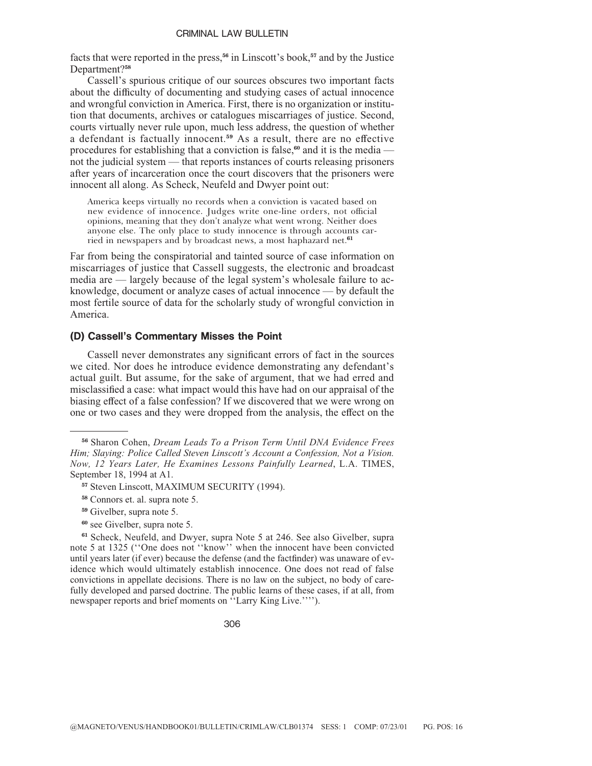facts that were reported in the press,[56] in Linscott's book,[57] and by the Justice Department?[58]

Cassell's spurious critique of our sources obscures two important facts about the difficulty of documenting and studying cases of actual innocence and wrongful conviction in America. First, there is no organization or institution that documents, archives or catalogues miscarriages of justice. Second, courts virtually never rule upon, much less address, the question of whether a defendant is factually innocent.[59] As a result, there are no effective procedures for establishing that a conviction is false,[60] and it is the media — not the judicial system — that reports instances of courts releasing prisoners after years of incarceration once the court discovers that the prisoners were innocent all along. As Scheck, Neufeld and Dwyer point out:

> America keeps virtually no records when a conviction is vacated based on new evidence of innocence. Judges write one-line orders, not official opinions, meaning that they don't analyze what went wrong. Neither does anyone else. The only place to study innocence is through accounts carried in newspapers and by broadcast news, a most haphazard net.[61]

Far from being the conspiratorial and tainted source of case information on miscarriages of justice that Cassell suggests, the electronic and broadcast media are — largely because of the legal system's wholesale failure to acknowledge, document or analyze cases of actual innocence — by default the most fertile source of data for the scholarly study of wrongful conviction in America.

### (D) Cassell's Commentary Misses the Point

Cassell never demonstrates any significant errors of fact in the sources we cited. Nor does he introduce evidence demonstrating any defendant's actual guilt. But assume, for the sake of argument, that we had erred and misclassified a case: what impact would this have had on our appraisal of the biasing effect of a false confession? If we discovered that we were wrong on one or two cases and they were dropped from the analysis, the effect on the

---

[56] Sharon Cohen, *Dream Leads To a Prison Term Until DNA Evidence Frees Him; Slaying: Police Called Steven Linscott's Account a Confession, Not a Vision. Now, 12 Years Later, He Examines Lessons Painfully Learned*, L.A. TIMES, September 18, 1994 at A1.

[57] Steven Linscott, MAXIMUM SECURITY (1994).

[58] Connors et. al. supra note 5.

[59] Givelber, supra note 5.

[60] see Givelber, supra note 5.

[61] Scheck, Neufeld, and Dwyer, supra Note 5 at 246. See also Givelber, supra note 5 at 1325 (''One does not ''know'' when the innocent have been convicted until years later (if ever) because the defense (and the factfinder) was unaware of evidence which would ultimately establish innocence. One does not read of false convictions in appellate decisions. There is no law on the subject, no body of carefully developed and parsed doctrine. The public learns of these cases, if at all, from newspaper reports and brief moments on ''Larry King Live.'''').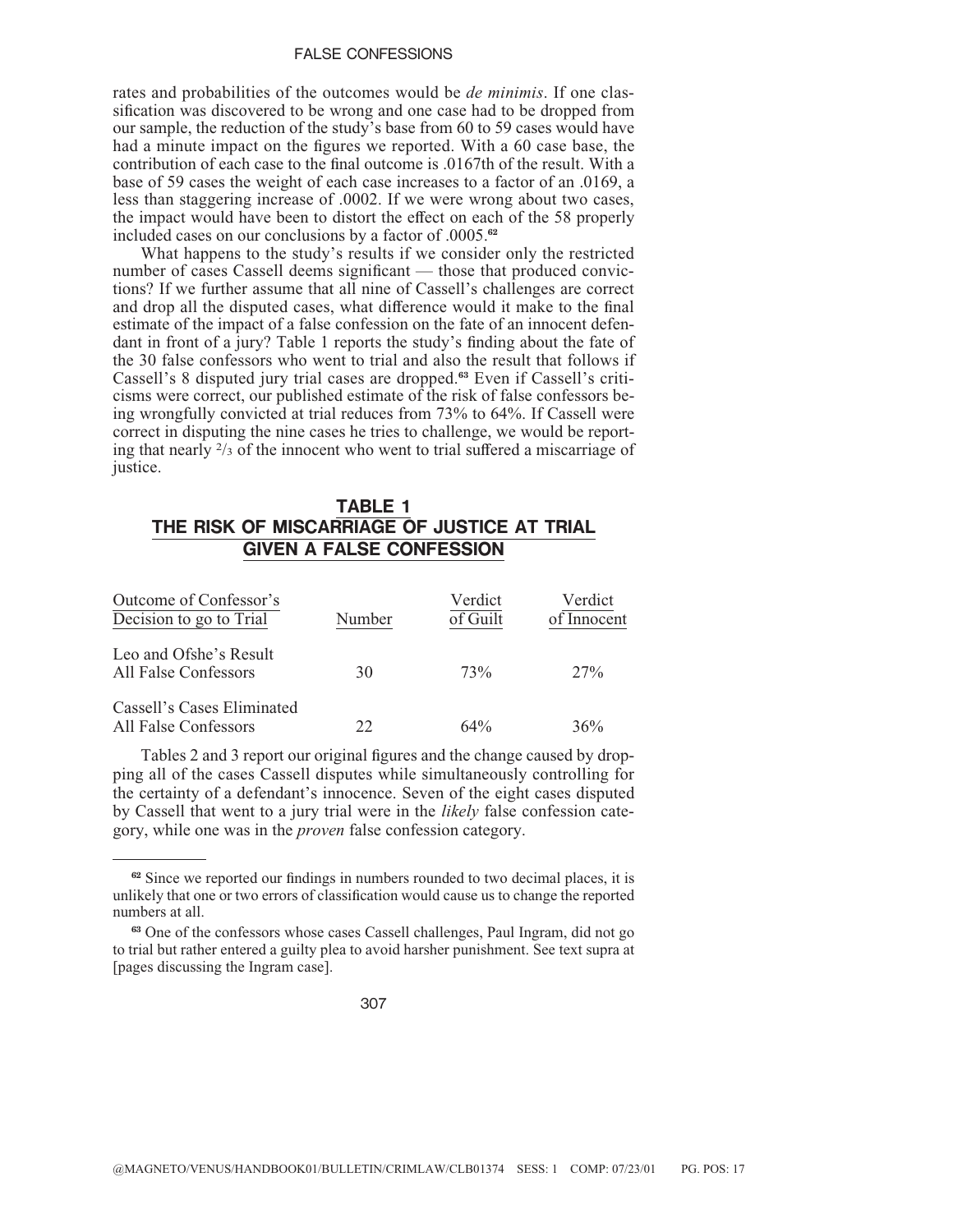rates and probabilities of the outcomes would be *de minimis*. If one classification was discovered to be wrong and one case had to be dropped from our sample, the reduction of the study's base from 60 to 59 cases would have had a minute impact on the figures we reported. With a 60 case base, the contribution of each case to the final outcome is .0167th of the result. With a base of 59 cases the weight of each case increases to a factor of an .0169, a less than staggering increase of .0002. If we were wrong about two cases, the impact would have been to distort the effect on each of the 58 properly included cases on our conclusions by a factor of .0005.[62]

What happens to the study's results if we consider only the restricted number of cases Cassell deems significant — those that produced convictions? If we further assume that all nine of Cassell's challenges are correct and drop all the disputed cases, what difference would it make to the final estimate of the impact of a false confession on the fate of an innocent defendant in front of a jury? Table 1 reports the study's finding about the fate of the 30 false confessors who went to trial and also the result that follows if Cassell's 8 disputed jury trial cases are dropped.[63] Even if Cassell's criticisms were correct, our published estimate of the risk of false confessors being wrongfully convicted at trial reduces from 73% to 64%. If Cassell were correct in disputing the nine cases he tries to challenge, we would be reporting that nearly 2/3 of the innocent who went to trial suffered a miscarriage of justice.

## TABLE 1
## THE RISK OF MISCARRIAGE OF JUSTICE AT TRIAL GIVEN A FALSE CONFESSION

| Outcome of Confessor's Decision to go to Trial | Number | Verdict of Guilt | Verdict of Innocent |
|---|---|---|---|
| Leo and Ofshe's Result All False Confessors | 30 | 73% | 27% |
| Cassell's Cases Eliminated All False Confessors | 22 | 64% | 36% |

Tables 2 and 3 report our original figures and the change caused by dropping all of the cases Cassell disputes while simultaneously controlling for the certainty of a defendant's innocence. Seven of the eight cases disputed by Cassell that went to a jury trial were in the *likely* false confession category, while one was in the *proven* false confession category.

---

[62] Since we reported our findings in numbers rounded to two decimal places, it is unlikely that one or two errors of classification would cause us to change the reported numbers at all.

[63] One of the confessors whose cases Cassell challenges, Paul Ingram, did not go to trial but rather entered a guilty plea to avoid harsher punishment. See text supra at [pages discussing the Ingram case].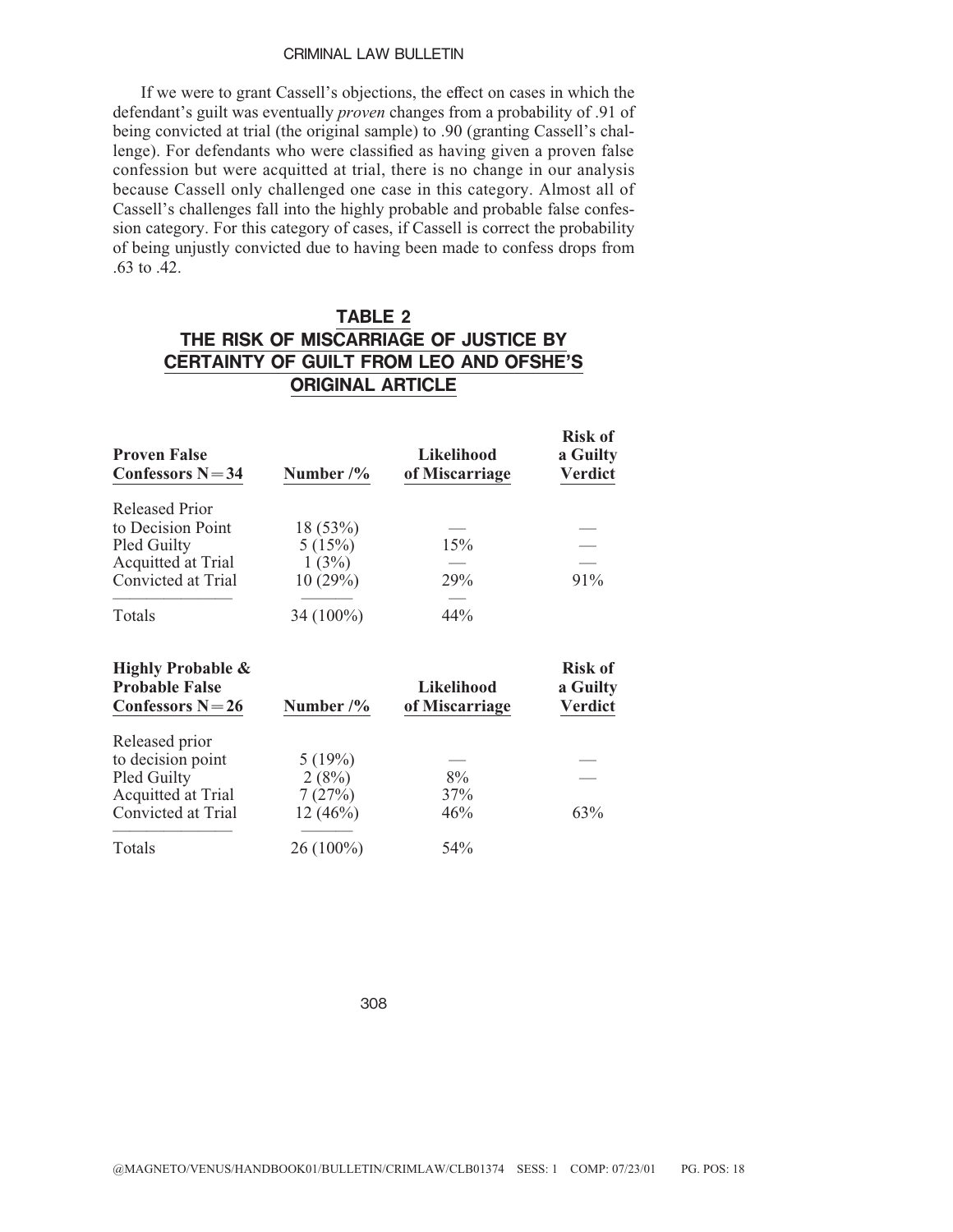If we were to grant Cassell's objections, the effect on cases in which the defendant's guilt was eventually *proven* changes from a probability of .91 of being convicted at trial (the original sample) to .90 (granting Cassell's challenge). For defendants who were classified as having given a proven false confession but were acquitted at trial, there is no change in our analysis because Cassell only challenged one case in this category. Almost all of Cassell's challenges fall into the highly probable and probable false confession category. For this category of cases, if Cassell is correct the probability of being unjustly convicted due to having been made to confess drops from .63 to .42.

## TABLE 2
## THE RISK OF MISCARRIAGE OF JUSTICE BY CERTAINTY OF GUILT FROM LEO AND OFSHE'S ORIGINAL ARTICLE

| Proven False Confessors N=34 | Number /% | Likelihood of Miscarriage | Risk of a Guilty Verdict |
| --- | --- | --- | --- |
| Released Prior to Decision Point | 18 (53%) | — | — |
| Pled Guilty | 5 (15%) | 15% | — |
| Acquitted at Trial | 1 (3%) | — | — |
| Convicted at Trial | 10 (29%) | 29% | 91% |
| Totals | 34 (100%) | 44% | |

| Highly Probable & Probable False Confessors N=26 | Number /% | Likelihood of Miscarriage | Risk of a Guilty Verdict |
| --- | --- | --- | --- |
| Released prior to decision point | 5 (19%) | — | — |
| Pled Guilty | 2 (8%) | 8% | — |
| Acquitted at Trial | 7 (27%) | 37% | |
| Convicted at Trial | 12 (46%) | 46% | 63% |
| Totals | 26 (100%) | 54% | |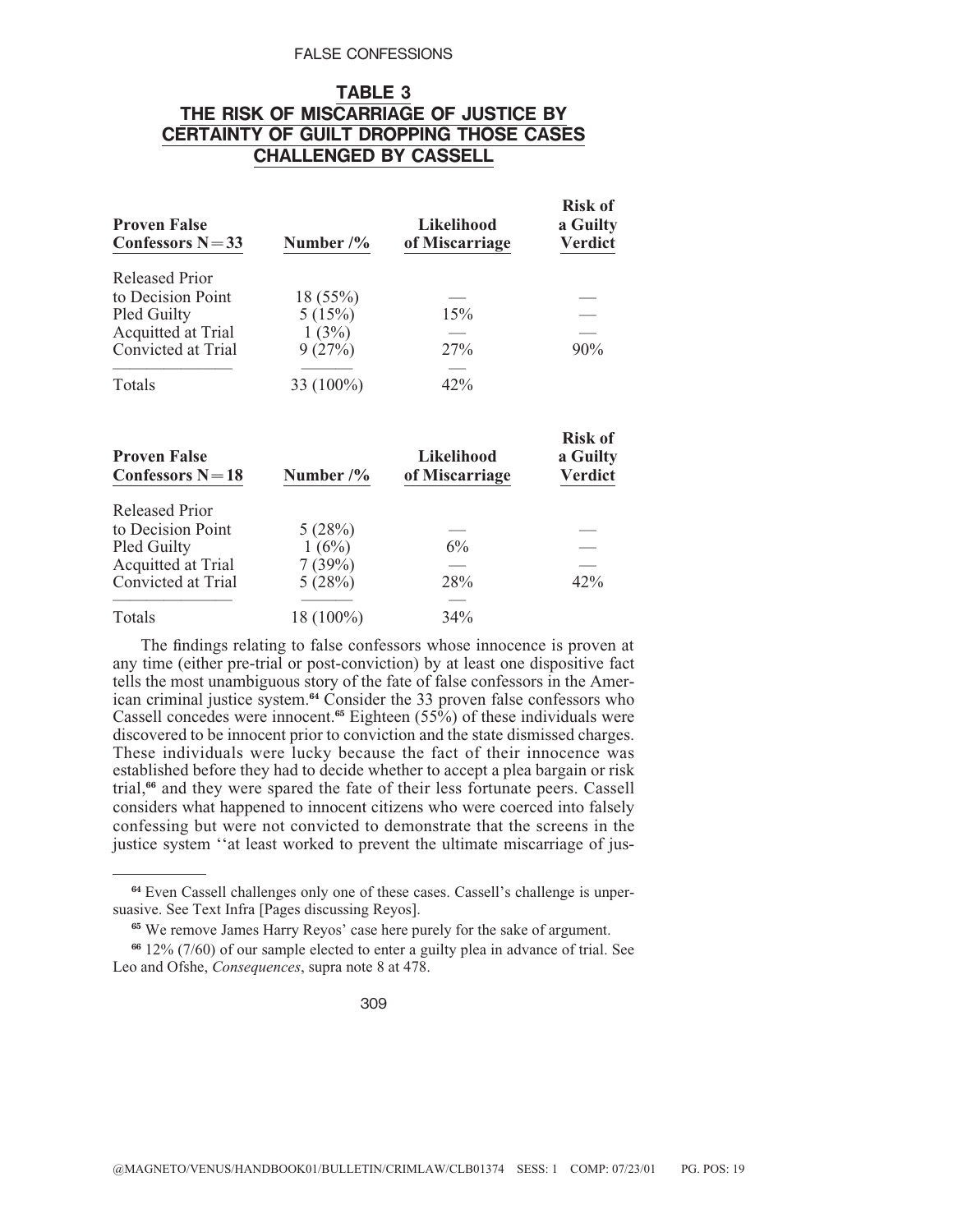## TABLE 3
## THE RISK OF MISCARRIAGE OF JUSTICE BY CERTAINTY OF GUILT DROPPING THOSE CASES CHALLENGED BY CASSELL

| Proven False Confessors N = 33 | Number /% | Likelihood of Miscarriage | Risk of a Guilty Verdict |
|---|---|---|---|
| Released Prior to Decision Point | 18 (55%) | — | — |
| Pled Guilty | 5 (15%) | 15% | — |
| Acquitted at Trial | 1 (3%) | — | — |
| Convicted at Trial | 9 (27%) | 27% | 90% |
| Totals | 33 (100%) | 42% | |

| Proven False Confessors N = 18 | Number /% | Likelihood of Miscarriage | Risk of a Guilty Verdict |
|---|---|---|---|
| Released Prior to Decision Point | 5 (28%) | — | — |
| Pled Guilty | 1 (6%) | 6% | — |
| Acquitted at Trial | 7 (39%) | — | — |
| Convicted at Trial | 5 (28%) | 28% | 42% |
| Totals | 18 (100%) | 34% | |

The findings relating to false confessors whose innocence is proven at any time (either pre-trial or post-conviction) by at least one dispositive fact tells the most unambiguous story of the fate of false confessors in the American criminal justice system.[64] Consider the 33 proven false confessors who Cassell concedes were innocent.[65] Eighteen (55%) of these individuals were discovered to be innocent prior to conviction and the state dismissed charges. These individuals were lucky because the fact of their innocence was established before they had to decide whether to accept a plea bargain or risk trial,[66] and they were spared the fate of their less fortunate peers. Cassell considers what happened to innocent citizens who were coerced into falsely confessing but were not convicted to demonstrate that the screens in the justice system ''at least worked to prevent the ultimate miscarriage of jus-

---

[64] Even Cassell challenges only one of these cases. Cassell's challenge is unpersuasive. See Text Infra [Pages discussing Reyos].

[65] We remove James Harry Reyos' case here purely for the sake of argument.

[66] 12% (7/60) of our sample elected to enter a guilty plea in advance of trial. See Leo and Ofshe, *Consequences*, supra note 8 at 478.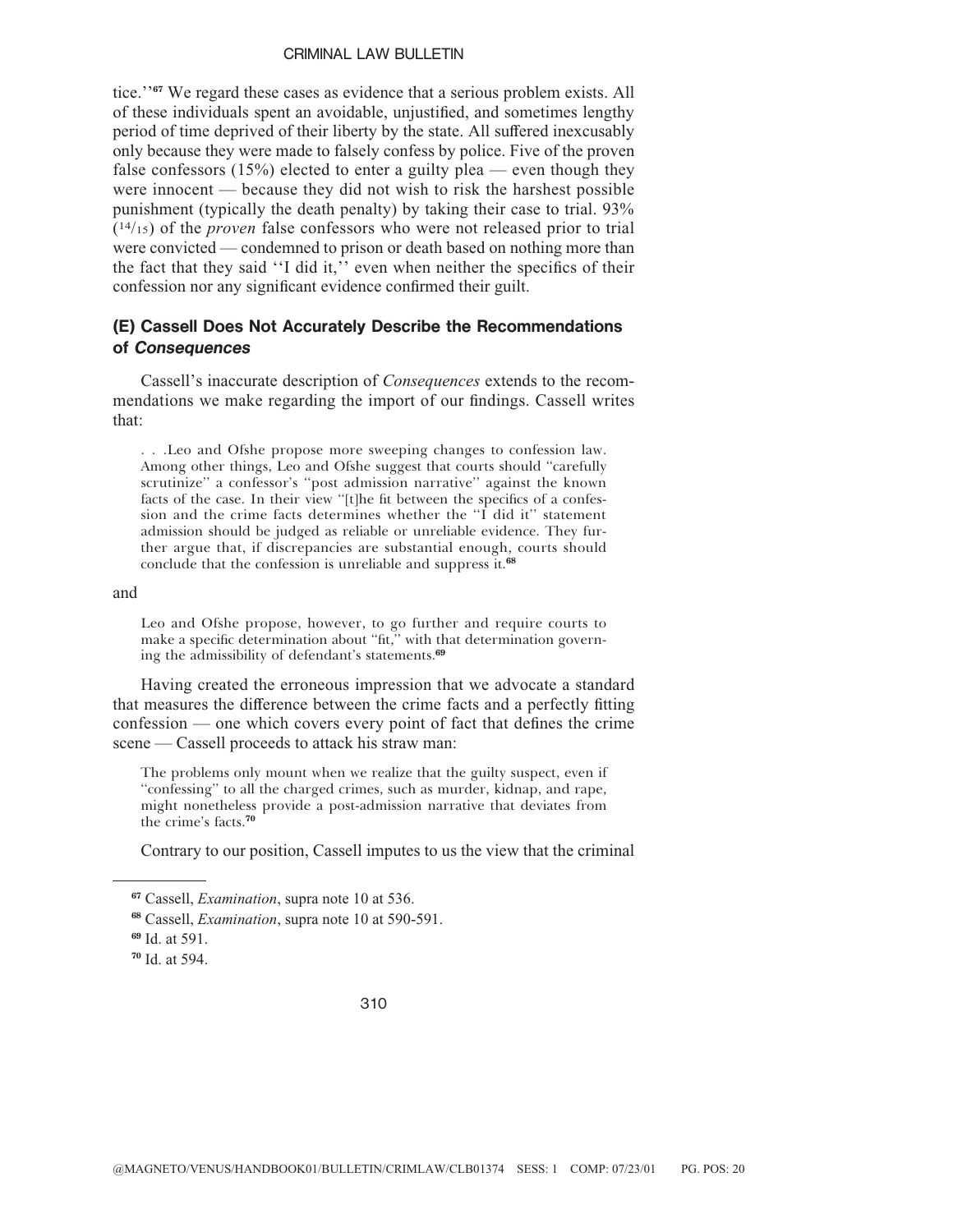tice.''[67] We regard these cases as evidence that a serious problem exists. All of these individuals spent an avoidable, unjustified, and sometimes lengthy period of time deprived of their liberty by the state. All suffered inexcusably only because they were made to falsely confess by police. Five of the proven false confessors (15%) elected to enter a guilty plea — even though they were innocent — because they did not wish to risk the harshest possible punishment (typically the death penalty) by taking their case to trial. 93% (14/15) of the *proven* false confessors who were not released prior to trial were convicted — condemned to prison or death based on nothing more than the fact that they said ''I did it,'' even when neither the specifics of their confession nor any significant evidence confirmed their guilt.

### (E) Cassell Does Not Accurately Describe the Recommendations of *Consequences*

Cassell's inaccurate description of *Consequences* extends to the recommendations we make regarding the import of our findings. Cassell writes that:

> . . .Leo and Ofshe propose more sweeping changes to confession law. Among other things, Leo and Ofshe suggest that courts should ''carefully scrutinize'' a confessor's ''post admission narrative'' against the known facts of the case. In their view ''[t]he fit between the specifics of a confession and the crime facts determines whether the ''I did it'' statement admission should be judged as reliable or unreliable evidence. They further argue that, if discrepancies are substantial enough, courts should conclude that the confession is unreliable and suppress it.[68]

and

> Leo and Ofshe propose, however, to go further and require courts to make a specific determination about ''fit,'' with that determination governing the admissibility of defendant's statements.[69]

Having created the erroneous impression that we advocate a standard that measures the difference between the crime facts and a perfectly fitting confession — one which covers every point of fact that defines the crime scene — Cassell proceeds to attack his straw man:

> The problems only mount when we realize that the guilty suspect, even if ''confessing'' to all the charged crimes, such as murder, kidnap, and rape, might nonetheless provide a post-admission narrative that deviates from the crime's facts.[70]

Contrary to our position, Cassell imputes to us the view that the criminal

---

[67] Cassell, *Examination*, supra note 10 at 536.

[68] Cassell, *Examination*, supra note 10 at 590-591.

[69] Id. at 591.

[70] Id. at 594.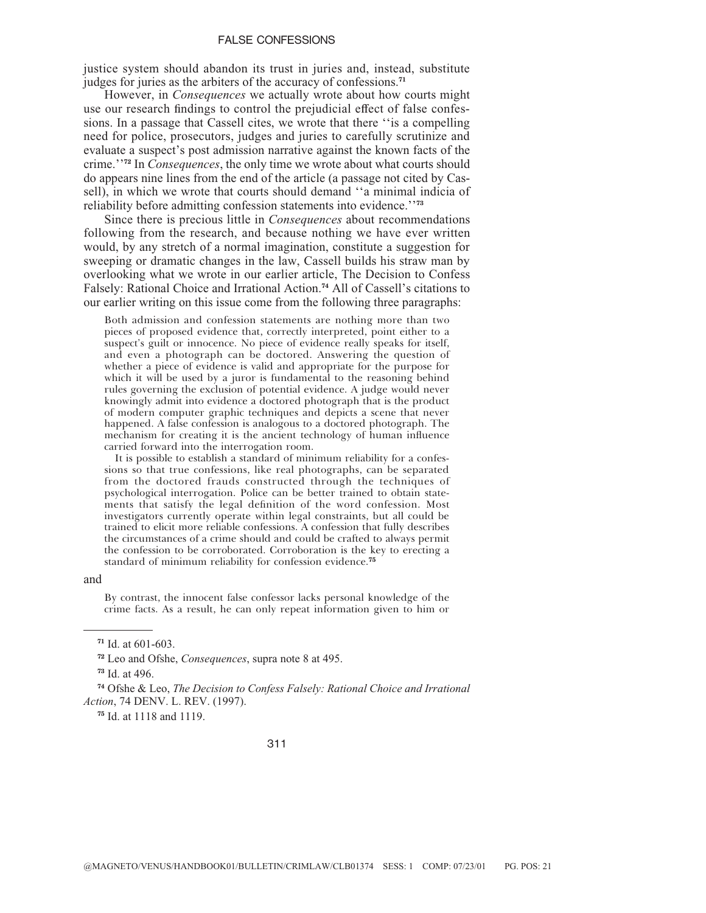justice system should abandon its trust in juries and, instead, substitute judges for juries as the arbiters of the accuracy of confessions.[71]

However, in *Consequences* we actually wrote about how courts might use our research findings to control the prejudicial effect of false confessions. In a passage that Cassell cites, we wrote that there ''is a compelling need for police, prosecutors, judges and juries to carefully scrutinize and evaluate a suspect's post admission narrative against the known facts of the crime.''[72] In *Consequences*, the only time we wrote about what courts should do appears nine lines from the end of the article (a passage not cited by Cassell), in which we wrote that courts should demand ''a minimal indicia of reliability before admitting confession statements into evidence.''[73]

Since there is precious little in *Consequences* about recommendations following from the research, and because nothing we have ever written would, by any stretch of a normal imagination, constitute a suggestion for sweeping or dramatic changes in the law, Cassell builds his straw man by overlooking what we wrote in our earlier article, The Decision to Confess Falsely: Rational Choice and Irrational Action.[74] All of Cassell's citations to our earlier writing on this issue come from the following three paragraphs:

> Both admission and confession statements are nothing more than two pieces of proposed evidence that, correctly interpreted, point either to a suspect's guilt or innocence. No piece of evidence really speaks for itself, and even a photograph can be doctored. Answering the question of whether a piece of evidence is valid and appropriate for the purpose for which it will be used by a juror is fundamental to the reasoning behind rules governing the exclusion of potential evidence. A judge would never knowingly admit into evidence a doctored photograph that is the product of modern computer graphic techniques and depicts a scene that never happened. A false confession is analogous to a doctored photograph. The mechanism for creating it is the ancient technology of human influence carried forward into the interrogation room.
>
> It is possible to establish a standard of minimum reliability for a confessions so that true confessions, like real photographs, can be separated from the doctored frauds constructed through the techniques of psychological interrogation. Police can be better trained to obtain statements that satisfy the legal definition of the word confession. Most investigators currently operate within legal constraints, but all could be trained to elicit more reliable confessions. A confession that fully describes the circumstances of a crime should and could be crafted to always permit the confession to be corroborated. Corroboration is the key to erecting a standard of minimum reliability for confession evidence.[75]

and

> By contrast, the innocent false confessor lacks personal knowledge of the crime facts. As a result, he can only repeat information given to him or

---

[71] Id. at 601-603.

[72] Leo and Ofshe, *Consequences*, supra note 8 at 495.

[73] Id. at 496.

[74] Ofshe & Leo, *The Decision to Confess Falsely: Rational Choice and Irrational Action*, 74 DENV. L. REV. (1997).

[75] Id. at 1118 and 1119.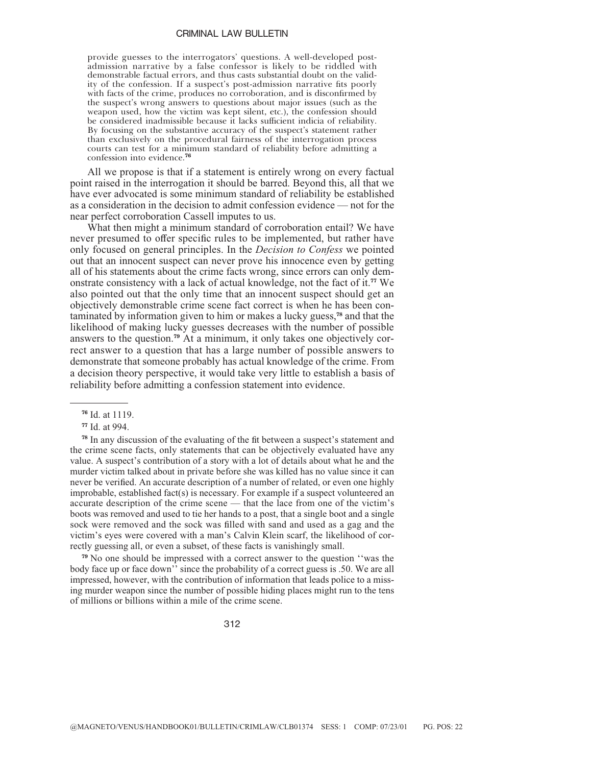> provide guesses to the interrogators' questions. A well-developed post-admission narrative by a false confessor is likely to be riddled with demonstrable factual errors, and thus casts substantial doubt on the validity of the confession. If a suspect's post-admission narrative fits poorly with facts of the crime, produces no corroboration, and is disconfirmed by the suspect's wrong answers to questions about major issues (such as the weapon used, how the victim was kept silent, etc.), the confession should be considered inadmissible because it lacks sufficient indicia of reliability. By focusing on the substantive accuracy of the suspect's statement rather than exclusively on the procedural fairness of the interrogation process courts can test for a minimum standard of reliability before admitting a confession into evidence.[76]

All we propose is that if a statement is entirely wrong on every factual point raised in the interrogation it should be barred. Beyond this, all that we have ever advocated is some minimum standard of reliability be established as a consideration in the decision to admit confession evidence — not for the near perfect corroboration Cassell imputes to us.

What then might a minimum standard of corroboration entail? We have never presumed to offer specific rules to be implemented, but rather have only focused on general principles. In the *Decision to Confess* we pointed out that an innocent suspect can never prove his innocence even by getting all of his statements about the crime facts wrong, since errors can only demonstrate consistency with a lack of actual knowledge, not the fact of it.[77] We also pointed out that the only time that an innocent suspect should get an objectively demonstrable crime scene fact correct is when he has been contaminated by information given to him or makes a lucky guess,[78] and that the likelihood of making lucky guesses decreases with the number of possible answers to the question.[79] At a minimum, it only takes one objectively correct answer to a question that has a large number of possible answers to demonstrate that someone probably has actual knowledge of the crime. From a decision theory perspective, it would take very little to establish a basis of reliability before admitting a confession statement into evidence.

---

[76] Id. at 1119.

[77] Id. at 994.

[78] In any discussion of the evaluating of the fit between a suspect's statement and the crime scene facts, only statements that can be objectively evaluated have any value. A suspect's contribution of a story with a lot of details about what he and the murder victim talked about in private before she was killed has no value since it can never be verified. An accurate description of a number of related, or even one highly improbable, established fact(s) is necessary. For example if a suspect volunteered an accurate description of the crime scene — that the lace from one of the victim's boots was removed and used to tie her hands to a post, that a single boot and a single sock were removed and the sock was filled with sand and used as a gag and the victim's eyes were covered with a man's Calvin Klein scarf, the likelihood of correctly guessing all, or even a subset, of these facts is vanishingly small.

[79] No one should be impressed with a correct answer to the question ''was the body face up or face down'' since the probability of a correct guess is .50. We are all impressed, however, with the contribution of information that leads police to a missing murder weapon since the number of possible hiding places might run to the tens of millions or billions within a mile of the crime scene.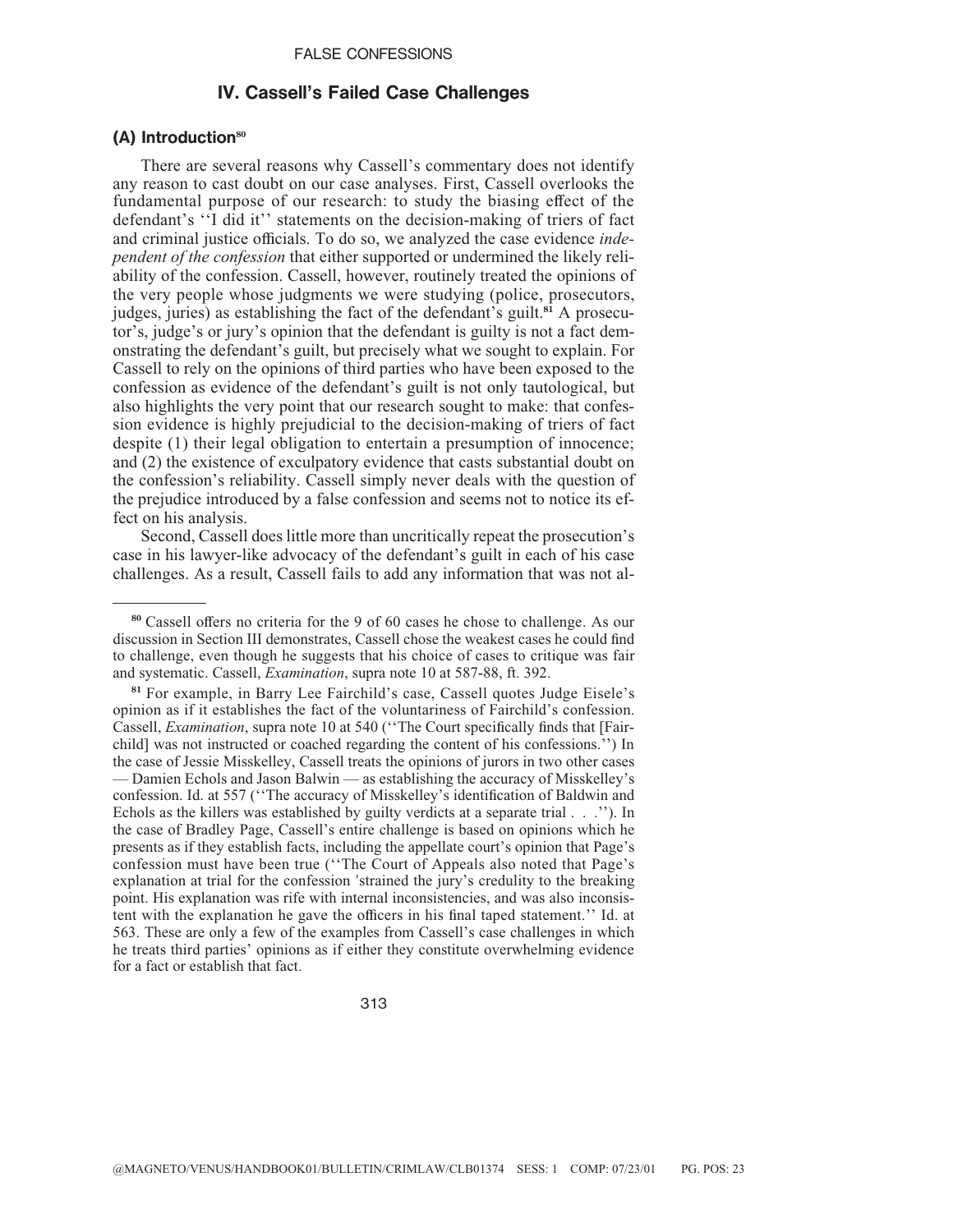## IV. Cassell's Failed Case Challenges

### (A) Introduction[80]

There are several reasons why Cassell's commentary does not identify any reason to cast doubt on our case analyses. First, Cassell overlooks the fundamental purpose of our research: to study the biasing effect of the defendant's ''I did it'' statements on the decision-making of triers of fact and criminal justice officials. To do so, we analyzed the case evidence *independent of the confession* that either supported or undermined the likely reliability of the confession. Cassell, however, routinely treated the opinions of the very people whose judgments we were studying (police, prosecutors, judges, juries) as establishing the fact of the defendant's guilt.[81] A prosecutor's, judge's or jury's opinion that the defendant is guilty is not a fact demonstrating the defendant's guilt, but precisely what we sought to explain. For Cassell to rely on the opinions of third parties who have been exposed to the confession as evidence of the defendant's guilt is not only tautological, but also highlights the very point that our research sought to make: that confession evidence is highly prejudicial to the decision-making of triers of fact despite (1) their legal obligation to entertain a presumption of innocence; and (2) the existence of exculpatory evidence that casts substantial doubt on the confession's reliability. Cassell simply never deals with the question of the prejudice introduced by a false confession and seems not to notice its effect on his analysis.

Second, Cassell does little more than uncritically repeat the prosecution's case in his lawyer-like advocacy of the defendant's guilt in each of his case challenges. As a result, Cassell fails to add any information that was not al-

---

[80] Cassell offers no criteria for the 9 of 60 cases he chose to challenge. As our discussion in Section III demonstrates, Cassell chose the weakest cases he could find to challenge, even though he suggests that his choice of cases to critique was fair and systematic. Cassell, *Examination*, supra note 10 at 587-88, ft. 392.

[81] For example, in Barry Lee Fairchild's case, Cassell quotes Judge Eisele's opinion as if it establishes the fact of the voluntariness of Fairchild's confession. Cassell, *Examination*, supra note 10 at 540 (''The Court specifically finds that [Fairchild] was not instructed or coached regarding the content of his confessions.'') In the case of Jessie Misskelley, Cassell treats the opinions of jurors in two other cases — Damien Echols and Jason Balwin — as establishing the accuracy of Misskelley's confession. Id. at 557 (''The accuracy of Misskelley's identification of Baldwin and Echols as the killers was established by guilty verdicts at a separate trial . . .''). In the case of Bradley Page, Cassell's entire challenge is based on opinions which he presents as if they establish facts, including the appellate court's opinion that Page's confession must have been true (''The Court of Appeals also noted that Page's explanation at trial for the confession 'strained the jury's credulity to the breaking point. His explanation was rife with internal inconsistencies, and was also inconsistent with the explanation he gave the officers in his final taped statement.'' Id. at 563. These are only a few of the examples from Cassell's case challenges in which he treats third parties' opinions as if either they constitute overwhelming evidence for a fact or establish that fact.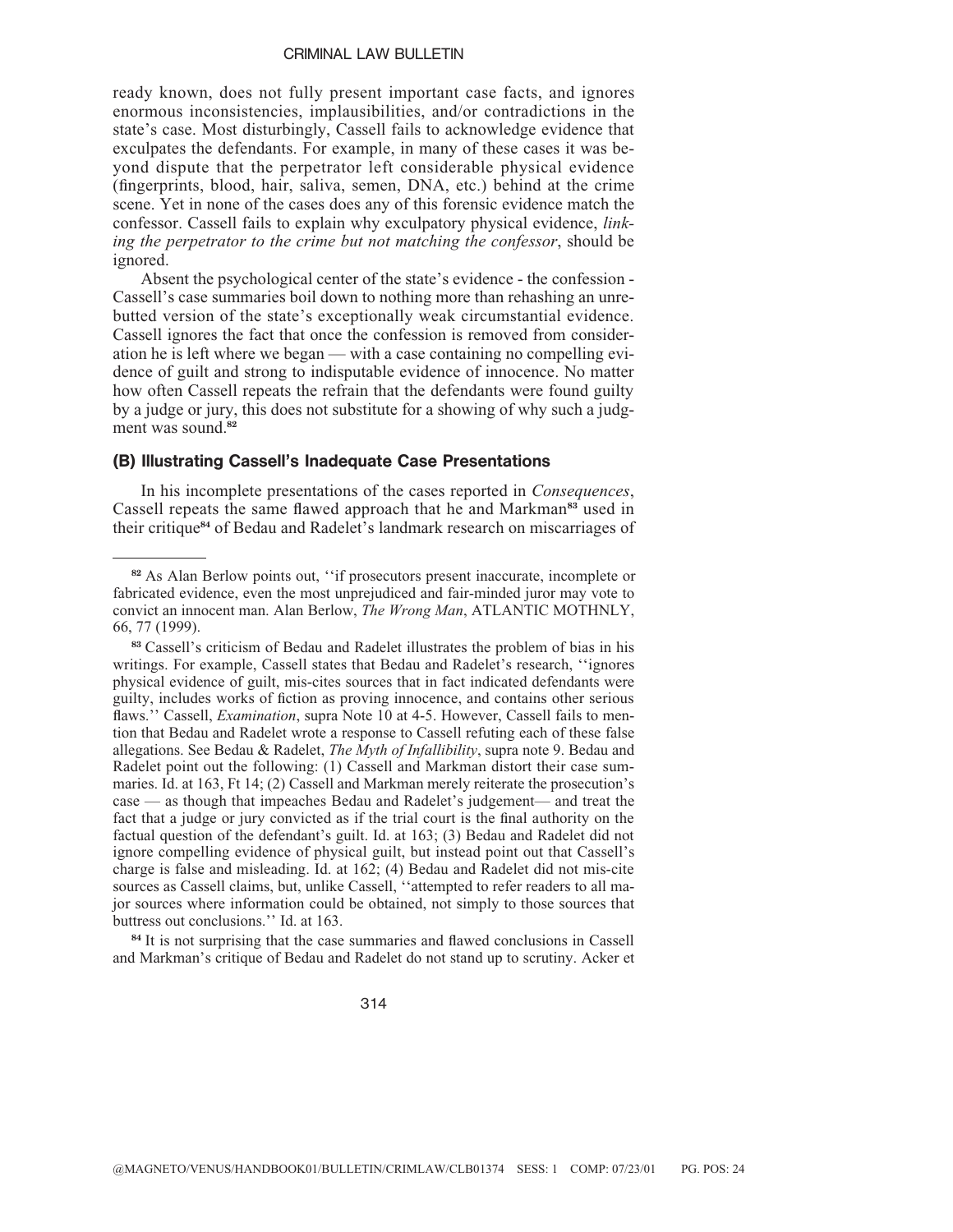ready known, does not fully present important case facts, and ignores enormous inconsistencies, implausibilities, and/or contradictions in the state's case. Most disturbingly, Cassell fails to acknowledge evidence that exculpates the defendants. For example, in many of these cases it was beyond dispute that the perpetrator left considerable physical evidence (fingerprints, blood, hair, saliva, semen, DNA, etc.) behind at the crime scene. Yet in none of the cases does any of this forensic evidence match the confessor. Cassell fails to explain why exculpatory physical evidence, *linking the perpetrator to the crime but not matching the confessor*, should be ignored.

Absent the psychological center of the state's evidence - the confession - Cassell's case summaries boil down to nothing more than rehashing an unrebutted version of the state's exceptionally weak circumstantial evidence. Cassell ignores the fact that once the confession is removed from consideration he is left where we began — with a case containing no compelling evidence of guilt and strong to indisputable evidence of innocence. No matter how often Cassell repeats the refrain that the defendants were found guilty by a judge or jury, this does not substitute for a showing of why such a judgment was sound.[82]

### (B) Illustrating Cassell's Inadequate Case Presentations

In his incomplete presentations of the cases reported in *Consequences*, Cassell repeats the same flawed approach that he and Markman[83] used in their critique[84] of Bedau and Radelet's landmark research on miscarriages of

---

[82] As Alan Berlow points out, ''if prosecutors present inaccurate, incomplete or fabricated evidence, even the most unprejudiced and fair-minded juror may vote to convict an innocent man. Alan Berlow, *The Wrong Man*, ATLANTIC MOTHNLY, 66, 77 (1999).

[83] Cassell's criticism of Bedau and Radelet illustrates the problem of bias in his writings. For example, Cassell states that Bedau and Radelet's research, ''ignores physical evidence of guilt, mis-cites sources that in fact indicated defendants were guilty, includes works of fiction as proving innocence, and contains other serious flaws.'' Cassell, *Examination*, supra Note 10 at 4-5. However, Cassell fails to mention that Bedau and Radelet wrote a response to Cassell refuting each of these false allegations. See Bedau & Radelet, *The Myth of Infallibility*, supra note 9. Bedau and Radelet point out the following: (1) Cassell and Markman distort their case summaries. Id. at 163, Ft 14; (2) Cassell and Markman merely reiterate the prosecution's case — as though that impeaches Bedau and Radelet's judgement— and treat the fact that a judge or jury convicted as if the trial court is the final authority on the factual question of the defendant's guilt. Id. at 163; (3) Bedau and Radelet did not ignore compelling evidence of physical guilt, but instead point out that Cassell's charge is false and misleading. Id. at 162; (4) Bedau and Radelet did not mis-cite sources as Cassell claims, but, unlike Cassell, ''attempted to refer readers to all major sources where information could be obtained, not simply to those sources that buttress out conclusions.'' Id. at 163.

[84] It is not surprising that the case summaries and flawed conclusions in Cassell and Markman's critique of Bedau and Radelet do not stand up to scrutiny. Acker et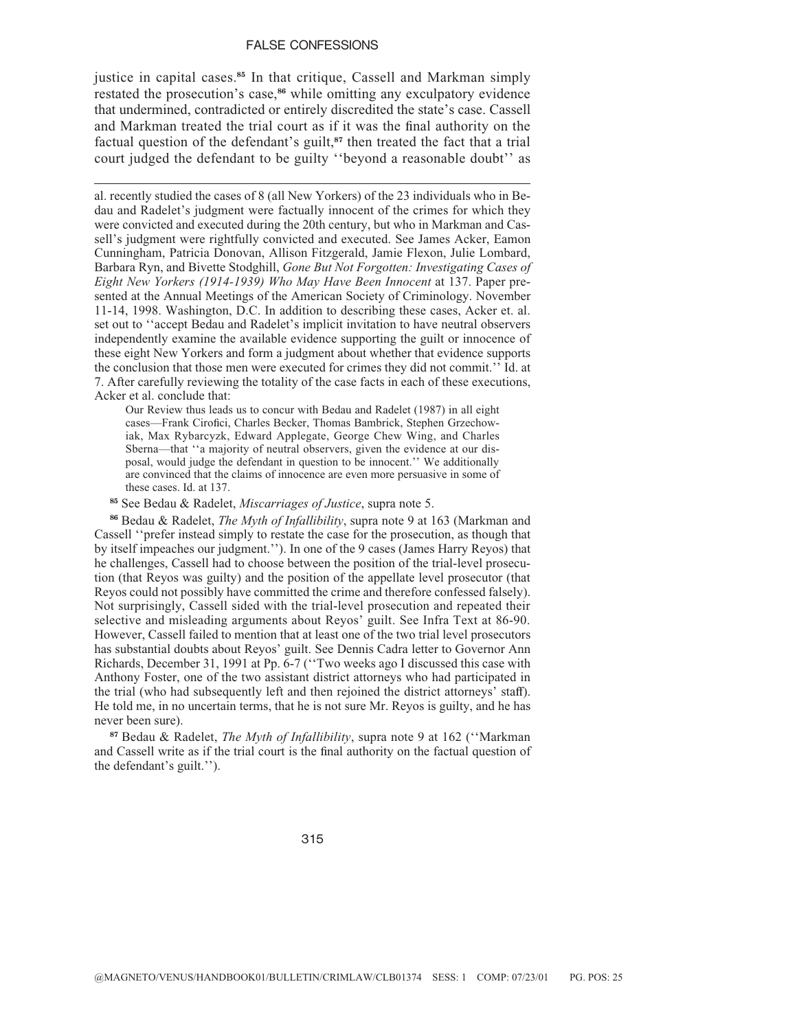justice in capital cases.[85] In that critique, Cassell and Markman simply restated the prosecution's case,[86] while omitting any exculpatory evidence that undermined, contradicted or entirely discredited the state's case. Cassell and Markman treated the trial court as if it was the final authority on the factual question of the defendant's guilt,[87] then treated the fact that a trial court judged the defendant to be guilty ''beyond a reasonable doubt'' as

---

al. recently studied the cases of 8 (all New Yorkers) of the 23 individuals who in Bedau and Radelet's judgment were factually innocent of the crimes for which they were convicted and executed during the 20th century, but who in Markman and Cassell's judgment were rightfully convicted and executed. See James Acker, Eamon Cunningham, Patricia Donovan, Allison Fitzgerald, Jamie Flexon, Julie Lombard, Barbara Ryn, and Bivette Stodghill, *Gone But Not Forgotten: Investigating Cases of Eight New Yorkers (1914-1939) Who May Have Been Innocent* at 137. Paper presented at the Annual Meetings of the American Society of Criminology. November 11-14, 1998. Washington, D.C. In addition to describing these cases, Acker et. al. set out to ''accept Bedau and Radelet's implicit invitation to have neutral observers independently examine the available evidence supporting the guilt or innocence of these eight New Yorkers and form a judgment about whether that evidence supports the conclusion that those men were executed for crimes they did not commit.'' Id. at 7. After carefully reviewing the totality of the case facts in each of these executions, Acker et al. conclude that:

> Our Review thus leads us to concur with Bedau and Radelet (1987) in all eight cases—Frank Cirofici, Charles Becker, Thomas Bambrick, Stephen Grzechowiak, Max Rybarcyzk, Edward Applegate, George Chew Wing, and Charles Sberna—that ''a majority of neutral observers, given the evidence at our disposal, would judge the defendant in question to be innocent.'' We additionally are convinced that the claims of innocence are even more persuasive in some of these cases. Id. at 137.

[85] See Bedau & Radelet, *Miscarriages of Justice*, supra note 5.

[86] Bedau & Radelet, *The Myth of Infallibility*, supra note 9 at 163 (Markman and Cassell ''prefer instead simply to restate the case for the prosecution, as though that by itself impeaches our judgment.''). In one of the 9 cases (James Harry Reyos) that he challenges, Cassell had to choose between the position of the trial-level prosecution (that Reyos was guilty) and the position of the appellate level prosecutor (that Reyos could not possibly have committed the crime and therefore confessed falsely). Not surprisingly, Cassell sided with the trial-level prosecution and repeated their selective and misleading arguments about Reyos' guilt. See Infra Text at 86-90. However, Cassell failed to mention that at least one of the two trial level prosecutors has substantial doubts about Reyos' guilt. See Dennis Cadra letter to Governor Ann Richards, December 31, 1991 at Pp. 6-7 (''Two weeks ago I discussed this case with Anthony Foster, one of the two assistant district attorneys who had participated in the trial (who had subsequently left and then rejoined the district attorneys' staff). He told me, in no uncertain terms, that he is not sure Mr. Reyos is guilty, and he has never been sure).

[87] Bedau & Radelet, *The Myth of Infallibility*, supra note 9 at 162 (''Markman and Cassell write as if the trial court is the final authority on the factual question of the defendant's guilt.'').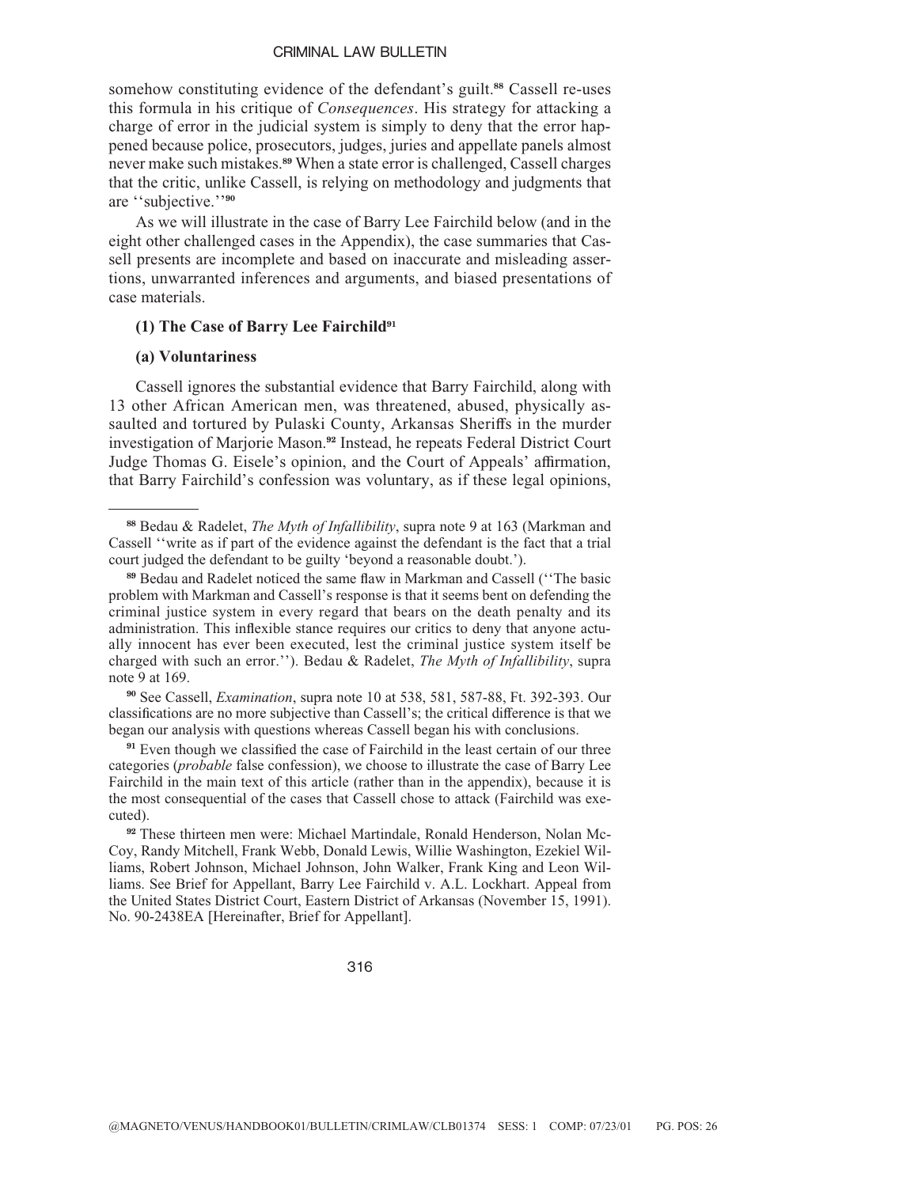somehow constituting evidence of the defendant's guilt.[88] Cassell re-uses this formula in his critique of *Consequences*. His strategy for attacking a charge of error in the judicial system is simply to deny that the error happened because police, prosecutors, judges, juries and appellate panels almost never make such mistakes.[89] When a state error is challenged, Cassell charges that the critic, unlike Cassell, is relying on methodology and judgments that are ''subjective.''[90]

As we will illustrate in the case of Barry Lee Fairchild below (and in the eight other challenged cases in the Appendix), the case summaries that Cassell presents are incomplete and based on inaccurate and misleading assertions, unwarranted inferences and arguments, and biased presentations of case materials.

### (1) The Case of Barry Lee Fairchild[91]

#### (a) Voluntariness

Cassell ignores the substantial evidence that Barry Fairchild, along with 13 other African American men, was threatened, abused, physically assaulted and tortured by Pulaski County, Arkansas Sheriffs in the murder investigation of Marjorie Mason.[92] Instead, he repeats Federal District Court Judge Thomas G. Eisele's opinion, and the Court of Appeals' affirmation, that Barry Fairchild's confession was voluntary, as if these legal opinions,

---

[88] Bedau & Radelet, *The Myth of Infallibility*, supra note 9 at 163 (Markman and Cassell ''write as if part of the evidence against the defendant is the fact that a trial court judged the defendant to be guilty 'beyond a reasonable doubt.').

[89] Bedau and Radelet noticed the same flaw in Markman and Cassell (''The basic problem with Markman and Cassell's response is that it seems bent on defending the criminal justice system in every regard that bears on the death penalty and its administration. This inflexible stance requires our critics to deny that anyone actually innocent has ever been executed, lest the criminal justice system itself be charged with such an error.''). Bedau & Radelet, *The Myth of Infallibility*, supra note 9 at 169.

[90] See Cassell, *Examination*, supra note 10 at 538, 581, 587-88, Ft. 392-393. Our classifications are no more subjective than Cassell's; the critical difference is that we began our analysis with questions whereas Cassell began his with conclusions.

[91] Even though we classified the case of Fairchild in the least certain of our three categories (*probable* false confession), we choose to illustrate the case of Barry Lee Fairchild in the main text of this article (rather than in the appendix), because it is the most consequential of the cases that Cassell chose to attack (Fairchild was executed).

[92] These thirteen men were: Michael Martindale, Ronald Henderson, Nolan McCoy, Randy Mitchell, Frank Webb, Donald Lewis, Willie Washington, Ezekiel Williams, Robert Johnson, Michael Johnson, John Walker, Frank King and Leon Williams. See Brief for Appellant, Barry Lee Fairchild v. A.L. Lockhart. Appeal from the United States District Court, Eastern District of Arkansas (November 15, 1991). No. 90-2438EA [Hereinafter, Brief for Appellant].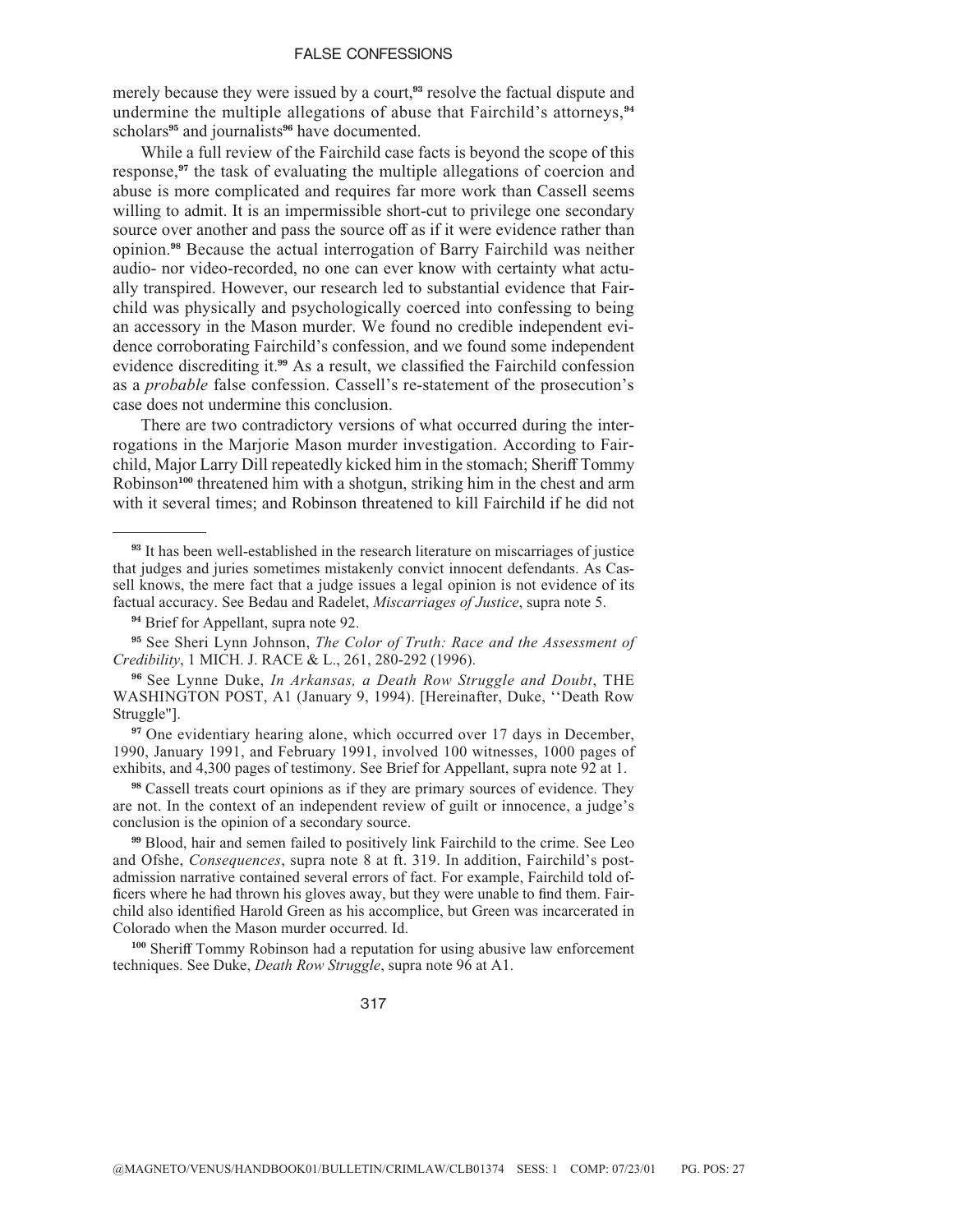merely because they were issued by a court,[93] resolve the factual dispute and undermine the multiple allegations of abuse that Fairchild's attorneys,[94] scholars[95] and journalists[96] have documented.

While a full review of the Fairchild case facts is beyond the scope of this response,[97] the task of evaluating the multiple allegations of coercion and abuse is more complicated and requires far more work than Cassell seems willing to admit. It is an impermissible short-cut to privilege one secondary source over another and pass the source off as if it were evidence rather than opinion.[98] Because the actual interrogation of Barry Fairchild was neither audio- nor video-recorded, no one can ever know with certainty what actually transpired. However, our research led to substantial evidence that Fairchild was physically and psychologically coerced into confessing to being an accessory in the Mason murder. We found no credible independent evidence corroborating Fairchild's confession, and we found some independent evidence discrediting it.[99] As a result, we classified the Fairchild confession as a *probable* false confession. Cassell's re-statement of the prosecution's case does not undermine this conclusion.

There are two contradictory versions of what occurred during the interrogations in the Marjorie Mason murder investigation. According to Fairchild, Major Larry Dill repeatedly kicked him in the stomach; Sheriff Tommy Robinson[100] threatened him with a shotgun, striking him in the chest and arm with it several times; and Robinson threatened to kill Fairchild if he did not

---

[93] It has been well-established in the research literature on miscarriages of justice that judges and juries sometimes mistakenly convict innocent defendants. As Cassell knows, the mere fact that a judge issues a legal opinion is not evidence of its factual accuracy. See Bedau and Radelet, *Miscarriages of Justice*, supra note 5.

[94] Brief for Appellant, supra note 92.

[95] See Sheri Lynn Johnson, *The Color of Truth: Race and the Assessment of Credibility*, 1 MICH. J. RACE & L., 261, 280-292 (1996).

[96] See Lynne Duke, *In Arkansas, a Death Row Struggle and Doubt*, THE WASHINGTON POST, A1 (January 9, 1994). [Hereinafter, Duke, ''Death Row Struggle"].

[97] One evidentiary hearing alone, which occurred over 17 days in December, 1990, January 1991, and February 1991, involved 100 witnesses, 1000 pages of exhibits, and 4,300 pages of testimony. See Brief for Appellant, supra note 92 at 1.

[98] Cassell treats court opinions as if they are primary sources of evidence. They are not. In the context of an independent review of guilt or innocence, a judge's conclusion is the opinion of a secondary source.

[99] Blood, hair and semen failed to positively link Fairchild to the crime. See Leo and Ofshe, *Consequences*, supra note 8 at ft. 319. In addition, Fairchild's post-admission narrative contained several errors of fact. For example, Fairchild told officers where he had thrown his gloves away, but they were unable to find them. Fairchild also identified Harold Green as his accomplice, but Green was incarcerated in Colorado when the Mason murder occurred. Id.

[100] Sheriff Tommy Robinson had a reputation for using abusive law enforcement techniques. See Duke, *Death Row Struggle*, supra note 96 at A1.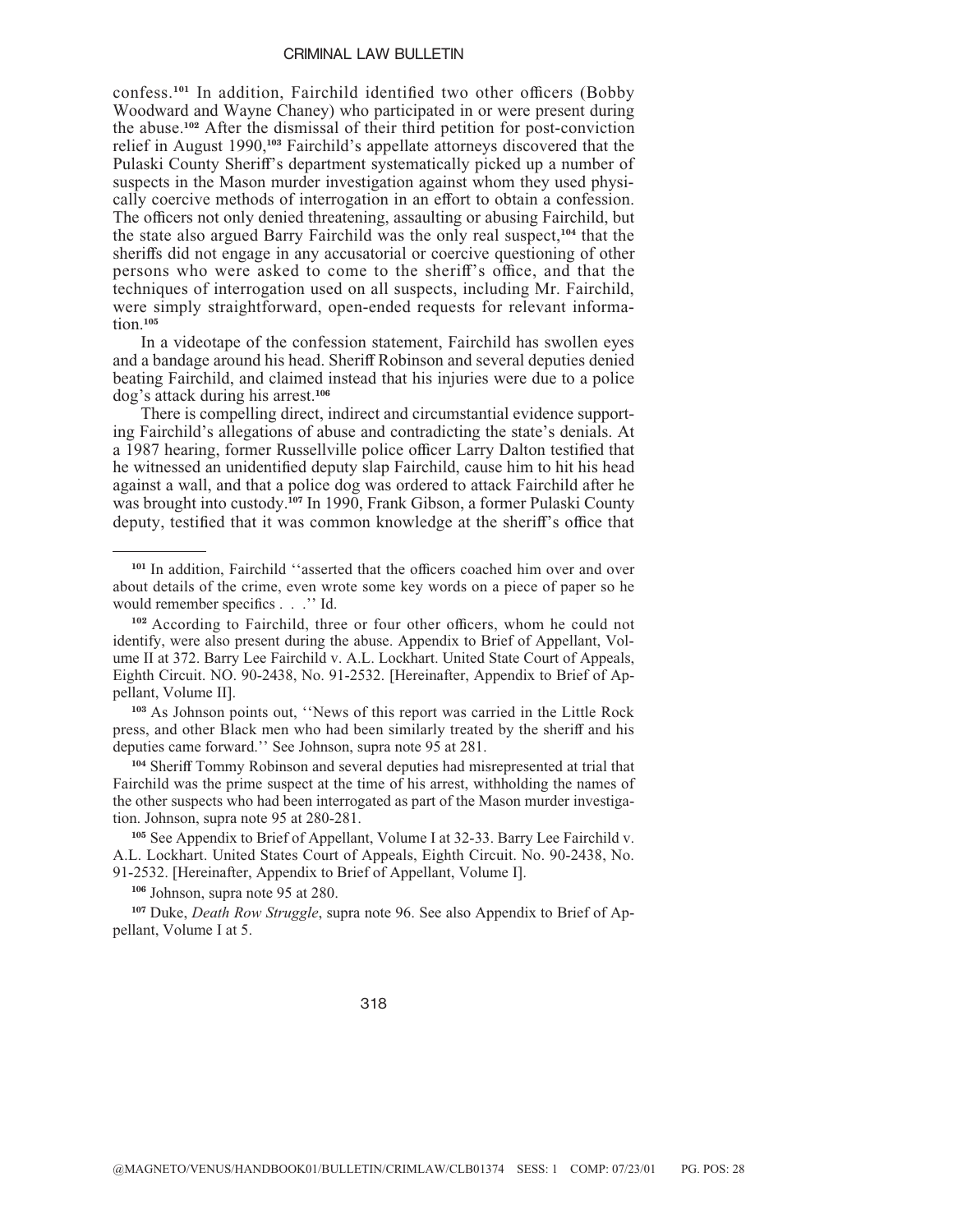confess.[101] In addition, Fairchild identified two other officers (Bobby Woodward and Wayne Chaney) who participated in or were present during the abuse.[102] After the dismissal of their third petition for post-conviction relief in August 1990,[103] Fairchild's appellate attorneys discovered that the Pulaski County Sheriff's department systematically picked up a number of suspects in the Mason murder investigation against whom they used physically coercive methods of interrogation in an effort to obtain a confession. The officers not only denied threatening, assaulting or abusing Fairchild, but the state also argued Barry Fairchild was the only real suspect,[104] that the sheriffs did not engage in any accusatorial or coercive questioning of other persons who were asked to come to the sheriff's office, and that the techniques of interrogation used on all suspects, including Mr. Fairchild, were simply straightforward, open-ended requests for relevant information.[105]

In a videotape of the confession statement, Fairchild has swollen eyes and a bandage around his head. Sheriff Robinson and several deputies denied beating Fairchild, and claimed instead that his injuries were due to a police dog's attack during his arrest.[106]

There is compelling direct, indirect and circumstantial evidence supporting Fairchild's allegations of abuse and contradicting the state's denials. At a 1987 hearing, former Russellville police officer Larry Dalton testified that he witnessed an unidentified deputy slap Fairchild, cause him to hit his head against a wall, and that a police dog was ordered to attack Fairchild after he was brought into custody.[107] In 1990, Frank Gibson, a former Pulaski County deputy, testified that it was common knowledge at the sheriff's office that

---

[101] In addition, Fairchild ''asserted that the officers coached him over and over about details of the crime, even wrote some key words on a piece of paper so he would remember specifics . . .'' Id.

[102] According to Fairchild, three or four other officers, whom he could not identify, were also present during the abuse. Appendix to Brief of Appellant, Volume II at 372. Barry Lee Fairchild v. A.L. Lockhart. United State Court of Appeals, Eighth Circuit. NO. 90-2438, No. 91-2532. [Hereinafter, Appendix to Brief of Appellant, Volume II].

[103] As Johnson points out, ''News of this report was carried in the Little Rock press, and other Black men who had been similarly treated by the sheriff and his deputies came forward.'' See Johnson, supra note 95 at 281.

[104] Sheriff Tommy Robinson and several deputies had misrepresented at trial that Fairchild was the prime suspect at the time of his arrest, withholding the names of the other suspects who had been interrogated as part of the Mason murder investigation. Johnson, supra note 95 at 280-281.

[105] See Appendix to Brief of Appellant, Volume I at 32-33. Barry Lee Fairchild v. A.L. Lockhart. United States Court of Appeals, Eighth Circuit. No. 90-2438, No. 91-2532. [Hereinafter, Appendix to Brief of Appellant, Volume I].

[106] Johnson, supra note 95 at 280.

[107] Duke, *Death Row Struggle*, supra note 96. See also Appendix to Brief of Appellant, Volume I at 5.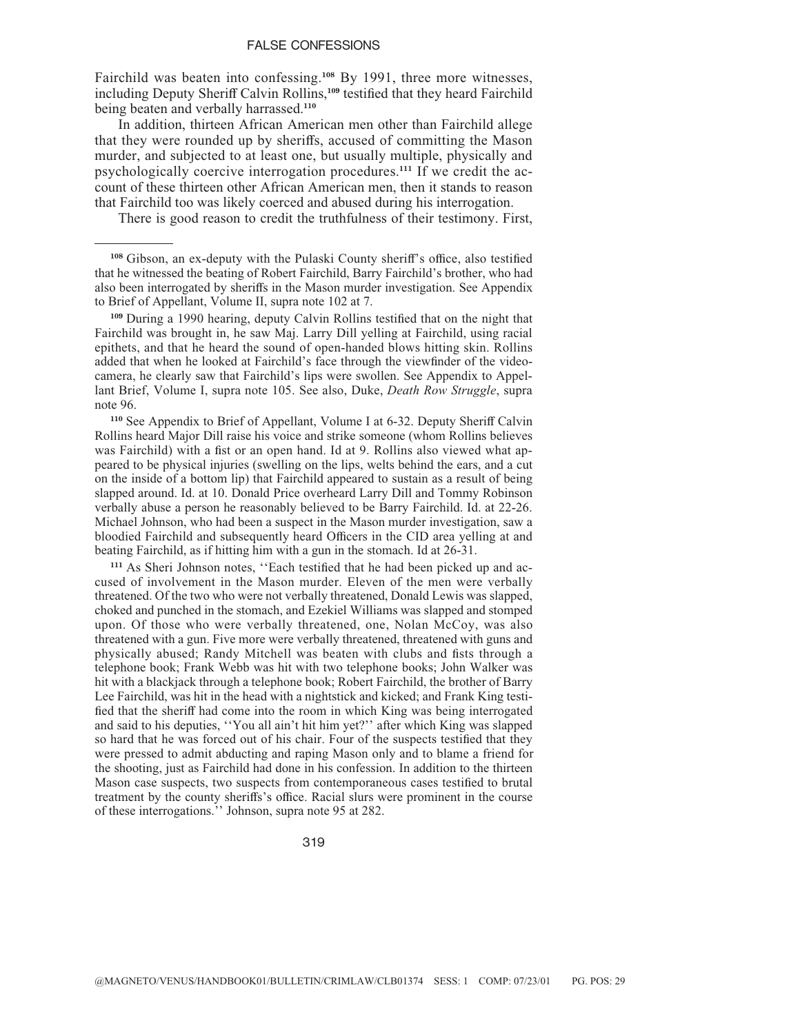Fairchild was beaten into confessing.[108] By 1991, three more witnesses, including Deputy Sheriff Calvin Rollins,[109] testified that they heard Fairchild being beaten and verbally harrassed.[110]

In addition, thirteen African American men other than Fairchild allege that they were rounded up by sheriffs, accused of committing the Mason murder, and subjected to at least one, but usually multiple, physically and psychologically coercive interrogation procedures.[111] If we credit the account of these thirteen other African American men, then it stands to reason that Fairchild too was likely coerced and abused during his interrogation.

There is good reason to credit the truthfulness of their testimony. First,

---

[108] Gibson, an ex-deputy with the Pulaski County sheriff's office, also testified that he witnessed the beating of Robert Fairchild, Barry Fairchild's brother, who had also been interrogated by sheriffs in the Mason murder investigation. See Appendix to Brief of Appellant, Volume II, supra note 102 at 7.

[109] During a 1990 hearing, deputy Calvin Rollins testified that on the night that Fairchild was brought in, he saw Maj. Larry Dill yelling at Fairchild, using racial epithets, and that he heard the sound of open-handed blows hitting skin. Rollins added that when he looked at Fairchild's face through the viewfinder of the videocamera, he clearly saw that Fairchild's lips were swollen. See Appendix to Appellant Brief, Volume I, supra note 105. See also, Duke, *Death Row Struggle*, supra note 96.

[110] See Appendix to Brief of Appellant, Volume I at 6-32. Deputy Sheriff Calvin Rollins heard Major Dill raise his voice and strike someone (whom Rollins believes was Fairchild) with a fist or an open hand. Id at 9. Rollins also viewed what appeared to be physical injuries (swelling on the lips, welts behind the ears, and a cut on the inside of a bottom lip) that Fairchild appeared to sustain as a result of being slapped around. Id. at 10. Donald Price overheard Larry Dill and Tommy Robinson verbally abuse a person he reasonably believed to be Barry Fairchild. Id. at 22-26. Michael Johnson, who had been a suspect in the Mason murder investigation, saw a bloodied Fairchild and subsequently heard Officers in the CID area yelling at and beating Fairchild, as if hitting him with a gun in the stomach. Id at 26-31.

[111] As Sheri Johnson notes, ''Each testified that he had been picked up and accused of involvement in the Mason murder. Eleven of the men were verbally threatened. Of the two who were not verbally threatened, Donald Lewis was slapped, choked and punched in the stomach, and Ezekiel Williams was slapped and stomped upon. Of those who were verbally threatened, one, Nolan McCoy, was also threatened with a gun. Five more were verbally threatened, threatened with guns and physically abused; Randy Mitchell was beaten with clubs and fists through a telephone book; Frank Webb was hit with two telephone books; John Walker was hit with a blackjack through a telephone book; Robert Fairchild, the brother of Barry Lee Fairchild, was hit in the head with a nightstick and kicked; and Frank King testified that the sheriff had come into the room in which King was being interrogated and said to his deputies, ''You all ain't hit him yet?'' after which King was slapped so hard that he was forced out of his chair. Four of the suspects testified that they were pressed to admit abducting and raping Mason only and to blame a friend for the shooting, just as Fairchild had done in his confession. In addition to the thirteen Mason case suspects, two suspects from contemporaneous cases testified to brutal treatment by the county sheriffs's office. Racial slurs were prominent in the course of these interrogations.'' Johnson, supra note 95 at 282.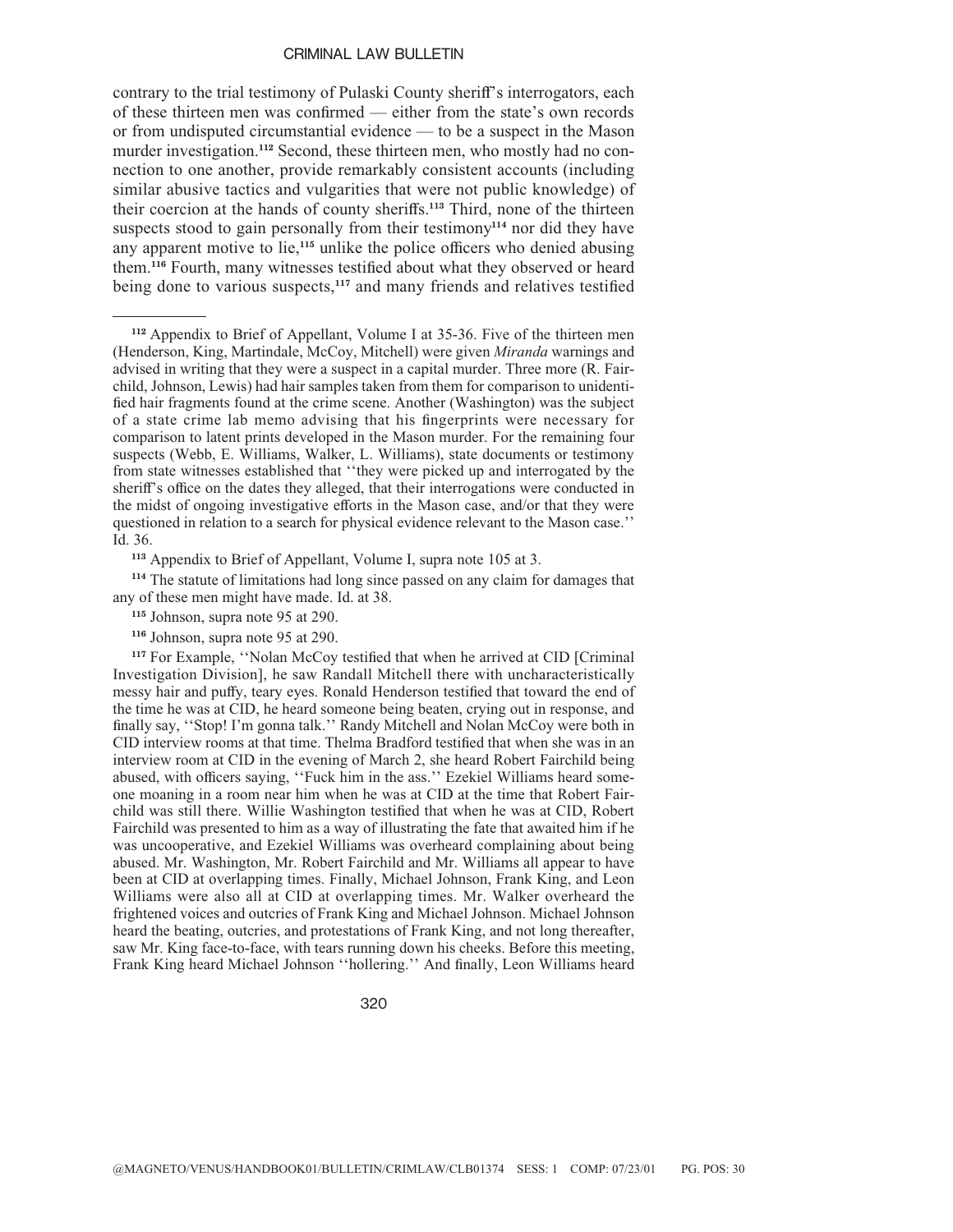contrary to the trial testimony of Pulaski County sheriff's interrogators, each of these thirteen men was confirmed — either from the state's own records or from undisputed circumstantial evidence — to be a suspect in the Mason murder investigation.[112] Second, these thirteen men, who mostly had no connection to one another, provide remarkably consistent accounts (including similar abusive tactics and vulgarities that were not public knowledge) of their coercion at the hands of county sheriffs.[113] Third, none of the thirteen suspects stood to gain personally from their testimony[114] nor did they have any apparent motive to lie,[115] unlike the police officers who denied abusing them.[116] Fourth, many witnesses testified about what they observed or heard being done to various suspects,[117] and many friends and relatives testified

---

[112] Appendix to Brief of Appellant, Volume I at 35-36. Five of the thirteen men (Henderson, King, Martindale, McCoy, Mitchell) were given *Miranda* warnings and advised in writing that they were a suspect in a capital murder. Three more (R. Fairchild, Johnson, Lewis) had hair samples taken from them for comparison to unidentified hair fragments found at the crime scene. Another (Washington) was the subject of a state crime lab memo advising that his fingerprints were necessary for comparison to latent prints developed in the Mason murder. For the remaining four suspects (Webb, E. Williams, Walker, L. Williams), state documents or testimony from state witnesses established that ''they were picked up and interrogated by the sheriff's office on the dates they alleged, that their interrogations were conducted in the midst of ongoing investigative efforts in the Mason case, and/or that they were questioned in relation to a search for physical evidence relevant to the Mason case.'' Id. 36.

[113] Appendix to Brief of Appellant, Volume I, supra note 105 at 3.

[114] The statute of limitations had long since passed on any claim for damages that any of these men might have made. Id. at 38.

[115] Johnson, supra note 95 at 290.

[116] Johnson, supra note 95 at 290.

[117] For Example, ''Nolan McCoy testified that when he arrived at CID [Criminal Investigation Division], he saw Randall Mitchell there with uncharacteristically messy hair and puffy, teary eyes. Ronald Henderson testified that toward the end of the time he was at CID, he heard someone being beaten, crying out in response, and finally say, ''Stop! I'm gonna talk.'' Randy Mitchell and Nolan McCoy were both in CID interview rooms at that time. Thelma Bradford testified that when she was in an interview room at CID in the evening of March 2, she heard Robert Fairchild being abused, with officers saying, ''Fuck him in the ass.'' Ezekiel Williams heard someone moaning in a room near him when he was at CID at the time that Robert Fairchild was still there. Willie Washington testified that when he was at CID, Robert Fairchild was presented to him as a way of illustrating the fate that awaited him if he was uncooperative, and Ezekiel Williams was overheard complaining about being abused. Mr. Washington, Mr. Robert Fairchild and Mr. Williams all appear to have been at CID at overlapping times. Finally, Michael Johnson, Frank King, and Leon Williams were also all at CID at overlapping times. Mr. Walker overheard the frightened voices and outcries of Frank King and Michael Johnson. Michael Johnson heard the beating, outcries, and protestations of Frank King, and not long thereafter, saw Mr. King face-to-face, with tears running down his cheeks. Before this meeting, Frank King heard Michael Johnson ''hollering.'' And finally, Leon Williams heard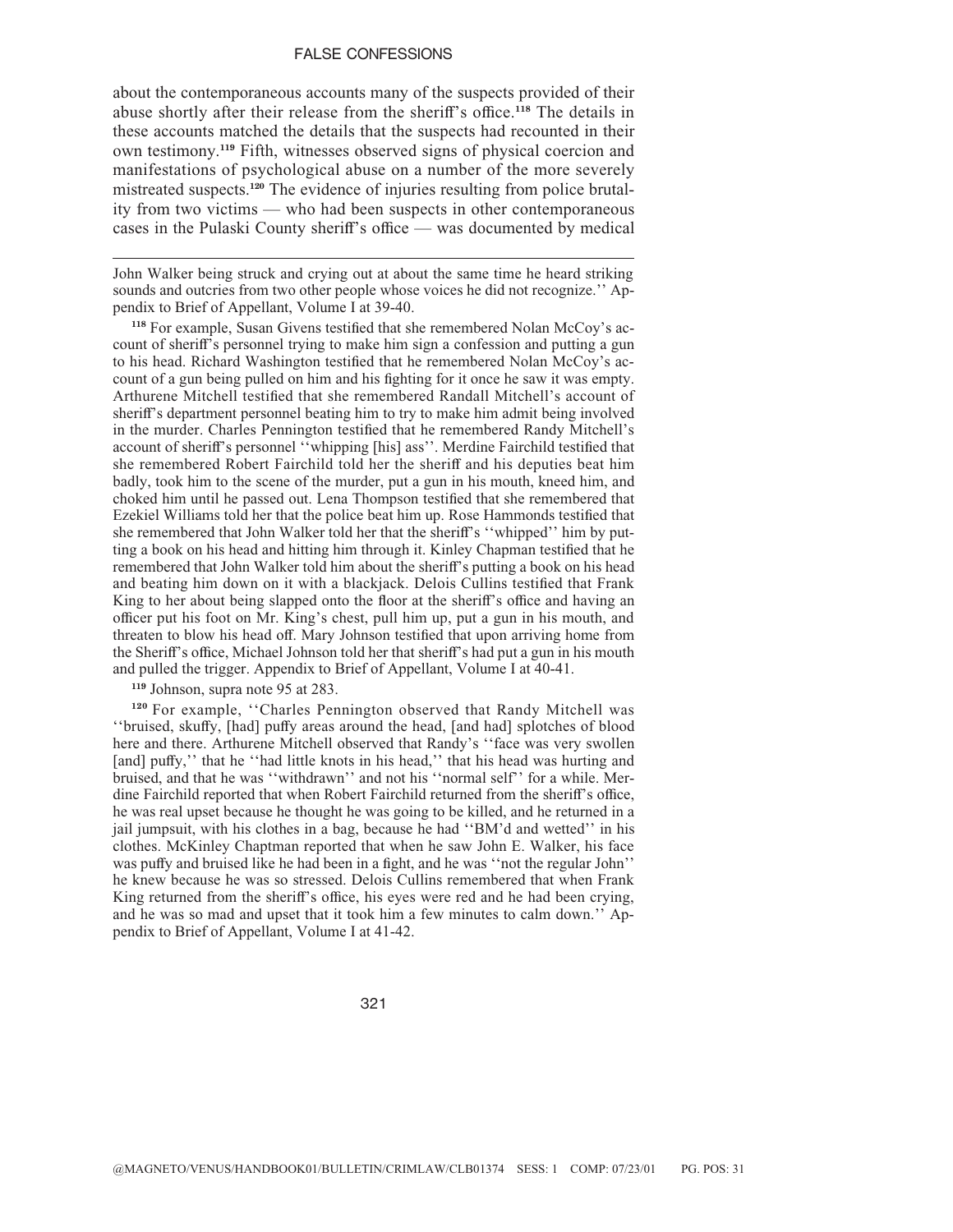about the contemporaneous accounts many of the suspects provided of their abuse shortly after their release from the sheriff's office.[118] The details in these accounts matched the details that the suspects had recounted in their own testimony.[119] Fifth, witnesses observed signs of physical coercion and manifestations of psychological abuse on a number of the more severely mistreated suspects.[120] The evidence of injuries resulting from police brutality from two victims — who had been suspects in other contemporaneous cases in the Pulaski County sheriff's office — was documented by medical

---

John Walker being struck and crying out at about the same time he heard striking sounds and outcries from two other people whose voices he did not recognize.'' Appendix to Brief of Appellant, Volume I at 39-40.

[118] For example, Susan Givens testified that she remembered Nolan McCoy's account of sheriff's personnel trying to make him sign a confession and putting a gun to his head. Richard Washington testified that he remembered Nolan McCoy's account of a gun being pulled on him and his fighting for it once he saw it was empty. Arthurene Mitchell testified that she remembered Randall Mitchell's account of sheriff's department personnel beating him to try to make him admit being involved in the murder. Charles Pennington testified that he remembered Randy Mitchell's account of sheriff's personnel ''whipping [his] ass''. Merdine Fairchild testified that she remembered Robert Fairchild told her the sheriff and his deputies beat him badly, took him to the scene of the murder, put a gun in his mouth, kneed him, and choked him until he passed out. Lena Thompson testified that she remembered that Ezekiel Williams told her that the police beat him up. Rose Hammonds testified that she remembered that John Walker told her that the sheriff's ''whipped'' him by putting a book on his head and hitting him through it. Kinley Chapman testified that he remembered that John Walker told him about the sheriff's putting a book on his head and beating him down on it with a blackjack. Delois Cullins testified that Frank King to her about being slapped onto the floor at the sheriff's office and having an officer put his foot on Mr. King's chest, pull him up, put a gun in his mouth, and threaten to blow his head off. Mary Johnson testified that upon arriving home from the Sheriff's office, Michael Johnson told her that sheriff's had put a gun in his mouth and pulled the trigger. Appendix to Brief of Appellant, Volume I at 40-41.

[119] Johnson, supra note 95 at 283.

[120] For example, ''Charles Pennington observed that Randy Mitchell was ''bruised, skuffy, [had] puffy areas around the head, [and had] splotches of blood here and there. Arthurene Mitchell observed that Randy's ''face was very swollen [and] puffy,'' that he ''had little knots in his head,'' that his head was hurting and bruised, and that he was ''withdrawn'' and not his ''normal self'' for a while. Merdine Fairchild reported that when Robert Fairchild returned from the sheriff's office, he was real upset because he thought he was going to be killed, and he returned in a jail jumpsuit, with his clothes in a bag, because he had ''BM'd and wetted'' in his clothes. McKinley Chaptman reported that when he saw John E. Walker, his face was puffy and bruised like he had been in a fight, and he was ''not the regular John'' he knew because he was so stressed. Delois Cullins remembered that when Frank King returned from the sheriff's office, his eyes were red and he had been crying, and he was so mad and upset that it took him a few minutes to calm down.'' Appendix to Brief of Appellant, Volume I at 41-42.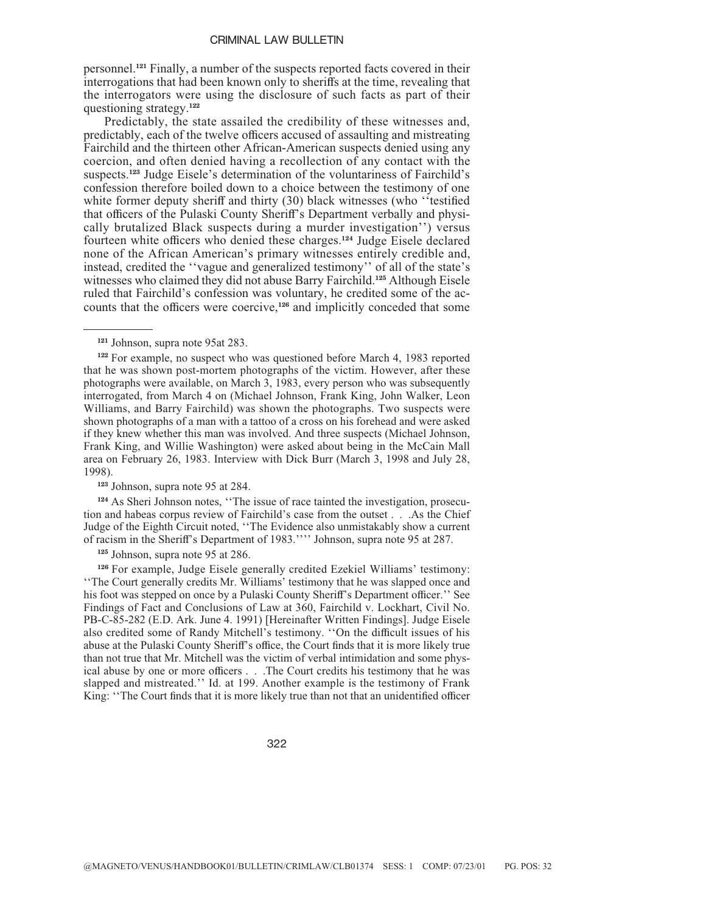personnel.[121] Finally, a number of the suspects reported facts covered in their interrogations that had been known only to sheriffs at the time, revealing that the interrogators were using the disclosure of such facts as part of their questioning strategy.[122]

Predictably, the state assailed the credibility of these witnesses and, predictably, each of the twelve officers accused of assaulting and mistreating Fairchild and the thirteen other African-American suspects denied using any coercion, and often denied having a recollection of any contact with the suspects.[123] Judge Eisele's determination of the voluntariness of Fairchild's confession therefore boiled down to a choice between the testimony of one white former deputy sheriff and thirty (30) black witnesses (who ''testified that officers of the Pulaski County Sheriff's Department verbally and physically brutalized Black suspects during a murder investigation'') versus fourteen white officers who denied these charges.[124] Judge Eisele declared none of the African American's primary witnesses entirely credible and, instead, credited the ''vague and generalized testimony'' of all of the state's witnesses who claimed they did not abuse Barry Fairchild.[125] Although Eisele ruled that Fairchild's confession was voluntary, he credited some of the accounts that the officers were coercive,[126] and implicitly conceded that some

---

[121] Johnson, supra note 95at 283.

[122] For example, no suspect who was questioned before March 4, 1983 reported that he was shown post-mortem photographs of the victim. However, after these photographs were available, on March 3, 1983, every person who was subsequently interrogated, from March 4 on (Michael Johnson, Frank King, John Walker, Leon Williams, and Barry Fairchild) was shown the photographs. Two suspects were shown photographs of a man with a tattoo of a cross on his forehead and were asked if they knew whether this man was involved. And three suspects (Michael Johnson, Frank King, and Willie Washington) were asked about being in the McCain Mall area on February 26, 1983. Interview with Dick Burr (March 3, 1998 and July 28, 1998).

[123] Johnson, supra note 95 at 284.

[124] As Sheri Johnson notes, ''The issue of race tainted the investigation, prosecution and habeas corpus review of Fairchild's case from the outset . . .As the Chief Judge of the Eighth Circuit noted, ''The Evidence also unmistakably show a current of racism in the Sheriff's Department of 1983.'''' Johnson, supra note 95 at 287.

[125] Johnson, supra note 95 at 286.

[126] For example, Judge Eisele generally credited Ezekiel Williams' testimony: ''The Court generally credits Mr. Williams' testimony that he was slapped once and his foot was stepped on once by a Pulaski County Sheriff's Department officer.'' See Findings of Fact and Conclusions of Law at 360, Fairchild v. Lockhart, Civil No. PB-C-85-282 (E.D. Ark. June 4. 1991) [Hereinafter Written Findings]. Judge Eisele also credited some of Randy Mitchell's testimony. ''On the difficult issues of his abuse at the Pulaski County Sheriff's office, the Court finds that it is more likely true than not true that Mr. Mitchell was the victim of verbal intimidation and some physical abuse by one or more officers . . .The Court credits his testimony that he was slapped and mistreated.'' Id. at 199. Another example is the testimony of Frank King: ''The Court finds that it is more likely true than not that an unidentified officer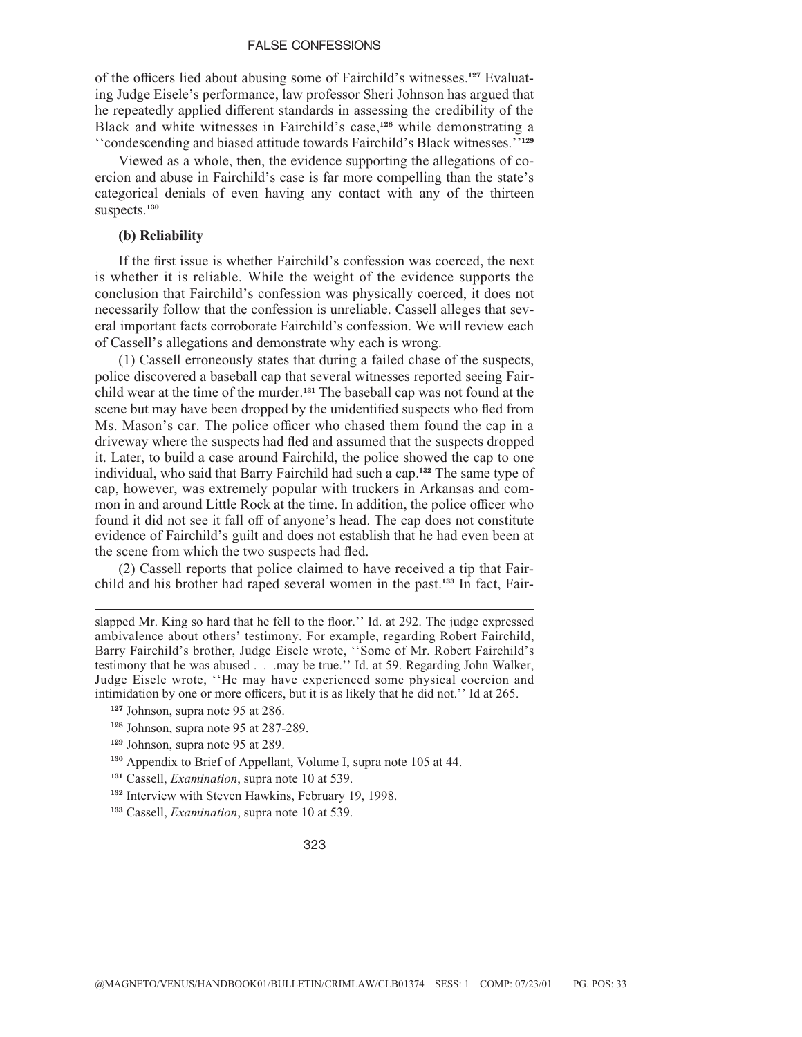of the officers lied about abusing some of Fairchild's witnesses.[127] Evaluating Judge Eisele's performance, law professor Sheri Johnson has argued that he repeatedly applied different standards in assessing the credibility of the Black and white witnesses in Fairchild's case,[128] while demonstrating a ''condescending and biased attitude towards Fairchild's Black witnesses.''[129]

Viewed as a whole, then, the evidence supporting the allegations of coercion and abuse in Fairchild's case is far more compelling than the state's categorical denials of even having any contact with any of the thirteen suspects.[130]

**(b) Reliability**

If the first issue is whether Fairchild's confession was coerced, the next is whether it is reliable. While the weight of the evidence supports the conclusion that Fairchild's confession was physically coerced, it does not necessarily follow that the confession is unreliable. Cassell alleges that several important facts corroborate Fairchild's confession. We will review each of Cassell's allegations and demonstrate why each is wrong.

(1) Cassell erroneously states that during a failed chase of the suspects, police discovered a baseball cap that several witnesses reported seeing Fairchild wear at the time of the murder.[131] The baseball cap was not found at the scene but may have been dropped by the unidentified suspects who fled from Ms. Mason's car. The police officer who chased them found the cap in a driveway where the suspects had fled and assumed that the suspects dropped it. Later, to build a case around Fairchild, the police showed the cap to one individual, who said that Barry Fairchild had such a cap.[132] The same type of cap, however, was extremely popular with truckers in Arkansas and common in and around Little Rock at the time. In addition, the police officer who found it did not see it fall off of anyone's head. The cap does not constitute evidence of Fairchild's guilt and does not establish that he had even been at the scene from which the two suspects had fled.

(2) Cassell reports that police claimed to have received a tip that Fairchild and his brother had raped several women in the past.[133] In fact, Fair-

---

slapped Mr. King so hard that he fell to the floor.'' Id. at 292. The judge expressed ambivalence about others' testimony. For example, regarding Robert Fairchild, Barry Fairchild's brother, Judge Eisele wrote, ''Some of Mr. Robert Fairchild's testimony that he was abused . . .may be true.'' Id. at 59. Regarding John Walker, Judge Eisele wrote, ''He may have experienced some physical coercion and intimidation by one or more officers, but it is as likely that he did not.'' Id at 265.

[127] Johnson, supra note 95 at 286.

[128] Johnson, supra note 95 at 287-289.

[129] Johnson, supra note 95 at 289.

[130] Appendix to Brief of Appellant, Volume I, supra note 105 at 44.

[131] Cassell, *Examination*, supra note 10 at 539.

[132] Interview with Steven Hawkins, February 19, 1998.

[133] Cassell, *Examination*, supra note 10 at 539.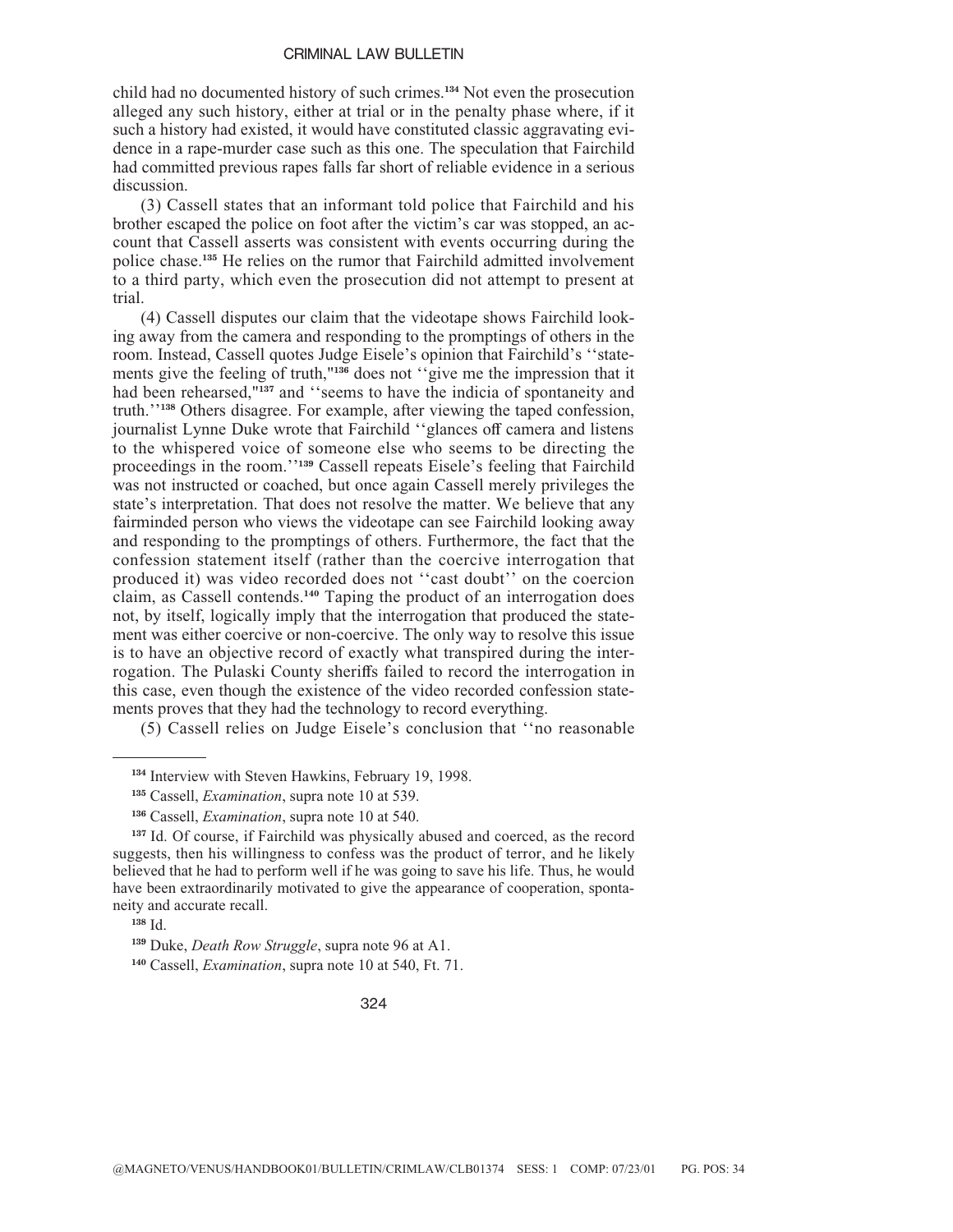child had no documented history of such crimes.[134] Not even the prosecution alleged any such history, either at trial or in the penalty phase where, if it such a history had existed, it would have constituted classic aggravating evidence in a rape-murder case such as this one. The speculation that Fairchild had committed previous rapes falls far short of reliable evidence in a serious discussion.

(3) Cassell states that an informant told police that Fairchild and his brother escaped the police on foot after the victim's car was stopped, an account that Cassell asserts was consistent with events occurring during the police chase.[135] He relies on the rumor that Fairchild admitted involvement to a third party, which even the prosecution did not attempt to present at trial.

(4) Cassell disputes our claim that the videotape shows Fairchild looking away from the camera and responding to the promptings of others in the room. Instead, Cassell quotes Judge Eisele's opinion that Fairchild's ''statements give the feeling of truth,"[136] does not ''give me the impression that it had been rehearsed,"[137] and ''seems to have the indicia of spontaneity and truth.''[138] Others disagree. For example, after viewing the taped confession, journalist Lynne Duke wrote that Fairchild ''glances off camera and listens to the whispered voice of someone else who seems to be directing the proceedings in the room.''[139] Cassell repeats Eisele's feeling that Fairchild was not instructed or coached, but once again Cassell merely privileges the state's interpretation. That does not resolve the matter. We believe that any fairminded person who views the videotape can see Fairchild looking away and responding to the promptings of others. Furthermore, the fact that the confession statement itself (rather than the coercive interrogation that produced it) was video recorded does not ''cast doubt'' on the coercion claim, as Cassell contends.[140] Taping the product of an interrogation does not, by itself, logically imply that the interrogation that produced the statement was either coercive or non-coercive. The only way to resolve this issue is to have an objective record of exactly what transpired during the interrogation. The Pulaski County sheriffs failed to record the interrogation in this case, even though the existence of the video recorded confession statements proves that they had the technology to record everything.

(5) Cassell relies on Judge Eisele's conclusion that ''no reasonable

---

[134] Interview with Steven Hawkins, February 19, 1998.

[135] Cassell, *Examination*, supra note 10 at 539.

[136] Cassell, *Examination*, supra note 10 at 540.

[137] Id. Of course, if Fairchild was physically abused and coerced, as the record suggests, then his willingness to confess was the product of terror, and he likely believed that he had to perform well if he was going to save his life. Thus, he would have been extraordinarily motivated to give the appearance of cooperation, spontaneity and accurate recall.

[138] Id.

[139] Duke, *Death Row Struggle*, supra note 96 at A1.

[140] Cassell, *Examination*, supra note 10 at 540, Ft. 71.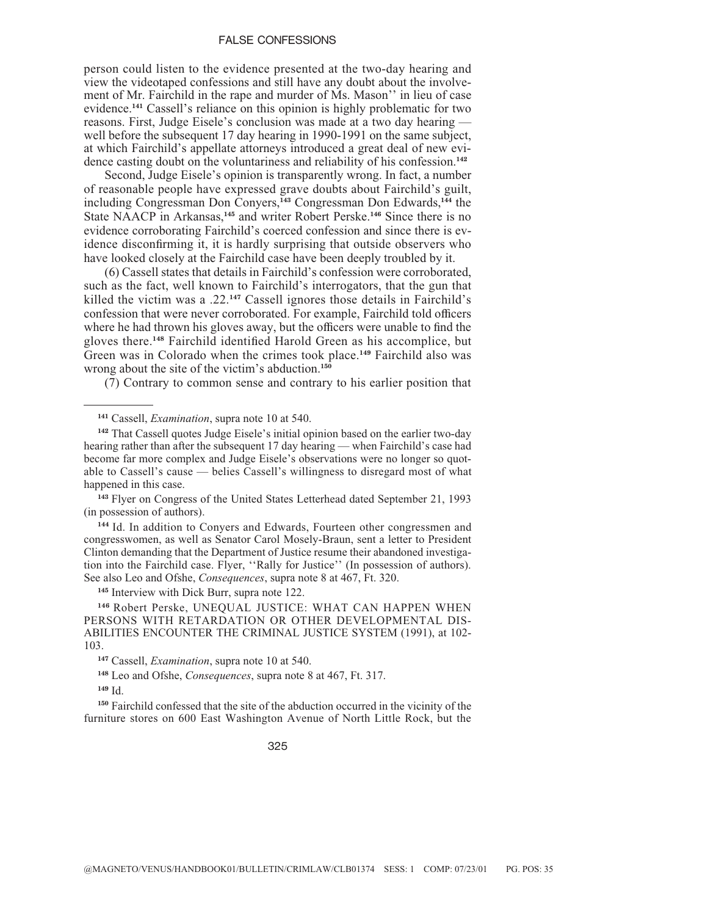person could listen to the evidence presented at the two-day hearing and view the videotaped confessions and still have any doubt about the involvement of Mr. Fairchild in the rape and murder of Ms. Mason'' in lieu of case evidence.[141] Cassell's reliance on this opinion is highly problematic for two reasons. First, Judge Eisele's conclusion was made at a two day hearing — well before the subsequent 17 day hearing in 1990-1991 on the same subject, at which Fairchild's appellate attorneys introduced a great deal of new evidence casting doubt on the voluntariness and reliability of his confession.[142]

Second, Judge Eisele's opinion is transparently wrong. In fact, a number of reasonable people have expressed grave doubts about Fairchild's guilt, including Congressman Don Conyers,[143] Congressman Don Edwards,[144] the State NAACP in Arkansas,[145] and writer Robert Perske.[146] Since there is no evidence corroborating Fairchild's coerced confession and since there is evidence disconfirming it, it is hardly surprising that outside observers who have looked closely at the Fairchild case have been deeply troubled by it.

(6) Cassell states that details in Fairchild's confession were corroborated, such as the fact, well known to Fairchild's interrogators, that the gun that killed the victim was a .22.[147] Cassell ignores those details in Fairchild's confession that were never corroborated. For example, Fairchild told officers where he had thrown his gloves away, but the officers were unable to find the gloves there.[148] Fairchild identified Harold Green as his accomplice, but Green was in Colorado when the crimes took place.[149] Fairchild also was wrong about the site of the victim's abduction.[150]

(7) Contrary to common sense and contrary to his earlier position that

---

[141] Cassell, *Examination*, supra note 10 at 540.

[142] That Cassell quotes Judge Eisele's initial opinion based on the earlier two-day hearing rather than after the subsequent 17 day hearing — when Fairchild's case had become far more complex and Judge Eisele's observations were no longer so quotable to Cassell's cause — belies Cassell's willingness to disregard most of what happened in this case.

[143] Flyer on Congress of the United States Letterhead dated September 21, 1993 (in possession of authors).

[144] Id. In addition to Conyers and Edwards, Fourteen other congressmen and congresswomen, as well as Senator Carol Mosely-Braun, sent a letter to President Clinton demanding that the Department of Justice resume their abandoned investigation into the Fairchild case. Flyer, ''Rally for Justice'' (In possession of authors). See also Leo and Ofshe, *Consequences*, supra note 8 at 467, Ft. 320.

[145] Interview with Dick Burr, supra note 122.

[146] Robert Perske, UNEQUAL JUSTICE: WHAT CAN HAPPEN WHEN PERSONS WITH RETARDATION OR OTHER DEVELOPMENTAL DISABILITIES ENCOUNTER THE CRIMINAL JUSTICE SYSTEM (1991), at 102-103.

[147] Cassell, *Examination*, supra note 10 at 540.

[148] Leo and Ofshe, *Consequences*, supra note 8 at 467, Ft. 317.

[149] Id.

[150] Fairchild confessed that the site of the abduction occurred in the vicinity of the furniture stores on 600 East Washington Avenue of North Little Rock, but the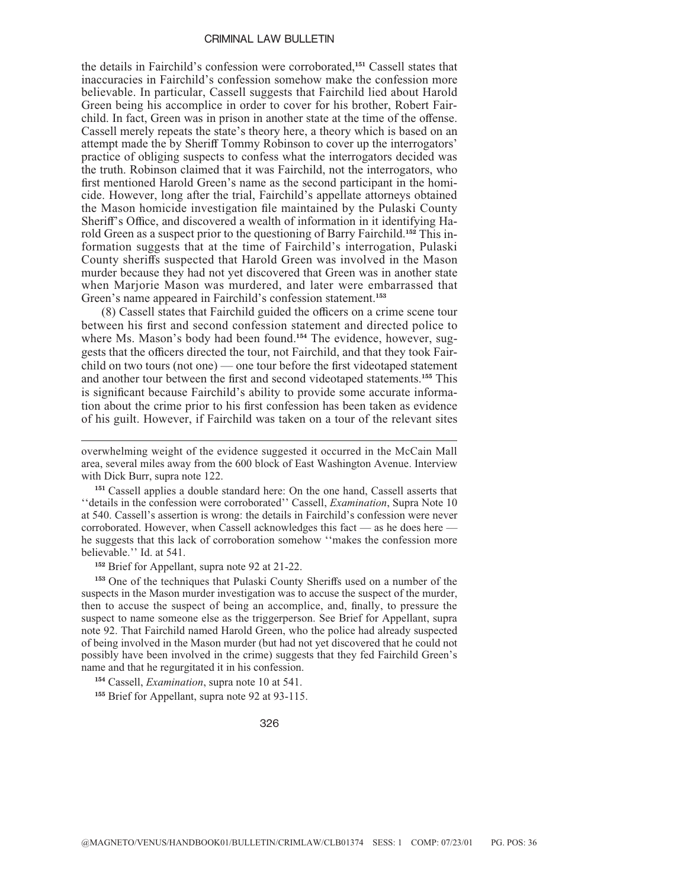the details in Fairchild's confession were corroborated,[151] Cassell states that inaccuracies in Fairchild's confession somehow make the confession more believable. In particular, Cassell suggests that Fairchild lied about Harold Green being his accomplice in order to cover for his brother, Robert Fairchild. In fact, Green was in prison in another state at the time of the offense. Cassell merely repeats the state's theory here, a theory which is based on an attempt made the by Sheriff Tommy Robinson to cover up the interrogators' practice of obliging suspects to confess what the interrogators decided was the truth. Robinson claimed that it was Fairchild, not the interrogators, who first mentioned Harold Green's name as the second participant in the homicide. However, long after the trial, Fairchild's appellate attorneys obtained the Mason homicide investigation file maintained by the Pulaski County Sheriff's Office, and discovered a wealth of information in it identifying Harold Green as a suspect prior to the questioning of Barry Fairchild.[152] This information suggests that at the time of Fairchild's interrogation, Pulaski County sheriffs suspected that Harold Green was involved in the Mason murder because they had not yet discovered that Green was in another state when Marjorie Mason was murdered, and later were embarrassed that Green's name appeared in Fairchild's confession statement.[153]

(8) Cassell states that Fairchild guided the officers on a crime scene tour between his first and second confession statement and directed police to where Ms. Mason's body had been found.[154] The evidence, however, suggests that the officers directed the tour, not Fairchild, and that they took Fairchild on two tours (not one) — one tour before the first videotaped statement and another tour between the first and second videotaped statements.[155] This is significant because Fairchild's ability to provide some accurate information about the crime prior to his first confession has been taken as evidence of his guilt. However, if Fairchild was taken on a tour of the relevant sites

---

overwhelming weight of the evidence suggested it occurred in the McCain Mall area, several miles away from the 600 block of East Washington Avenue. Interview with Dick Burr, supra note 122.

[151] Cassell applies a double standard here: On the one hand, Cassell asserts that ''details in the confession were corroborated'' Cassell, *Examination*, Supra Note 10 at 540. Cassell's assertion is wrong: the details in Fairchild's confession were never corroborated. However, when Cassell acknowledges this fact — as he does here — he suggests that this lack of corroboration somehow ''makes the confession more believable.'' Id. at 541.

[152] Brief for Appellant, supra note 92 at 21-22.

[153] One of the techniques that Pulaski County Sheriffs used on a number of the suspects in the Mason murder investigation was to accuse the suspect of the murder, then to accuse the suspect of being an accomplice, and, finally, to pressure the suspect to name someone else as the triggerperson. See Brief for Appellant, supra note 92. That Fairchild named Harold Green, who the police had already suspected of being involved in the Mason murder (but had not yet discovered that he could not possibly have been involved in the crime) suggests that they fed Fairchild Green's name and that he regurgitated it in his confession.

[154] Cassell, *Examination*, supra note 10 at 541.

[155] Brief for Appellant, supra note 92 at 93-115.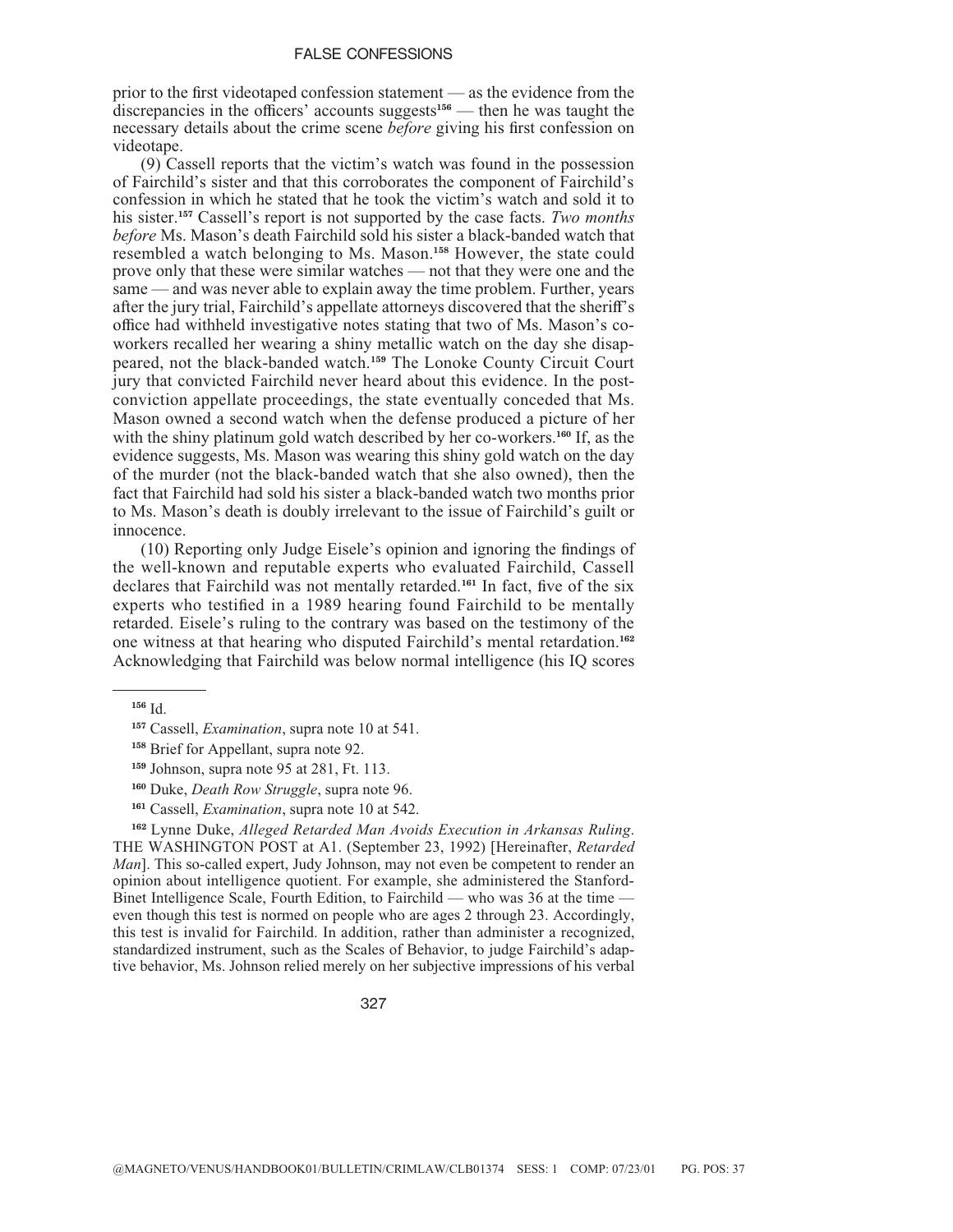prior to the first videotaped confession statement — as the evidence from the discrepancies in the officers' accounts suggests[156] — then he was taught the necessary details about the crime scene *before* giving his first confession on videotape.

(9) Cassell reports that the victim's watch was found in the possession of Fairchild's sister and that this corroborates the component of Fairchild's confession in which he stated that he took the victim's watch and sold it to his sister.[157] Cassell's report is not supported by the case facts. *Two months before* Ms. Mason's death Fairchild sold his sister a black-banded watch that resembled a watch belonging to Ms. Mason.[158] However, the state could prove only that these were similar watches — not that they were one and the same — and was never able to explain away the time problem. Further, years after the jury trial, Fairchild's appellate attorneys discovered that the sheriff's office had withheld investigative notes stating that two of Ms. Mason's co-workers recalled her wearing a shiny metallic watch on the day she disappeared, not the black-banded watch.[159] The Lonoke County Circuit Court jury that convicted Fairchild never heard about this evidence. In the post-conviction appellate proceedings, the state eventually conceded that Ms. Mason owned a second watch when the defense produced a picture of her with the shiny platinum gold watch described by her co-workers.[160] If, as the evidence suggests, Ms. Mason was wearing this shiny gold watch on the day of the murder (not the black-banded watch that she also owned), then the fact that Fairchild had sold his sister a black-banded watch two months prior to Ms. Mason's death is doubly irrelevant to the issue of Fairchild's guilt or innocence.

(10) Reporting only Judge Eisele's opinion and ignoring the findings of the well-known and reputable experts who evaluated Fairchild, Cassell declares that Fairchild was not mentally retarded.[161] In fact, five of the six experts who testified in a 1989 hearing found Fairchild to be mentally retarded. Eisele's ruling to the contrary was based on the testimony of the one witness at that hearing who disputed Fairchild's mental retardation.[162] Acknowledging that Fairchild was below normal intelligence (his IQ scores

---

[156] Id.

[157] Cassell, *Examination*, supra note 10 at 541.

[158] Brief for Appellant, supra note 92.

[159] Johnson, supra note 95 at 281, Ft. 113.

[160] Duke, *Death Row Struggle*, supra note 96.

[161] Cassell, *Examination*, supra note 10 at 542.

[162] Lynne Duke, *Alleged Retarded Man Avoids Execution in Arkansas Ruling*. THE WASHINGTON POST at A1. (September 23, 1992) [Hereinafter, *Retarded Man*]. This so-called expert, Judy Johnson, may not even be competent to render an opinion about intelligence quotient. For example, she administered the Stanford-Binet Intelligence Scale, Fourth Edition, to Fairchild — who was 36 at the time — even though this test is normed on people who are ages 2 through 23. Accordingly, this test is invalid for Fairchild. In addition, rather than administer a recognized, standardized instrument, such as the Scales of Behavior, to judge Fairchild's adaptive behavior, Ms. Johnson relied merely on her subjective impressions of his verbal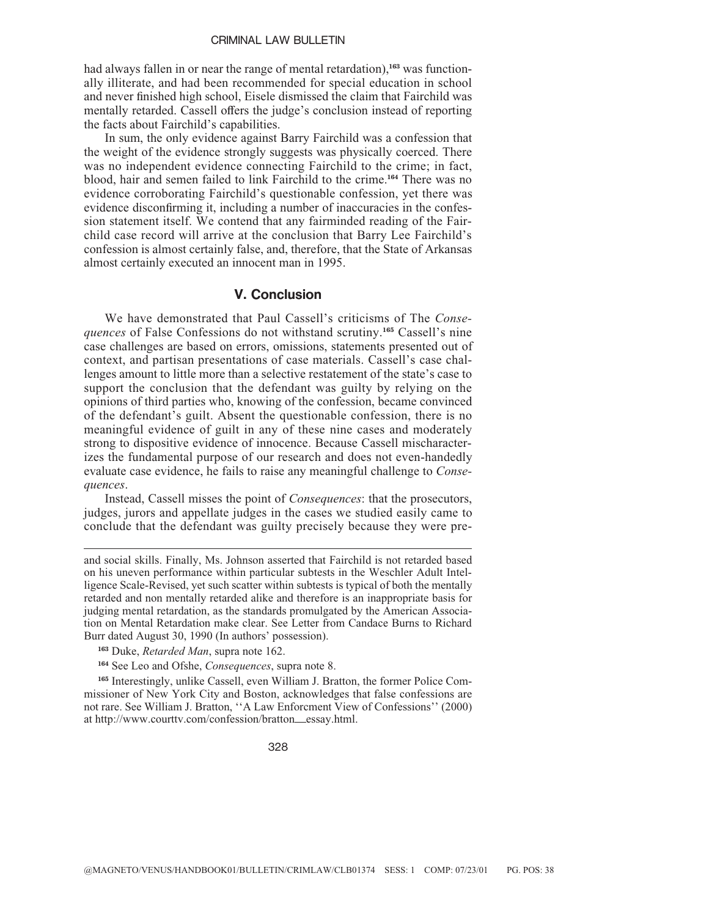had always fallen in or near the range of mental retardation),[163] was functionally illiterate, and had been recommended for special education in school and never finished high school, Eisele dismissed the claim that Fairchild was mentally retarded. Cassell offers the judge's conclusion instead of reporting the facts about Fairchild's capabilities.

In sum, the only evidence against Barry Fairchild was a confession that the weight of the evidence strongly suggests was physically coerced. There was no independent evidence connecting Fairchild to the crime; in fact, blood, hair and semen failed to link Fairchild to the crime.[164] There was no evidence corroborating Fairchild's questionable confession, yet there was evidence disconfirming it, including a number of inaccuracies in the confession statement itself. We contend that any fairminded reading of the Fairchild case record will arrive at the conclusion that Barry Lee Fairchild's confession is almost certainly false, and, therefore, that the State of Arkansas almost certainly executed an innocent man in 1995.

## V. Conclusion

We have demonstrated that Paul Cassell's criticisms of The *Consequences* of False Confessions do not withstand scrutiny.[165] Cassell's nine case challenges are based on errors, omissions, statements presented out of context, and partisan presentations of case materials. Cassell's case challenges amount to little more than a selective restatement of the state's case to support the conclusion that the defendant was guilty by relying on the opinions of third parties who, knowing of the confession, became convinced of the defendant's guilt. Absent the questionable confession, there is no meaningful evidence of guilt in any of these nine cases and moderately strong to dispositive evidence of innocence. Because Cassell mischaracterizes the fundamental purpose of our research and does not even-handedly evaluate case evidence, he fails to raise any meaningful challenge to *Consequences*.

Instead, Cassell misses the point of *Consequences*: that the prosecutors, judges, jurors and appellate judges in the cases we studied easily came to conclude that the defendant was guilty precisely because they were pre-

---

and social skills. Finally, Ms. Johnson asserted that Fairchild is not retarded based on his uneven performance within particular subtests in the Weschler Adult Intelligence Scale-Revised, yet such scatter within subtests is typical of both the mentally retarded and non mentally retarded alike and therefore is an inappropriate basis for judging mental retardation, as the standards promulgated by the American Association on Mental Retardation make clear. See Letter from Candace Burns to Richard Burr dated August 30, 1990 (In authors' possession).

[163] Duke, *Retarded Man*, supra note 162.

[164] See Leo and Ofshe, *Consequences*, supra note 8.

[165] Interestingly, unlike Cassell, even William J. Bratton, the former Police Commissioner of New York City and Boston, acknowledges that false confessions are not rare. See William J. Bratton, ''A Law Enforcment View of Confessions'' (2000) at http://www.courttv.com/confession/bratton_essay.html.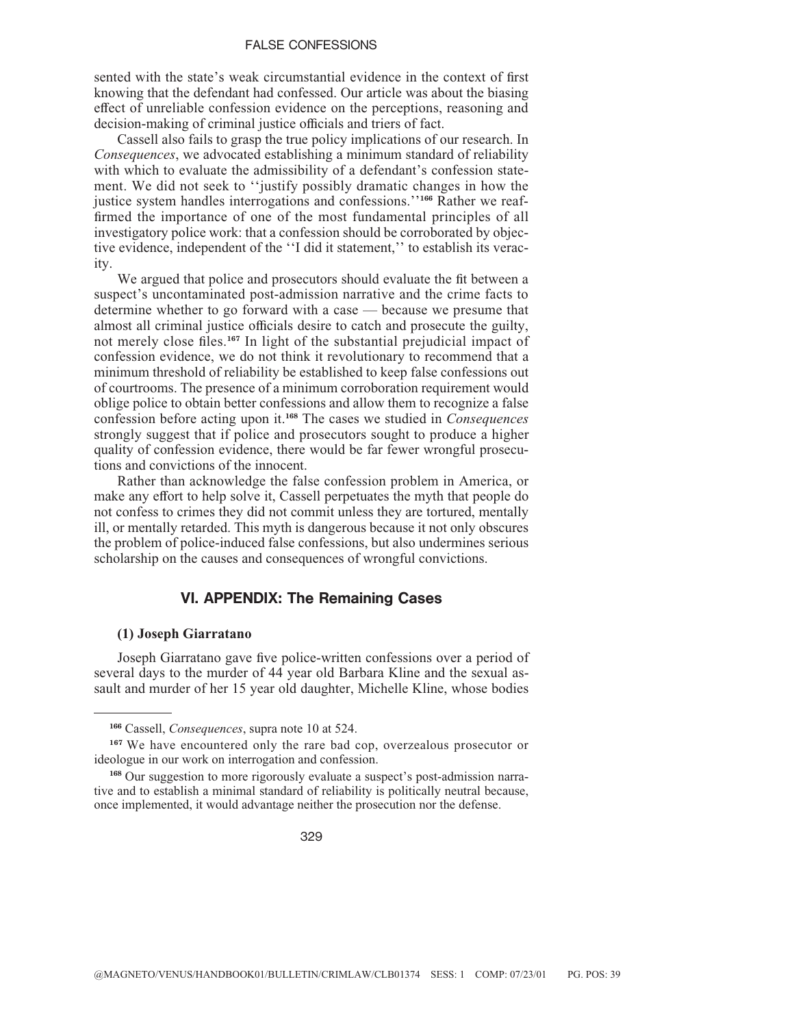sented with the state's weak circumstantial evidence in the context of first knowing that the defendant had confessed. Our article was about the biasing effect of unreliable confession evidence on the perceptions, reasoning and decision-making of criminal justice officials and triers of fact.

Cassell also fails to grasp the true policy implications of our research. In *Consequences*, we advocated establishing a minimum standard of reliability with which to evaluate the admissibility of a defendant's confession statement. We did not seek to ''justify possibly dramatic changes in how the justice system handles interrogations and confessions.''[166] Rather we reaffirmed the importance of one of the most fundamental principles of all investigatory police work: that a confession should be corroborated by objective evidence, independent of the ''I did it statement,'' to establish its veracity.

We argued that police and prosecutors should evaluate the fit between a suspect's uncontaminated post-admission narrative and the crime facts to determine whether to go forward with a case — because we presume that almost all criminal justice officials desire to catch and prosecute the guilty, not merely close files.[167] In light of the substantial prejudicial impact of confession evidence, we do not think it revolutionary to recommend that a minimum threshold of reliability be established to keep false confessions out of courtrooms. The presence of a minimum corroboration requirement would oblige police to obtain better confessions and allow them to recognize a false confession before acting upon it.[168] The cases we studied in *Consequences* strongly suggest that if police and prosecutors sought to produce a higher quality of confession evidence, there would be far fewer wrongful prosecutions and convictions of the innocent.

Rather than acknowledge the false confession problem in America, or make any effort to help solve it, Cassell perpetuates the myth that people do not confess to crimes they did not commit unless they are tortured, mentally ill, or mentally retarded. This myth is dangerous because it not only obscures the problem of police-induced false confessions, but also undermines serious scholarship on the causes and consequences of wrongful convictions.

## VI. APPENDIX: The Remaining Cases

### (1) Joseph Giarratano

Joseph Giarratano gave five police-written confessions over a period of several days to the murder of 44 year old Barbara Kline and the sexual assault and murder of her 15 year old daughter, Michelle Kline, whose bodies

---

[166] Cassell, *Consequences*, supra note 10 at 524.

[167] We have encountered only the rare bad cop, overzealous prosecutor or ideologue in our work on interrogation and confession.

[168] Our suggestion to more rigorously evaluate a suspect's post-admission narrative and to establish a minimal standard of reliability is politically neutral because, once implemented, it would advantage neither the prosecution nor the defense.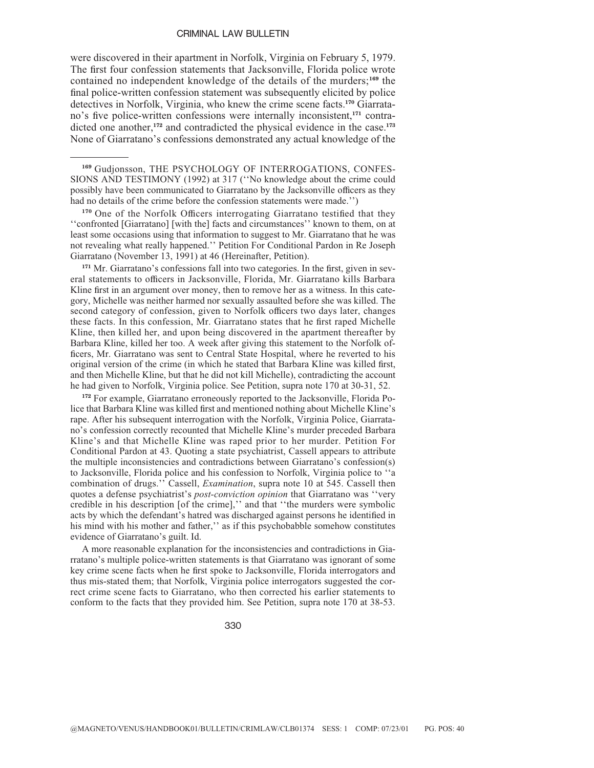were discovered in their apartment in Norfolk, Virginia on February 5, 1979. The first four confession statements that Jacksonville, Florida police wrote contained no independent knowledge of the details of the murders;[169] the final police-written confession statement was subsequently elicited by police detectives in Norfolk, Virginia, who knew the crime scene facts.[170] Giarratano's five police-written confessions were internally inconsistent,[171] contradicted one another,[172] and contradicted the physical evidence in the case.[173] None of Giarratano's confessions demonstrated any actual knowledge of the

---

[169] Gudjonsson, THE PSYCHOLOGY OF INTERROGATIONS, CONFESSIONS AND TESTIMONY (1992) at 317 (''No knowledge about the crime could possibly have been communicated to Giarratano by the Jacksonville officers as they had no details of the crime before the confession statements were made.'')

[170] One of the Norfolk Officers interrogating Giarratano testified that they ''confronted [Giarratano] [with the] facts and circumstances'' known to them, on at least some occasions using that information to suggest to Mr. Giarratano that he was not revealing what really happened.'' Petition For Conditional Pardon in Re Joseph Giarratano (November 13, 1991) at 46 (Hereinafter, Petition).

[171] Mr. Giarratano's confessions fall into two categories. In the first, given in several statements to officers in Jacksonville, Florida, Mr. Giarratano kills Barbara Kline first in an argument over money, then to remove her as a witness. In this category, Michelle was neither harmed nor sexually assaulted before she was killed. The second category of confession, given to Norfolk officers two days later, changes these facts. In this confession, Mr. Giarratano states that he first raped Michelle Kline, then killed her, and upon being discovered in the apartment thereafter by Barbara Kline, killed her too. A week after giving this statement to the Norfolk officers, Mr. Giarratano was sent to Central State Hospital, where he reverted to his original version of the crime (in which he stated that Barbara Kline was killed first, and then Michelle Kline, but that he did not kill Michelle), contradicting the account he had given to Norfolk, Virginia police. See Petition, supra note 170 at 30-31, 52.

[172] For example, Giarratano erroneously reported to the Jacksonville, Florida Police that Barbara Kline was killed first and mentioned nothing about Michelle Kline's rape. After his subsequent interrogation with the Norfolk, Virginia Police, Giarratano's confession correctly recounted that Michelle Kline's murder preceded Barbara Kline's and that Michelle Kline was raped prior to her murder. Petition For Conditional Pardon at 43. Quoting a state psychiatrist, Cassell appears to attribute the multiple inconsistencies and contradictions between Giarratano's confession(s) to Jacksonville, Florida police and his confession to Norfolk, Virginia police to ''a combination of drugs.'' Cassell, *Examination*, supra note 10 at 545. Cassell then quotes a defense psychiatrist's *post-conviction opinion* that Giarratano was ''very credible in his description [of the crime],'' and that ''the murders were symbolic acts by which the defendant's hatred was discharged against persons he identified in his mind with his mother and father,'' as if this psychobabble somehow constitutes evidence of Giarratano's guilt. Id.

A more reasonable explanation for the inconsistencies and contradictions in Giarratano's multiple police-written statements is that Giarratano was ignorant of some key crime scene facts when he first spoke to Jacksonville, Florida interrogators and thus mis-stated them; that Norfolk, Virginia police interrogators suggested the correct crime scene facts to Giarratano, who then corrected his earlier statements to conform to the facts that they provided him. See Petition, supra note 170 at 38-53.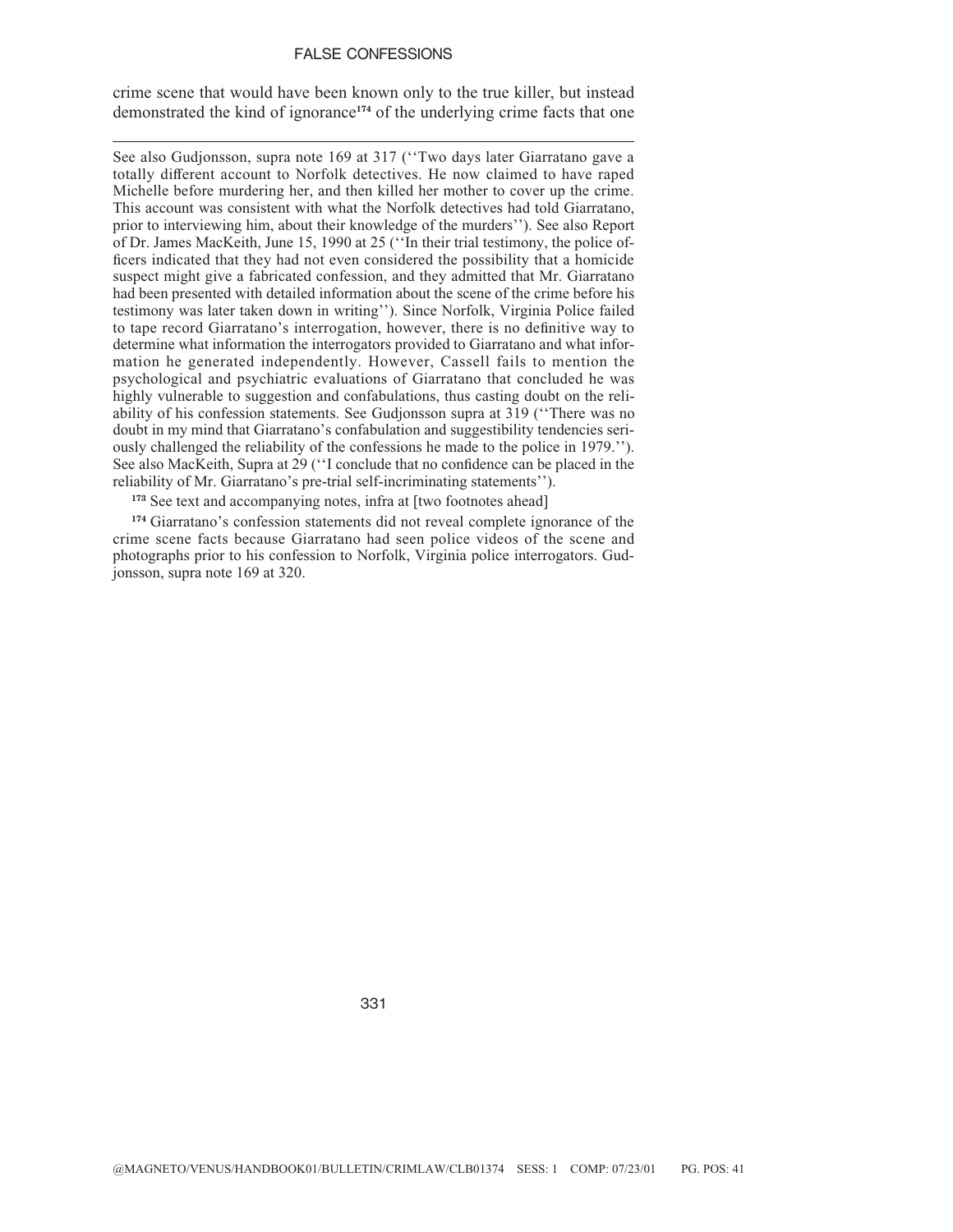crime scene that would have been known only to the true killer, but instead demonstrated the kind of ignorance[174] of the underlying crime facts that one

---

See also Gudjonsson, supra note 169 at 317 (''Two days later Giarratano gave a totally different account to Norfolk detectives. He now claimed to have raped Michelle before murdering her, and then killed her mother to cover up the crime. This account was consistent with what the Norfolk detectives had told Giarratano, prior to interviewing him, about their knowledge of the murders''). See also Report of Dr. James MacKeith, June 15, 1990 at 25 (''In their trial testimony, the police officers indicated that they had not even considered the possibility that a homicide suspect might give a fabricated confession, and they admitted that Mr. Giarratano had been presented with detailed information about the scene of the crime before his testimony was later taken down in writing''). Since Norfolk, Virginia Police failed to tape record Giarratano's interrogation, however, there is no definitive way to determine what information the interrogators provided to Giarratano and what information he generated independently. However, Cassell fails to mention the psychological and psychiatric evaluations of Giarratano that concluded he was highly vulnerable to suggestion and confabulations, thus casting doubt on the reliability of his confession statements. See Gudjonsson supra at 319 (''There was no doubt in my mind that Giarratano's confabulation and suggestibility tendencies seriously challenged the reliability of the confessions he made to the police in 1979.''). See also MacKeith, Supra at 29 (''I conclude that no confidence can be placed in the reliability of Mr. Giarratano's pre-trial self-incriminating statements'').

[173] See text and accompanying notes, infra at [two footnotes ahead]

[174] Giarratano's confession statements did not reveal complete ignorance of the crime scene facts because Giarratano had seen police videos of the scene and photographs prior to his confession to Norfolk, Virginia police interrogators. Gudjonsson, supra note 169 at 320.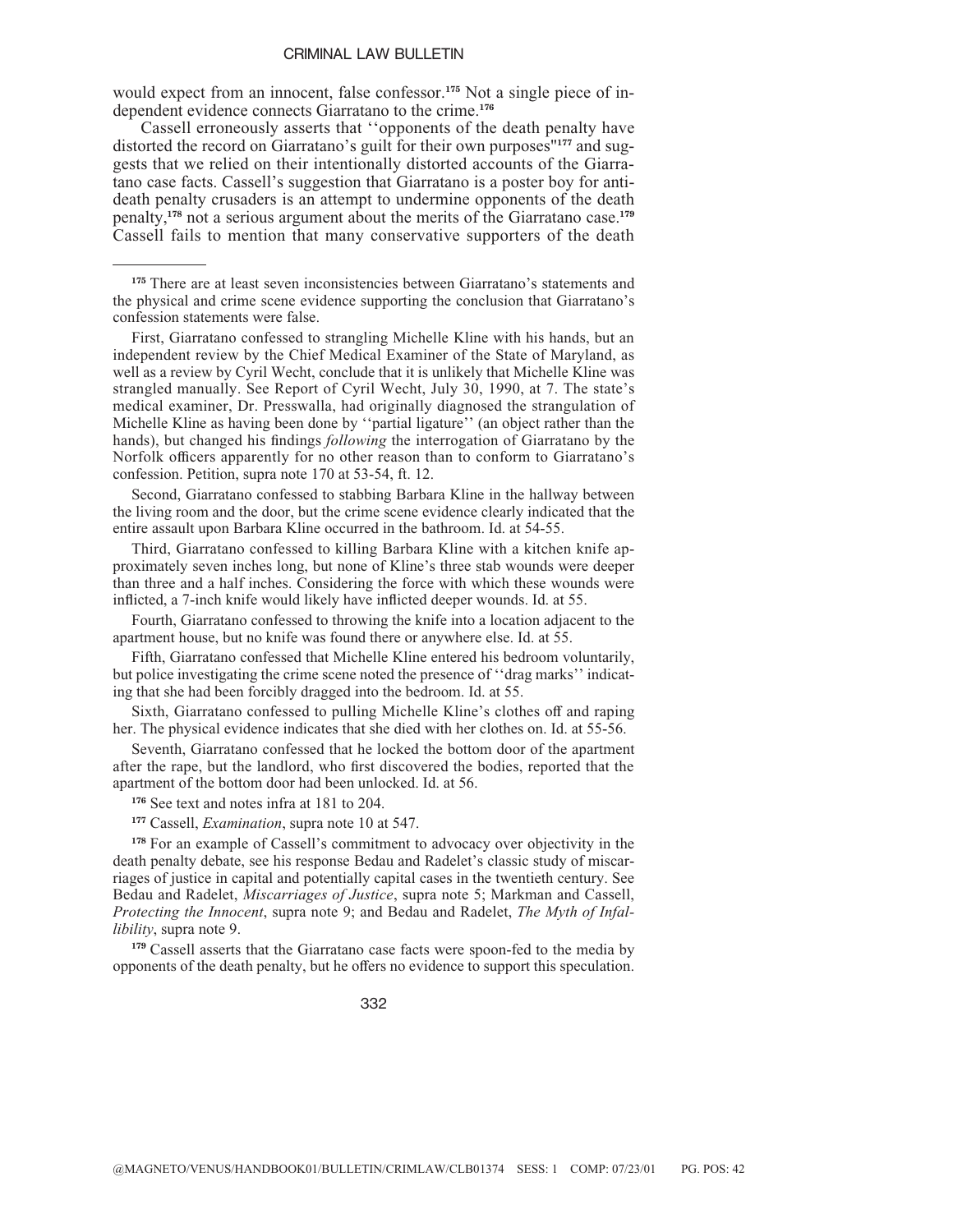would expect from an innocent, false confessor.[175] Not a single piece of independent evidence connects Giarratano to the crime.[176]

Cassell erroneously asserts that ''opponents of the death penalty have distorted the record on Giarratano's guilt for their own purposes"[177] and suggests that we relied on their intentionally distorted accounts of the Giarratano case facts. Cassell's suggestion that Giarratano is a poster boy for anti-death penalty crusaders is an attempt to undermine opponents of the death penalty,[178] not a serious argument about the merits of the Giarratano case.[179] Cassell fails to mention that many conservative supporters of the death

---

[175] There are at least seven inconsistencies between Giarratano's statements and the physical and crime scene evidence supporting the conclusion that Giarratano's confession statements were false.

First, Giarratano confessed to strangling Michelle Kline with his hands, but an independent review by the Chief Medical Examiner of the State of Maryland, as well as a review by Cyril Wecht, conclude that it is unlikely that Michelle Kline was strangled manually. See Report of Cyril Wecht, July 30, 1990, at 7. The state's medical examiner, Dr. Presswalla, had originally diagnosed the strangulation of Michelle Kline as having been done by ''partial ligature'' (an object rather than the hands), but changed his findings *following* the interrogation of Giarratano by the Norfolk officers apparently for no other reason than to conform to Giarratano's confession. Petition, supra note 170 at 53-54, ft. 12.

Second, Giarratano confessed to stabbing Barbara Kline in the hallway between the living room and the door, but the crime scene evidence clearly indicated that the entire assault upon Barbara Kline occurred in the bathroom. Id. at 54-55.

Third, Giarratano confessed to killing Barbara Kline with a kitchen knife approximately seven inches long, but none of Kline's three stab wounds were deeper than three and a half inches. Considering the force with which these wounds were inflicted, a 7-inch knife would likely have inflicted deeper wounds. Id. at 55.

Fourth, Giarratano confessed to throwing the knife into a location adjacent to the apartment house, but no knife was found there or anywhere else. Id. at 55.

Fifth, Giarratano confessed that Michelle Kline entered his bedroom voluntarily, but police investigating the crime scene noted the presence of ''drag marks'' indicating that she had been forcibly dragged into the bedroom. Id. at 55.

Sixth, Giarratano confessed to pulling Michelle Kline's clothes off and raping her. The physical evidence indicates that she died with her clothes on. Id. at 55-56.

Seventh, Giarratano confessed that he locked the bottom door of the apartment after the rape, but the landlord, who first discovered the bodies, reported that the apartment of the bottom door had been unlocked. Id. at 56.

[176] See text and notes infra at 181 to 204.

[177] Cassell, *Examination*, supra note 10 at 547.

[178] For an example of Cassell's commitment to advocacy over objectivity in the death penalty debate, see his response Bedau and Radelet's classic study of miscarriages of justice in capital and potentially capital cases in the twentieth century. See Bedau and Radelet, *Miscarriages of Justice*, supra note 5; Markman and Cassell, *Protecting the Innocent*, supra note 9; and Bedau and Radelet, *The Myth of Infallibility*, supra note 9.

[179] Cassell asserts that the Giarratano case facts were spoon-fed to the media by opponents of the death penalty, but he offers no evidence to support this speculation.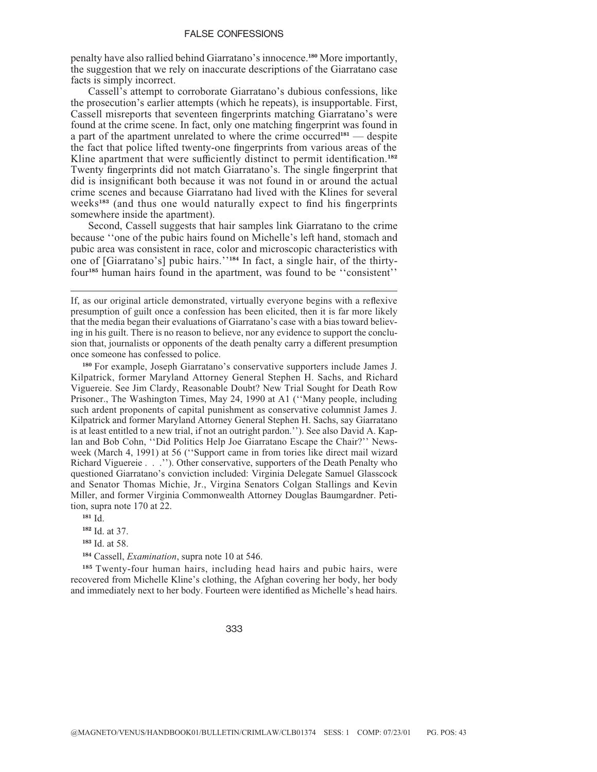penalty have also rallied behind Giarratano's innocence.[180] More importantly, the suggestion that we rely on inaccurate descriptions of the Giarratano case facts is simply incorrect.

Cassell's attempt to corroborate Giarratano's dubious confessions, like the prosecution's earlier attempts (which he repeats), is insupportable. First, Cassell misreports that seventeen fingerprints matching Giarratano's were found at the crime scene. In fact, only one matching fingerprint was found in a part of the apartment unrelated to where the crime occurred[181] — despite the fact that police lifted twenty-one fingerprints from various areas of the Kline apartment that were sufficiently distinct to permit identification.[182] Twenty fingerprints did not match Giarratano's. The single fingerprint that did is insignificant both because it was not found in or around the actual crime scenes and because Giarratano had lived with the Klines for several weeks[183] (and thus one would naturally expect to find his fingerprints somewhere inside the apartment).

Second, Cassell suggests that hair samples link Giarratano to the crime because ''one of the pubic hairs found on Michelle's left hand, stomach and pubic area was consistent in race, color and microscopic characteristics with one of [Giarratano's] pubic hairs.''[184] In fact, a single hair, of the thirty-four[185] human hairs found in the apartment, was found to be ''consistent''

---

If, as our original article demonstrated, virtually everyone begins with a reflexive presumption of guilt once a confession has been elicited, then it is far more likely that the media began their evaluations of Giarratano's case with a bias toward believing in his guilt. There is no reason to believe, nor any evidence to support the conclusion that, journalists or opponents of the death penalty carry a different presumption once someone has confessed to police.

[180] For example, Joseph Giarratano's conservative supporters include James J. Kilpatrick, former Maryland Attorney General Stephen H. Sachs, and Richard Viguereie. See Jim Clardy, Reasonable Doubt? New Trial Sought for Death Row Prisoner., The Washington Times, May 24, 1990 at A1 (''Many people, including such ardent proponents of capital punishment as conservative columnist James J. Kilpatrick and former Maryland Attorney General Stephen H. Sachs, say Giarratano is at least entitled to a new trial, if not an outright pardon.''). See also David A. Kaplan and Bob Cohn, ''Did Politics Help Joe Giarratano Escape the Chair?'' Newsweek (March 4, 1991) at 56 (''Support came in from tories like direct mail wizard Richard Viguereie . . .''). Other conservative, supporters of the Death Penalty who questioned Giarratano's conviction included: Virginia Delegate Samuel Glasscock and Senator Thomas Michie, Jr., Virgina Senators Colgan Stallings and Kevin Miller, and former Virginia Commonwealth Attorney Douglas Baumgardner. Petition, supra note 170 at 22.

[181] Id.

[182] Id. at 37.

[183] Id. at 58.

[184] Cassell, *Examination*, supra note 10 at 546.

[185] Twenty-four human hairs, including head hairs and pubic hairs, were recovered from Michelle Kline's clothing, the Afghan covering her body, her body and immediately next to her body. Fourteen were identified as Michelle's head hairs.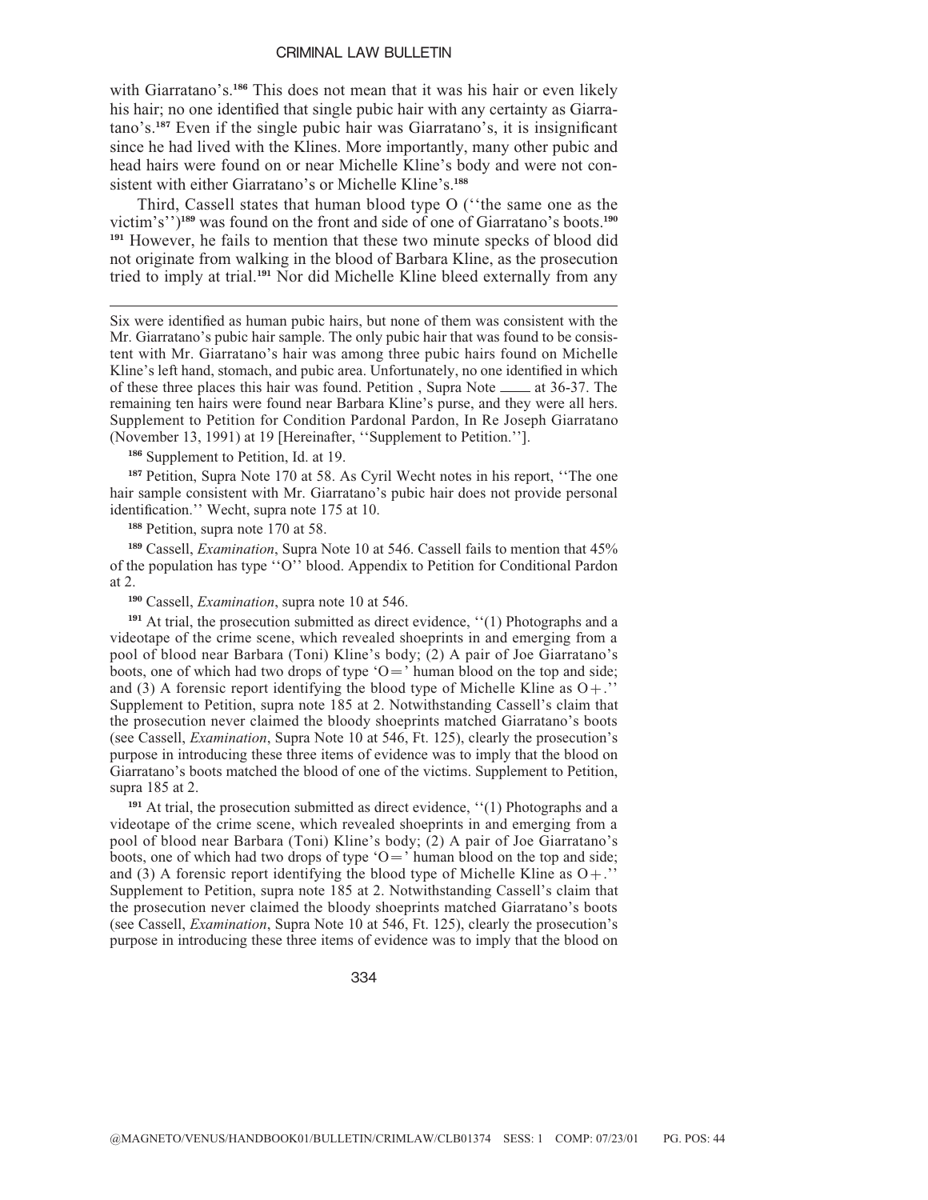with Giarratano's.[186] This does not mean that it was his hair or even likely his hair; no one identified that single pubic hair with any certainty as Giarratano's.[187] Even if the single pubic hair was Giarratano's, it is insignificant since he had lived with the Klines. More importantly, many other pubic and head hairs were found on or near Michelle Kline's body and were not consistent with either Giarratano's or Michelle Kline's.[188]

Third, Cassell states that human blood type O (''the same one as the victim's'')[189] was found on the front and side of one of Giarratano's boots.[190] [191] However, he fails to mention that these two minute specks of blood did not originate from walking in the blood of Barbara Kline, as the prosecution tried to imply at trial.[191] Nor did Michelle Kline bleed externally from any

---

Six were identified as human pubic hairs, but none of them was consistent with the Mr. Giarratano's pubic hair sample. The only pubic hair that was found to be consistent with Mr. Giarratano's hair was among three pubic hairs found on Michelle Kline's left hand, stomach, and pubic area. Unfortunately, no one identified in which of these three places this hair was found. Petition , Supra Note ____ at 36-37. The remaining ten hairs were found near Barbara Kline's purse, and they were all hers. Supplement to Petition for Condition Pardonal Pardon, In Re Joseph Giarratano (November 13, 1991) at 19 [Hereinafter, ''Supplement to Petition.''].

[186] Supplement to Petition, Id. at 19.

[187] Petition, Supra Note 170 at 58. As Cyril Wecht notes in his report, ''The one hair sample consistent with Mr. Giarratano's pubic hair does not provide personal identification.'' Wecht, supra note 175 at 10.

[188] Petition, supra note 170 at 58.

[189] Cassell, *Examination*, Supra Note 10 at 546. Cassell fails to mention that 45% of the population has type ''O'' blood. Appendix to Petition for Conditional Pardon at 2.

[190] Cassell, *Examination*, supra note 10 at 546.

[191] At trial, the prosecution submitted as direct evidence, ''(1) Photographs and a videotape of the crime scene, which revealed shoeprints in and emerging from a pool of blood near Barbara (Toni) Kline's body; (2) A pair of Joe Giarratano's boots, one of which had two drops of type 'O=' human blood on the top and side; and (3) A forensic report identifying the blood type of Michelle Kline as O+.'' Supplement to Petition, supra note 185 at 2. Notwithstanding Cassell's claim that the prosecution never claimed the bloody shoeprints matched Giarratano's boots (see Cassell, *Examination*, Supra Note 10 at 546, Ft. 125), clearly the prosecution's purpose in introducing these three items of evidence was to imply that the blood on Giarratano's boots matched the blood of one of the victims. Supplement to Petition, supra 185 at 2.

[191] At trial, the prosecution submitted as direct evidence, ''(1) Photographs and a videotape of the crime scene, which revealed shoeprints in and emerging from a pool of blood near Barbara (Toni) Kline's body; (2) A pair of Joe Giarratano's boots, one of which had two drops of type 'O=' human blood on the top and side; and (3) A forensic report identifying the blood type of Michelle Kline as O+.'' Supplement to Petition, supra note 185 at 2. Notwithstanding Cassell's claim that the prosecution never claimed the bloody shoeprints matched Giarratano's boots (see Cassell, *Examination*, Supra Note 10 at 546, Ft. 125), clearly the prosecution's purpose in introducing these three items of evidence was to imply that the blood on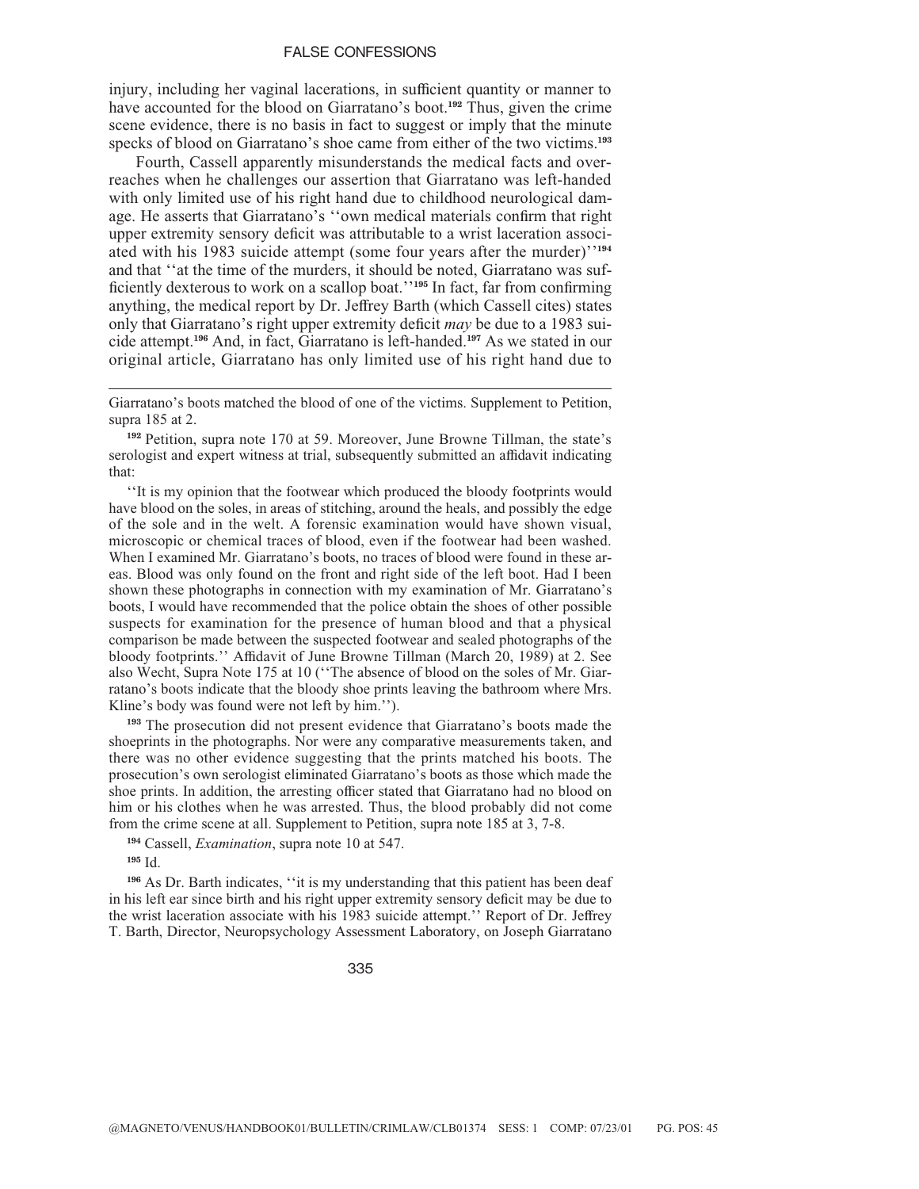injury, including her vaginal lacerations, in sufficient quantity or manner to have accounted for the blood on Giarratano's boot.[192] Thus, given the crime scene evidence, there is no basis in fact to suggest or imply that the minute specks of blood on Giarratano's shoe came from either of the two victims.[193]

Fourth, Cassell apparently misunderstands the medical facts and overreaches when he challenges our assertion that Giarratano was left-handed with only limited use of his right hand due to childhood neurological damage. He asserts that Giarratano's ''own medical materials confirm that right upper extremity sensory deficit was attributable to a wrist laceration associated with his 1983 suicide attempt (some four years after the murder)''[194] and that ''at the time of the murders, it should be noted, Giarratano was sufficiently dexterous to work on a scallop boat.''[195] In fact, far from confirming anything, the medical report by Dr. Jeffrey Barth (which Cassell cites) states only that Giarratano's right upper extremity deficit *may* be due to a 1983 suicide attempt.[196] And, in fact, Giarratano is left-handed.[197] As we stated in our original article, Giarratano has only limited use of his right hand due to

---

Giarratano's boots matched the blood of one of the victims. Supplement to Petition, supra 185 at 2.

[192] Petition, supra note 170 at 59. Moreover, June Browne Tillman, the state's serologist and expert witness at trial, subsequently submitted an affidavit indicating that:

''It is my opinion that the footwear which produced the bloody footprints would have blood on the soles, in areas of stitching, around the heals, and possibly the edge of the sole and in the welt. A forensic examination would have shown visual, microscopic or chemical traces of blood, even if the footwear had been washed. When I examined Mr. Giarratano's boots, no traces of blood were found in these areas. Blood was only found on the front and right side of the left boot. Had I been shown these photographs in connection with my examination of Mr. Giarratano's boots, I would have recommended that the police obtain the shoes of other possible suspects for examination for the presence of human blood and that a physical comparison be made between the suspected footwear and sealed photographs of the bloody footprints.'' Affidavit of June Browne Tillman (March 20, 1989) at 2. See also Wecht, Supra Note 175 at 10 (''The absence of blood on the soles of Mr. Giarratano's boots indicate that the bloody shoe prints leaving the bathroom where Mrs. Kline's body was found were not left by him.'').

[193] The prosecution did not present evidence that Giarratano's boots made the shoeprints in the photographs. Nor were any comparative measurements taken, and there was no other evidence suggesting that the prints matched his boots. The prosecution's own serologist eliminated Giarratano's boots as those which made the shoe prints. In addition, the arresting officer stated that Giarratano had no blood on him or his clothes when he was arrested. Thus, the blood probably did not come from the crime scene at all. Supplement to Petition, supra note 185 at 3, 7-8.

[194] Cassell, *Examination*, supra note 10 at 547.

[195] Id.

[196] As Dr. Barth indicates, ''it is my understanding that this patient has been deaf in his left ear since birth and his right upper extremity sensory deficit may be due to the wrist laceration associate with his 1983 suicide attempt.'' Report of Dr. Jeffrey T. Barth, Director, Neuropsychology Assessment Laboratory, on Joseph Giarratano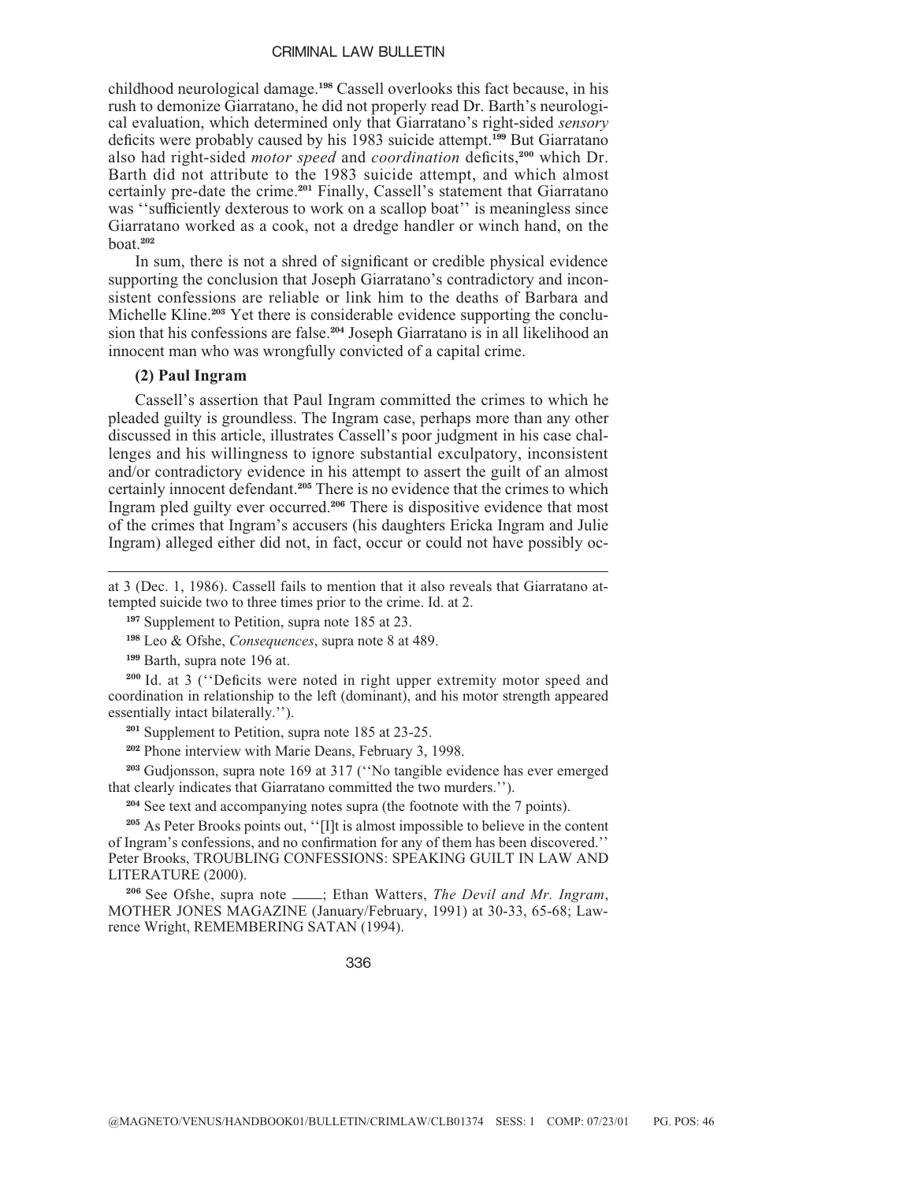childhood neurological damage.[198] Cassell overlooks this fact because, in his rush to demonize Giarratano, he did not properly read Dr. Barth's neurological evaluation, which determined only that Giarratano's right-sided *sensory* deficits were probably caused by his 1983 suicide attempt.[199] But Giarratano also had right-sided *motor speed* and *coordination* deficits,[200] which Dr. Barth did not attribute to the 1983 suicide attempt, and which almost certainly pre-date the crime.[201] Finally, Cassell's statement that Giarratano was ''sufficiently dexterous to work on a scallop boat'' is meaningless since Giarratano worked as a cook, not a dredge handler or winch hand, on the boat.[202]

In sum, there is not a shred of significant or credible physical evidence supporting the conclusion that Joseph Giarratano's contradictory and inconsistent confessions are reliable or link him to the deaths of Barbara and Michelle Kline.[203] Yet there is considerable evidence supporting the conclusion that his confessions are false.[204] Joseph Giarratano is in all likelihood an innocent man who was wrongfully convicted of a capital crime.

**(2) Paul Ingram**

Cassell's assertion that Paul Ingram committed the crimes to which he pleaded guilty is groundless. The Ingram case, perhaps more than any other discussed in this article, illustrates Cassell's poor judgment in his case challenges and his willingness to ignore substantial exculpatory, inconsistent and/or contradictory evidence in his attempt to assert the guilt of an almost certainly innocent defendant.[205] There is no evidence that the crimes to which Ingram pled guilty ever occurred.[206] There is dispositive evidence that most of the crimes that Ingram's accusers (his daughters Ericka Ingram and Julie Ingram) alleged either did not, in fact, occur or could not have possibly oc-

---

at 3 (Dec. 1, 1986). Cassell fails to mention that it also reveals that Giarratano attempted suicide two to three times prior to the crime. Id. at 2.

[197] Supplement to Petition, supra note 185 at 23.

[198] Leo & Ofshe, *Consequences*, supra note 8 at 489.

[199] Barth, supra note 196 at.

[200] Id. at 3 (''Deficits were noted in right upper extremity motor speed and coordination in relationship to the left (dominant), and his motor strength appeared essentially intact bilaterally.'').

[201] Supplement to Petition, supra note 185 at 23-25.

[202] Phone interview with Marie Deans, February 3, 1998.

[203] Gudjonsson, supra note 169 at 317 (''No tangible evidence has ever emerged that clearly indicates that Giarratano committed the two murders.'').

[204] See text and accompanying notes supra (the footnote with the 7 points).

[205] As Peter Brooks points out, ''[I]t is almost impossible to believe in the content of Ingram's confessions, and no confirmation for any of them has been discovered.'' Peter Brooks, TROUBLING CONFESSIONS: SPEAKING GUILT IN LAW AND LITERATURE (2000).

[206] See Ofshe, supra note ____; Ethan Watters, *The Devil and Mr. Ingram*, MOTHER JONES MAGAZINE (January/February, 1991) at 30-33, 65-68; Lawrence Wright, REMEMBERING SATAN (1994).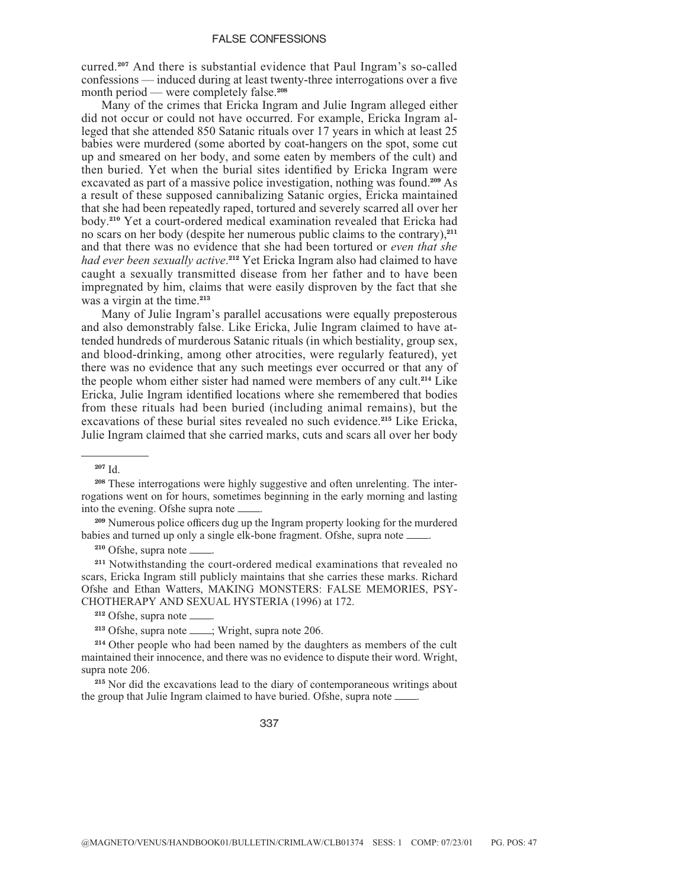curred.[207] And there is substantial evidence that Paul Ingram's so-called confessions — induced during at least twenty-three interrogations over a five month period — were completely false.[208]

Many of the crimes that Ericka Ingram and Julie Ingram alleged either did not occur or could not have occurred. For example, Ericka Ingram alleged that she attended 850 Satanic rituals over 17 years in which at least 25 babies were murdered (some aborted by coat-hangers on the spot, some cut up and smeared on her body, and some eaten by members of the cult) and then buried. Yet when the burial sites identified by Ericka Ingram were excavated as part of a massive police investigation, nothing was found.[209] As a result of these supposed cannibalizing Satanic orgies, Ericka maintained that she had been repeatedly raped, tortured and severely scarred all over her body.[210] Yet a court-ordered medical examination revealed that Ericka had no scars on her body (despite her numerous public claims to the contrary),[211] and that there was no evidence that she had been tortured or *even that she had ever been sexually active*.[212] Yet Ericka Ingram also had claimed to have caught a sexually transmitted disease from her father and to have been impregnated by him, claims that were easily disproven by the fact that she was a virgin at the time.[213]

Many of Julie Ingram's parallel accusations were equally preposterous and also demonstrably false. Like Ericka, Julie Ingram claimed to have attended hundreds of murderous Satanic rituals (in which bestiality, group sex, and blood-drinking, among other atrocities, were regularly featured), yet there was no evidence that any such meetings ever occurred or that any of the people whom either sister had named were members of any cult.[214] Like Ericka, Julie Ingram identified locations where she remembered that bodies from these rituals had been buried (including animal remains), but the excavations of these burial sites revealed no such evidence.[215] Like Ericka, Julie Ingram claimed that she carried marks, cuts and scars all over her body

---

[207] Id.

[208] These interrogations were highly suggestive and often unrelenting. The interrogations went on for hours, sometimes beginning in the early morning and lasting into the evening. Ofshe supra note ____.

[209] Numerous police officers dug up the Ingram property looking for the murdered babies and turned up only a single elk-bone fragment. Ofshe, supra note ____.

[210] Ofshe, supra note ____.

[211] Notwithstanding the court-ordered medical examinations that revealed no scars, Ericka Ingram still publicly maintains that she carries these marks. Richard Ofshe and Ethan Watters, MAKING MONSTERS: FALSE MEMORIES, PSYCHOTHERAPY AND SEXUAL HYSTERIA (1996) at 172.

[212] Ofshe, supra note ____.

[213] Ofshe, supra note ____; Wright, supra note 206.

[214] Other people who had been named by the daughters as members of the cult maintained their innocence, and there was no evidence to dispute their word. Wright, supra note 206.

[215] Nor did the excavations lead to the diary of contemporaneous writings about the group that Julie Ingram claimed to have buried. Ofshe, supra note ____.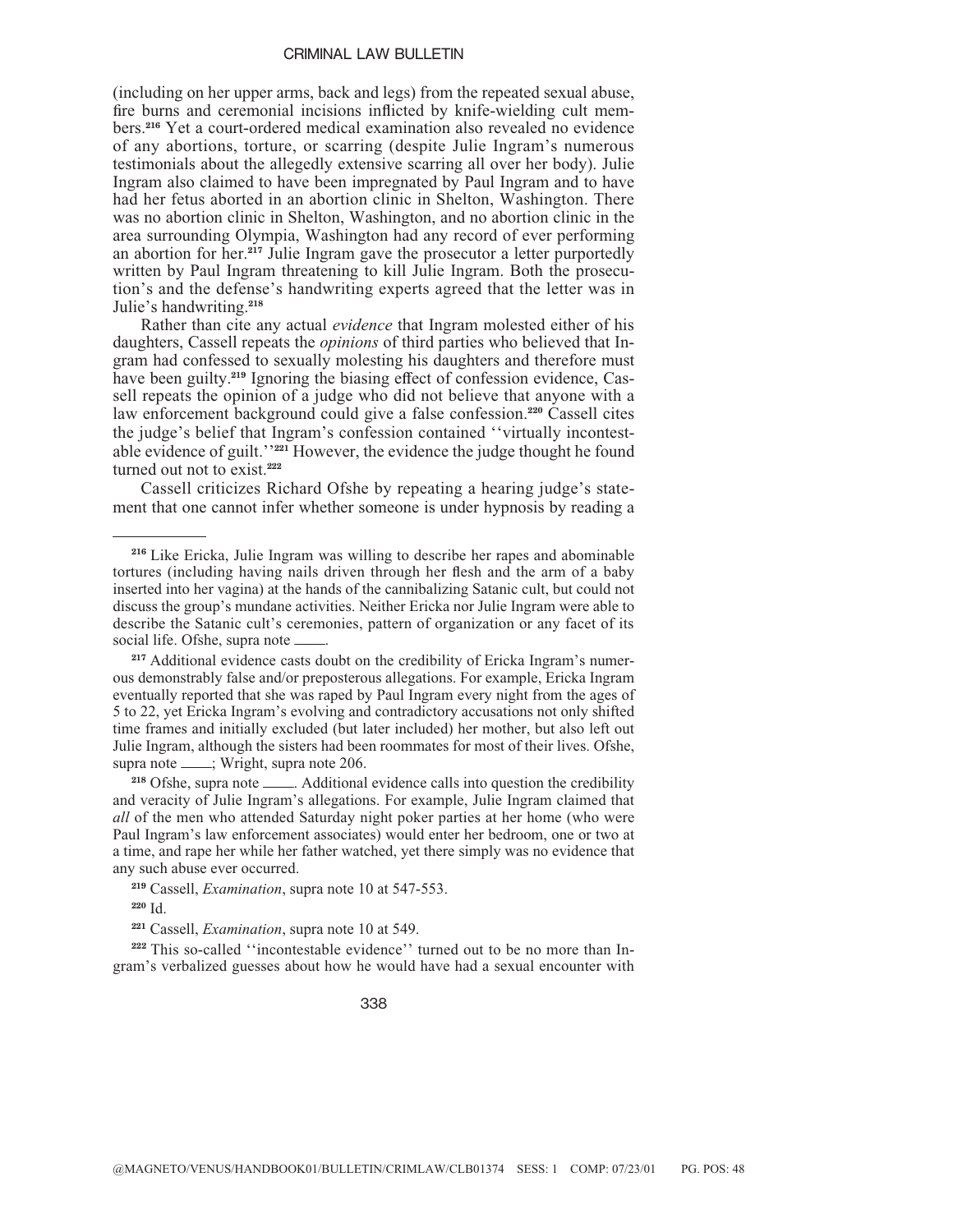(including on her upper arms, back and legs) from the repeated sexual abuse, fire burns and ceremonial incisions inflicted by knife-wielding cult members.[216] Yet a court-ordered medical examination also revealed no evidence of any abortions, torture, or scarring (despite Julie Ingram's numerous testimonials about the allegedly extensive scarring all over her body). Julie Ingram also claimed to have been impregnated by Paul Ingram and to have had her fetus aborted in an abortion clinic in Shelton, Washington. There was no abortion clinic in Shelton, Washington, and no abortion clinic in the area surrounding Olympia, Washington had any record of ever performing an abortion for her.[217] Julie Ingram gave the prosecutor a letter purportedly written by Paul Ingram threatening to kill Julie Ingram. Both the prosecution's and the defense's handwriting experts agreed that the letter was in Julie's handwriting.[218]

Rather than cite any actual *evidence* that Ingram molested either of his daughters, Cassell repeats the *opinions* of third parties who believed that Ingram had confessed to sexually molesting his daughters and therefore must have been guilty.[219] Ignoring the biasing effect of confession evidence, Cassell repeats the opinion of a judge who did not believe that anyone with a law enforcement background could give a false confession.[220] Cassell cites the judge's belief that Ingram's confession contained ''virtually incontestable evidence of guilt.''[221] However, the evidence the judge thought he found turned out not to exist.[222]

Cassell criticizes Richard Ofshe by repeating a hearing judge's statement that one cannot infer whether someone is under hypnosis by reading a

---

[216] Like Ericka, Julie Ingram was willing to describe her rapes and abominable tortures (including having nails driven through her flesh and the arm of a baby inserted into her vagina) at the hands of the cannibalizing Satanic cult, but could not discuss the group's mundane activities. Neither Ericka nor Julie Ingram were able to describe the Satanic cult's ceremonies, pattern of organization or any facet of its social life. Ofshe, supra note ____.

[217] Additional evidence casts doubt on the credibility of Ericka Ingram's numerous demonstrably false and/or preposterous allegations. For example, Ericka Ingram eventually reported that she was raped by Paul Ingram every night from the ages of 5 to 22, yet Ericka Ingram's evolving and contradictory accusations not only shifted time frames and initially excluded (but later included) her mother, but also left out Julie Ingram, although the sisters had been roommates for most of their lives. Ofshe, supra note ____; Wright, supra note 206.

[218] Ofshe, supra note ____. Additional evidence calls into question the credibility and veracity of Julie Ingram's allegations. For example, Julie Ingram claimed that *all* of the men who attended Saturday night poker parties at her home (who were Paul Ingram's law enforcement associates) would enter her bedroom, one or two at a time, and rape her while her father watched, yet there simply was no evidence that any such abuse ever occurred.

[219] Cassell, *Examination*, supra note 10 at 547-553.

[220] Id.

[221] Cassell, *Examination*, supra note 10 at 549.

[222] This so-called ''incontestable evidence'' turned out to be no more than Ingram's verbalized guesses about how he would have had a sexual encounter with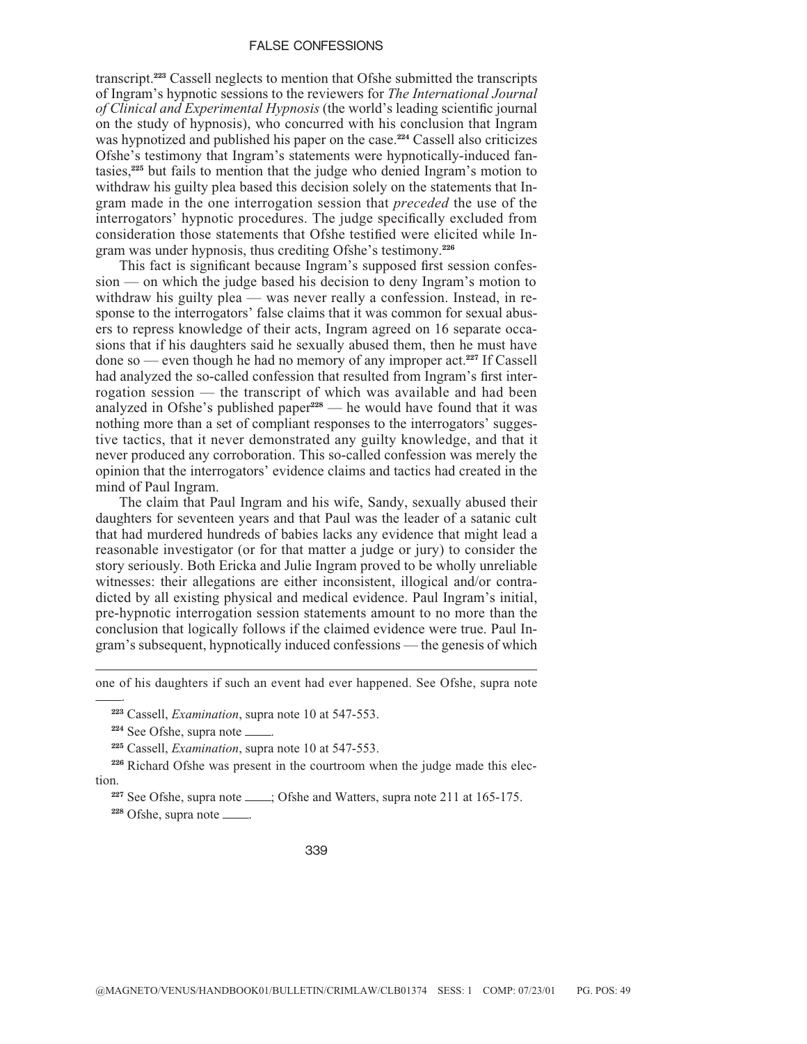transcript.[223] Cassell neglects to mention that Ofshe submitted the transcripts of Ingram's hypnotic sessions to the reviewers for *The International Journal of Clinical and Experimental Hypnosis* (the world's leading scientific journal on the study of hypnosis), who concurred with his conclusion that Ingram was hypnotized and published his paper on the case.[224] Cassell also criticizes Ofshe's testimony that Ingram's statements were hypnotically-induced fantasies,[225] but fails to mention that the judge who denied Ingram's motion to withdraw his guilty plea based this decision solely on the statements that Ingram made in the one interrogation session that *preceded* the use of the interrogators' hypnotic procedures. The judge specifically excluded from consideration those statements that Ofshe testified were elicited while Ingram was under hypnosis, thus crediting Ofshe's testimony.[226]

This fact is significant because Ingram's supposed first session confession — on which the judge based his decision to deny Ingram's motion to withdraw his guilty plea — was never really a confession. Instead, in response to the interrogators' false claims that it was common for sexual abusers to repress knowledge of their acts, Ingram agreed on 16 separate occasions that if his daughters said he sexually abused them, then he must have done so — even though he had no memory of any improper act.[227] If Cassell had analyzed the so-called confession that resulted from Ingram's first interrogation session — the transcript of which was available and had been analyzed in Ofshe's published paper[228] — he would have found that it was nothing more than a set of compliant responses to the interrogators' suggestive tactics, that it never demonstrated any guilty knowledge, and that it never produced any corroboration. This so-called confession was merely the opinion that the interrogators' evidence claims and tactics had created in the mind of Paul Ingram.

The claim that Paul Ingram and his wife, Sandy, sexually abused their daughters for seventeen years and that Paul was the leader of a satanic cult that had murdered hundreds of babies lacks any evidence that might lead a reasonable investigator (or for that matter a judge or jury) to consider the story seriously. Both Ericka and Julie Ingram proved to be wholly unreliable witnesses: their allegations are either inconsistent, illogical and/or contradicted by all existing physical and medical evidence. Paul Ingram's initial, pre-hypnotic interrogation session statements amount to no more than the conclusion that logically follows if the claimed evidence were true. Paul Ingram's subsequent, hypnotically induced confessions — the genesis of which

---

one of his daughters if such an event had ever happened. See Ofshe, supra note ____.

[223] Cassell, *Examination*, supra note 10 at 547-553.

[224] See Ofshe, supra note ____.

[225] Cassell, *Examination*, supra note 10 at 547-553.

[226] Richard Ofshe was present in the courtroom when the judge made this election.

[227] See Ofshe, supra note ____; Ofshe and Watters, supra note 211 at 165-175.

[228] Ofshe, supra note ____.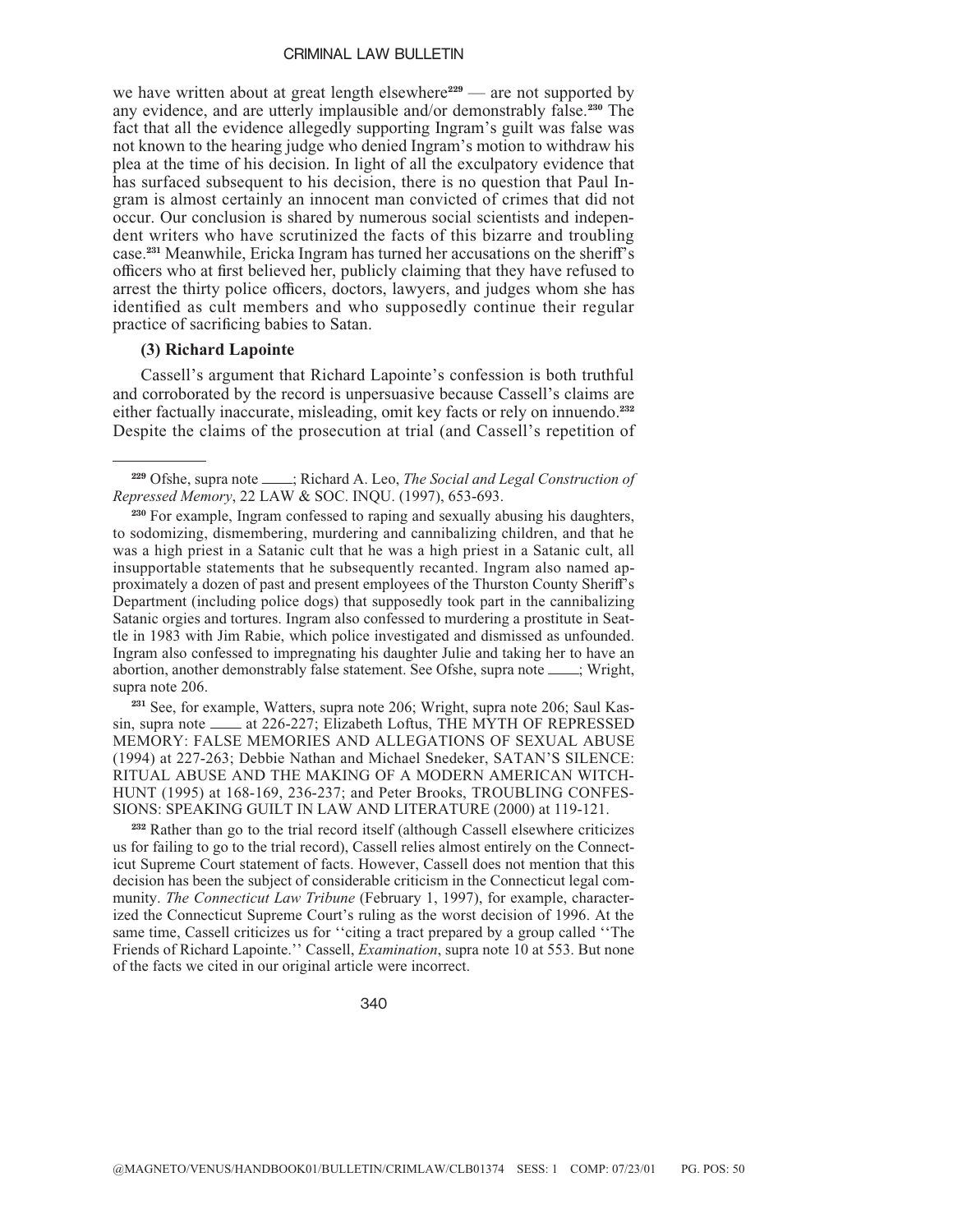we have written about at great length elsewhere[229] — are not supported by any evidence, and are utterly implausible and/or demonstrably false.[230] The fact that all the evidence allegedly supporting Ingram's guilt was false was not known to the hearing judge who denied Ingram's motion to withdraw his plea at the time of his decision. In light of all the exculpatory evidence that has surfaced subsequent to his decision, there is no question that Paul Ingram is almost certainly an innocent man convicted of crimes that did not occur. Our conclusion is shared by numerous social scientists and independent writers who have scrutinized the facts of this bizarre and troubling case.[231] Meanwhile, Ericka Ingram has turned her accusations on the sheriff's officers who at first believed her, publicly claiming that they have refused to arrest the thirty police officers, doctors, lawyers, and judges whom she has identified as cult members and who supposedly continue their regular practice of sacrificing babies to Satan.

**(3) Richard Lapointe**

Cassell's argument that Richard Lapointe's confession is both truthful and corroborated by the record is unpersuasive because Cassell's claims are either factually inaccurate, misleading, omit key facts or rely on innuendo.[232] Despite the claims of the prosecution at trial (and Cassell's repetition of

---

[229] Ofshe, supra note \_\_\_\_; Richard A. Leo, *The Social and Legal Construction of Repressed Memory*, 22 LAW & SOC. INQU. (1997), 653-693.

[230] For example, Ingram confessed to raping and sexually abusing his daughters, to sodomizing, dismembering, murdering and cannibalizing children, and that he was a high priest in a Satanic cult that he was a high priest in a Satanic cult, all insupportable statements that he subsequently recanted. Ingram also named approximately a dozen of past and present employees of the Thurston County Sheriff's Department (including police dogs) that supposedly took part in the cannibalizing Satanic orgies and tortures. Ingram also confessed to murdering a prostitute in Seattle in 1983 with Jim Rabie, which police investigated and dismissed as unfounded. Ingram also confessed to impregnating his daughter Julie and taking her to have an abortion, another demonstrably false statement. See Ofshe, supra note \_\_\_\_; Wright, supra note 206.

[231] See, for example, Watters, supra note 206; Wright, supra note 206; Saul Kassin, supra note \_\_\_\_ at 226-227; Elizabeth Loftus, THE MYTH OF REPRESSED MEMORY: FALSE MEMORIES AND ALLEGATIONS OF SEXUAL ABUSE (1994) at 227-263; Debbie Nathan and Michael Snedeker, SATAN'S SILENCE: RITUAL ABUSE AND THE MAKING OF A MODERN AMERICAN WITCH-HUNT (1995) at 168-169, 236-237; and Peter Brooks, TROUBLING CONFESSIONS: SPEAKING GUILT IN LAW AND LITERATURE (2000) at 119-121.

[232] Rather than go to the trial record itself (although Cassell elsewhere criticizes us for failing to go to the trial record), Cassell relies almost entirely on the Connecticut Supreme Court statement of facts. However, Cassell does not mention that this decision has been the subject of considerable criticism in the Connecticut legal community. *The Connecticut Law Tribune* (February 1, 1997), for example, characterized the Connecticut Supreme Court's ruling as the worst decision of 1996. At the same time, Cassell criticizes us for ''citing a tract prepared by a group called ''The Friends of Richard Lapointe.'' Cassell, *Examination*, supra note 10 at 553. But none of the facts we cited in our original article were incorrect.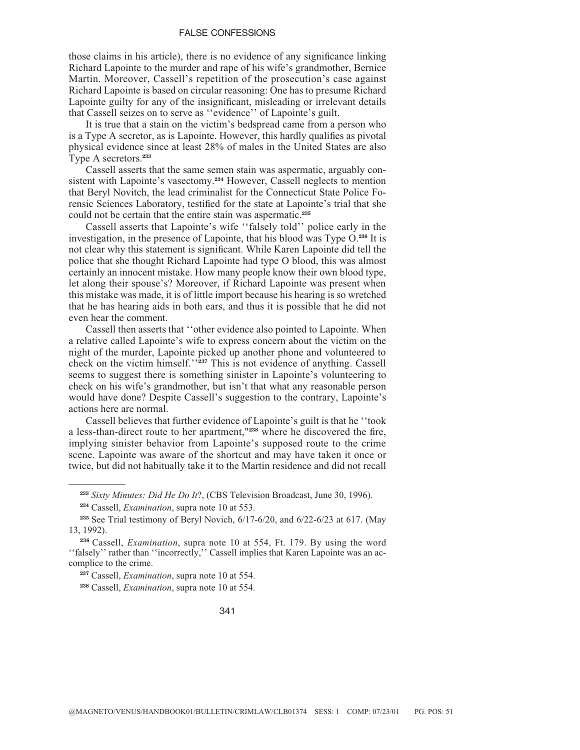those claims in his article), there is no evidence of any significance linking Richard Lapointe to the murder and rape of his wife's grandmother, Bernice Martin. Moreover, Cassell's repetition of the prosecution's case against Richard Lapointe is based on circular reasoning: One has to presume Richard Lapointe guilty for any of the insignificant, misleading or irrelevant details that Cassell seizes on to serve as ''evidence'' of Lapointe's guilt.

It is true that a stain on the victim's bedspread came from a person who is a Type A secretor, as is Lapointe. However, this hardly qualifies as pivotal physical evidence since at least 28% of males in the United States are also Type A secretors.[233]

Cassell asserts that the same semen stain was aspermatic, arguably consistent with Lapointe's vasectomy.[234] However, Cassell neglects to mention that Beryl Novitch, the lead criminalist for the Connecticut State Police Forensic Sciences Laboratory, testified for the state at Lapointe's trial that she could not be certain that the entire stain was aspermatic.[235]

Cassell asserts that Lapointe's wife ''falsely told'' police early in the investigation, in the presence of Lapointe, that his blood was Type O.[236] It is not clear why this statement is significant. While Karen Lapointe did tell the police that she thought Richard Lapointe had type O blood, this was almost certainly an innocent mistake. How many people know their own blood type, let along their spouse's? Moreover, if Richard Lapointe was present when this mistake was made, it is of little import because his hearing is so wretched that he has hearing aids in both ears, and thus it is possible that he did not even hear the comment.

Cassell then asserts that ''other evidence also pointed to Lapointe. When a relative called Lapointe's wife to express concern about the victim on the night of the murder, Lapointe picked up another phone and volunteered to check on the victim himself.''[237] This is not evidence of anything. Cassell seems to suggest there is something sinister in Lapointe's volunteering to check on his wife's grandmother, but isn't that what any reasonable person would have done? Despite Cassell's suggestion to the contrary, Lapointe's actions here are normal.

Cassell believes that further evidence of Lapointe's guilt is that he ''took a less-than-direct route to her apartment,"[238] where he discovered the fire, implying sinister behavior from Lapointe's supposed route to the crime scene. Lapointe was aware of the shortcut and may have taken it once or twice, but did not habitually take it to the Martin residence and did not recall

---

[233] *Sixty Minutes: Did He Do It*?, (CBS Television Broadcast, June 30, 1996).

[234] Cassell, *Examination*, supra note 10 at 553.

[235] See Trial testimony of Beryl Novich, 6/17-6/20, and 6/22-6/23 at 617. (May 13, 1992).

[236] Cassell, *Examination*, supra note 10 at 554, Ft. 179. By using the word ''falsely'' rather than ''incorrectly,'' Cassell implies that Karen Lapointe was an accomplice to the crime.

[237] Cassell, *Examination*, supra note 10 at 554.

[238] Cassell, *Examination*, supra note 10 at 554.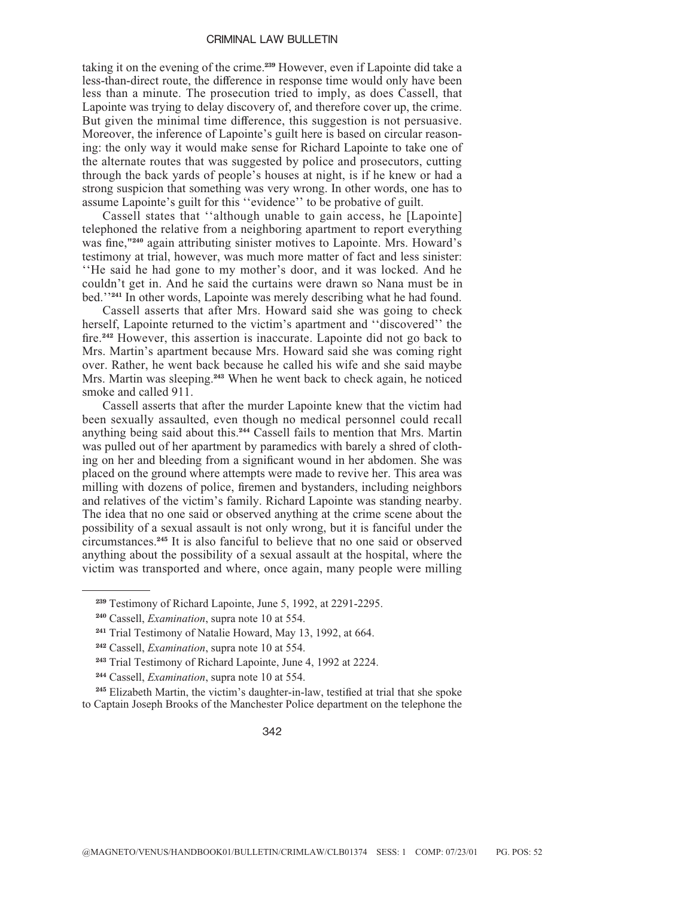taking it on the evening of the crime.[239] However, even if Lapointe did take a less-than-direct route, the difference in response time would only have been less than a minute. The prosecution tried to imply, as does Cassell, that Lapointe was trying to delay discovery of, and therefore cover up, the crime. But given the minimal time difference, this suggestion is not persuasive. Moreover, the inference of Lapointe's guilt here is based on circular reasoning: the only way it would make sense for Richard Lapointe to take one of the alternate routes that was suggested by police and prosecutors, cutting through the back yards of people's houses at night, is if he knew or had a strong suspicion that something was very wrong. In other words, one has to assume Lapointe's guilt for this ''evidence'' to be probative of guilt.

Cassell states that ''although unable to gain access, he [Lapointe] telephoned the relative from a neighboring apartment to report everything was fine,"[240] again attributing sinister motives to Lapointe. Mrs. Howard's testimony at trial, however, was much more matter of fact and less sinister: ''He said he had gone to my mother's door, and it was locked. And he couldn't get in. And he said the curtains were drawn so Nana must be in bed.''[241] In other words, Lapointe was merely describing what he had found.

Cassell asserts that after Mrs. Howard said she was going to check herself, Lapointe returned to the victim's apartment and ''discovered'' the fire.[242] However, this assertion is inaccurate. Lapointe did not go back to Mrs. Martin's apartment because Mrs. Howard said she was coming right over. Rather, he went back because he called his wife and she said maybe Mrs. Martin was sleeping.[243] When he went back to check again, he noticed smoke and called 911.

Cassell asserts that after the murder Lapointe knew that the victim had been sexually assaulted, even though no medical personnel could recall anything being said about this.[244] Cassell fails to mention that Mrs. Martin was pulled out of her apartment by paramedics with barely a shred of clothing on her and bleeding from a significant wound in her abdomen. She was placed on the ground where attempts were made to revive her. This area was milling with dozens of police, firemen and bystanders, including neighbors and relatives of the victim's family. Richard Lapointe was standing nearby. The idea that no one said or observed anything at the crime scene about the possibility of a sexual assault is not only wrong, but it is fanciful under the circumstances.[245] It is also fanciful to believe that no one said or observed anything about the possibility of a sexual assault at the hospital, where the victim was transported and where, once again, many people were milling

---

[239] Testimony of Richard Lapointe, June 5, 1992, at 2291-2295.

[240] Cassell, *Examination*, supra note 10 at 554.

[241] Trial Testimony of Natalie Howard, May 13, 1992, at 664.

[242] Cassell, *Examination*, supra note 10 at 554.

[243] Trial Testimony of Richard Lapointe, June 4, 1992 at 2224.

[244] Cassell, *Examination*, supra note 10 at 554.

[245] Elizabeth Martin, the victim's daughter-in-law, testified at trial that she spoke to Captain Joseph Brooks of the Manchester Police department on the telephone the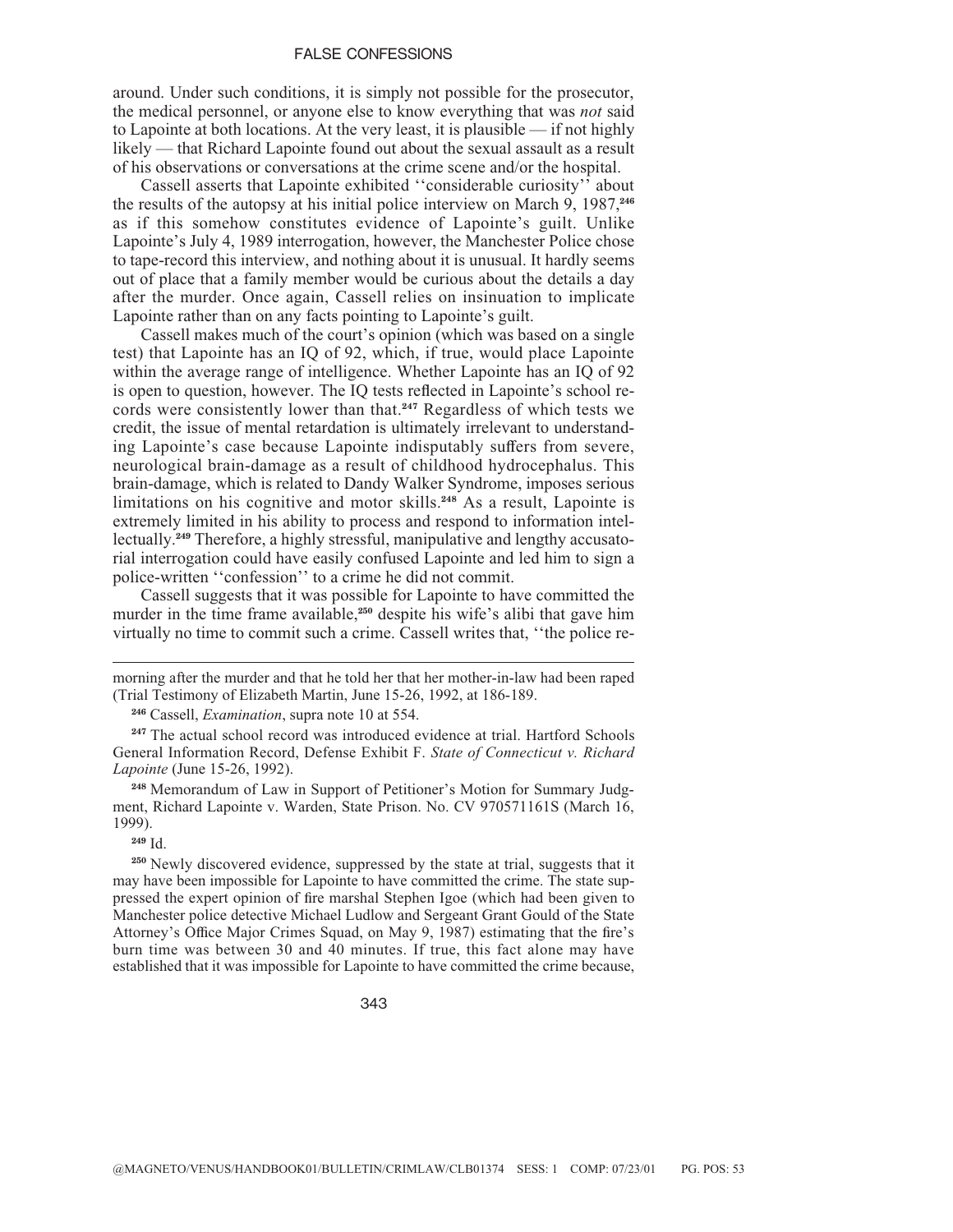around. Under such conditions, it is simply not possible for the prosecutor, the medical personnel, or anyone else to know everything that was *not* said to Lapointe at both locations. At the very least, it is plausible — if not highly likely — that Richard Lapointe found out about the sexual assault as a result of his observations or conversations at the crime scene and/or the hospital.

Cassell asserts that Lapointe exhibited ''considerable curiosity'' about the results of the autopsy at his initial police interview on March 9, 1987,[246] as if this somehow constitutes evidence of Lapointe's guilt. Unlike Lapointe's July 4, 1989 interrogation, however, the Manchester Police chose to tape-record this interview, and nothing about it is unusual. It hardly seems out of place that a family member would be curious about the details a day after the murder. Once again, Cassell relies on insinuation to implicate Lapointe rather than on any facts pointing to Lapointe's guilt.

Cassell makes much of the court's opinion (which was based on a single test) that Lapointe has an IQ of 92, which, if true, would place Lapointe within the average range of intelligence. Whether Lapointe has an IQ of 92 is open to question, however. The IQ tests reflected in Lapointe's school records were consistently lower than that.[247] Regardless of which tests we credit, the issue of mental retardation is ultimately irrelevant to understanding Lapointe's case because Lapointe indisputably suffers from severe, neurological brain-damage as a result of childhood hydrocephalus. This brain-damage, which is related to Dandy Walker Syndrome, imposes serious limitations on his cognitive and motor skills.[248] As a result, Lapointe is extremely limited in his ability to process and respond to information intellectually.[249] Therefore, a highly stressful, manipulative and lengthy accusatorial interrogation could have easily confused Lapointe and led him to sign a police-written ''confession'' to a crime he did not commit.

Cassell suggests that it was possible for Lapointe to have committed the murder in the time frame available,[250] despite his wife's alibi that gave him virtually no time to commit such a crime. Cassell writes that, ''the police re-

---

morning after the murder and that he told her that her mother-in-law had been raped (Trial Testimony of Elizabeth Martin, June 15-26, 1992, at 186-189.

[246] Cassell, *Examination*, supra note 10 at 554.

[247] The actual school record was introduced evidence at trial. Hartford Schools General Information Record, Defense Exhibit F. *State of Connecticut v. Richard Lapointe* (June 15-26, 1992).

[248] Memorandum of Law in Support of Petitioner's Motion for Summary Judgment, Richard Lapointe v. Warden, State Prison. No. CV 970571161S (March 16, 1999).

[249] Id.

[250] Newly discovered evidence, suppressed by the state at trial, suggests that it may have been impossible for Lapointe to have committed the crime. The state suppressed the expert opinion of fire marshal Stephen Igoe (which had been given to Manchester police detective Michael Ludlow and Sergeant Grant Gould of the State Attorney's Office Major Crimes Squad, on May 9, 1987) estimating that the fire's burn time was between 30 and 40 minutes. If true, this fact alone may have established that it was impossible for Lapointe to have committed the crime because,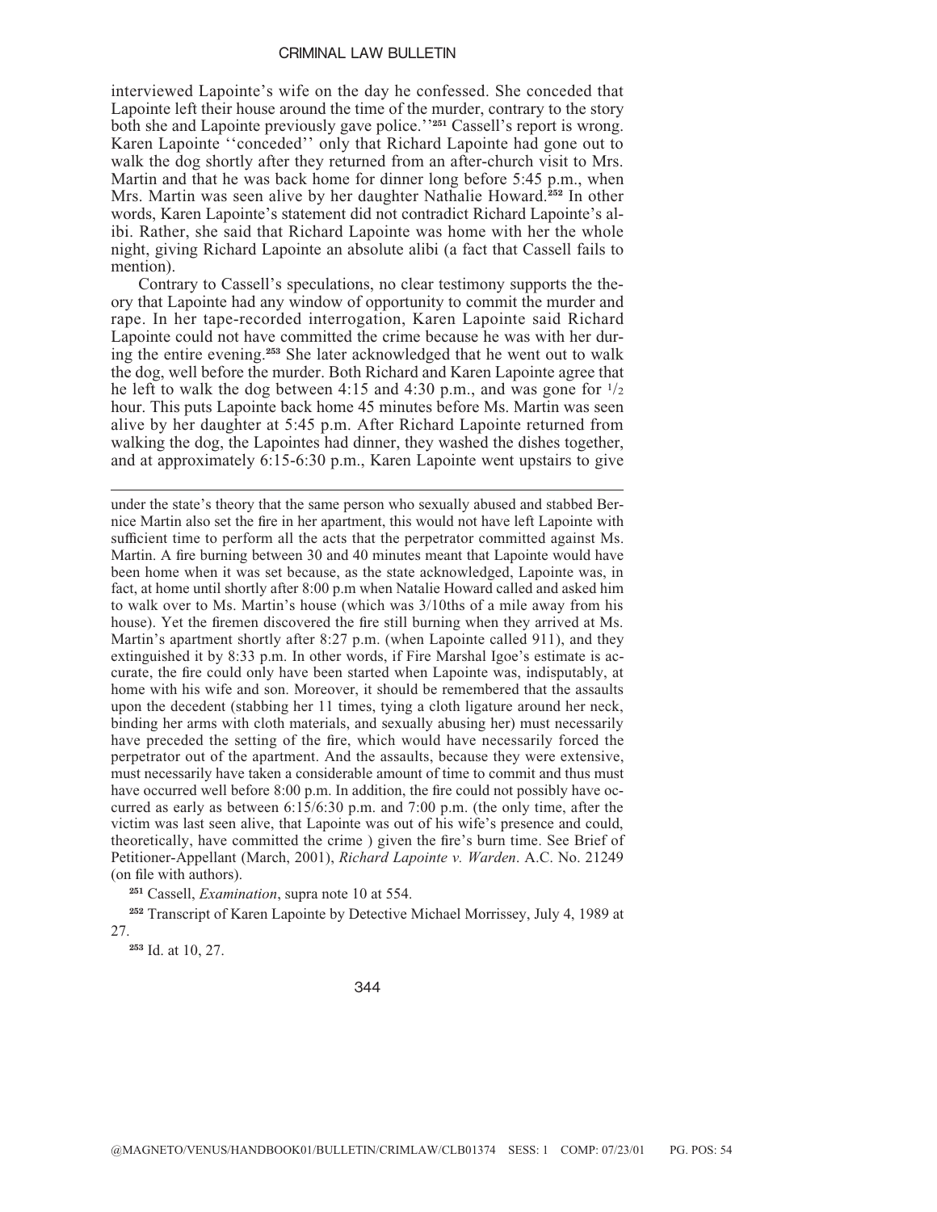interviewed Lapointe's wife on the day he confessed. She conceded that Lapointe left their house around the time of the murder, contrary to the story both she and Lapointe previously gave police.''[251] Cassell's report is wrong. Karen Lapointe ''conceded'' only that Richard Lapointe had gone out to walk the dog shortly after they returned from an after-church visit to Mrs. Martin and that he was back home for dinner long before 5:45 p.m., when Mrs. Martin was seen alive by her daughter Nathalie Howard.[252] In other words, Karen Lapointe's statement did not contradict Richard Lapointe's alibi. Rather, she said that Richard Lapointe was home with her the whole night, giving Richard Lapointe an absolute alibi (a fact that Cassell fails to mention).

Contrary to Cassell's speculations, no clear testimony supports the theory that Lapointe had any window of opportunity to commit the murder and rape. In her tape-recorded interrogation, Karen Lapointe said Richard Lapointe could not have committed the crime because he was with her during the entire evening.[253] She later acknowledged that he went out to walk the dog, well before the murder. Both Richard and Karen Lapointe agree that he left to walk the dog between 4:15 and 4:30 p.m., and was gone for 1/2 hour. This puts Lapointe back home 45 minutes before Ms. Martin was seen alive by her daughter at 5:45 p.m. After Richard Lapointe returned from walking the dog, the Lapointes had dinner, they washed the dishes together, and at approximately 6:15-6:30 p.m., Karen Lapointe went upstairs to give

---

under the state's theory that the same person who sexually abused and stabbed Bernice Martin also set the fire in her apartment, this would not have left Lapointe with sufficient time to perform all the acts that the perpetrator committed against Ms. Martin. A fire burning between 30 and 40 minutes meant that Lapointe would have been home when it was set because, as the state acknowledged, Lapointe was, in fact, at home until shortly after 8:00 p.m when Natalie Howard called and asked him to walk over to Ms. Martin's house (which was 3/10ths of a mile away from his house). Yet the firemen discovered the fire still burning when they arrived at Ms. Martin's apartment shortly after 8:27 p.m. (when Lapointe called 911), and they extinguished it by 8:33 p.m. In other words, if Fire Marshal Igoe's estimate is accurate, the fire could only have been started when Lapointe was, indisputably, at home with his wife and son. Moreover, it should be remembered that the assaults upon the decedent (stabbing her 11 times, tying a cloth ligature around her neck, binding her arms with cloth materials, and sexually abusing her) must necessarily have preceded the setting of the fire, which would have necessarily forced the perpetrator out of the apartment. And the assaults, because they were extensive, must necessarily have taken a considerable amount of time to commit and thus must have occurred well before 8:00 p.m. In addition, the fire could not possibly have occurred as early as between 6:15/6:30 p.m. and 7:00 p.m. (the only time, after the victim was last seen alive, that Lapointe was out of his wife's presence and could, theoretically, have committed the crime ) given the fire's burn time. See Brief of Petitioner-Appellant (March, 2001), *Richard Lapointe v. Warden*. A.C. No. 21249 (on file with authors).

[251] Cassell, *Examination*, supra note 10 at 554.

[252] Transcript of Karen Lapointe by Detective Michael Morrissey, July 4, 1989 at 27.

[253] Id. at 10, 27.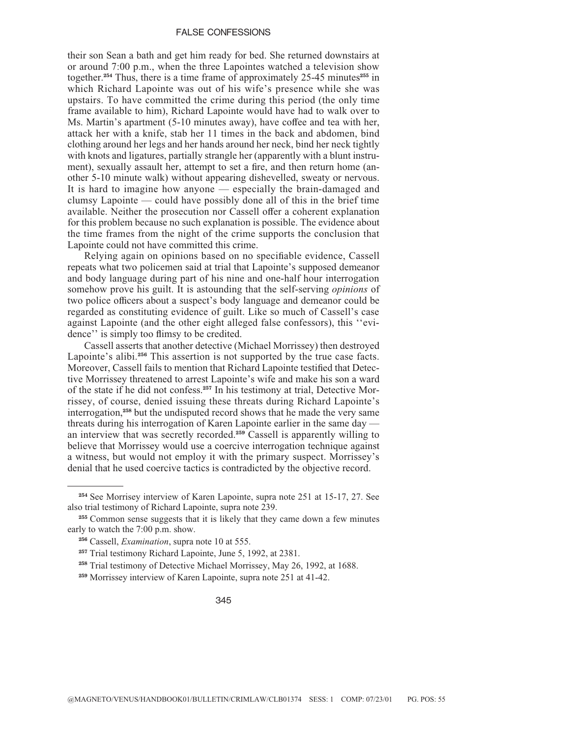their son Sean a bath and get him ready for bed. She returned downstairs at or around 7:00 p.m., when the three Lapointes watched a television show together.[254] Thus, there is a time frame of approximately 25-45 minutes[255] in which Richard Lapointe was out of his wife's presence while she was upstairs. To have committed the crime during this period (the only time frame available to him), Richard Lapointe would have had to walk over to Ms. Martin's apartment (5-10 minutes away), have coffee and tea with her, attack her with a knife, stab her 11 times in the back and abdomen, bind clothing around her legs and her hands around her neck, bind her neck tightly with knots and ligatures, partially strangle her (apparently with a blunt instrument), sexually assault her, attempt to set a fire, and then return home (another 5-10 minute walk) without appearing dishevelled, sweaty or nervous. It is hard to imagine how anyone — especially the brain-damaged and clumsy Lapointe — could have possibly done all of this in the brief time available. Neither the prosecution nor Cassell offer a coherent explanation for this problem because no such explanation is possible. The evidence about the time frames from the night of the crime supports the conclusion that Lapointe could not have committed this crime.

Relying again on opinions based on no specifiable evidence, Cassell repeats what two policemen said at trial that Lapointe's supposed demeanor and body language during part of his nine and one-half hour interrogation somehow prove his guilt. It is astounding that the self-serving *opinions* of two police officers about a suspect's body language and demeanor could be regarded as constituting evidence of guilt. Like so much of Cassell's case against Lapointe (and the other eight alleged false confessors), this ''evidence'' is simply too flimsy to be credited.

Cassell asserts that another detective (Michael Morrissey) then destroyed Lapointe's alibi.[256] This assertion is not supported by the true case facts. Moreover, Cassell fails to mention that Richard Lapointe testified that Detective Morrissey threatened to arrest Lapointe's wife and make his son a ward of the state if he did not confess.[257] In his testimony at trial, Detective Morrissey, of course, denied issuing these threats during Richard Lapointe's interrogation,[258] but the undisputed record shows that he made the very same threats during his interrogation of Karen Lapointe earlier in the same day — an interview that was secretly recorded.[259] Cassell is apparently willing to believe that Morrissey would use a coercive interrogation technique against a witness, but would not employ it with the primary suspect. Morrissey's denial that he used coercive tactics is contradicted by the objective record.

---

[254] See Morrisey interview of Karen Lapointe, supra note 251 at 15-17, 27. See also trial testimony of Richard Lapointe, supra note 239.

[255] Common sense suggests that it is likely that they came down a few minutes early to watch the 7:00 p.m. show.

[256] Cassell, *Examination*, supra note 10 at 555.

[257] Trial testimony Richard Lapointe, June 5, 1992, at 2381.

[258] Trial testimony of Detective Michael Morrissey, May 26, 1992, at 1688.

[259] Morrissey interview of Karen Lapointe, supra note 251 at 41-42.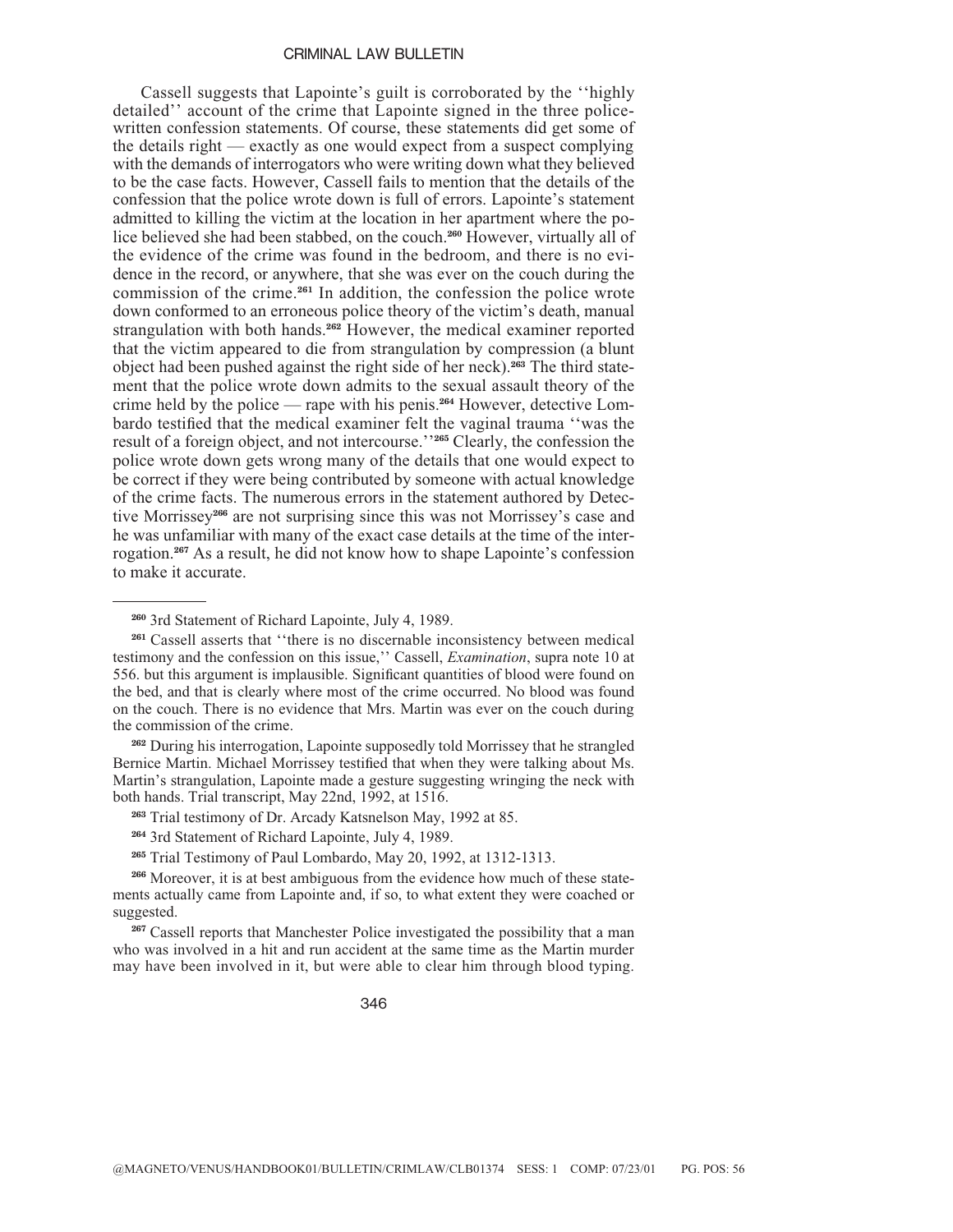Cassell suggests that Lapointe's guilt is corroborated by the ''highly detailed'' account of the crime that Lapointe signed in the three police-written confession statements. Of course, these statements did get some of the details right — exactly as one would expect from a suspect complying with the demands of interrogators who were writing down what they believed to be the case facts. However, Cassell fails to mention that the details of the confession that the police wrote down is full of errors. Lapointe's statement admitted to killing the victim at the location in her apartment where the police believed she had been stabbed, on the couch.[260] However, virtually all of the evidence of the crime was found in the bedroom, and there is no evidence in the record, or anywhere, that she was ever on the couch during the commission of the crime.[261] In addition, the confession the police wrote down conformed to an erroneous police theory of the victim's death, manual strangulation with both hands.[262] However, the medical examiner reported that the victim appeared to die from strangulation by compression (a blunt object had been pushed against the right side of her neck).[263] The third statement that the police wrote down admits to the sexual assault theory of the crime held by the police — rape with his penis.[264] However, detective Lombardo testified that the medical examiner felt the vaginal trauma ''was the result of a foreign object, and not intercourse.''[265] Clearly, the confession the police wrote down gets wrong many of the details that one would expect to be correct if they were being contributed by someone with actual knowledge of the crime facts. The numerous errors in the statement authored by Detective Morrissey[266] are not surprising since this was not Morrissey's case and he was unfamiliar with many of the exact case details at the time of the interrogation.[267] As a result, he did not know how to shape Lapointe's confession to make it accurate.

---

[260] 3rd Statement of Richard Lapointe, July 4, 1989.

[261] Cassell asserts that ''there is no discernable inconsistency between medical testimony and the confession on this issue,'' Cassell, *Examination*, supra note 10 at 556. but this argument is implausible. Significant quantities of blood were found on the bed, and that is clearly where most of the crime occurred. No blood was found on the couch. There is no evidence that Mrs. Martin was ever on the couch during the commission of the crime.

[262] During his interrogation, Lapointe supposedly told Morrissey that he strangled Bernice Martin. Michael Morrissey testified that when they were talking about Ms. Martin's strangulation, Lapointe made a gesture suggesting wringing the neck with both hands. Trial transcript, May 22nd, 1992, at 1516.

[263] Trial testimony of Dr. Arcady Katsnelson May, 1992 at 85.

[264] 3rd Statement of Richard Lapointe, July 4, 1989.

[265] Trial Testimony of Paul Lombardo, May 20, 1992, at 1312-1313.

[266] Moreover, it is at best ambiguous from the evidence how much of these statements actually came from Lapointe and, if so, to what extent they were coached or suggested.

[267] Cassell reports that Manchester Police investigated the possibility that a man who was involved in a hit and run accident at the same time as the Martin murder may have been involved in it, but were able to clear him through blood typing.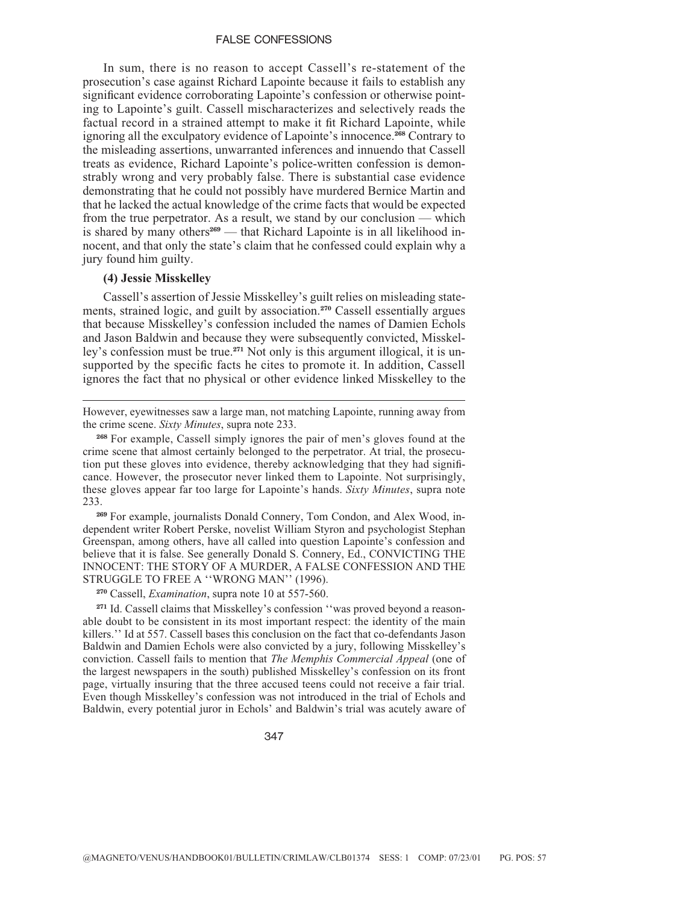In sum, there is no reason to accept Cassell's re-statement of the prosecution's case against Richard Lapointe because it fails to establish any significant evidence corroborating Lapointe's confession or otherwise pointing to Lapointe's guilt. Cassell mischaracterizes and selectively reads the factual record in a strained attempt to make it fit Richard Lapointe, while ignoring all the exculpatory evidence of Lapointe's innocence.[268] Contrary to the misleading assertions, unwarranted inferences and innuendo that Cassell treats as evidence, Richard Lapointe's police-written confession is demonstrably wrong and very probably false. There is substantial case evidence demonstrating that he could not possibly have murdered Bernice Martin and that he lacked the actual knowledge of the crime facts that would be expected from the true perpetrator. As a result, we stand by our conclusion — which is shared by many others[269] — that Richard Lapointe is in all likelihood innocent, and that only the state's claim that he confessed could explain why a jury found him guilty.

**(4) Jessie Misskelley**

Cassell's assertion of Jessie Misskelley's guilt relies on misleading statements, strained logic, and guilt by association.[270] Cassell essentially argues that because Misskelley's confession included the names of Damien Echols and Jason Baldwin and because they were subsequently convicted, Misskelley's confession must be true.[271] Not only is this argument illogical, it is unsupported by the specific facts he cites to promote it. In addition, Cassell ignores the fact that no physical or other evidence linked Misskelley to the

---

However, eyewitnesses saw a large man, not matching Lapointe, running away from the crime scene. *Sixty Minutes*, supra note 233.

[268] For example, Cassell simply ignores the pair of men's gloves found at the crime scene that almost certainly belonged to the perpetrator. At trial, the prosecution put these gloves into evidence, thereby acknowledging that they had significance. However, the prosecutor never linked them to Lapointe. Not surprisingly, these gloves appear far too large for Lapointe's hands. *Sixty Minutes*, supra note 233.

[269] For example, journalists Donald Connery, Tom Condon, and Alex Wood, independent writer Robert Perske, novelist William Styron and psychologist Stephan Greenspan, among others, have all called into question Lapointe's confession and believe that it is false. See generally Donald S. Connery, Ed., CONVICTING THE INNOCENT: THE STORY OF A MURDER, A FALSE CONFESSION AND THE STRUGGLE TO FREE A ''WRONG MAN'' (1996).

[270] Cassell, *Examination*, supra note 10 at 557-560.

[271] Id. Cassell claims that Misskelley's confession ''was proved beyond a reasonable doubt to be consistent in its most important respect: the identity of the main killers.'' Id at 557. Cassell bases this conclusion on the fact that co-defendants Jason Baldwin and Damien Echols were also convicted by a jury, following Misskelley's conviction. Cassell fails to mention that *The Memphis Commercial Appeal* (one of the largest newspapers in the south) published Misskelley's confession on its front page, virtually insuring that the three accused teens could not receive a fair trial. Even though Misskelley's confession was not introduced in the trial of Echols and Baldwin, every potential juror in Echols' and Baldwin's trial was acutely aware of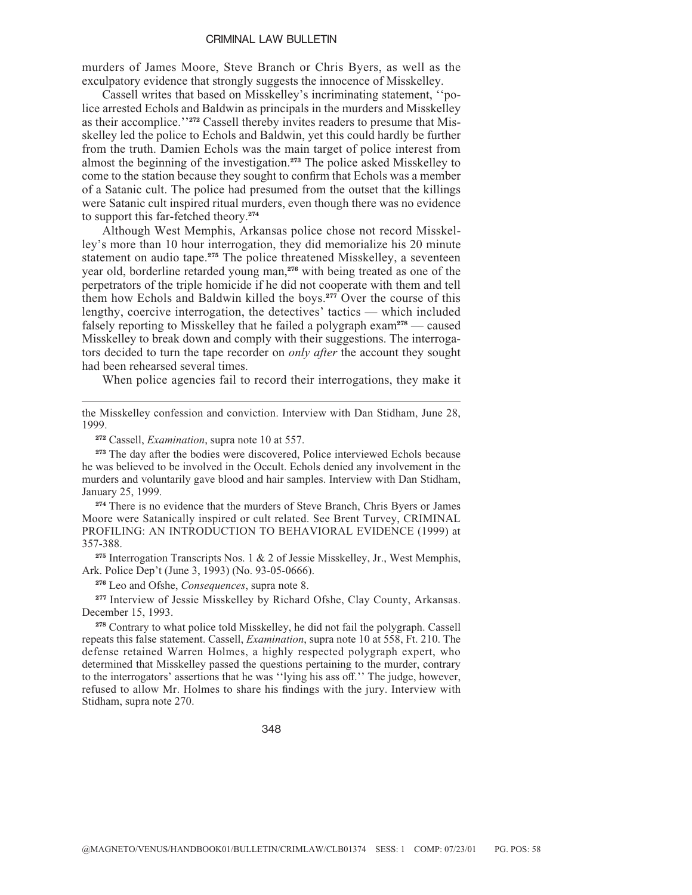murders of James Moore, Steve Branch or Chris Byers, as well as the exculpatory evidence that strongly suggests the innocence of Misskelley.

Cassell writes that based on Misskelley's incriminating statement, ''police arrested Echols and Baldwin as principals in the murders and Misskelley as their accomplice.''[272] Cassell thereby invites readers to presume that Misskelley led the police to Echols and Baldwin, yet this could hardly be further from the truth. Damien Echols was the main target of police interest from almost the beginning of the investigation.[273] The police asked Misskelley to come to the station because they sought to confirm that Echols was a member of a Satanic cult. The police had presumed from the outset that the killings were Satanic cult inspired ritual murders, even though there was no evidence to support this far-fetched theory.[274]

Although West Memphis, Arkansas police chose not record Misskelley's more than 10 hour interrogation, they did memorialize his 20 minute statement on audio tape.[275] The police threatened Misskelley, a seventeen year old, borderline retarded young man,[276] with being treated as one of the perpetrators of the triple homicide if he did not cooperate with them and tell them how Echols and Baldwin killed the boys.[277] Over the course of this lengthy, coercive interrogation, the detectives' tactics — which included falsely reporting to Misskelley that he failed a polygraph exam[278] — caused Misskelley to break down and comply with their suggestions. The interrogators decided to turn the tape recorder on *only after* the account they sought had been rehearsed several times.

When police agencies fail to record their interrogations, they make it

---

the Misskelley confession and conviction. Interview with Dan Stidham, June 28, 1999.

[272] Cassell, *Examination*, supra note 10 at 557.

[273] The day after the bodies were discovered, Police interviewed Echols because he was believed to be involved in the Occult. Echols denied any involvement in the murders and voluntarily gave blood and hair samples. Interview with Dan Stidham, January 25, 1999.

[274] There is no evidence that the murders of Steve Branch, Chris Byers or James Moore were Satanically inspired or cult related. See Brent Turvey, CRIMINAL PROFILING: AN INTRODUCTION TO BEHAVIORAL EVIDENCE (1999) at 357-388.

[275] Interrogation Transcripts Nos. 1 & 2 of Jessie Misskelley, Jr., West Memphis, Ark. Police Dep't (June 3, 1993) (No. 93-05-0666).

[276] Leo and Ofshe, *Consequences*, supra note 8.

[277] Interview of Jessie Misskelley by Richard Ofshe, Clay County, Arkansas. December 15, 1993.

[278] Contrary to what police told Misskelley, he did not fail the polygraph. Cassell repeats this false statement. Cassell, *Examination*, supra note 10 at 558, Ft. 210. The defense retained Warren Holmes, a highly respected polygraph expert, who determined that Misskelley passed the questions pertaining to the murder, contrary to the interrogators' assertions that he was ''lying his ass off.'' The judge, however, refused to allow Mr. Holmes to share his findings with the jury. Interview with Stidham, supra note 270.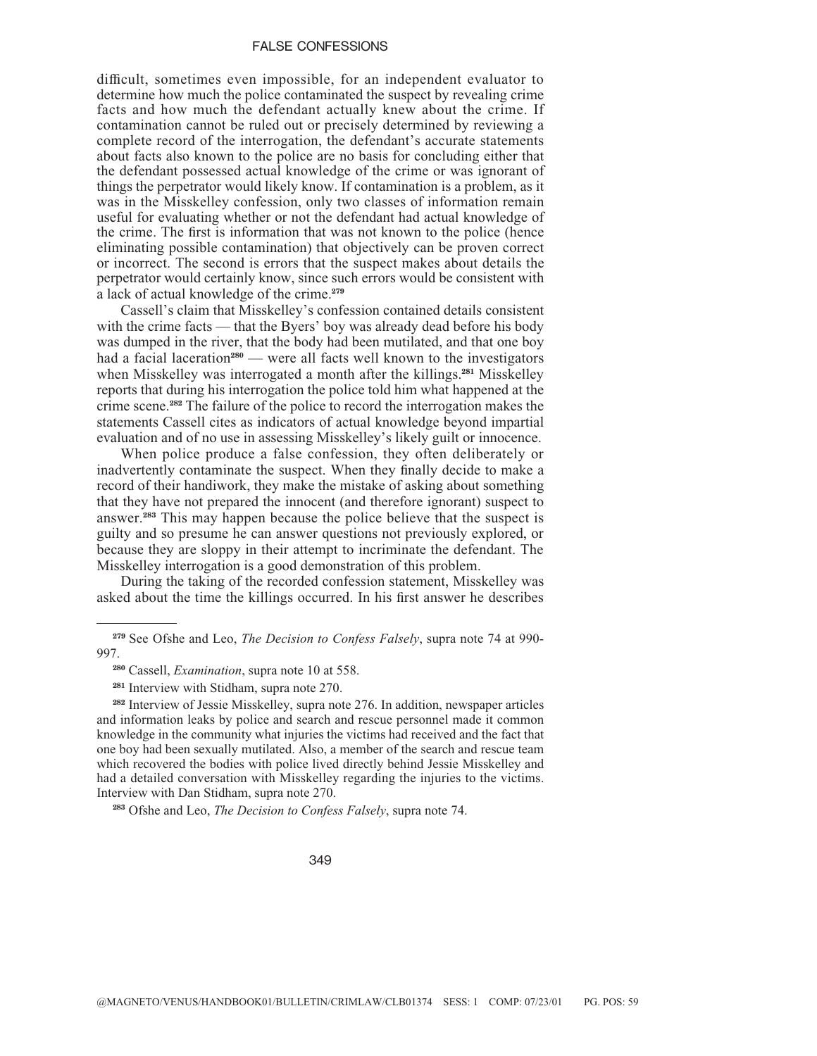difficult, sometimes even impossible, for an independent evaluator to determine how much the police contaminated the suspect by revealing crime facts and how much the defendant actually knew about the crime. If contamination cannot be ruled out or precisely determined by reviewing a complete record of the interrogation, the defendant's accurate statements about facts also known to the police are no basis for concluding either that the defendant possessed actual knowledge of the crime or was ignorant of things the perpetrator would likely know. If contamination is a problem, as it was in the Misskelley confession, only two classes of information remain useful for evaluating whether or not the defendant had actual knowledge of the crime. The first is information that was not known to the police (hence eliminating possible contamination) that objectively can be proven correct or incorrect. The second is errors that the suspect makes about details the perpetrator would certainly know, since such errors would be consistent with a lack of actual knowledge of the crime.[279]

Cassell's claim that Misskelley's confession contained details consistent with the crime facts — that the Byers' boy was already dead before his body was dumped in the river, that the body had been mutilated, and that one boy had a facial laceration[280] — were all facts well known to the investigators when Misskelley was interrogated a month after the killings.[281] Misskelley reports that during his interrogation the police told him what happened at the crime scene.[282] The failure of the police to record the interrogation makes the statements Cassell cites as indicators of actual knowledge beyond impartial evaluation and of no use in assessing Misskelley's likely guilt or innocence.

When police produce a false confession, they often deliberately or inadvertently contaminate the suspect. When they finally decide to make a record of their handiwork, they make the mistake of asking about something that they have not prepared the innocent (and therefore ignorant) suspect to answer.[283] This may happen because the police believe that the suspect is guilty and so presume he can answer questions not previously explored, or because they are sloppy in their attempt to incriminate the defendant. The Misskelley interrogation is a good demonstration of this problem.

During the taking of the recorded confession statement, Misskelley was asked about the time the killings occurred. In his first answer he describes

---

[279] See Ofshe and Leo, *The Decision to Confess Falsely*, supra note 74 at 990-997.

[280] Cassell, *Examination*, supra note 10 at 558.

[281] Interview with Stidham, supra note 270.

[282] Interview of Jessie Misskelley, supra note 276. In addition, newspaper articles and information leaks by police and search and rescue personnel made it common knowledge in the community what injuries the victims had received and the fact that one boy had been sexually mutilated. Also, a member of the search and rescue team which recovered the bodies with police lived directly behind Jessie Misskelley and had a detailed conversation with Misskelley regarding the injuries to the victims. Interview with Dan Stidham, supra note 270.

[283] Ofshe and Leo, *The Decision to Confess Falsely*, supra note 74.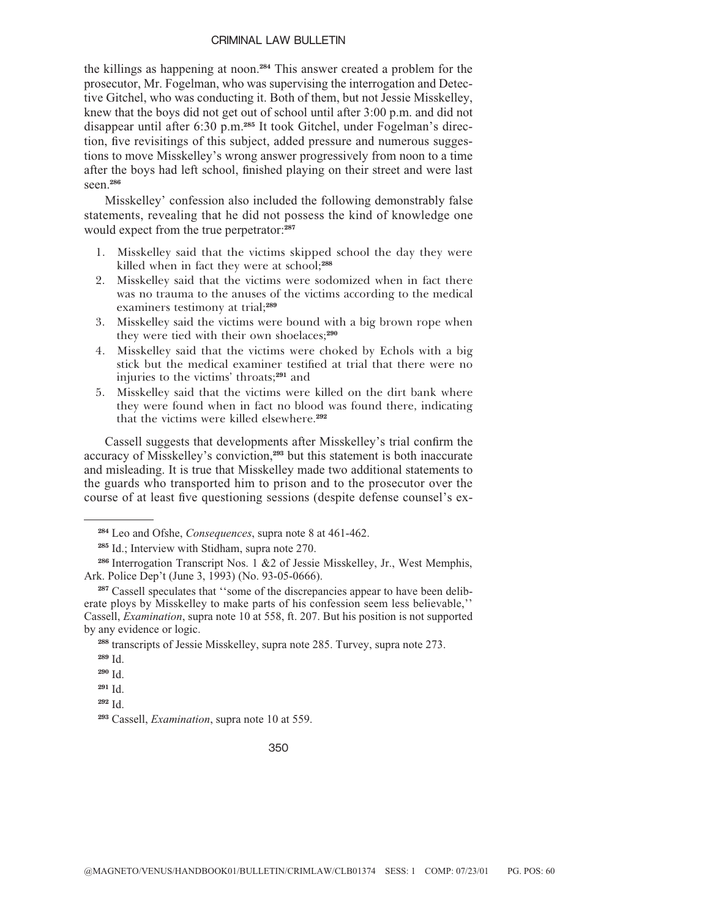the killings as happening at noon.[284] This answer created a problem for the prosecutor, Mr. Fogelman, who was supervising the interrogation and Detective Gitchel, who was conducting it. Both of them, but not Jessie Misskelley, knew that the boys did not get out of school until after 3:00 p.m. and did not disappear until after 6:30 p.m.[285] It took Gitchel, under Fogelman's direction, five revisitings of this subject, added pressure and numerous suggestions to move Misskelley's wrong answer progressively from noon to a time after the boys had left school, finished playing on their street and were last seen.[286]

Misskelley' confession also included the following demonstrably false statements, revealing that he did not possess the kind of knowledge one would expect from the true perpetrator:[287]

1. Misskelley said that the victims skipped school the day they were killed when in fact they were at school;[288]
2. Misskelley said that the victims were sodomized when in fact there was no trauma to the anuses of the victims according to the medical examiners testimony at trial;[289]
3. Misskelley said the victims were bound with a big brown rope when they were tied with their own shoelaces;[290]
4. Misskelley said that the victims were choked by Echols with a big stick but the medical examiner testified at trial that there were no injuries to the victims' throats;[291] and
5. Misskelley said that the victims were killed on the dirt bank where they were found when in fact no blood was found there, indicating that the victims were killed elsewhere.[292]

Cassell suggests that developments after Misskelley's trial confirm the accuracy of Misskelley's conviction,[293] but this statement is both inaccurate and misleading. It is true that Misskelley made two additional statements to the guards who transported him to prison and to the prosecutor over the course of at least five questioning sessions (despite defense counsel's ex-

---

[284] Leo and Ofshe, *Consequences*, supra note 8 at 461-462.

[285] Id.; Interview with Stidham, supra note 270.

[286] Interrogation Transcript Nos. 1 &2 of Jessie Misskelley, Jr., West Memphis, Ark. Police Dep't (June 3, 1993) (No. 93-05-0666).

[287] Cassell speculates that ''some of the discrepancies appear to have been deliberate ploys by Misskelley to make parts of his confession seem less believable,'' Cassell, *Examination*, supra note 10 at 558, ft. 207. But his position is not supported by any evidence or logic.

[288] transcripts of Jessie Misskelley, supra note 285. Turvey, supra note 273.

[289] Id.

[290] Id.

[291] Id.

[292] Id.

[293] Cassell, *Examination*, supra note 10 at 559.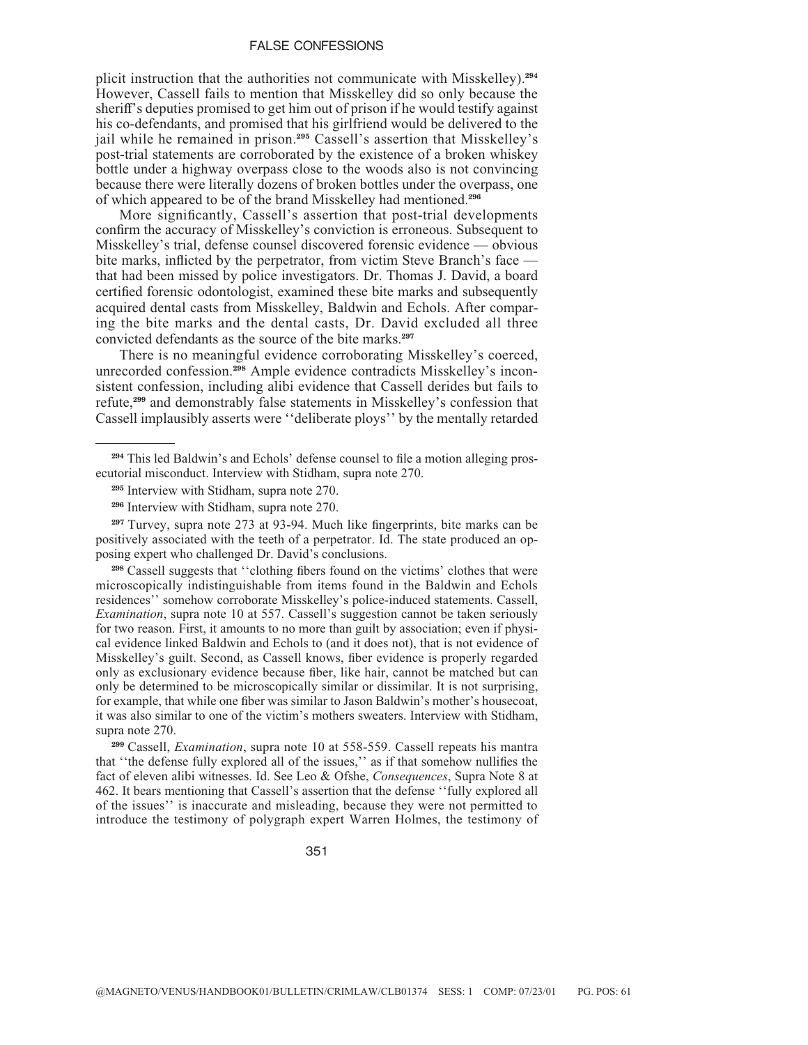plicit instruction that the authorities not communicate with Misskelley).[294] However, Cassell fails to mention that Misskelley did so only because the sheriff's deputies promised to get him out of prison if he would testify against his co-defendants, and promised that his girlfriend would be delivered to the jail while he remained in prison.[295] Cassell's assertion that Misskelley's post-trial statements are corroborated by the existence of a broken whiskey bottle under a highway overpass close to the woods also is not convincing because there were literally dozens of broken bottles under the overpass, one of which appeared to be of the brand Misskelley had mentioned.[296]

More significantly, Cassell's assertion that post-trial developments confirm the accuracy of Misskelley's conviction is erroneous. Subsequent to Misskelley's trial, defense counsel discovered forensic evidence — obvious bite marks, inflicted by the perpetrator, from victim Steve Branch's face — that had been missed by police investigators. Dr. Thomas J. David, a board certified forensic odontologist, examined these bite marks and subsequently acquired dental casts from Misskelley, Baldwin and Echols. After comparing the bite marks and the dental casts, Dr. David excluded all three convicted defendants as the source of the bite marks.[297]

There is no meaningful evidence corroborating Misskelley's coerced, unrecorded confession.[298] Ample evidence contradicts Misskelley's inconsistent confession, including alibi evidence that Cassell derides but fails to refute,[299] and demonstrably false statements in Misskelley's confession that Cassell implausibly asserts were ''deliberate ploys'' by the mentally retarded

---

[294] This led Baldwin's and Echols' defense counsel to file a motion alleging prosecutorial misconduct. Interview with Stidham, supra note 270.

[295] Interview with Stidham, supra note 270.

[296] Interview with Stidham, supra note 270.

[297] Turvey, supra note 273 at 93-94. Much like fingerprints, bite marks can be positively associated with the teeth of a perpetrator. Id. The state produced an opposing expert who challenged Dr. David's conclusions.

[298] Cassell suggests that ''clothing fibers found on the victims' clothes that were microscopically indistinguishable from items found in the Baldwin and Echols residences'' somehow corroborate Misskelley's police-induced statements. Cassell, *Examination*, supra note 10 at 557. Cassell's suggestion cannot be taken seriously for two reason. First, it amounts to no more than guilt by association; even if physical evidence linked Baldwin and Echols to (and it does not), that is not evidence of Misskelley's guilt. Second, as Cassell knows, fiber evidence is properly regarded only as exclusionary evidence because fiber, like hair, cannot be matched but can only be determined to be microscopically similar or dissimilar. It is not surprising, for example, that while one fiber was similar to Jason Baldwin's mother's housecoat, it was also similar to one of the victim's mothers sweaters. Interview with Stidham, supra note 270.

[299] Cassell, *Examination*, supra note 10 at 558-559. Cassell repeats his mantra that ''the defense fully explored all of the issues,'' as if that somehow nullifies the fact of eleven alibi witnesses. Id. See Leo & Ofshe, *Consequences*, Supra Note 8 at 462. It bears mentioning that Cassell's assertion that the defense ''fully explored all of the issues'' is inaccurate and misleading, because they were not permitted to introduce the testimony of polygraph expert Warren Holmes, the testimony of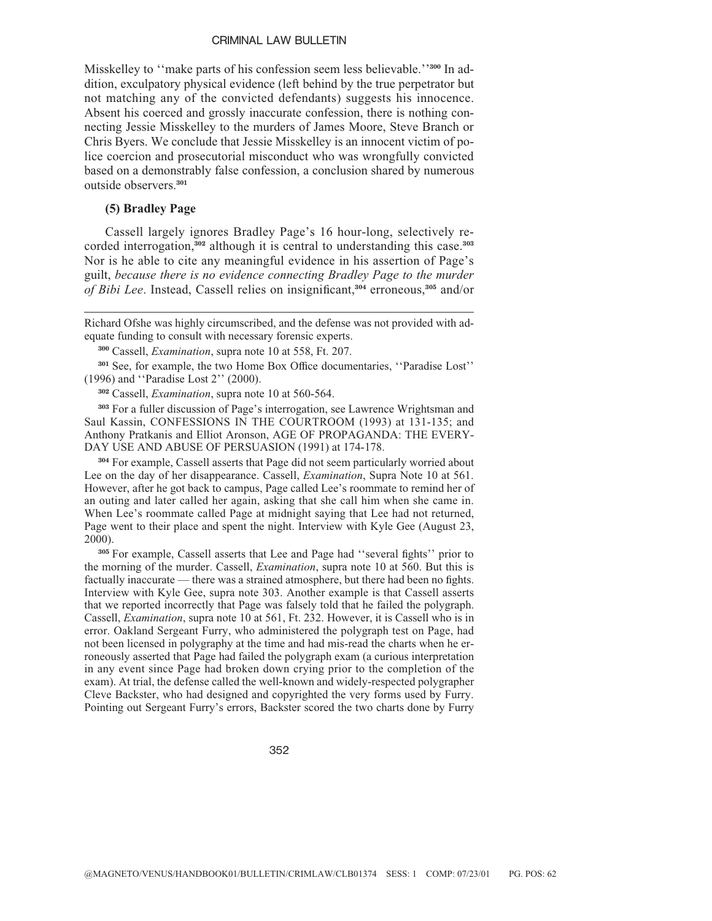Misskelley to ''make parts of his confession seem less believable.''[300] In addition, exculpatory physical evidence (left behind by the true perpetrator but not matching any of the convicted defendants) suggests his innocence. Absent his coerced and grossly inaccurate confession, there is nothing connecting Jessie Misskelley to the murders of James Moore, Steve Branch or Chris Byers. We conclude that Jessie Misskelley is an innocent victim of police coercion and prosecutorial misconduct who was wrongfully convicted based on a demonstrably false confession, a conclusion shared by numerous outside observers.[301]

**(5) Bradley Page**

Cassell largely ignores Bradley Page's 16 hour-long, selectively recorded interrogation,[302] although it is central to understanding this case.[303] Nor is he able to cite any meaningful evidence in his assertion of Page's guilt, *because there is no evidence connecting Bradley Page to the murder of Bibi Lee*. Instead, Cassell relies on insignificant,[304] erroneous,[305] and/or

---

Richard Ofshe was highly circumscribed, and the defense was not provided with adequate funding to consult with necessary forensic experts.

[300] Cassell, *Examination*, supra note 10 at 558, Ft. 207.

[301] See, for example, the two Home Box Office documentaries, ''Paradise Lost'' (1996) and ''Paradise Lost 2'' (2000).

[302] Cassell, *Examination*, supra note 10 at 560-564.

[303] For a fuller discussion of Page's interrogation, see Lawrence Wrightsman and Saul Kassin, CONFESSIONS IN THE COURTROOM (1993) at 131-135; and Anthony Pratkanis and Elliot Aronson, AGE OF PROPAGANDA: THE EVERYDAY USE AND ABUSE OF PERSUASION (1991) at 174-178.

[304] For example, Cassell asserts that Page did not seem particularly worried about Lee on the day of her disappearance. Cassell, *Examination*, Supra Note 10 at 561. However, after he got back to campus, Page called Lee's roommate to remind her of an outing and later called her again, asking that she call him when she came in. When Lee's roommate called Page at midnight saying that Lee had not returned, Page went to their place and spent the night. Interview with Kyle Gee (August 23, 2000).

[305] For example, Cassell asserts that Lee and Page had ''several fights'' prior to the morning of the murder. Cassell, *Examination*, supra note 10 at 560. But this is factually inaccurate — there was a strained atmosphere, but there had been no fights. Interview with Kyle Gee, supra note 303. Another example is that Cassell asserts that we reported incorrectly that Page was falsely told that he failed the polygraph. Cassell, *Examination*, supra note 10 at 561, Ft. 232. However, it is Cassell who is in error. Oakland Sergeant Furry, who administered the polygraph test on Page, had not been licensed in polygraphy at the time and had mis-read the charts when he erroneously asserted that Page had failed the polygraph exam (a curious interpretation in any event since Page had broken down crying prior to the completion of the exam). At trial, the defense called the well-known and widely-respected polygrapher Cleve Backster, who had designed and copyrighted the very forms used by Furry. Pointing out Sergeant Furry's errors, Backster scored the two charts done by Furry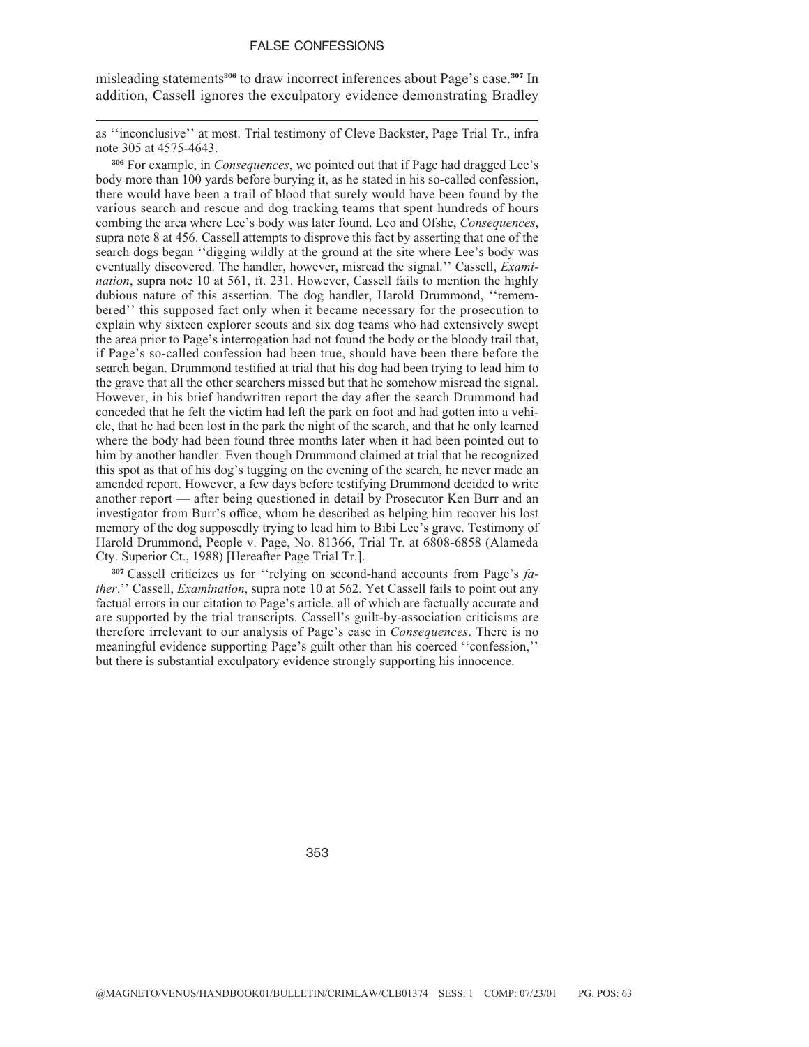misleading statements[306] to draw incorrect inferences about Page's case.[307] In addition, Cassell ignores the exculpatory evidence demonstrating Bradley

---

as ''inconclusive'' at most. Trial testimony of Cleve Backster, Page Trial Tr., infra note 305 at 4575-4643.

[306] For example, in *Consequences*, we pointed out that if Page had dragged Lee's body more than 100 yards before burying it, as he stated in his so-called confession, there would have been a trail of blood that surely would have been found by the various search and rescue and dog tracking teams that spent hundreds of hours combing the area where Lee's body was later found. Leo and Ofshe, *Consequences*, supra note 8 at 456. Cassell attempts to disprove this fact by asserting that one of the search dogs began ''digging wildly at the ground at the site where Lee's body was eventually discovered. The handler, however, misread the signal.'' Cassell, *Examination*, supra note 10 at 561, ft. 231. However, Cassell fails to mention the highly dubious nature of this assertion. The dog handler, Harold Drummond, ''remembered'' this supposed fact only when it became necessary for the prosecution to explain why sixteen explorer scouts and six dog teams who had extensively swept the area prior to Page's interrogation had not found the body or the bloody trail that, if Page's so-called confession had been true, should have been there before the search began. Drummond testified at trial that his dog had been trying to lead him to the grave that all the other searchers missed but that he somehow misread the signal. However, in his brief handwritten report the day after the search Drummond had conceded that he felt the victim had left the park on foot and had gotten into a vehicle, that he had been lost in the park the night of the search, and that he only learned where the body had been found three months later when it had been pointed out to him by another handler. Even though Drummond claimed at trial that he recognized this spot as that of his dog's tugging on the evening of the search, he never made an amended report. However, a few days before testifying Drummond decided to write another report — after being questioned in detail by Prosecutor Ken Burr and an investigator from Burr's office, whom he described as helping him recover his lost memory of the dog supposedly trying to lead him to Bibi Lee's grave. Testimony of Harold Drummond, People v. Page, No. 81366, Trial Tr. at 6808-6858 (Alameda Cty. Superior Ct., 1988) [Hereafter Page Trial Tr.].

[307] Cassell criticizes us for ''relying on second-hand accounts from Page's *father*.'' Cassell, *Examination*, supra note 10 at 562. Yet Cassell fails to point out any factual errors in our citation to Page's article, all of which are factually accurate and are supported by the trial transcripts. Cassell's guilt-by-association criticisms are therefore irrelevant to our analysis of Page's case in *Consequences*. There is no meaningful evidence supporting Page's guilt other than his coerced ''confession,'' but there is substantial exculpatory evidence strongly supporting his innocence.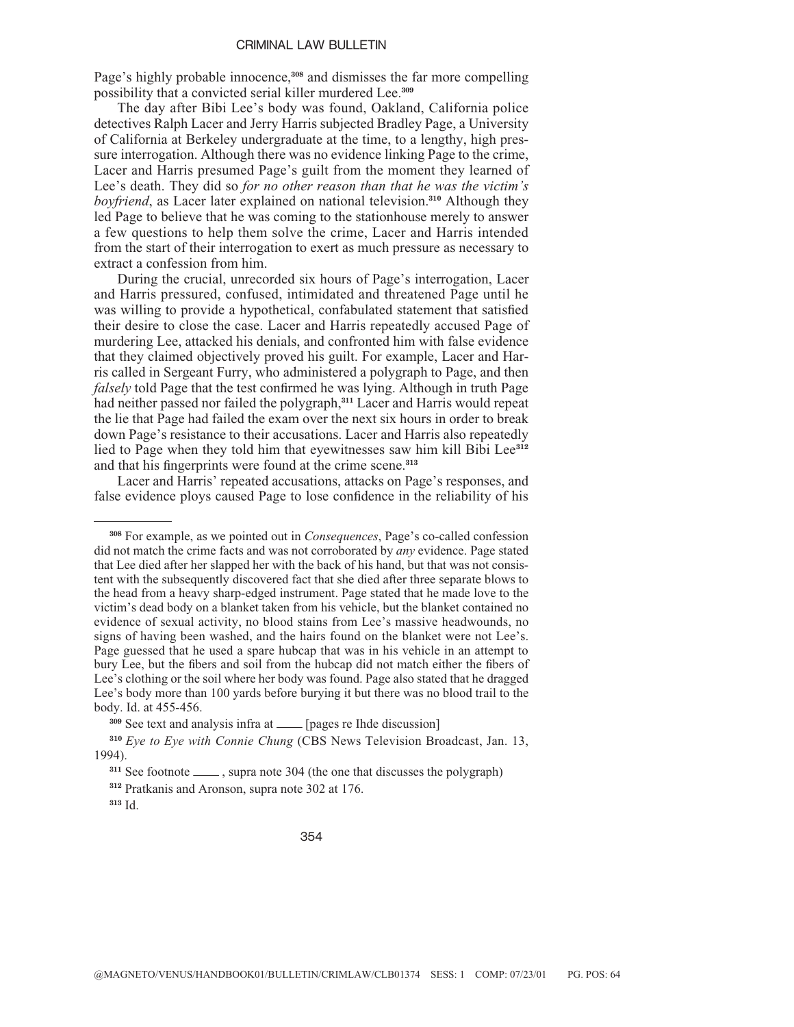Page's highly probable innocence,[308] and dismisses the far more compelling possibility that a convicted serial killer murdered Lee.[309]

The day after Bibi Lee's body was found, Oakland, California police detectives Ralph Lacer and Jerry Harris subjected Bradley Page, a University of California at Berkeley undergraduate at the time, to a lengthy, high pressure interrogation. Although there was no evidence linking Page to the crime, Lacer and Harris presumed Page's guilt from the moment they learned of Lee's death. They did so *for no other reason than that he was the victim's boyfriend*, as Lacer later explained on national television.[310] Although they led Page to believe that he was coming to the stationhouse merely to answer a few questions to help them solve the crime, Lacer and Harris intended from the start of their interrogation to exert as much pressure as necessary to extract a confession from him.

During the crucial, unrecorded six hours of Page's interrogation, Lacer and Harris pressured, confused, intimidated and threatened Page until he was willing to provide a hypothetical, confabulated statement that satisfied their desire to close the case. Lacer and Harris repeatedly accused Page of murdering Lee, attacked his denials, and confronted him with false evidence that they claimed objectively proved his guilt. For example, Lacer and Harris called in Sergeant Furry, who administered a polygraph to Page, and then *falsely* told Page that the test confirmed he was lying. Although in truth Page had neither passed nor failed the polygraph,[311] Lacer and Harris would repeat the lie that Page had failed the exam over the next six hours in order to break down Page's resistance to their accusations. Lacer and Harris also repeatedly lied to Page when they told him that eyewitnesses saw him kill Bibi Lee[312] and that his fingerprints were found at the crime scene.[313]

Lacer and Harris' repeated accusations, attacks on Page's responses, and false evidence ploys caused Page to lose confidence in the reliability of his

---

[308] For example, as we pointed out in *Consequences*, Page's co-called confession did not match the crime facts and was not corroborated by *any* evidence. Page stated that Lee died after her slapped her with the back of his hand, but that was not consistent with the subsequently discovered fact that she died after three separate blows to the head from a heavy sharp-edged instrument. Page stated that he made love to the victim's dead body on a blanket taken from his vehicle, but the blanket contained no evidence of sexual activity, no blood stains from Lee's massive headwounds, no signs of having been washed, and the hairs found on the blanket were not Lee's. Page guessed that he used a spare hubcap that was in his vehicle in an attempt to bury Lee, but the fibers and soil from the hubcap did not match either the fibers of Lee's clothing or the soil where her body was found. Page also stated that he dragged Lee's body more than 100 yards before burying it but there was no blood trail to the body. Id. at 455-456.

[309] See text and analysis infra at ____ [pages re Ihde discussion]

[310] *Eye to Eye with Connie Chung* (CBS News Television Broadcast, Jan. 13, 1994).

[311] See footnote ____ , supra note 304 (the one that discusses the polygraph)

[312] Pratkanis and Aronson, supra note 302 at 176.

[313] Id.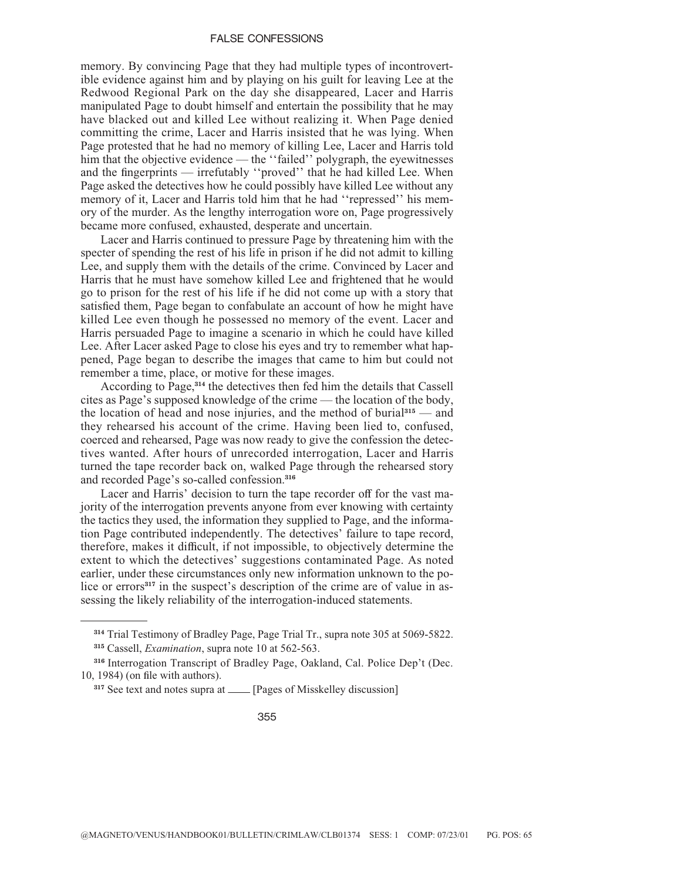memory. By convincing Page that they had multiple types of incontrovertible evidence against him and by playing on his guilt for leaving Lee at the Redwood Regional Park on the day she disappeared, Lacer and Harris manipulated Page to doubt himself and entertain the possibility that he may have blacked out and killed Lee without realizing it. When Page denied committing the crime, Lacer and Harris insisted that he was lying. When Page protested that he had no memory of killing Lee, Lacer and Harris told him that the objective evidence — the ''failed'' polygraph, the eyewitnesses and the fingerprints — irrefutably ''proved'' that he had killed Lee. When Page asked the detectives how he could possibly have killed Lee without any memory of it, Lacer and Harris told him that he had ''repressed'' his memory of the murder. As the lengthy interrogation wore on, Page progressively became more confused, exhausted, desperate and uncertain.

Lacer and Harris continued to pressure Page by threatening him with the specter of spending the rest of his life in prison if he did not admit to killing Lee, and supply them with the details of the crime. Convinced by Lacer and Harris that he must have somehow killed Lee and frightened that he would go to prison for the rest of his life if he did not come up with a story that satisfied them, Page began to confabulate an account of how he might have killed Lee even though he possessed no memory of the event. Lacer and Harris persuaded Page to imagine a scenario in which he could have killed Lee. After Lacer asked Page to close his eyes and try to remember what happened, Page began to describe the images that came to him but could not remember a time, place, or motive for these images.

According to Page,[314] the detectives then fed him the details that Cassell cites as Page's supposed knowledge of the crime — the location of the body, the location of head and nose injuries, and the method of burial[315] — and they rehearsed his account of the crime. Having been lied to, confused, coerced and rehearsed, Page was now ready to give the confession the detectives wanted. After hours of unrecorded interrogation, Lacer and Harris turned the tape recorder back on, walked Page through the rehearsed story and recorded Page's so-called confession.[316]

Lacer and Harris' decision to turn the tape recorder off for the vast majority of the interrogation prevents anyone from ever knowing with certainty the tactics they used, the information they supplied to Page, and the information Page contributed independently. The detectives' failure to tape record, therefore, makes it difficult, if not impossible, to objectively determine the extent to which the detectives' suggestions contaminated Page. As noted earlier, under these circumstances only new information unknown to the police or errors[317] in the suspect's description of the crime are of value in assessing the likely reliability of the interrogation-induced statements.

---

[314] Trial Testimony of Bradley Page, Page Trial Tr., supra note 305 at 5069-5822.

[315] Cassell, *Examination*, supra note 10 at 562-563.

[316] Interrogation Transcript of Bradley Page, Oakland, Cal. Police Dep't (Dec. 10, 1984) (on file with authors).

[317] See text and notes supra at ____ [Pages of Misskelley discussion]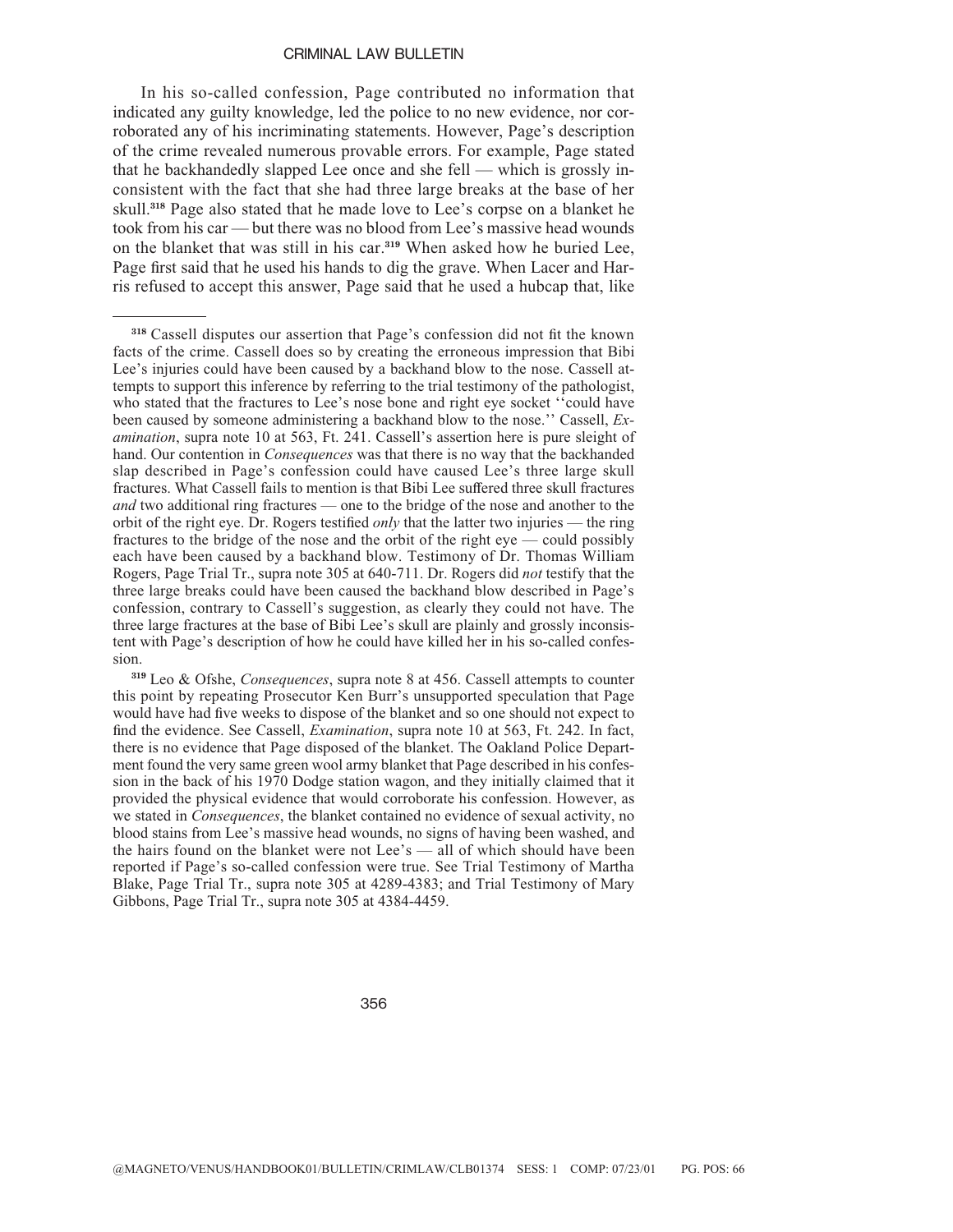In his so-called confession, Page contributed no information that indicated any guilty knowledge, led the police to no new evidence, nor corroborated any of his incriminating statements. However, Page's description of the crime revealed numerous provable errors. For example, Page stated that he backhandedly slapped Lee once and she fell — which is grossly inconsistent with the fact that she had three large breaks at the base of her skull.[318] Page also stated that he made love to Lee's corpse on a blanket he took from his car — but there was no blood from Lee's massive head wounds on the blanket that was still in his car.[319] When asked how he buried Lee, Page first said that he used his hands to dig the grave. When Lacer and Harris refused to accept this answer, Page said that he used a hubcap that, like

---

[318] Cassell disputes our assertion that Page's confession did not fit the known facts of the crime. Cassell does so by creating the erroneous impression that Bibi Lee's injuries could have been caused by a backhand blow to the nose. Cassell attempts to support this inference by referring to the trial testimony of the pathologist, who stated that the fractures to Lee's nose bone and right eye socket ''could have been caused by someone administering a backhand blow to the nose.'' Cassell, *Examination*, supra note 10 at 563, Ft. 241. Cassell's assertion here is pure sleight of hand. Our contention in *Consequences* was that there is no way that the backhanded slap described in Page's confession could have caused Lee's three large skull fractures. What Cassell fails to mention is that Bibi Lee suffered three skull fractures *and* two additional ring fractures — one to the bridge of the nose and another to the orbit of the right eye. Dr. Rogers testified *only* that the latter two injuries — the ring fractures to the bridge of the nose and the orbit of the right eye — could possibly each have been caused by a backhand blow. Testimony of Dr. Thomas William Rogers, Page Trial Tr., supra note 305 at 640-711. Dr. Rogers did *not* testify that the three large breaks could have been caused the backhand blow described in Page's confession, contrary to Cassell's suggestion, as clearly they could not have. The three large fractures at the base of Bibi Lee's skull are plainly and grossly inconsistent with Page's description of how he could have killed her in his so-called confession.

[319] Leo & Ofshe, *Consequences*, supra note 8 at 456. Cassell attempts to counter this point by repeating Prosecutor Ken Burr's unsupported speculation that Page would have had five weeks to dispose of the blanket and so one should not expect to find the evidence. See Cassell, *Examination*, supra note 10 at 563, Ft. 242. In fact, there is no evidence that Page disposed of the blanket. The Oakland Police Department found the very same green wool army blanket that Page described in his confession in the back of his 1970 Dodge station wagon, and they initially claimed that it provided the physical evidence that would corroborate his confession. However, as we stated in *Consequences*, the blanket contained no evidence of sexual activity, no blood stains from Lee's massive head wounds, no signs of having been washed, and the hairs found on the blanket were not Lee's — all of which should have been reported if Page's so-called confession were true. See Trial Testimony of Martha Blake, Page Trial Tr., supra note 305 at 4289-4383; and Trial Testimony of Mary Gibbons, Page Trial Tr., supra note 305 at 4384-4459.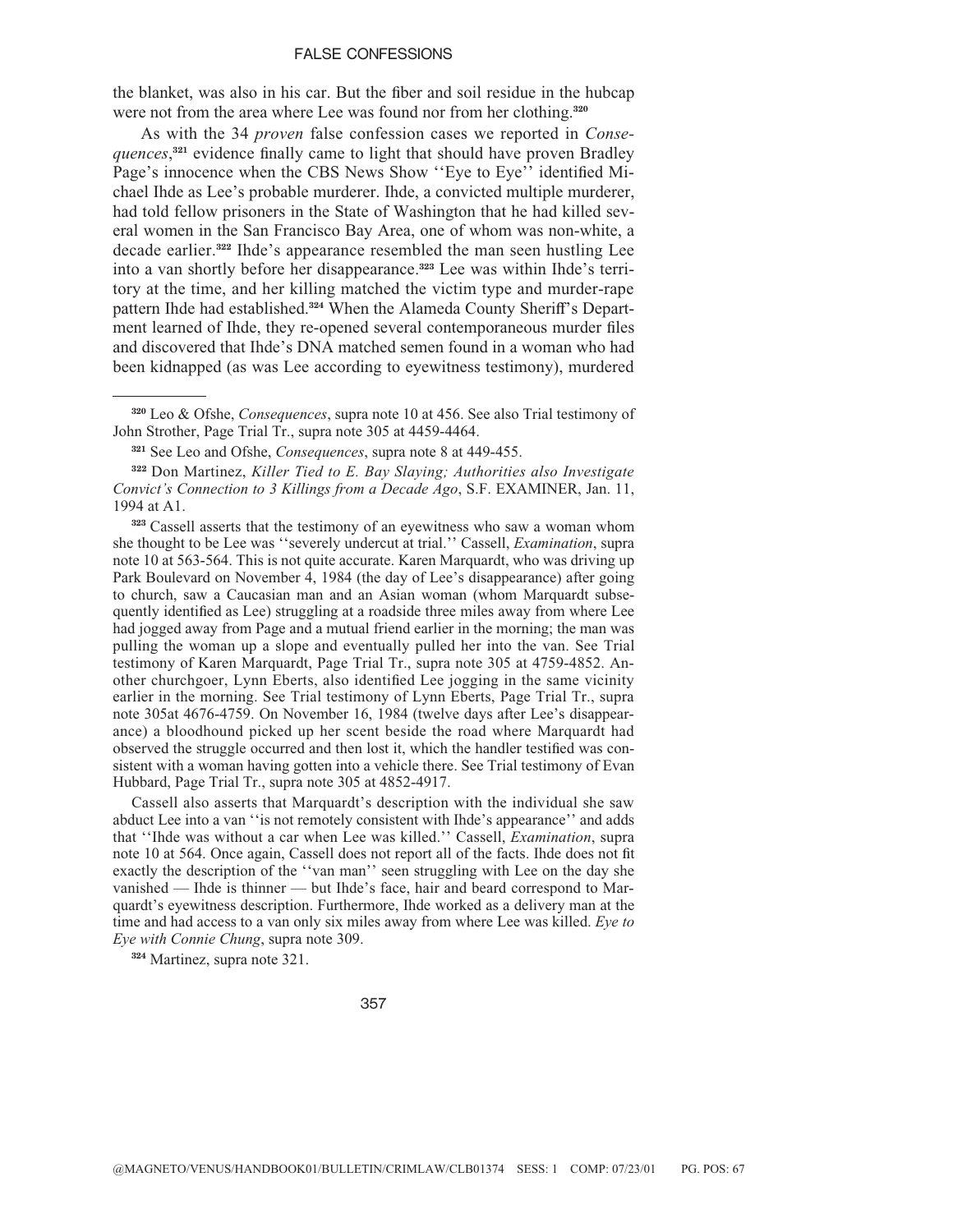the blanket, was also in his car. But the fiber and soil residue in the hubcap were not from the area where Lee was found nor from her clothing.[320]

As with the 34 *proven* false confession cases we reported in *Consequences*,[321] evidence finally came to light that should have proven Bradley Page's innocence when the CBS News Show ''Eye to Eye'' identified Michael Ihde as Lee's probable murderer. Ihde, a convicted multiple murderer, had told fellow prisoners in the State of Washington that he had killed several women in the San Francisco Bay Area, one of whom was non-white, a decade earlier.[322] Ihde's appearance resembled the man seen hustling Lee into a van shortly before her disappearance.[323] Lee was within Ihde's territory at the time, and her killing matched the victim type and murder-rape pattern Ihde had established.[324] When the Alameda County Sheriff's Department learned of Ihde, they re-opened several contemporaneous murder files and discovered that Ihde's DNA matched semen found in a woman who had been kidnapped (as was Lee according to eyewitness testimony), murdered

---

[320] Leo & Ofshe, *Consequences*, supra note 10 at 456. See also Trial testimony of John Strother, Page Trial Tr., supra note 305 at 4459-4464.

[321] See Leo and Ofshe, *Consequences*, supra note 8 at 449-455.

[322] Don Martinez, *Killer Tied to E. Bay Slaying; Authorities also Investigate Convict's Connection to 3 Killings from a Decade Ago*, S.F. EXAMINER, Jan. 11, 1994 at A1.

[323] Cassell asserts that the testimony of an eyewitness who saw a woman whom she thought to be Lee was ''severely undercut at trial.'' Cassell, *Examination*, supra note 10 at 563-564. This is not quite accurate. Karen Marquardt, who was driving up Park Boulevard on November 4, 1984 (the day of Lee's disappearance) after going to church, saw a Caucasian man and an Asian woman (whom Marquardt subsequently identified as Lee) struggling at a roadside three miles away from where Lee had jogged away from Page and a mutual friend earlier in the morning; the man was pulling the woman up a slope and eventually pulled her into the van. See Trial testimony of Karen Marquardt, Page Trial Tr., supra note 305 at 4759-4852. Another churchgoer, Lynn Eberts, also identified Lee jogging in the same vicinity earlier in the morning. See Trial testimony of Lynn Eberts, Page Trial Tr., supra note 305at 4676-4759. On November 16, 1984 (twelve days after Lee's disappearance) a bloodhound picked up her scent beside the road where Marquardt had observed the struggle occurred and then lost it, which the handler testified was consistent with a woman having gotten into a vehicle there. See Trial testimony of Evan Hubbard, Page Trial Tr., supra note 305 at 4852-4917.

Cassell also asserts that Marquardt's description with the individual she saw abduct Lee into a van ''is not remotely consistent with Ihde's appearance'' and adds that ''Ihde was without a car when Lee was killed.'' Cassell, *Examination*, supra note 10 at 564. Once again, Cassell does not report all of the facts. Ihde does not fit exactly the description of the ''van man'' seen struggling with Lee on the day she vanished — Ihde is thinner — but Ihde's face, hair and beard correspond to Marquardt's eyewitness description. Furthermore, Ihde worked as a delivery man at the time and had access to a van only six miles away from where Lee was killed. *Eye to Eye with Connie Chung*, supra note 309.

[324] Martinez, supra note 321.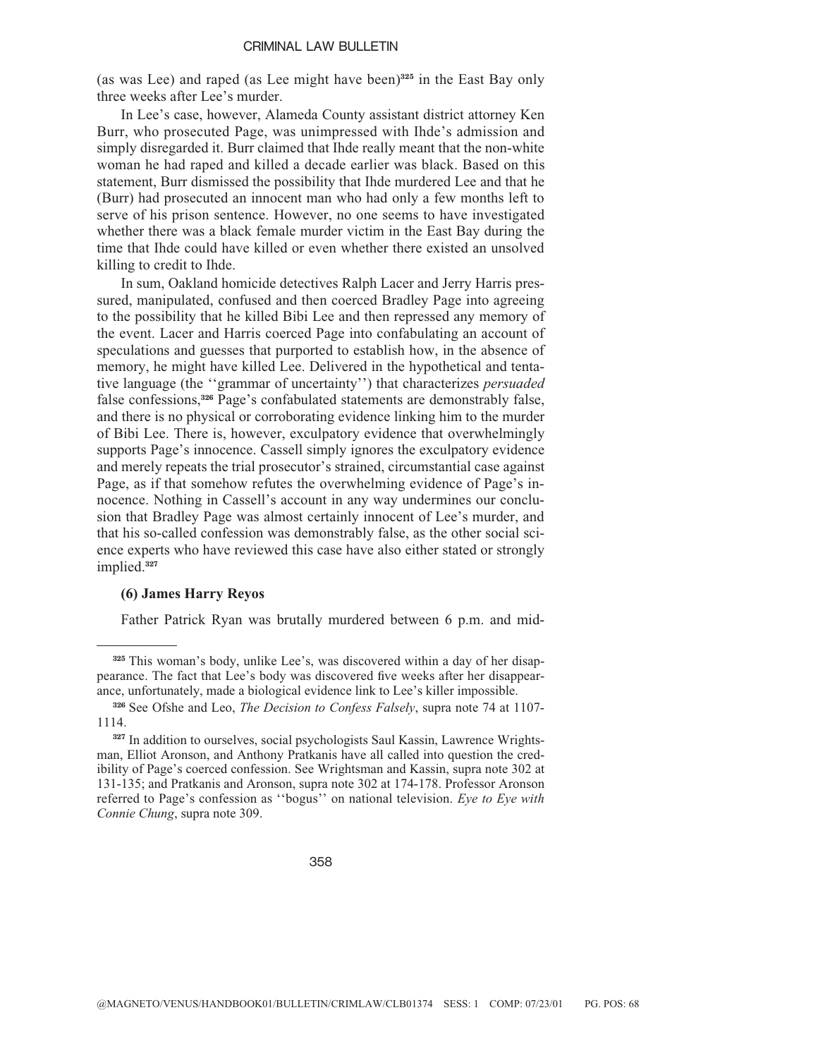(as was Lee) and raped (as Lee might have been)[325] in the East Bay only three weeks after Lee's murder.

In Lee's case, however, Alameda County assistant district attorney Ken Burr, who prosecuted Page, was unimpressed with Ihde's admission and simply disregarded it. Burr claimed that Ihde really meant that the non-white woman he had raped and killed a decade earlier was black. Based on this statement, Burr dismissed the possibility that Ihde murdered Lee and that he (Burr) had prosecuted an innocent man who had only a few months left to serve of his prison sentence. However, no one seems to have investigated whether there was a black female murder victim in the East Bay during the time that Ihde could have killed or even whether there existed an unsolved killing to credit to Ihde.

In sum, Oakland homicide detectives Ralph Lacer and Jerry Harris pressured, manipulated, confused and then coerced Bradley Page into agreeing to the possibility that he killed Bibi Lee and then repressed any memory of the event. Lacer and Harris coerced Page into confabulating an account of speculations and guesses that purported to establish how, in the absence of memory, he might have killed Lee. Delivered in the hypothetical and tentative language (the ''grammar of uncertainty'') that characterizes *persuaded* false confessions,[326] Page's confabulated statements are demonstrably false, and there is no physical or corroborating evidence linking him to the murder of Bibi Lee. There is, however, exculpatory evidence that overwhelmingly supports Page's innocence. Cassell simply ignores the exculpatory evidence and merely repeats the trial prosecutor's strained, circumstantial case against Page, as if that somehow refutes the overwhelming evidence of Page's innocence. Nothing in Cassell's account in any way undermines our conclusion that Bradley Page was almost certainly innocent of Lee's murder, and that his so-called confession was demonstrably false, as the other social science experts who have reviewed this case have also either stated or strongly implied.[327]

**(6) James Harry Reyos**

Father Patrick Ryan was brutally murdered between 6 p.m. and mid-

---

[325] This woman's body, unlike Lee's, was discovered within a day of her disappearance. The fact that Lee's body was discovered five weeks after her disappearance, unfortunately, made a biological evidence link to Lee's killer impossible.

[326] See Ofshe and Leo, *The Decision to Confess Falsely*, supra note 74 at 1107-1114.

[327] In addition to ourselves, social psychologists Saul Kassin, Lawrence Wrightsman, Elliot Aronson, and Anthony Pratkanis have all called into question the credibility of Page's coerced confession. See Wrightsman and Kassin, supra note 302 at 131-135; and Pratkanis and Aronson, supra note 302 at 174-178. Professor Aronson referred to Page's confession as ''bogus'' on national television. *Eye to Eye with Connie Chung*, supra note 309.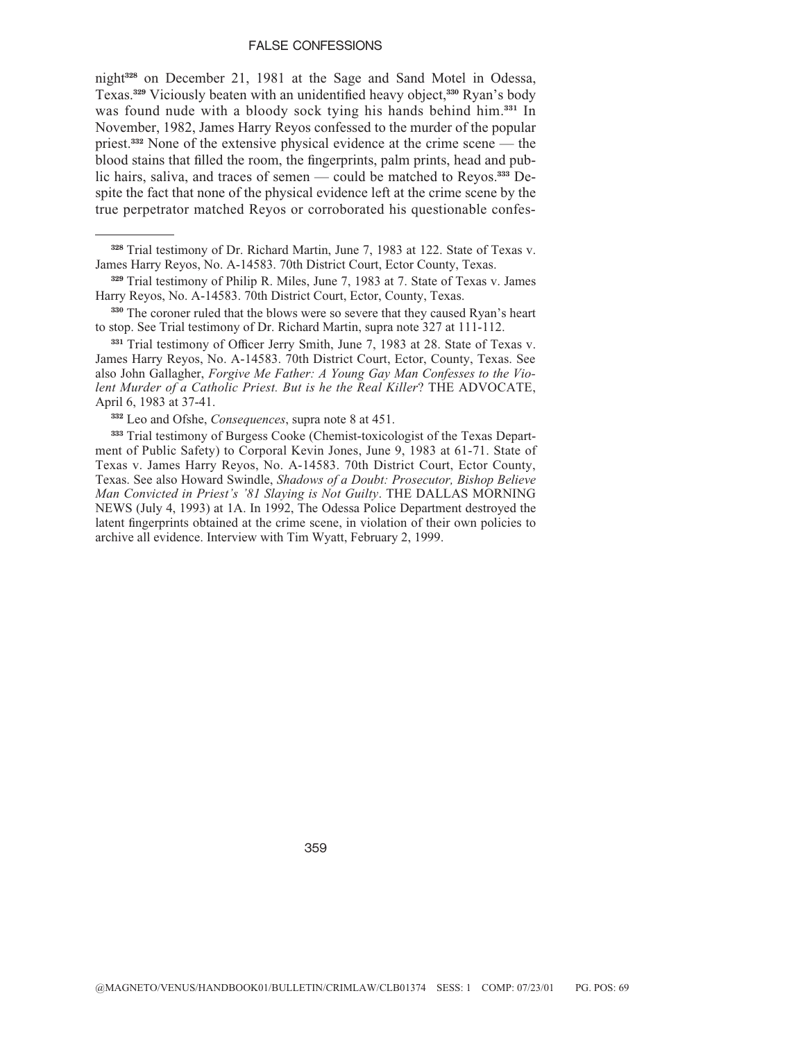night[328] on December 21, 1981 at the Sage and Sand Motel in Odessa, Texas.[329] Viciously beaten with an unidentified heavy object,[330] Ryan's body was found nude with a bloody sock tying his hands behind him.[331] In November, 1982, James Harry Reyos confessed to the murder of the popular priest.[332] None of the extensive physical evidence at the crime scene — the blood stains that filled the room, the fingerprints, palm prints, head and pubic hairs, saliva, and traces of semen — could be matched to Reyos.[333] Despite the fact that none of the physical evidence left at the crime scene by the true perpetrator matched Reyos or corroborated his questionable confes-

---

[328] Trial testimony of Dr. Richard Martin, June 7, 1983 at 122. State of Texas v. James Harry Reyos, No. A-14583. 70th District Court, Ector County, Texas.

[329] Trial testimony of Philip R. Miles, June 7, 1983 at 7. State of Texas v. James Harry Reyos, No. A-14583. 70th District Court, Ector, County, Texas.

[330] The coroner ruled that the blows were so severe that they caused Ryan's heart to stop. See Trial testimony of Dr. Richard Martin, supra note 327 at 111-112.

[331] Trial testimony of Officer Jerry Smith, June 7, 1983 at 28. State of Texas v. James Harry Reyos, No. A-14583. 70th District Court, Ector, County, Texas. See also John Gallagher, *Forgive Me Father: A Young Gay Man Confesses to the Violent Murder of a Catholic Priest. But is he the Real Killer*? THE ADVOCATE, April 6, 1983 at 37-41.

[332] Leo and Ofshe, *Consequences*, supra note 8 at 451.

[333] Trial testimony of Burgess Cooke (Chemist-toxicologist of the Texas Department of Public Safety) to Corporal Kevin Jones, June 9, 1983 at 61-71. State of Texas v. James Harry Reyos, No. A-14583. 70th District Court, Ector County, Texas. See also Howard Swindle, *Shadows of a Doubt: Prosecutor, Bishop Believe Man Convicted in Priest's '81 Slaying is Not Guilty*. THE DALLAS MORNING NEWS (July 4, 1993) at 1A. In 1992, The Odessa Police Department destroyed the latent fingerprints obtained at the crime scene, in violation of their own policies to archive all evidence. Interview with Tim Wyatt, February 2, 1999.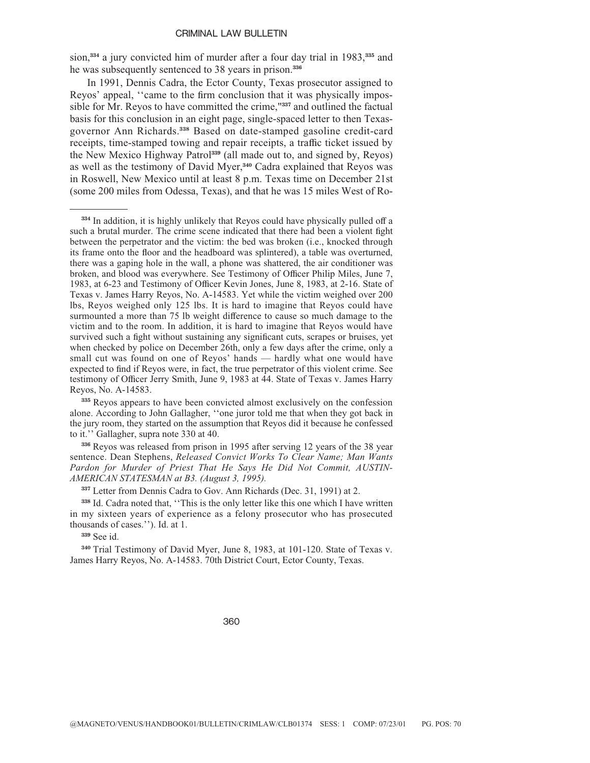sion,[334] a jury convicted him of murder after a four day trial in 1983,[335] and he was subsequently sentenced to 38 years in prison.[336]

In 1991, Dennis Cadra, the Ector County, Texas prosecutor assigned to Reyos' appeal, ''came to the firm conclusion that it was physically impossible for Mr. Reyos to have committed the crime,"[337] and outlined the factual basis for this conclusion in an eight page, single-spaced letter to then Texas-governor Ann Richards.[338] Based on date-stamped gasoline credit-card receipts, time-stamped towing and repair receipts, a traffic ticket issued by the New Mexico Highway Patrol[339] (all made out to, and signed by, Reyos) as well as the testimony of David Myer,[340] Cadra explained that Reyos was in Roswell, New Mexico until at least 8 p.m. Texas time on December 21st (some 200 miles from Odessa, Texas), and that he was 15 miles West of Ro-

---

[334] In addition, it is highly unlikely that Reyos could have physically pulled off a such a brutal murder. The crime scene indicated that there had been a violent fight between the perpetrator and the victim: the bed was broken (i.e., knocked through its frame onto the floor and the headboard was splintered), a table was overturned, there was a gaping hole in the wall, a phone was shattered, the air conditioner was broken, and blood was everywhere. See Testimony of Officer Philip Miles, June 7, 1983, at 6-23 and Testimony of Officer Kevin Jones, June 8, 1983, at 2-16. State of Texas v. James Harry Reyos, No. A-14583. Yet while the victim weighed over 200 lbs, Reyos weighed only 125 lbs. It is hard to imagine that Reyos could have surmounted a more than 75 lb weight difference to cause so much damage to the victim and to the room. In addition, it is hard to imagine that Reyos would have survived such a fight without sustaining any significant cuts, scrapes or bruises, yet when checked by police on December 26th, only a few days after the crime, only a small cut was found on one of Reyos' hands — hardly what one would have expected to find if Reyos were, in fact, the true perpetrator of this violent crime. See testimony of Officer Jerry Smith, June 9, 1983 at 44. State of Texas v. James Harry Reyos, No. A-14583.

[335] Reyos appears to have been convicted almost exclusively on the confession alone. According to John Gallagher, ''one juror told me that when they got back in the jury room, they started on the assumption that Reyos did it because he confessed to it.'' Gallagher, supra note 330 at 40.

[336] Reyos was released from prison in 1995 after serving 12 years of the 38 year sentence. Dean Stephens, *Released Convict Works To Clear Name; Man Wants Pardon for Murder of Priest That He Says He Did Not Commit, AUSTIN-AMERICAN STATESMAN at B3. (August 3, 1995).*

[337] Letter from Dennis Cadra to Gov. Ann Richards (Dec. 31, 1991) at 2.

[338] Id. Cadra noted that, ''This is the only letter like this one which I have written in my sixteen years of experience as a felony prosecutor who has prosecuted thousands of cases.''). Id. at 1.

[339] See id.

[340] Trial Testimony of David Myer, June 8, 1983, at 101-120. State of Texas v. James Harry Reyos, No. A-14583. 70th District Court, Ector County, Texas.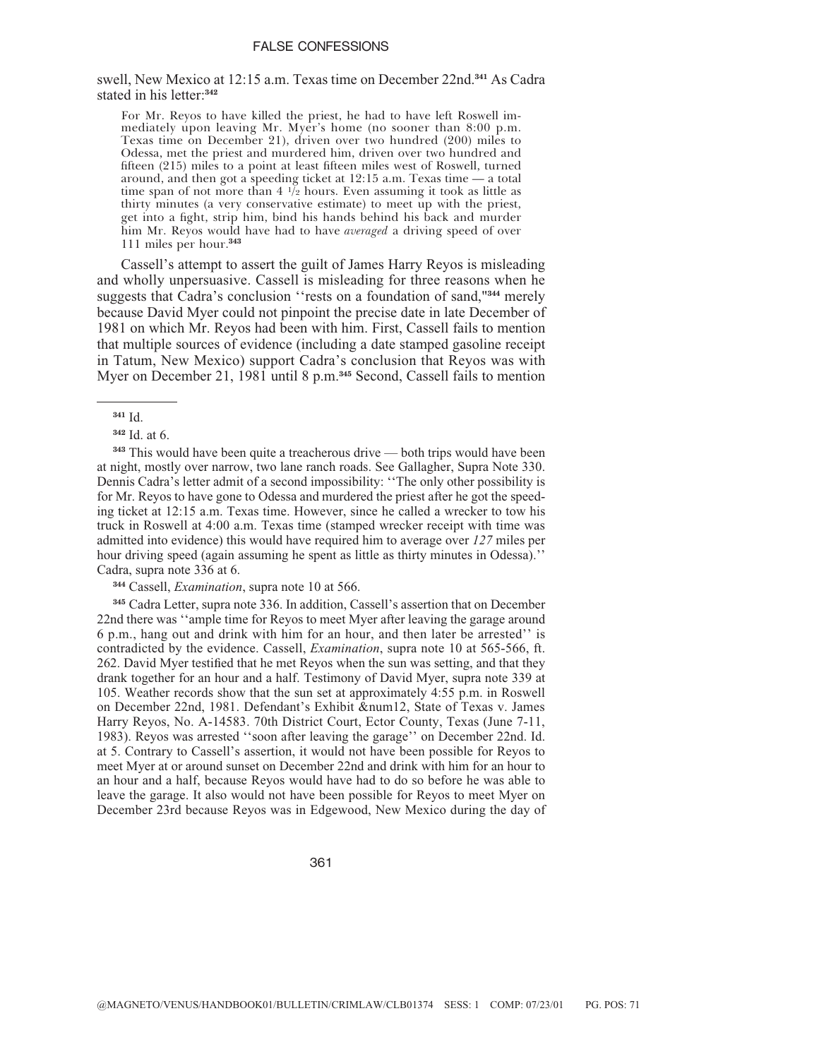swell, New Mexico at 12:15 a.m. Texas time on December 22nd.[341] As Cadra stated in his letter:[342]

> For Mr. Reyos to have killed the priest, he had to have left Roswell immediately upon leaving Mr. Myer's home (no sooner than 8:00 p.m. Texas time on December 21), driven over two hundred (200) miles to Odessa, met the priest and murdered him, driven over two hundred and fifteen (215) miles to a point at least fifteen miles west of Roswell, turned around, and then got a speeding ticket at 12:15 a.m. Texas time — a total time span of not more than 4 1/2 hours. Even assuming it took as little as thirty minutes (a very conservative estimate) to meet up with the priest, get into a fight, strip him, bind his hands behind his back and murder him Mr. Reyos would have had to have *averaged* a driving speed of over 111 miles per hour.[343]

Cassell's attempt to assert the guilt of James Harry Reyos is misleading and wholly unpersuasive. Cassell is misleading for three reasons when he suggests that Cadra's conclusion ''rests on a foundation of sand,''[344] merely because David Myer could not pinpoint the precise date in late December of 1981 on which Mr. Reyos had been with him. First, Cassell fails to mention that multiple sources of evidence (including a date stamped gasoline receipt in Tatum, New Mexico) support Cadra's conclusion that Reyos was with Myer on December 21, 1981 until 8 p.m.[345] Second, Cassell fails to mention

---

[341] Id.

[342] Id. at 6.

[343] This would have been quite a treacherous drive — both trips would have been at night, mostly over narrow, two lane ranch roads. See Gallagher, Supra Note 330. Dennis Cadra's letter admit of a second impossibility: ''The only other possibility is for Mr. Reyos to have gone to Odessa and murdered the priest after he got the speeding ticket at 12:15 a.m. Texas time. However, since he called a wrecker to tow his truck in Roswell at 4:00 a.m. Texas time (stamped wrecker receipt with time was admitted into evidence) this would have required him to average over *127* miles per hour driving speed (again assuming he spent as little as thirty minutes in Odessa).'' Cadra, supra note 336 at 6.

[344] Cassell, *Examination*, supra note 10 at 566.

[345] Cadra Letter, supra note 336. In addition, Cassell's assertion that on December 22nd there was ''ample time for Reyos to meet Myer after leaving the garage around 6 p.m., hang out and drink with him for an hour, and then later be arrested'' is contradicted by the evidence. Cassell, *Examination*, supra note 10 at 565-566, ft. 262. David Myer testified that he met Reyos when the sun was setting, and that they drank together for an hour and a half. Testimony of David Myer, supra note 339 at 105. Weather records show that the sun set at approximately 4:55 p.m. in Roswell on December 22nd, 1981. Defendant's Exhibit &num12, State of Texas v. James Harry Reyos, No. A-14583. 70th District Court, Ector County, Texas (June 7-11, 1983). Reyos was arrested ''soon after leaving the garage'' on December 22nd. Id. at 5. Contrary to Cassell's assertion, it would not have been possible for Reyos to meet Myer at or around sunset on December 22nd and drink with him for an hour to an hour and a half, because Reyos would have had to do so before he was able to leave the garage. It also would not have been possible for Reyos to meet Myer on December 23rd because Reyos was in Edgewood, New Mexico during the day of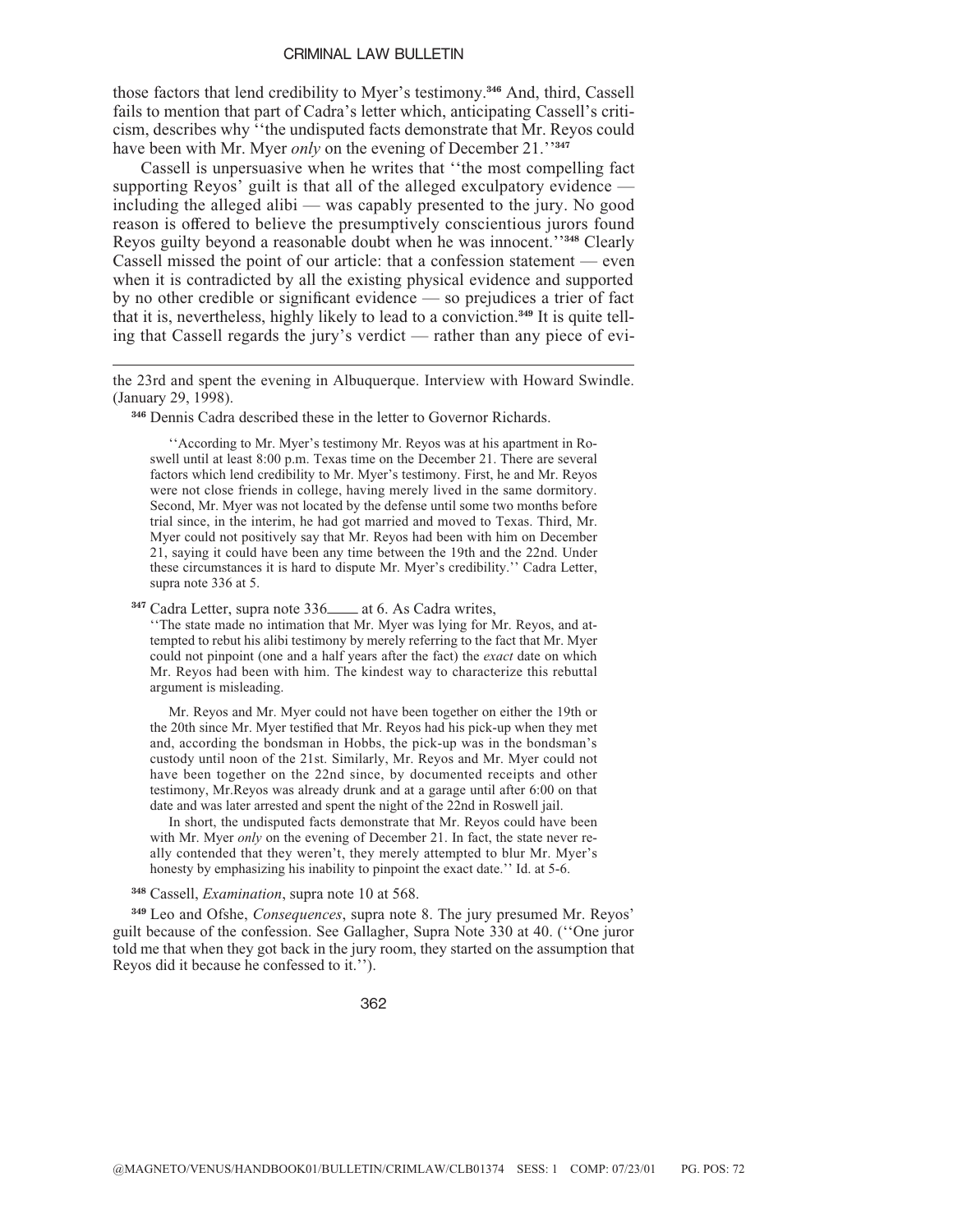those factors that lend credibility to Myer's testimony.[346] And, third, Cassell fails to mention that part of Cadra's letter which, anticipating Cassell's criticism, describes why ''the undisputed facts demonstrate that Mr. Reyos could have been with Mr. Myer *only* on the evening of December 21.''[347]

Cassell is unpersuasive when he writes that ''the most compelling fact supporting Reyos' guilt is that all of the alleged exculpatory evidence — including the alleged alibi — was capably presented to the jury. No good reason is offered to believe the presumptively conscientious jurors found Reyos guilty beyond a reasonable doubt when he was innocent.''[348] Clearly Cassell missed the point of our article: that a confession statement — even when it is contradicted by all the existing physical evidence and supported by no other credible or significant evidence — so prejudices a trier of fact that it is, nevertheless, highly likely to lead to a conviction.[349] It is quite telling that Cassell regards the jury's verdict — rather than any piece of evi-

---

the 23rd and spent the evening in Albuquerque. Interview with Howard Swindle. (January 29, 1998).

[346] Dennis Cadra described these in the letter to Governor Richards.

> ''According to Mr. Myer's testimony Mr. Reyos was at his apartment in Roswell until at least 8:00 p.m. Texas time on the December 21. There are several factors which lend credibility to Mr. Myer's testimony. First, he and Mr. Reyos were not close friends in college, having merely lived in the same dormitory. Second, Mr. Myer was not located by the defense until some two months before trial since, in the interim, he had got married and moved to Texas. Third, Mr. Myer could not positively say that Mr. Reyos had been with him on December 21, saying it could have been any time between the 19th and the 22nd. Under these circumstances it is hard to dispute Mr. Myer's credibility.'' Cadra Letter, supra note 336 at 5.

[347] Cadra Letter, supra note 336____ at 6. As Cadra writes,

> ''The state made no intimation that Mr. Myer was lying for Mr. Reyos, and attempted to rebut his alibi testimony by merely referring to the fact that Mr. Myer could not pinpoint (one and a half years after the fact) the *exact* date on which Mr. Reyos had been with him. The kindest way to characterize this rebuttal argument is misleading.
>
> Mr. Reyos and Mr. Myer could not have been together on either the 19th or the 20th since Mr. Myer testified that Mr. Reyos had his pick-up when they met and, according the bondsman in Hobbs, the pick-up was in the bondsman's custody until noon of the 21st. Similarly, Mr. Reyos and Mr. Myer could not have been together on the 22nd since, by documented receipts and other testimony, Mr.Reyos was already drunk and at a garage until after 6:00 on that date and was later arrested and spent the night of the 22nd in Roswell jail.
>
> In short, the undisputed facts demonstrate that Mr. Reyos could have been with Mr. Myer *only* on the evening of December 21. In fact, the state never really contended that they weren't, they merely attempted to blur Mr. Myer's honesty by emphasizing his inability to pinpoint the exact date.'' Id. at 5-6.

[348] Cassell, *Examination*, supra note 10 at 568.

[349] Leo and Ofshe, *Consequences*, supra note 8. The jury presumed Mr. Reyos' guilt because of the confession. See Gallagher, Supra Note 330 at 40. (''One juror told me that when they got back in the jury room, they started on the assumption that Reyos did it because he confessed to it.'').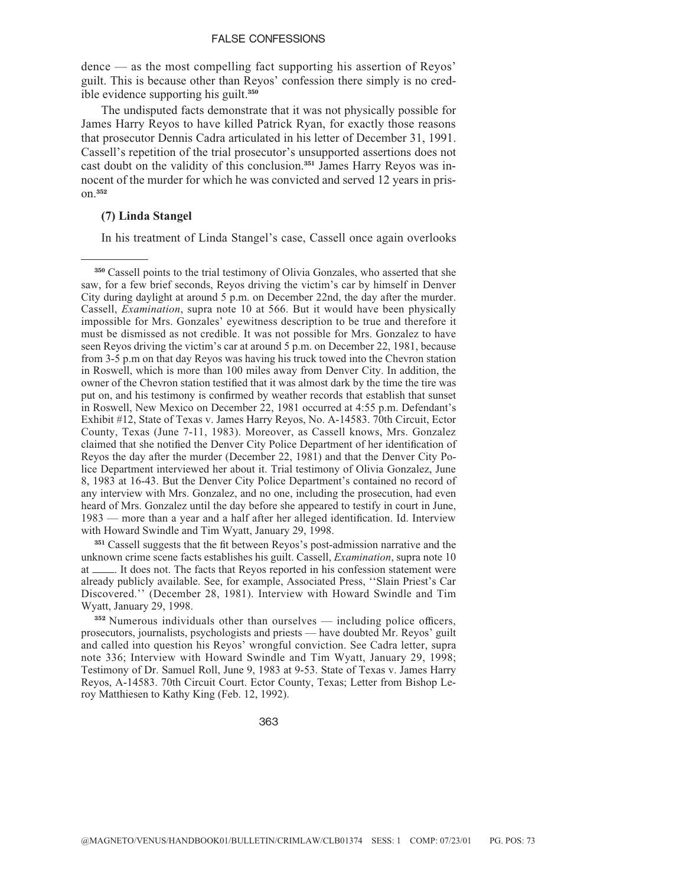dence — as the most compelling fact supporting his assertion of Reyos' guilt. This is because other than Reyos' confession there simply is no credible evidence supporting his guilt.[350]

The undisputed facts demonstrate that it was not physically possible for James Harry Reyos to have killed Patrick Ryan, for exactly those reasons that prosecutor Dennis Cadra articulated in his letter of December 31, 1991. Cassell's repetition of the trial prosecutor's unsupported assertions does not cast doubt on the validity of this conclusion.[351] James Harry Reyos was innocent of the murder for which he was convicted and served 12 years in prison.[352]

**(7) Linda Stangel**

In his treatment of Linda Stangel's case, Cassell once again overlooks

---

[350] Cassell points to the trial testimony of Olivia Gonzales, who asserted that she saw, for a few brief seconds, Reyos driving the victim's car by himself in Denver City during daylight at around 5 p.m. on December 22nd, the day after the murder. Cassell, *Examination*, supra note 10 at 566. But it would have been physically impossible for Mrs. Gonzales' eyewitness description to be true and therefore it must be dismissed as not credible. It was not possible for Mrs. Gonzalez to have seen Reyos driving the victim's car at around 5 p.m. on December 22, 1981, because from 3-5 p.m on that day Reyos was having his truck towed into the Chevron station in Roswell, which is more than 100 miles away from Denver City. In addition, the owner of the Chevron station testified that it was almost dark by the time the tire was put on, and his testimony is confirmed by weather records that establish that sunset in Roswell, New Mexico on December 22, 1981 occurred at 4:55 p.m. Defendant's Exhibit #12, State of Texas v. James Harry Reyos, No. A-14583. 70th Circuit, Ector County, Texas (June 7-11, 1983). Moreover, as Cassell knows, Mrs. Gonzalez claimed that she notified the Denver City Police Department of her identification of Reyos the day after the murder (December 22, 1981) and that the Denver City Police Department interviewed her about it. Trial testimony of Olivia Gonzalez, June 8, 1983 at 16-43. But the Denver City Police Department's contained no record of any interview with Mrs. Gonzalez, and no one, including the prosecution, had even heard of Mrs. Gonzalez until the day before she appeared to testify in court in June, 1983 — more than a year and a half after her alleged identification. Id. Interview with Howard Swindle and Tim Wyatt, January 29, 1998.

[351] Cassell suggests that the fit between Reyos's post-admission narrative and the unknown crime scene facts establishes his guilt. Cassell, *Examination*, supra note 10 at ____. It does not. The facts that Reyos reported in his confession statement were already publicly available. See, for example, Associated Press, ''Slain Priest's Car Discovered.'' (December 28, 1981). Interview with Howard Swindle and Tim Wyatt, January 29, 1998.

[352] Numerous individuals other than ourselves — including police officers, prosecutors, journalists, psychologists and priests — have doubted Mr. Reyos' guilt and called into question his Reyos' wrongful conviction. See Cadra letter, supra note 336; Interview with Howard Swindle and Tim Wyatt, January 29, 1998; Testimony of Dr. Samuel Roll, June 9, 1983 at 9-53. State of Texas v. James Harry Reyos, A-14583. 70th Circuit Court. Ector County, Texas; Letter from Bishop Leroy Matthiesen to Kathy King (Feb. 12, 1992).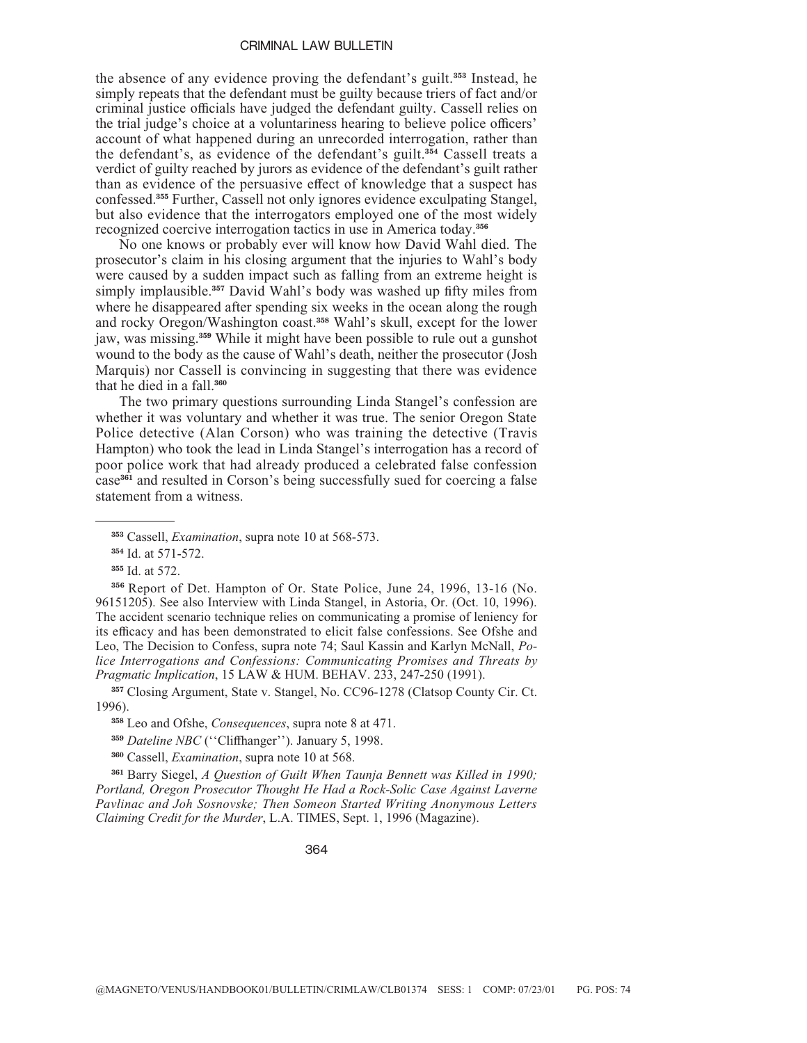the absence of any evidence proving the defendant's guilt.[353] Instead, he simply repeats that the defendant must be guilty because triers of fact and/or criminal justice officials have judged the defendant guilty. Cassell relies on the trial judge's choice at a voluntariness hearing to believe police officers' account of what happened during an unrecorded interrogation, rather than the defendant's, as evidence of the defendant's guilt.[354] Cassell treats a verdict of guilty reached by jurors as evidence of the defendant's guilt rather than as evidence of the persuasive effect of knowledge that a suspect has confessed.[355] Further, Cassell not only ignores evidence exculpating Stangel, but also evidence that the interrogators employed one of the most widely recognized coercive interrogation tactics in use in America today.[356]

No one knows or probably ever will know how David Wahl died. The prosecutor's claim in his closing argument that the injuries to Wahl's body were caused by a sudden impact such as falling from an extreme height is simply implausible.[357] David Wahl's body was washed up fifty miles from where he disappeared after spending six weeks in the ocean along the rough and rocky Oregon/Washington coast.[358] Wahl's skull, except for the lower jaw, was missing.[359] While it might have been possible to rule out a gunshot wound to the body as the cause of Wahl's death, neither the prosecutor (Josh Marquis) nor Cassell is convincing in suggesting that there was evidence that he died in a fall.[360]

The two primary questions surrounding Linda Stangel's confession are whether it was voluntary and whether it was true. The senior Oregon State Police detective (Alan Corson) who was training the detective (Travis Hampton) who took the lead in Linda Stangel's interrogation has a record of poor police work that had already produced a celebrated false confession case[361] and resulted in Corson's being successfully sued for coercing a false statement from a witness.

---

[353] Cassell, *Examination*, supra note 10 at 568-573.

[354] Id. at 571-572.

[355] Id. at 572.

[356] Report of Det. Hampton of Or. State Police, June 24, 1996, 13-16 (No. 96151205). See also Interview with Linda Stangel, in Astoria, Or. (Oct. 10, 1996). The accident scenario technique relies on communicating a promise of leniency for its efficacy and has been demonstrated to elicit false confessions. See Ofshe and Leo, The Decision to Confess, supra note 74; Saul Kassin and Karlyn McNall, *Police Interrogations and Confessions: Communicating Promises and Threats by Pragmatic Implication*, 15 LAW & HUM. BEHAV. 233, 247-250 (1991).

[357] Closing Argument, State v. Stangel, No. CC96-1278 (Clatsop County Cir. Ct. 1996).

[358] Leo and Ofshe, *Consequences*, supra note 8 at 471.

[359] *Dateline NBC* (''Cliffhanger''). January 5, 1998.

[360] Cassell, *Examination*, supra note 10 at 568.

[361] Barry Siegel, *A Question of Guilt When Taunja Bennett was Killed in 1990; Portland, Oregon Prosecutor Thought He Had a Rock-Solic Case Against Laverne Pavlinac and Joh Sosnovske; Then Someon Started Writing Anonymous Letters Claiming Credit for the Murder*, L.A. TIMES, Sept. 1, 1996 (Magazine).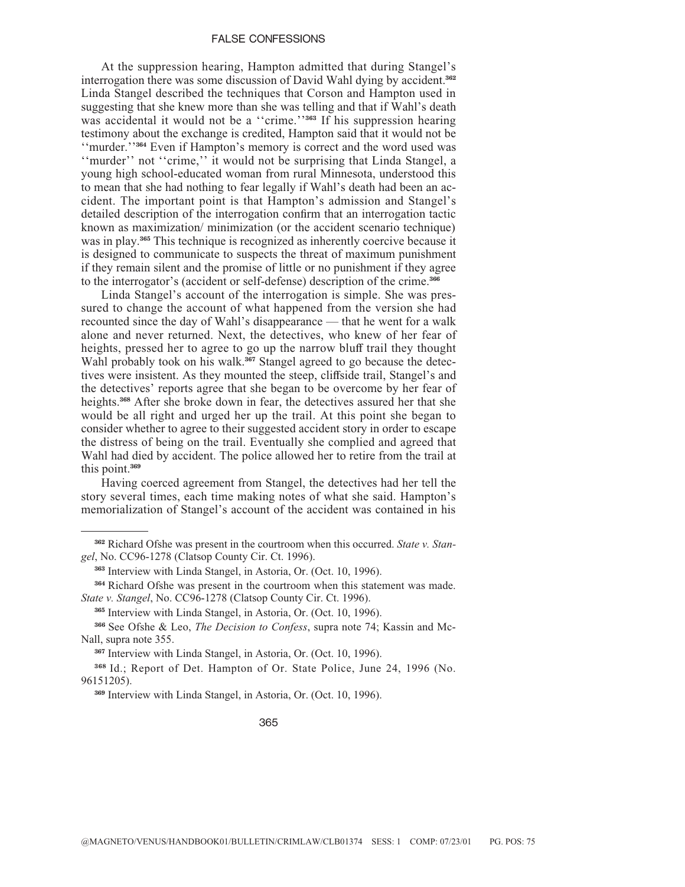At the suppression hearing, Hampton admitted that during Stangel's interrogation there was some discussion of David Wahl dying by accident.[362] Linda Stangel described the techniques that Corson and Hampton used in suggesting that she knew more than she was telling and that if Wahl's death was accidental it would not be a ''crime.''[363] If his suppression hearing testimony about the exchange is credited, Hampton said that it would not be ''murder.''[364] Even if Hampton's memory is correct and the word used was ''murder'' not ''crime,'' it would not be surprising that Linda Stangel, a young high school-educated woman from rural Minnesota, understood this to mean that she had nothing to fear legally if Wahl's death had been an accident. The important point is that Hampton's admission and Stangel's detailed description of the interrogation confirm that an interrogation tactic known as maximization/ minimization (or the accident scenario technique) was in play.[365] This technique is recognized as inherently coercive because it is designed to communicate to suspects the threat of maximum punishment if they remain silent and the promise of little or no punishment if they agree to the interrogator's (accident or self-defense) description of the crime.[366]

Linda Stangel's account of the interrogation is simple. She was pressured to change the account of what happened from the version she had recounted since the day of Wahl's disappearance — that he went for a walk alone and never returned. Next, the detectives, who knew of her fear of heights, pressed her to agree to go up the narrow bluff trail they thought Wahl probably took on his walk.[367] Stangel agreed to go because the detectives were insistent. As they mounted the steep, cliffside trail, Stangel's and the detectives' reports agree that she began to be overcome by her fear of heights.[368] After she broke down in fear, the detectives assured her that she would be all right and urged her up the trail. At this point she began to consider whether to agree to their suggested accident story in order to escape the distress of being on the trail. Eventually she complied and agreed that Wahl had died by accident. The police allowed her to retire from the trail at this point.[369]

Having coerced agreement from Stangel, the detectives had her tell the story several times, each time making notes of what she said. Hampton's memorialization of Stangel's account of the accident was contained in his

---

[362] Richard Ofshe was present in the courtroom when this occurred. *State v. Stangel*, No. CC96-1278 (Clatsop County Cir. Ct. 1996).

[363] Interview with Linda Stangel, in Astoria, Or. (Oct. 10, 1996).

[364] Richard Ofshe was present in the courtroom when this statement was made. *State v. Stangel*, No. CC96-1278 (Clatsop County Cir. Ct. 1996).

[365] Interview with Linda Stangel, in Astoria, Or. (Oct. 10, 1996).

[366] See Ofshe & Leo, *The Decision to Confess*, supra note 74; Kassin and McNall, supra note 355.

[367] Interview with Linda Stangel, in Astoria, Or. (Oct. 10, 1996).

[368] Id.; Report of Det. Hampton of Or. State Police, June 24, 1996 (No. 96151205).

[369] Interview with Linda Stangel, in Astoria, Or. (Oct. 10, 1996).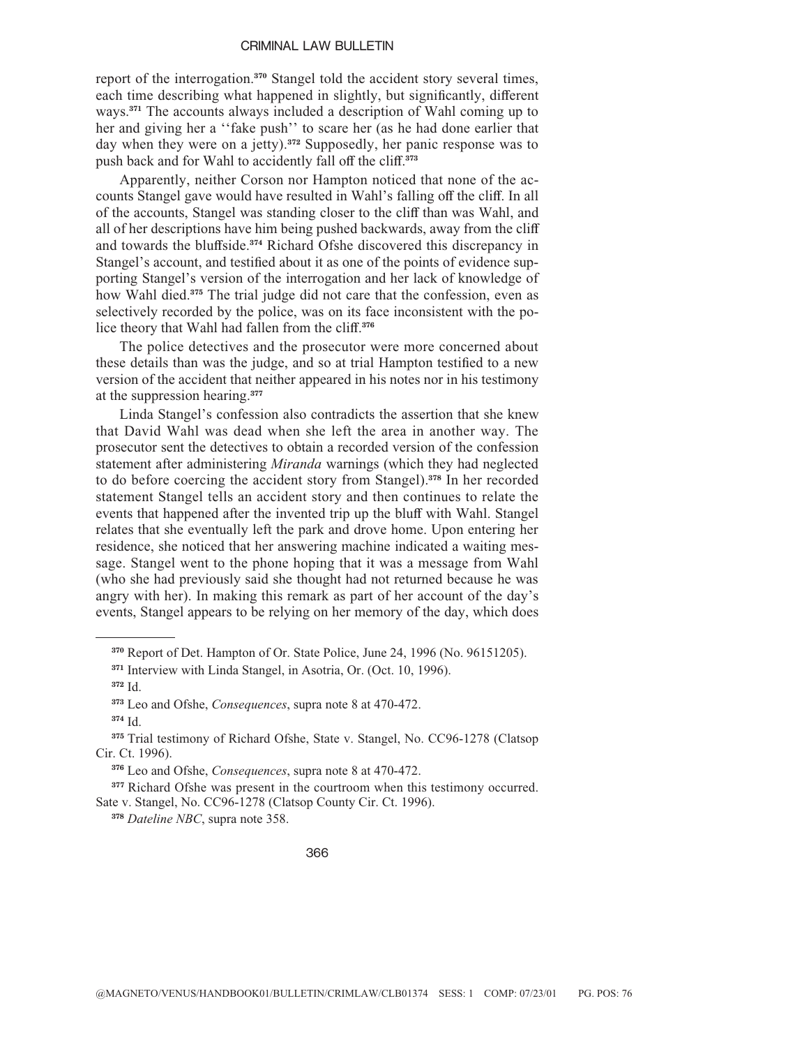report of the interrogation.[370] Stangel told the accident story several times, each time describing what happened in slightly, but significantly, different ways.[371] The accounts always included a description of Wahl coming up to her and giving her a ''fake push'' to scare her (as he had done earlier that day when they were on a jetty).[372] Supposedly, her panic response was to push back and for Wahl to accidently fall off the cliff.[373]

Apparently, neither Corson nor Hampton noticed that none of the accounts Stangel gave would have resulted in Wahl's falling off the cliff. In all of the accounts, Stangel was standing closer to the cliff than was Wahl, and all of her descriptions have him being pushed backwards, away from the cliff and towards the bluffside.[374] Richard Ofshe discovered this discrepancy in Stangel's account, and testified about it as one of the points of evidence supporting Stangel's version of the interrogation and her lack of knowledge of how Wahl died.[375] The trial judge did not care that the confession, even as selectively recorded by the police, was on its face inconsistent with the police theory that Wahl had fallen from the cliff.[376]

The police detectives and the prosecutor were more concerned about these details than was the judge, and so at trial Hampton testified to a new version of the accident that neither appeared in his notes nor in his testimony at the suppression hearing.[377]

Linda Stangel's confession also contradicts the assertion that she knew that David Wahl was dead when she left the area in another way. The prosecutor sent the detectives to obtain a recorded version of the confession statement after administering *Miranda* warnings (which they had neglected to do before coercing the accident story from Stangel).[378] In her recorded statement Stangel tells an accident story and then continues to relate the events that happened after the invented trip up the bluff with Wahl. Stangel relates that she eventually left the park and drove home. Upon entering her residence, she noticed that her answering machine indicated a waiting message. Stangel went to the phone hoping that it was a message from Wahl (who she had previously said she thought had not returned because he was angry with her). In making this remark as part of her account of the day's events, Stangel appears to be relying on her memory of the day, which does

---

[370] Report of Det. Hampton of Or. State Police, June 24, 1996 (No. 96151205).

[371] Interview with Linda Stangel, in Asotria, Or. (Oct. 10, 1996).

[372] Id.

[373] Leo and Ofshe, *Consequences*, supra note 8 at 470-472.

[374] Id.

[375] Trial testimony of Richard Ofshe, State v. Stangel, No. CC96-1278 (Clatsop Cir. Ct. 1996).

[376] Leo and Ofshe, *Consequences*, supra note 8 at 470-472.

[377] Richard Ofshe was present in the courtroom when this testimony occurred. Sate v. Stangel, No. CC96-1278 (Clatsop County Cir. Ct. 1996).

[378] *Dateline NBC*, supra note 358.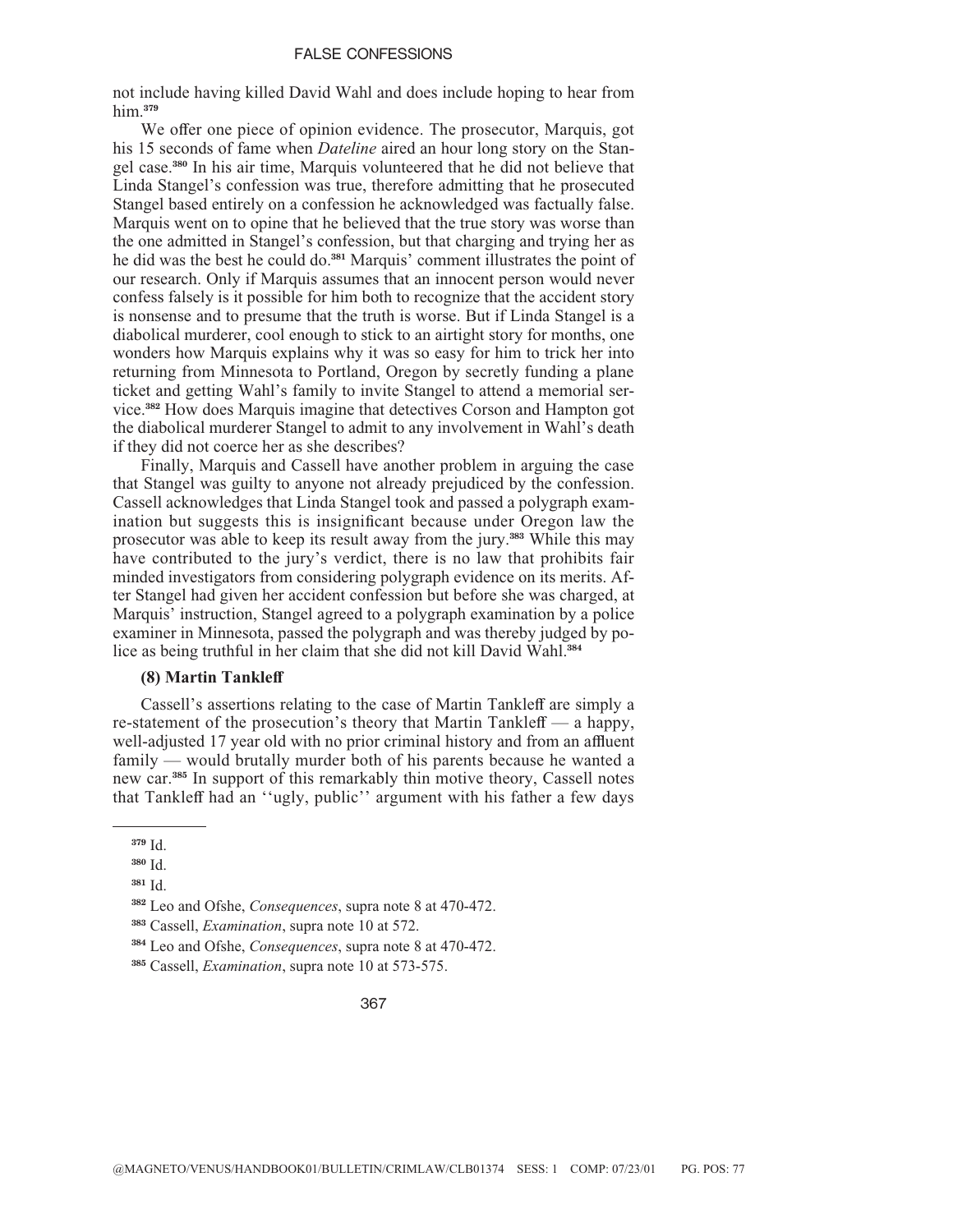not include having killed David Wahl and does include hoping to hear from him.[379]

We offer one piece of opinion evidence. The prosecutor, Marquis, got his 15 seconds of fame when *Dateline* aired an hour long story on the Stangel case.[380] In his air time, Marquis volunteered that he did not believe that Linda Stangel's confession was true, therefore admitting that he prosecuted Stangel based entirely on a confession he acknowledged was factually false. Marquis went on to opine that he believed that the true story was worse than the one admitted in Stangel's confession, but that charging and trying her as he did was the best he could do.[381] Marquis' comment illustrates the point of our research. Only if Marquis assumes that an innocent person would never confess falsely is it possible for him both to recognize that the accident story is nonsense and to presume that the truth is worse. But if Linda Stangel is a diabolical murderer, cool enough to stick to an airtight story for months, one wonders how Marquis explains why it was so easy for him to trick her into returning from Minnesota to Portland, Oregon by secretly funding a plane ticket and getting Wahl's family to invite Stangel to attend a memorial service.[382] How does Marquis imagine that detectives Corson and Hampton got the diabolical murderer Stangel to admit to any involvement in Wahl's death if they did not coerce her as she describes?

Finally, Marquis and Cassell have another problem in arguing the case that Stangel was guilty to anyone not already prejudiced by the confession. Cassell acknowledges that Linda Stangel took and passed a polygraph examination but suggests this is insignificant because under Oregon law the prosecutor was able to keep its result away from the jury.[383] While this may have contributed to the jury's verdict, there is no law that prohibits fair minded investigators from considering polygraph evidence on its merits. After Stangel had given her accident confession but before she was charged, at Marquis' instruction, Stangel agreed to a polygraph examination by a police examiner in Minnesota, passed the polygraph and was thereby judged by police as being truthful in her claim that she did not kill David Wahl.[384]

**(8) Martin Tankleff**

Cassell's assertions relating to the case of Martin Tankleff are simply a re-statement of the prosecution's theory that Martin Tankleff — a happy, well-adjusted 17 year old with no prior criminal history and from an affluent family — would brutally murder both of his parents because he wanted a new car.[385] In support of this remarkably thin motive theory, Cassell notes that Tankleff had an ''ugly, public'' argument with his father a few days

---

[379] Id.

[380] Id.

[381] Id.

[382] Leo and Ofshe, *Consequences*, supra note 8 at 470-472.

[383] Cassell, *Examination*, supra note 10 at 572.

[384] Leo and Ofshe, *Consequences*, supra note 8 at 470-472.

[385] Cassell, *Examination*, supra note 10 at 573-575.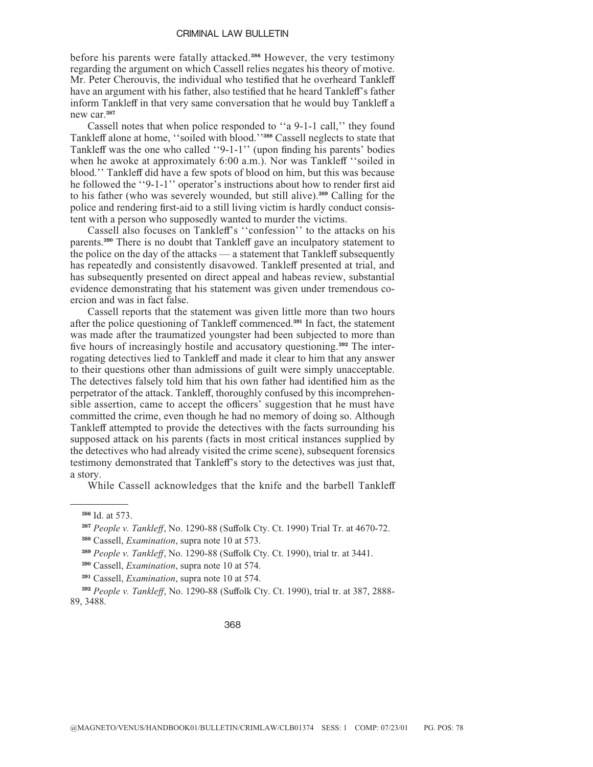before his parents were fatally attacked.[386] However, the very testimony regarding the argument on which Cassell relies negates his theory of motive. Mr. Peter Cherouvis, the individual who testified that he overheard Tankleff have an argument with his father, also testified that he heard Tankleff's father inform Tankleff in that very same conversation that he would buy Tankleff a new car.[387]

Cassell notes that when police responded to ''a 9-1-1 call,'' they found Tankleff alone at home, ''soiled with blood.''[388] Cassell neglects to state that Tankleff was the one who called ''9-1-1'' (upon finding his parents' bodies when he awoke at approximately 6:00 a.m.). Nor was Tankleff ''soiled in blood.'' Tankleff did have a few spots of blood on him, but this was because he followed the ''9-1-1'' operator's instructions about how to render first aid to his father (who was severely wounded, but still alive).[389] Calling for the police and rendering first-aid to a still living victim is hardly conduct consistent with a person who supposedly wanted to murder the victims.

Cassell also focuses on Tankleff's ''confession'' to the attacks on his parents.[390] There is no doubt that Tankleff gave an inculpatory statement to the police on the day of the attacks — a statement that Tankleff subsequently has repeatedly and consistently disavowed. Tankleff presented at trial, and has subsequently presented on direct appeal and habeas review, substantial evidence demonstrating that his statement was given under tremendous coercion and was in fact false.

Cassell reports that the statement was given little more than two hours after the police questioning of Tankleff commenced.[391] In fact, the statement was made after the traumatized youngster had been subjected to more than five hours of increasingly hostile and accusatory questioning.[392] The interrogating detectives lied to Tankleff and made it clear to him that any answer to their questions other than admissions of guilt were simply unacceptable. The detectives falsely told him that his own father had identified him as the perpetrator of the attack. Tankleff, thoroughly confused by this incomprehensible assertion, came to accept the officers' suggestion that he must have committed the crime, even though he had no memory of doing so. Although Tankleff attempted to provide the detectives with the facts surrounding his supposed attack on his parents (facts in most critical instances supplied by the detectives who had already visited the crime scene), subsequent forensics testimony demonstrated that Tankleff's story to the detectives was just that, a story.

While Cassell acknowledges that the knife and the barbell Tankleff

---

[386] Id. at 573.

[387] *People v. Tankleff*, No. 1290-88 (Suffolk Cty. Ct. 1990) Trial Tr. at 4670-72.

[388] Cassell, *Examination*, supra note 10 at 573.

[389] *People v. Tankleff*, No. 1290-88 (Suffolk Cty. Ct. 1990), trial tr. at 3441.

[390] Cassell, *Examination*, supra note 10 at 574.

[391] Cassell, *Examination*, supra note 10 at 574.

[392] *People v. Tankleff*, No. 1290-88 (Suffolk Cty. Ct. 1990), trial tr. at 387, 2888-89, 3488.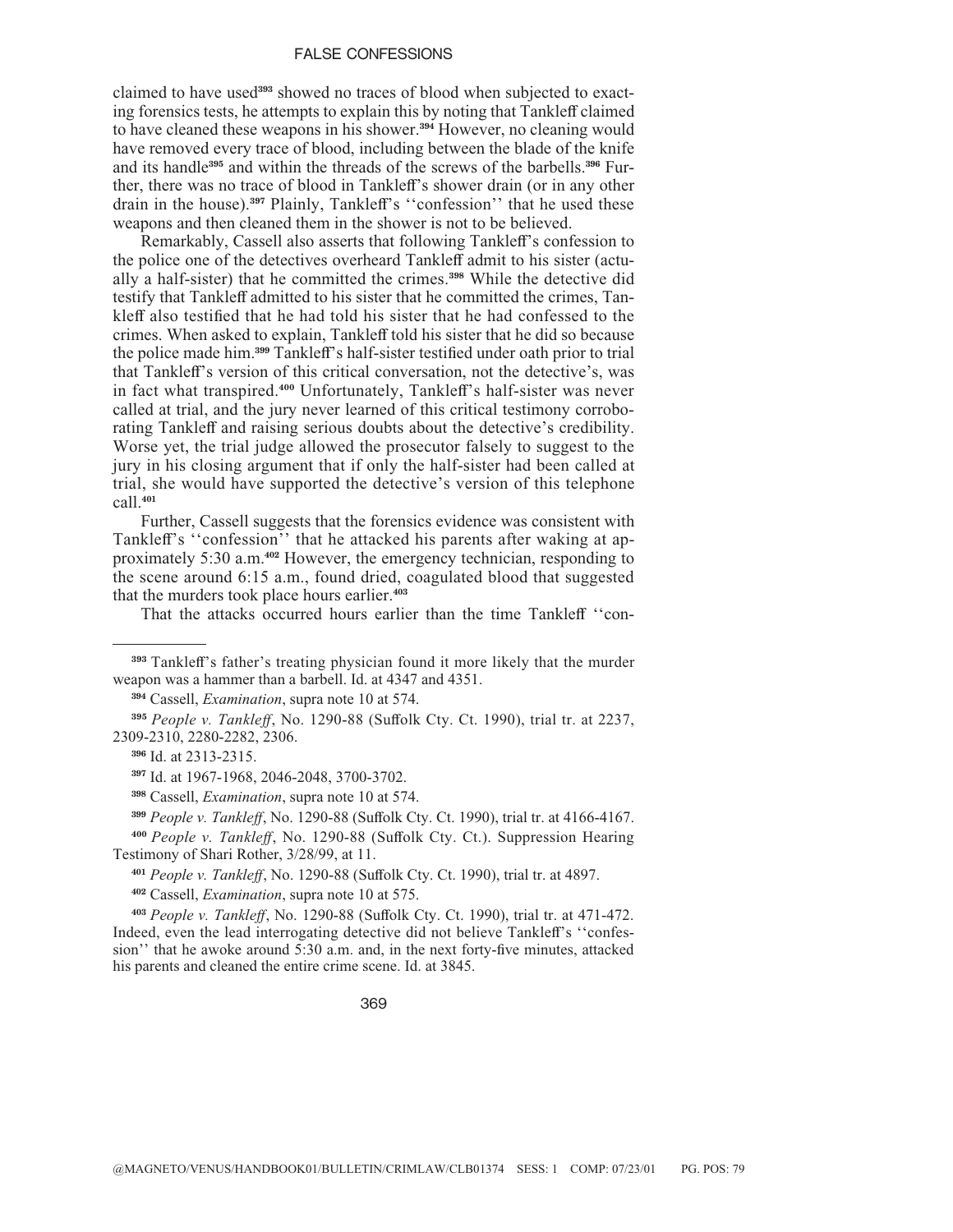claimed to have used[393] showed no traces of blood when subjected to exacting forensics tests, he attempts to explain this by noting that Tankleff claimed to have cleaned these weapons in his shower.[394] However, no cleaning would have removed every trace of blood, including between the blade of the knife and its handle[395] and within the threads of the screws of the barbells.[396] Further, there was no trace of blood in Tankleff's shower drain (or in any other drain in the house).[397] Plainly, Tankleff's ''confession'' that he used these weapons and then cleaned them in the shower is not to be believed.

Remarkably, Cassell also asserts that following Tankleff's confession to the police one of the detectives overheard Tankleff admit to his sister (actually a half-sister) that he committed the crimes.[398] While the detective did testify that Tankleff admitted to his sister that he committed the crimes, Tankleff also testified that he had told his sister that he had confessed to the crimes. When asked to explain, Tankleff told his sister that he did so because the police made him.[399] Tankleff's half-sister testified under oath prior to trial that Tankleff's version of this critical conversation, not the detective's, was in fact what transpired.[400] Unfortunately, Tankleff's half-sister was never called at trial, and the jury never learned of this critical testimony corroborating Tankleff and raising serious doubts about the detective's credibility. Worse yet, the trial judge allowed the prosecutor falsely to suggest to the jury in his closing argument that if only the half-sister had been called at trial, she would have supported the detective's version of this telephone call.[401]

Further, Cassell suggests that the forensics evidence was consistent with Tankleff's ''confession'' that he attacked his parents after waking at approximately 5:30 a.m.[402] However, the emergency technician, responding to the scene around 6:15 a.m., found dried, coagulated blood that suggested that the murders took place hours earlier.[403]

That the attacks occurred hours earlier than the time Tankleff ''con-

---

[393] Tankleff's father's treating physician found it more likely that the murder weapon was a hammer than a barbell. Id. at 4347 and 4351.

[394] Cassell, *Examination*, supra note 10 at 574.

[395] *People v. Tankleff*, No. 1290-88 (Suffolk Cty. Ct. 1990), trial tr. at 2237, 2309-2310, 2280-2282, 2306.

[396] Id. at 2313-2315.

[397] Id. at 1967-1968, 2046-2048, 3700-3702.

[398] Cassell, *Examination*, supra note 10 at 574.

[399] *People v. Tankleff*, No. 1290-88 (Suffolk Cty. Ct. 1990), trial tr. at 4166-4167.

[400] *People v. Tankleff*, No. 1290-88 (Suffolk Cty. Ct.). Suppression Hearing Testimony of Shari Rother, 3/28/99, at 11.

[401] *People v. Tankleff*, No. 1290-88 (Suffolk Cty. Ct. 1990), trial tr. at 4897.

[402] Cassell, *Examination*, supra note 10 at 575.

[403] *People v. Tankleff*, No. 1290-88 (Suffolk Cty. Ct. 1990), trial tr. at 471-472. Indeed, even the lead interrogating detective did not believe Tankleff's ''confession'' that he awoke around 5:30 a.m. and, in the next forty-five minutes, attacked his parents and cleaned the entire crime scene. Id. at 3845.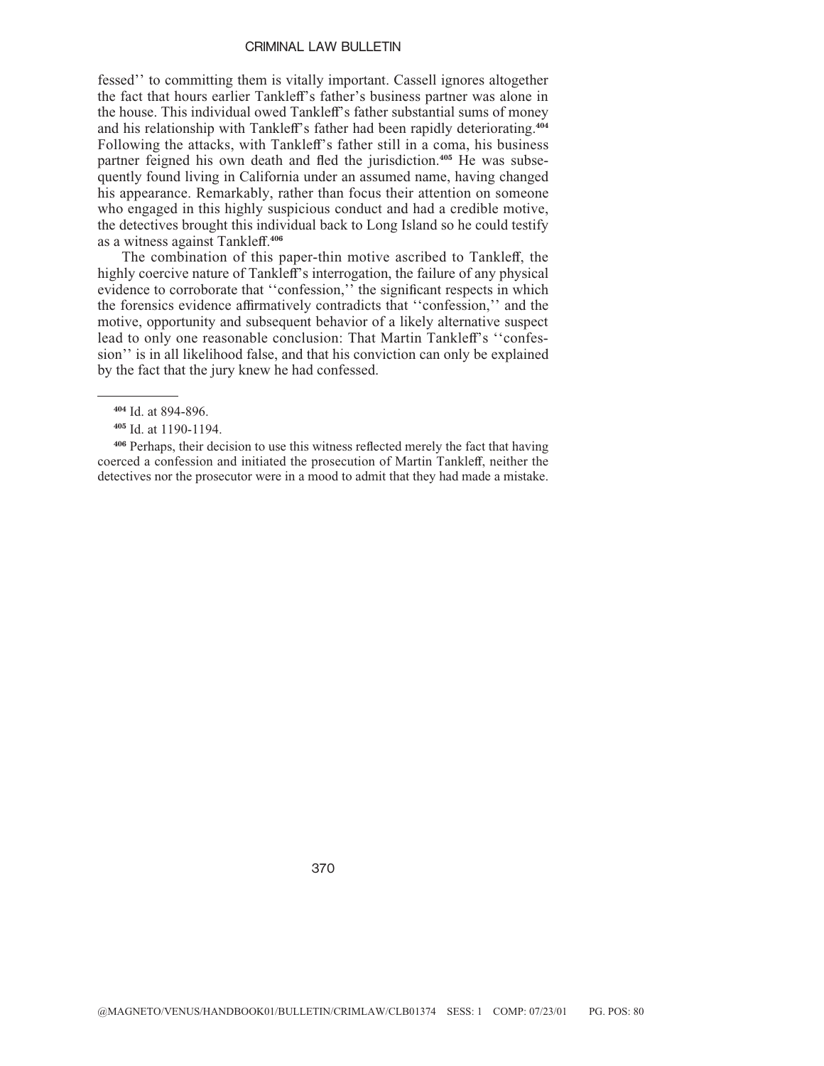fessed'' to committing them is vitally important. Cassell ignores altogether the fact that hours earlier Tankleff's father's business partner was alone in the house. This individual owed Tankleff's father substantial sums of money and his relationship with Tankleff's father had been rapidly deteriorating.[404] Following the attacks, with Tankleff's father still in a coma, his business partner feigned his own death and fled the jurisdiction.[405] He was subsequently found living in California under an assumed name, having changed his appearance. Remarkably, rather than focus their attention on someone who engaged in this highly suspicious conduct and had a credible motive, the detectives brought this individual back to Long Island so he could testify as a witness against Tankleff.[406]

The combination of this paper-thin motive ascribed to Tankleff, the highly coercive nature of Tankleff's interrogation, the failure of any physical evidence to corroborate that ''confession,'' the significant respects in which the forensics evidence affirmatively contradicts that ''confession,'' and the motive, opportunity and subsequent behavior of a likely alternative suspect lead to only one reasonable conclusion: That Martin Tankleff's ''confession'' is in all likelihood false, and that his conviction can only be explained by the fact that the jury knew he had confessed.

---

[404] Id. at 894-896.

[405] Id. at 1190-1194.

[406] Perhaps, their decision to use this witness reflected merely the fact that having coerced a confession and initiated the prosecution of Martin Tankleff, neither the detectives nor the prosecutor were in a mood to admit that they had made a mistake.